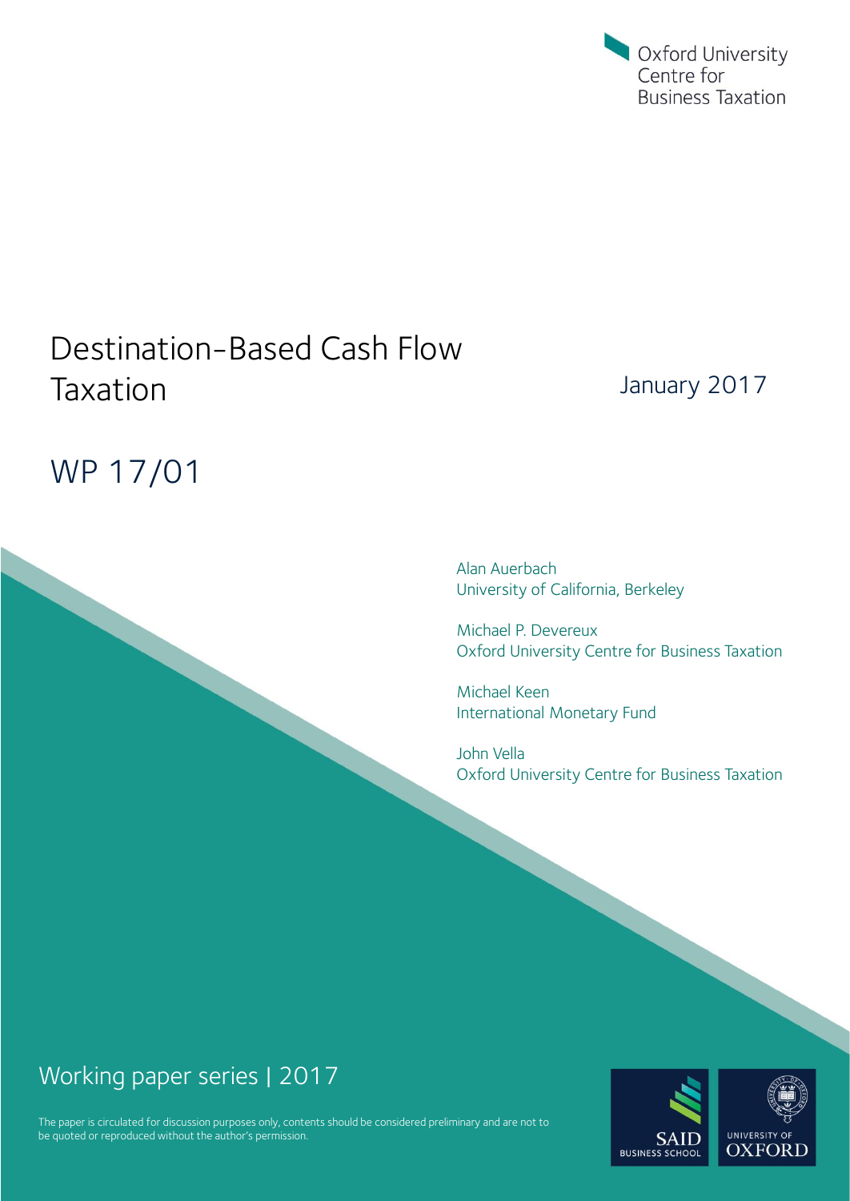Oxford University Centre for Business Taxation

# Destination-Based Cash Flow Taxation

January 2017

## WP 17/01

Alan Auerbach
University of California, Berkeley

Michael P. Devereux
Oxford University Centre for Business Taxation

Michael Keen
International Monetary Fund

John Vella
Oxford University Centre for Business Taxation

Working paper series | 2017

The paper is circulated for discussion purposes only, contents should be considered preliminary and are not to be quoted or reproduced without the author's permission.

SAID BUSINESS SCHOOL

UNIVERSITY OF OXFORD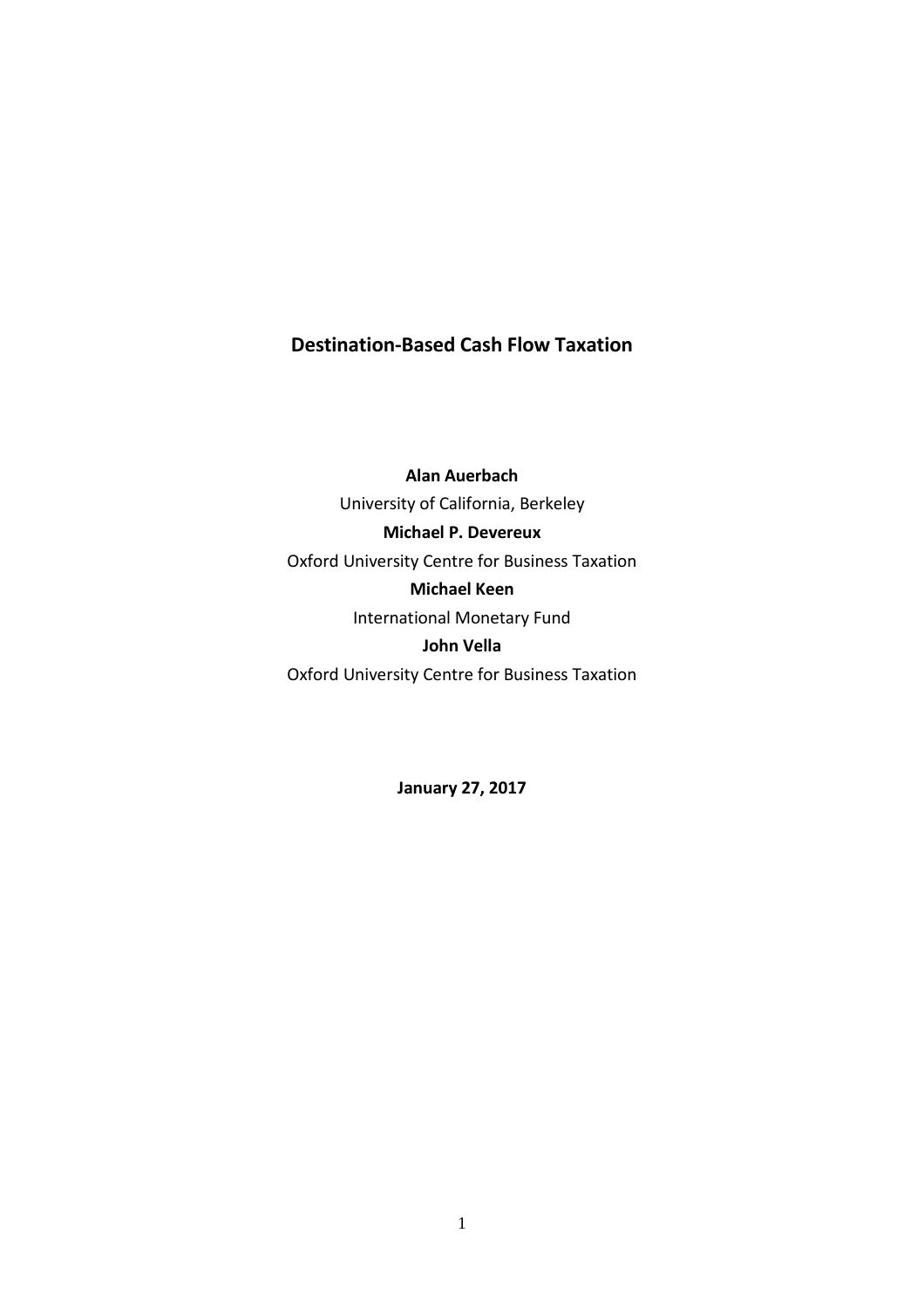# Destination-Based Cash Flow Taxation

**Alan Auerbach**

University of California, Berkeley

**Michael P. Devereux**

Oxford University Centre for Business Taxation

**Michael Keen**

International Monetary Fund

**John Vella**

Oxford University Centre for Business Taxation

**January 27, 2017**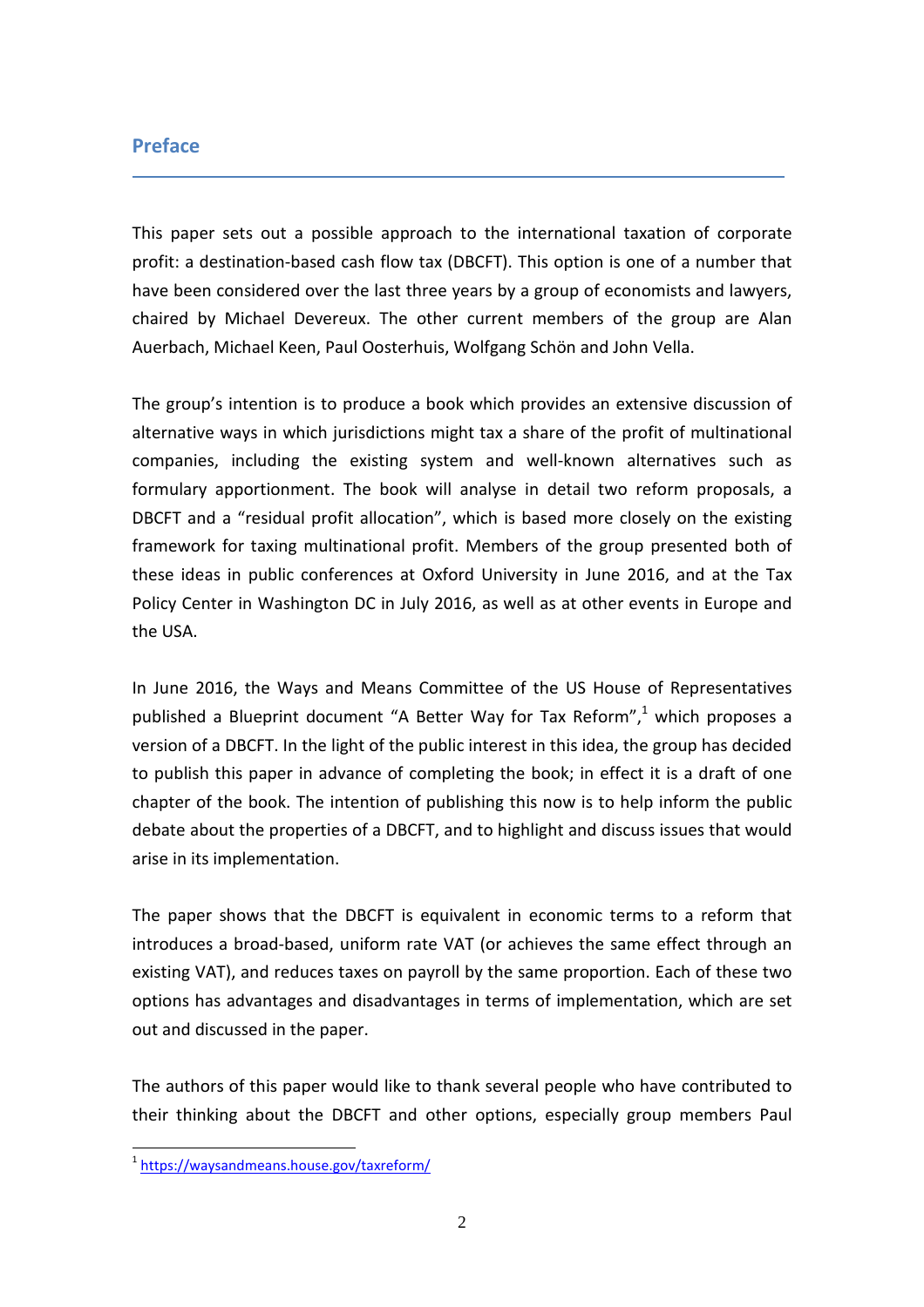## Preface

This paper sets out a possible approach to the international taxation of corporate profit: a destination-based cash flow tax (DBCFT). This option is one of a number that have been considered over the last three years by a group of economists and lawyers, chaired by Michael Devereux. The other current members of the group are Alan Auerbach, Michael Keen, Paul Oosterhuis, Wolfgang Schön and John Vella.

The group's intention is to produce a book which provides an extensive discussion of alternative ways in which jurisdictions might tax a share of the profit of multinational companies, including the existing system and well-known alternatives such as formulary apportionment. The book will analyse in detail two reform proposals, a DBCFT and a "residual profit allocation", which is based more closely on the existing framework for taxing multinational profit. Members of the group presented both of these ideas in public conferences at Oxford University in June 2016, and at the Tax Policy Center in Washington DC in July 2016, as well as at other events in Europe and the USA.

In June 2016, the Ways and Means Committee of the US House of Representatives published a Blueprint document "A Better Way for Tax Reform",[1] which proposes a version of a DBCFT. In the light of the public interest in this idea, the group has decided to publish this paper in advance of completing the book; in effect it is a draft of one chapter of the book. The intention of publishing this now is to help inform the public debate about the properties of a DBCFT, and to highlight and discuss issues that would arise in its implementation.

The paper shows that the DBCFT is equivalent in economic terms to a reform that introduces a broad-based, uniform rate VAT (or achieves the same effect through an existing VAT), and reduces taxes on payroll by the same proportion. Each of these two options has advantages and disadvantages in terms of implementation, which are set out and discussed in the paper.

The authors of this paper would like to thank several people who have contributed to their thinking about the DBCFT and other options, especially group members Paul

[1] https://waysandmeans.house.gov/taxreform/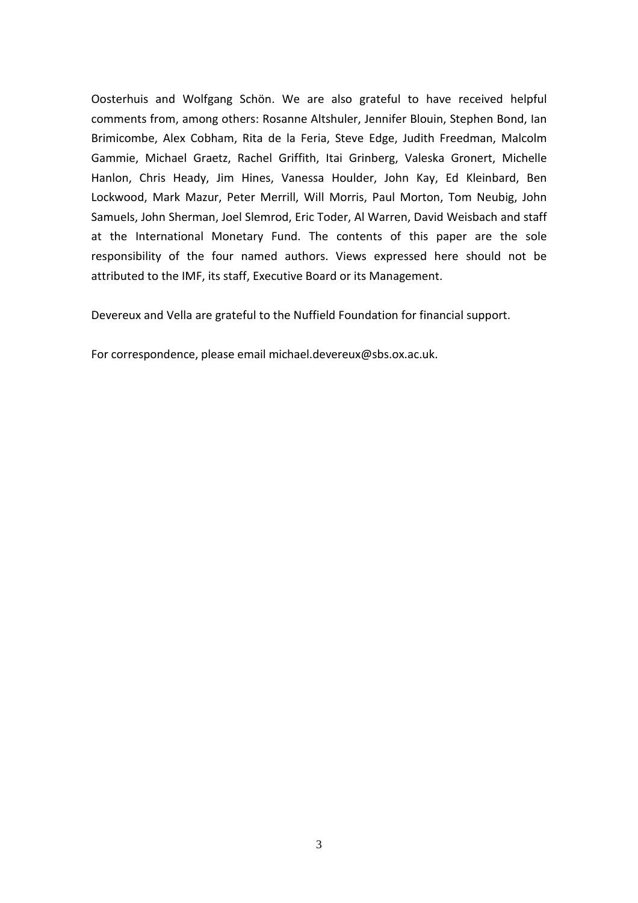Oosterhuis and Wolfgang Schön. We are also grateful to have received helpful comments from, among others: Rosanne Altshuler, Jennifer Blouin, Stephen Bond, Ian Brimicombe, Alex Cobham, Rita de la Feria, Steve Edge, Judith Freedman, Malcolm Gammie, Michael Graetz, Rachel Griffith, Itai Grinberg, Valeska Gronert, Michelle Hanlon, Chris Heady, Jim Hines, Vanessa Houlder, John Kay, Ed Kleinbard, Ben Lockwood, Mark Mazur, Peter Merrill, Will Morris, Paul Morton, Tom Neubig, John Samuels, John Sherman, Joel Slemrod, Eric Toder, Al Warren, David Weisbach and staff at the International Monetary Fund. The contents of this paper are the sole responsibility of the four named authors. Views expressed here should not be attributed to the IMF, its staff, Executive Board or its Management.

Devereux and Vella are grateful to the Nuffield Foundation for financial support.

For correspondence, please email michael.devereux@sbs.ox.ac.uk.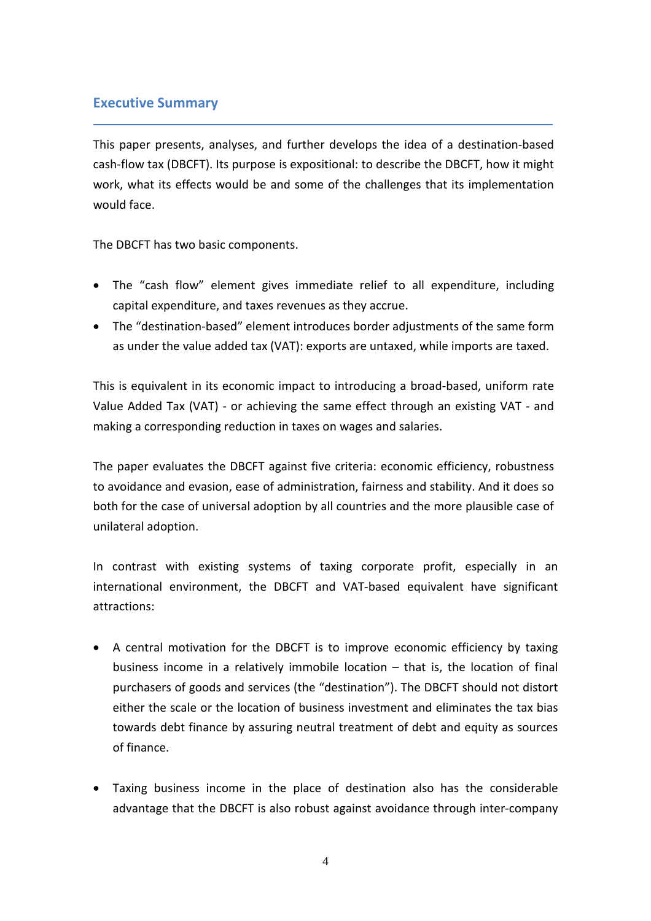## Executive Summary

This paper presents, analyses, and further develops the idea of a destination-based cash-flow tax (DBCFT). Its purpose is expositional: to describe the DBCFT, how it might work, what its effects would be and some of the challenges that its implementation would face.

The DBCFT has two basic components.

- The "cash flow" element gives immediate relief to all expenditure, including capital expenditure, and taxes revenues as they accrue.
- The "destination-based" element introduces border adjustments of the same form as under the value added tax (VAT): exports are untaxed, while imports are taxed.

This is equivalent in its economic impact to introducing a broad-based, uniform rate Value Added Tax (VAT) - or achieving the same effect through an existing VAT - and making a corresponding reduction in taxes on wages and salaries.

The paper evaluates the DBCFT against five criteria: economic efficiency, robustness to avoidance and evasion, ease of administration, fairness and stability. And it does so both for the case of universal adoption by all countries and the more plausible case of unilateral adoption.

In contrast with existing systems of taxing corporate profit, especially in an international environment, the DBCFT and VAT-based equivalent have significant attractions:

- A central motivation for the DBCFT is to improve economic efficiency by taxing business income in a relatively immobile location – that is, the location of final purchasers of goods and services (the "destination"). The DBCFT should not distort either the scale or the location of business investment and eliminates the tax bias towards debt finance by assuring neutral treatment of debt and equity as sources of finance.

- Taxing business income in the place of destination also has the considerable advantage that the DBCFT is also robust against avoidance through inter-company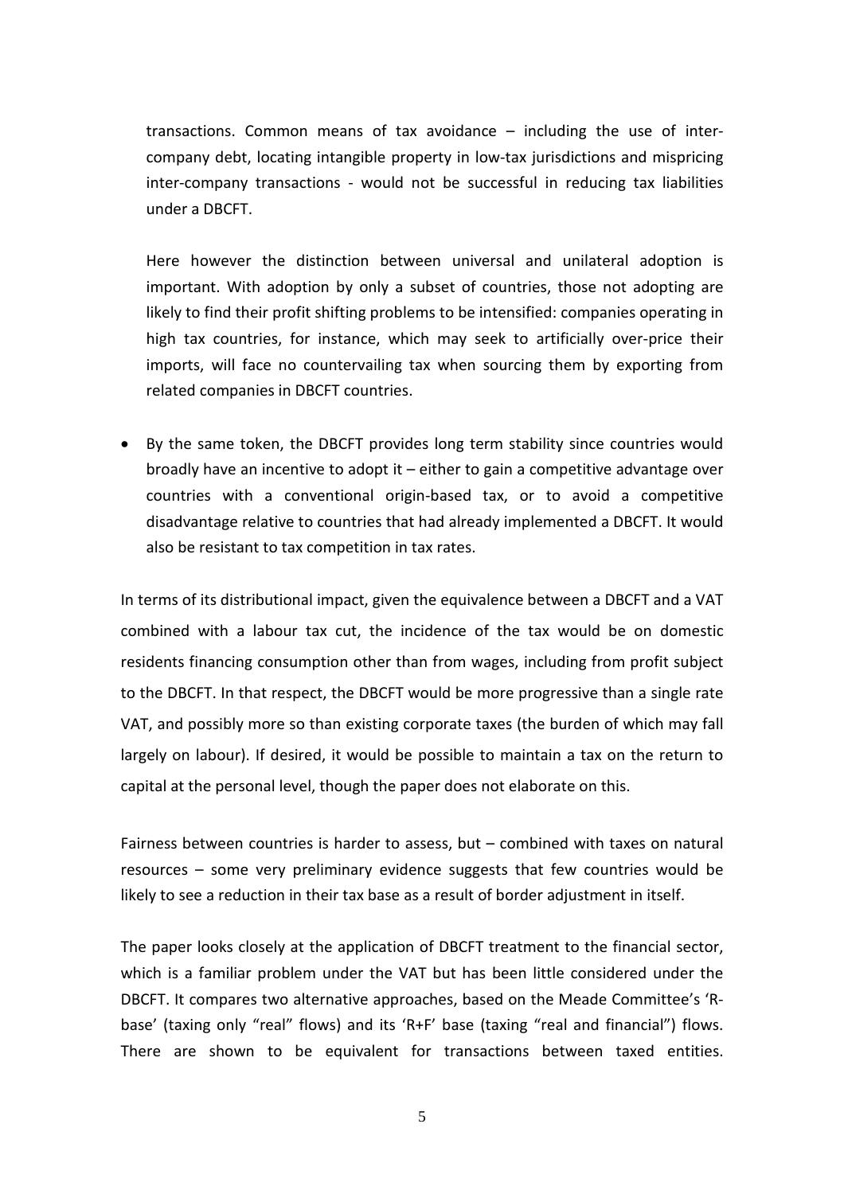transactions. Common means of tax avoidance – including the use of inter-company debt, locating intangible property in low-tax jurisdictions and mispricing inter-company transactions - would not be successful in reducing tax liabilities under a DBCFT.

Here however the distinction between universal and unilateral adoption is important. With adoption by only a subset of countries, those not adopting are likely to find their profit shifting problems to be intensified: companies operating in high tax countries, for instance, which may seek to artificially over-price their imports, will face no countervailing tax when sourcing them by exporting from related companies in DBCFT countries.

- By the same token, the DBCFT provides long term stability since countries would broadly have an incentive to adopt it – either to gain a competitive advantage over countries with a conventional origin-based tax, or to avoid a competitive disadvantage relative to countries that had already implemented a DBCFT. It would also be resistant to tax competition in tax rates.

In terms of its distributional impact, given the equivalence between a DBCFT and a VAT combined with a labour tax cut, the incidence of the tax would be on domestic residents financing consumption other than from wages, including from profit subject to the DBCFT. In that respect, the DBCFT would be more progressive than a single rate VAT, and possibly more so than existing corporate taxes (the burden of which may fall largely on labour). If desired, it would be possible to maintain a tax on the return to capital at the personal level, though the paper does not elaborate on this.

Fairness between countries is harder to assess, but – combined with taxes on natural resources – some very preliminary evidence suggests that few countries would be likely to see a reduction in their tax base as a result of border adjustment in itself.

The paper looks closely at the application of DBCFT treatment to the financial sector, which is a familiar problem under the VAT but has been little considered under the DBCFT. It compares two alternative approaches, based on the Meade Committee's 'R-base' (taxing only "real" flows) and its 'R+F' base (taxing "real and financial") flows. There are shown to be equivalent for transactions between taxed entities.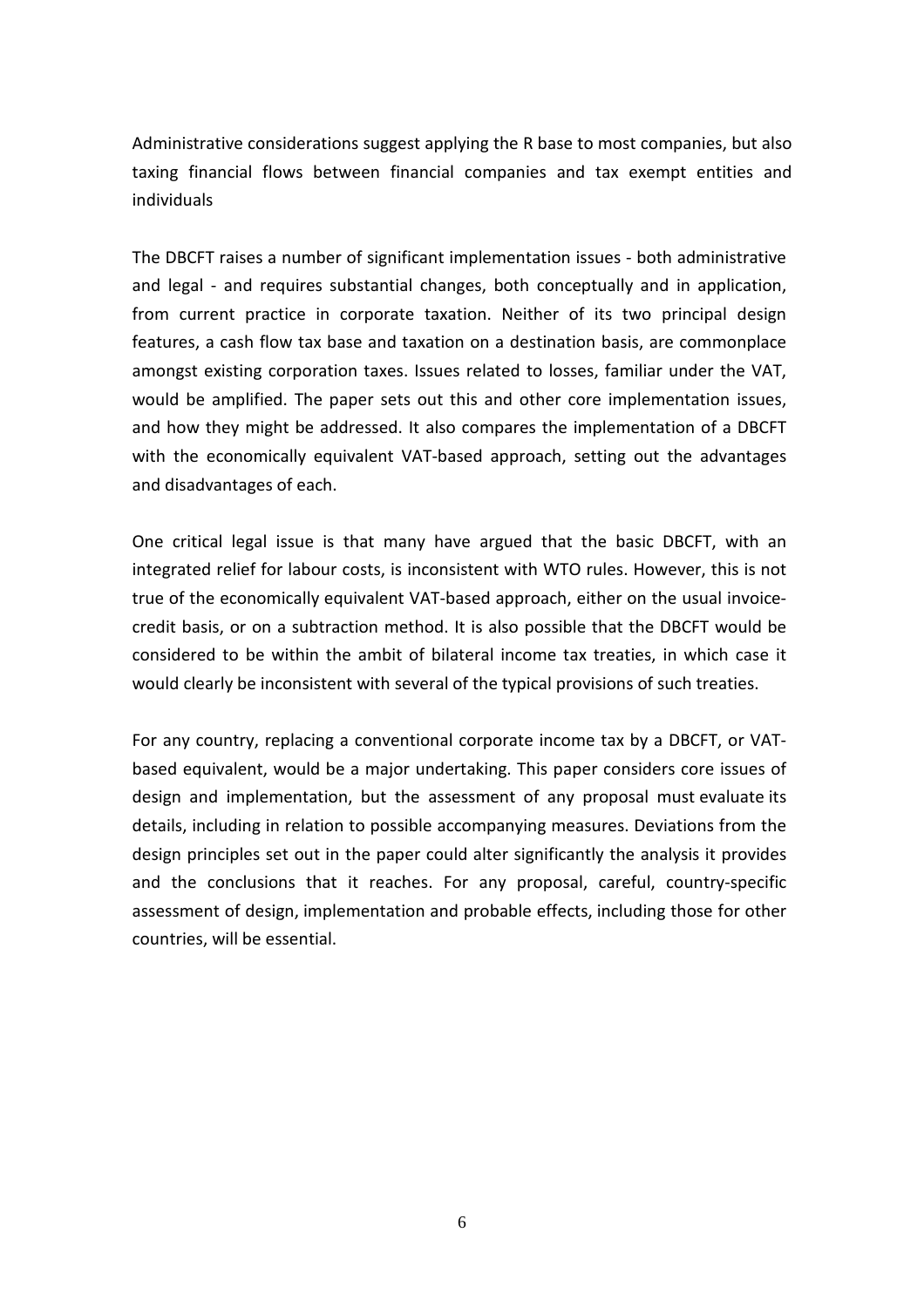Administrative considerations suggest applying the R base to most companies, but also taxing financial flows between financial companies and tax exempt entities and individuals

The DBCFT raises a number of significant implementation issues - both administrative and legal - and requires substantial changes, both conceptually and in application, from current practice in corporate taxation. Neither of its two principal design features, a cash flow tax base and taxation on a destination basis, are commonplace amongst existing corporation taxes. Issues related to losses, familiar under the VAT, would be amplified. The paper sets out this and other core implementation issues, and how they might be addressed. It also compares the implementation of a DBCFT with the economically equivalent VAT-based approach, setting out the advantages and disadvantages of each.

One critical legal issue is that many have argued that the basic DBCFT, with an integrated relief for labour costs, is inconsistent with WTO rules. However, this is not true of the economically equivalent VAT-based approach, either on the usual invoice-credit basis, or on a subtraction method. It is also possible that the DBCFT would be considered to be within the ambit of bilateral income tax treaties, in which case it would clearly be inconsistent with several of the typical provisions of such treaties.

For any country, replacing a conventional corporate income tax by a DBCFT, or VAT-based equivalent, would be a major undertaking. This paper considers core issues of design and implementation, but the assessment of any proposal must evaluate its details, including in relation to possible accompanying measures. Deviations from the design principles set out in the paper could alter significantly the analysis it provides and the conclusions that it reaches. For any proposal, careful, country-specific assessment of design, implementation and probable effects, including those for other countries, will be essential.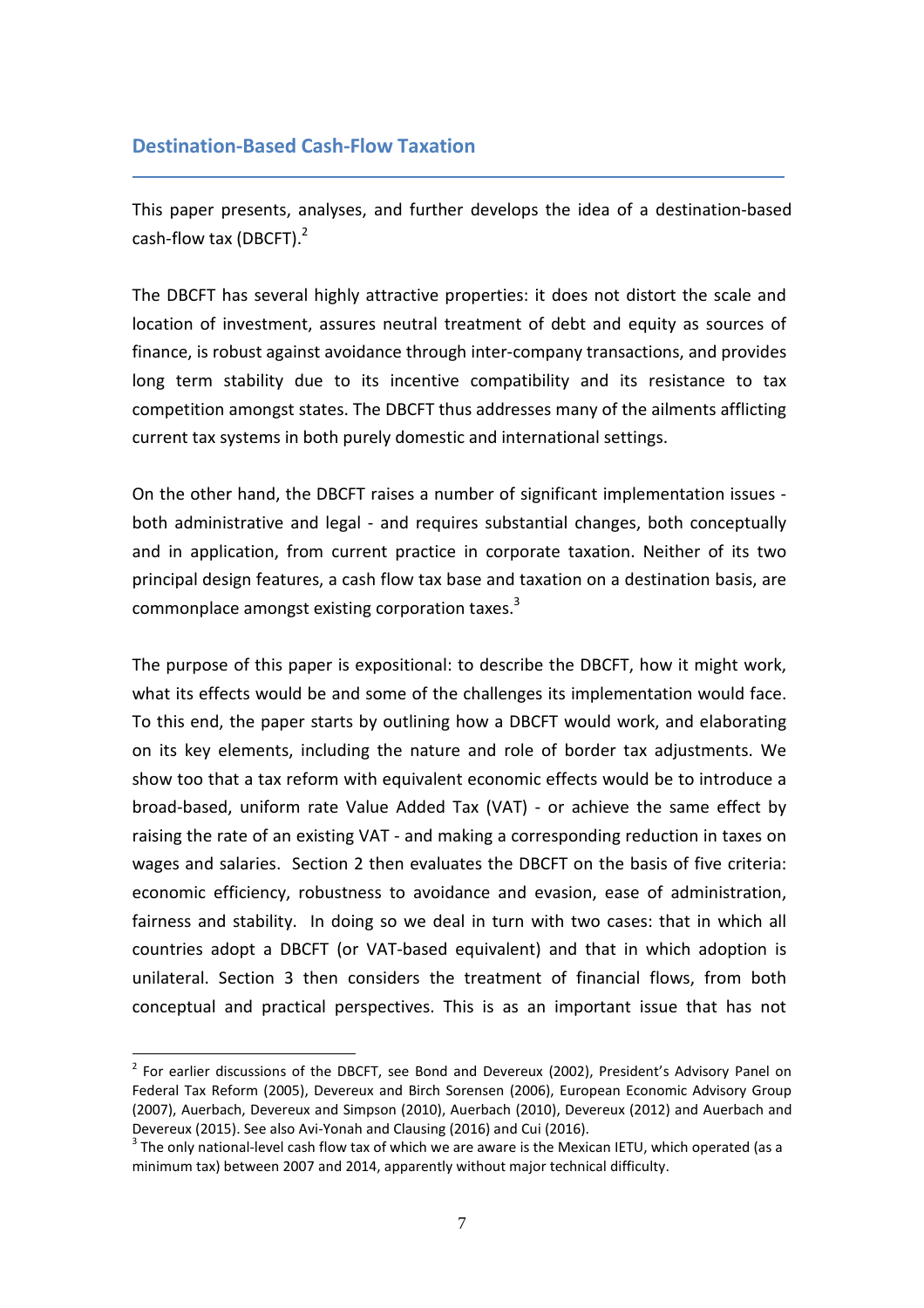## Destination-Based Cash-Flow Taxation

This paper presents, analyses, and further develops the idea of a destination-based cash-flow tax (DBCFT).[2]

The DBCFT has several highly attractive properties: it does not distort the scale and location of investment, assures neutral treatment of debt and equity as sources of finance, is robust against avoidance through inter-company transactions, and provides long term stability due to its incentive compatibility and its resistance to tax competition amongst states. The DBCFT thus addresses many of the ailments afflicting current tax systems in both purely domestic and international settings.

On the other hand, the DBCFT raises a number of significant implementation issues - both administrative and legal - and requires substantial changes, both conceptually and in application, from current practice in corporate taxation. Neither of its two principal design features, a cash flow tax base and taxation on a destination basis, are commonplace amongst existing corporation taxes.[3]

The purpose of this paper is expositional: to describe the DBCFT, how it might work, what its effects would be and some of the challenges its implementation would face. To this end, the paper starts by outlining how a DBCFT would work, and elaborating on its key elements, including the nature and role of border tax adjustments. We show too that a tax reform with equivalent economic effects would be to introduce a broad-based, uniform rate Value Added Tax (VAT) - or achieve the same effect by raising the rate of an existing VAT - and making a corresponding reduction in taxes on wages and salaries. Section 2 then evaluates the DBCFT on the basis of five criteria: economic efficiency, robustness to avoidance and evasion, ease of administration, fairness and stability. In doing so we deal in turn with two cases: that in which all countries adopt a DBCFT (or VAT-based equivalent) and that in which adoption is unilateral. Section 3 then considers the treatment of financial flows, from both conceptual and practical perspectives. This is as an important issue that has not

---

[2] For earlier discussions of the DBCFT, see Bond and Devereux (2002), President's Advisory Panel on Federal Tax Reform (2005), Devereux and Birch Sorensen (2006), European Economic Advisory Group (2007), Auerbach, Devereux and Simpson (2010), Auerbach (2010), Devereux (2012) and Auerbach and Devereux (2015). See also Avi-Yonah and Clausing (2016) and Cui (2016).

[3] The only national-level cash flow tax of which we are aware is the Mexican IETU, which operated (as a minimum tax) between 2007 and 2014, apparently without major technical difficulty.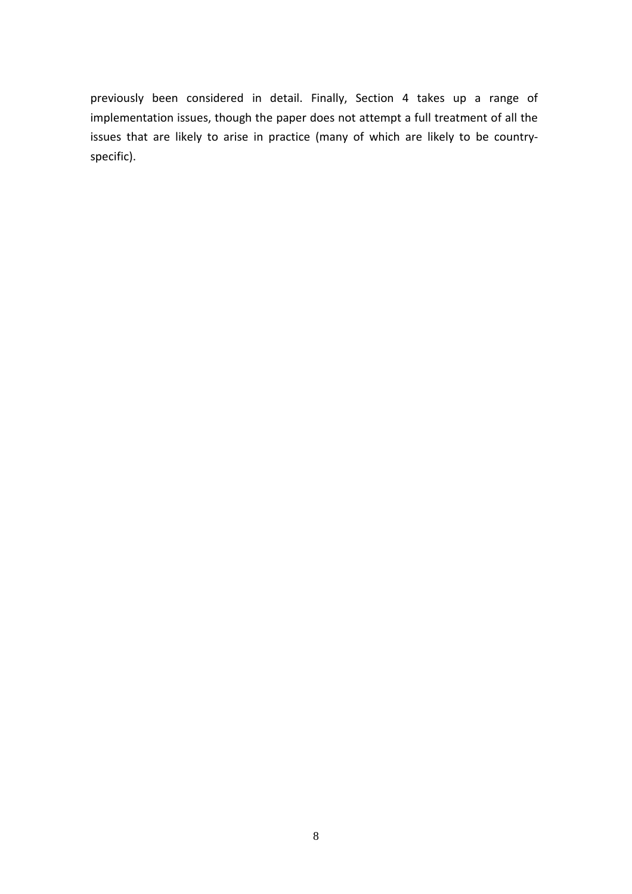previously been considered in detail. Finally, Section 4 takes up a range of implementation issues, though the paper does not attempt a full treatment of all the issues that are likely to arise in practice (many of which are likely to be country-specific).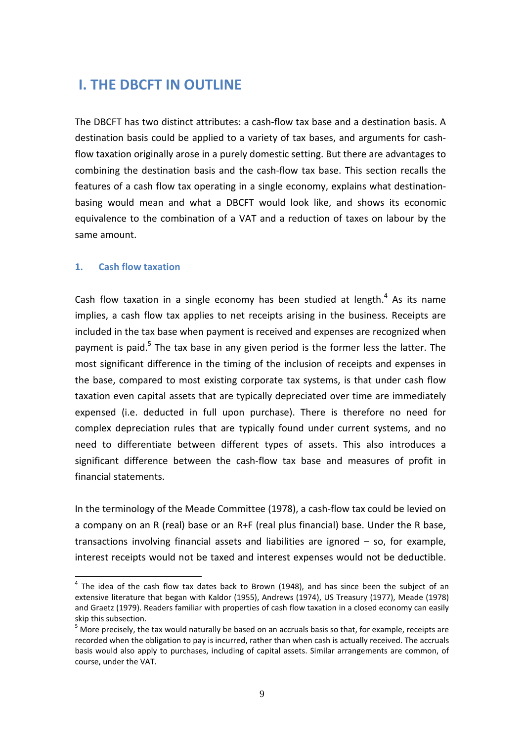# I. THE DBCFT IN OUTLINE

The DBCFT has two distinct attributes: a cash-flow tax base and a destination basis. A destination basis could be applied to a variety of tax bases, and arguments for cash-flow taxation originally arose in a purely domestic setting. But there are advantages to combining the destination basis and the cash-flow tax base. This section recalls the features of a cash flow tax operating in a single economy, explains what destination-basing would mean and what a DBCFT would look like, and shows its economic equivalence to the combination of a VAT and a reduction of taxes on labour by the same amount.

### 1. Cash flow taxation

Cash flow taxation in a single economy has been studied at length.[4] As its name implies, a cash flow tax applies to net receipts arising in the business. Receipts are included in the tax base when payment is received and expenses are recognized when payment is paid.[5] The tax base in any given period is the former less the latter. The most significant difference in the timing of the inclusion of receipts and expenses in the base, compared to most existing corporate tax systems, is that under cash flow taxation even capital assets that are typically depreciated over time are immediately expensed (i.e. deducted in full upon purchase). There is therefore no need for complex depreciation rules that are typically found under current systems, and no need to differentiate between different types of assets. This also introduces a significant difference between the cash-flow tax base and measures of profit in financial statements.

In the terminology of the Meade Committee (1978), a cash-flow tax could be levied on a company on an R (real) base or an R+F (real plus financial) base. Under the R base, transactions involving financial assets and liabilities are ignored – so, for example, interest receipts would not be taxed and interest expenses would not be deductible.

---

[4] The idea of the cash flow tax dates back to Brown (1948), and has since been the subject of an extensive literature that began with Kaldor (1955), Andrews (1974), US Treasury (1977), Meade (1978) and Graetz (1979). Readers familiar with properties of cash flow taxation in a closed economy can easily skip this subsection.

[5] More precisely, the tax would naturally be based on an accruals basis so that, for example, receipts are recorded when the obligation to pay is incurred, rather than when cash is actually received. The accruals basis would also apply to purchases, including of capital assets. Similar arrangements are common, of course, under the VAT.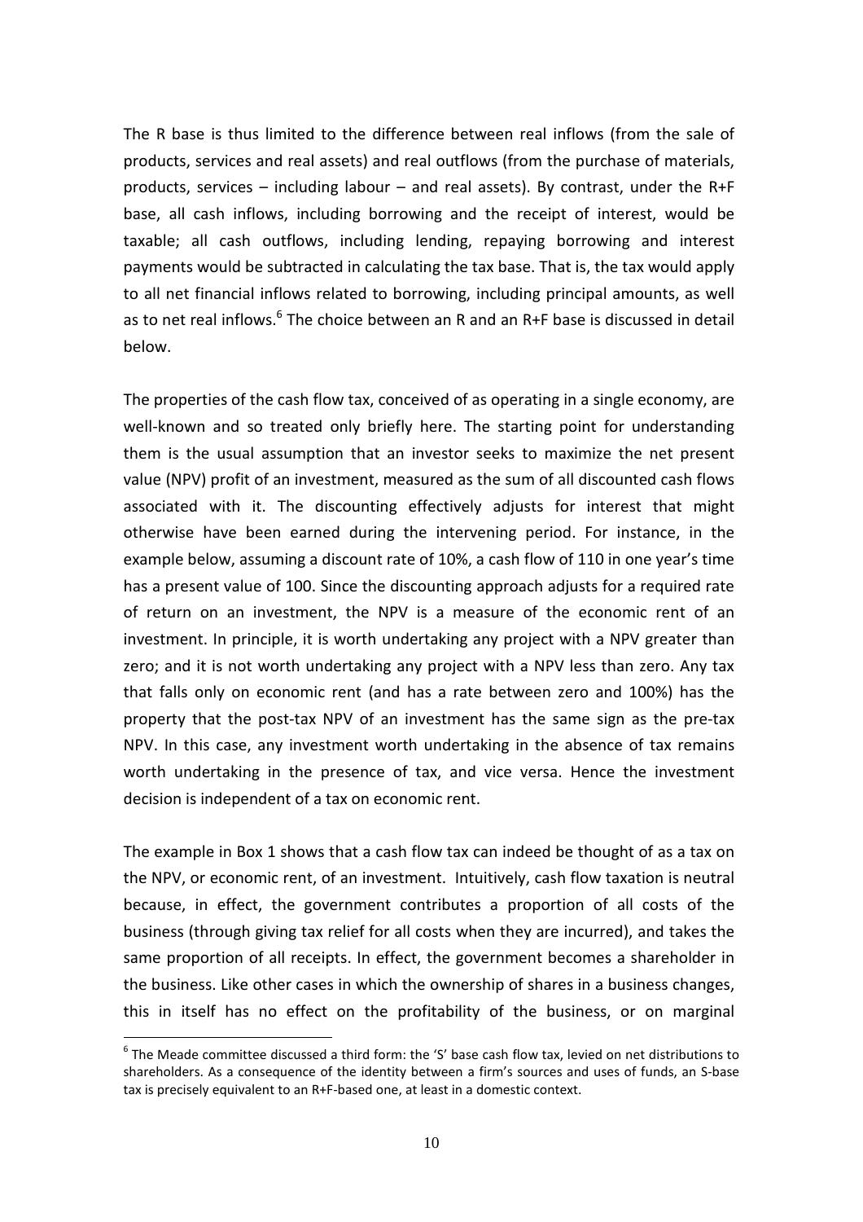The R base is thus limited to the difference between real inflows (from the sale of products, services and real assets) and real outflows (from the purchase of materials, products, services – including labour – and real assets). By contrast, under the R+F base, all cash inflows, including borrowing and the receipt of interest, would be taxable; all cash outflows, including lending, repaying borrowing and interest payments would be subtracted in calculating the tax base. That is, the tax would apply to all net financial inflows related to borrowing, including principal amounts, as well as to net real inflows.[6] The choice between an R and an R+F base is discussed in detail below.

The properties of the cash flow tax, conceived of as operating in a single economy, are well-known and so treated only briefly here. The starting point for understanding them is the usual assumption that an investor seeks to maximize the net present value (NPV) profit of an investment, measured as the sum of all discounted cash flows associated with it. The discounting effectively adjusts for interest that might otherwise have been earned during the intervening period. For instance, in the example below, assuming a discount rate of 10%, a cash flow of 110 in one year's time has a present value of 100. Since the discounting approach adjusts for a required rate of return on an investment, the NPV is a measure of the economic rent of an investment. In principle, it is worth undertaking any project with a NPV greater than zero; and it is not worth undertaking any project with a NPV less than zero. Any tax that falls only on economic rent (and has a rate between zero and 100%) has the property that the post-tax NPV of an investment has the same sign as the pre-tax NPV. In this case, any investment worth undertaking in the absence of tax remains worth undertaking in the presence of tax, and vice versa. Hence the investment decision is independent of a tax on economic rent.

The example in Box 1 shows that a cash flow tax can indeed be thought of as a tax on the NPV, or economic rent, of an investment. Intuitively, cash flow taxation is neutral because, in effect, the government contributes a proportion of all costs of the business (through giving tax relief for all costs when they are incurred), and takes the same proportion of all receipts. In effect, the government becomes a shareholder in the business. Like other cases in which the ownership of shares in a business changes, this in itself has no effect on the profitability of the business, or on marginal

[6] The Meade committee discussed a third form: the 'S' base cash flow tax, levied on net distributions to shareholders. As a consequence of the identity between a firm's sources and uses of funds, an S-base tax is precisely equivalent to an R+F-based one, at least in a domestic context.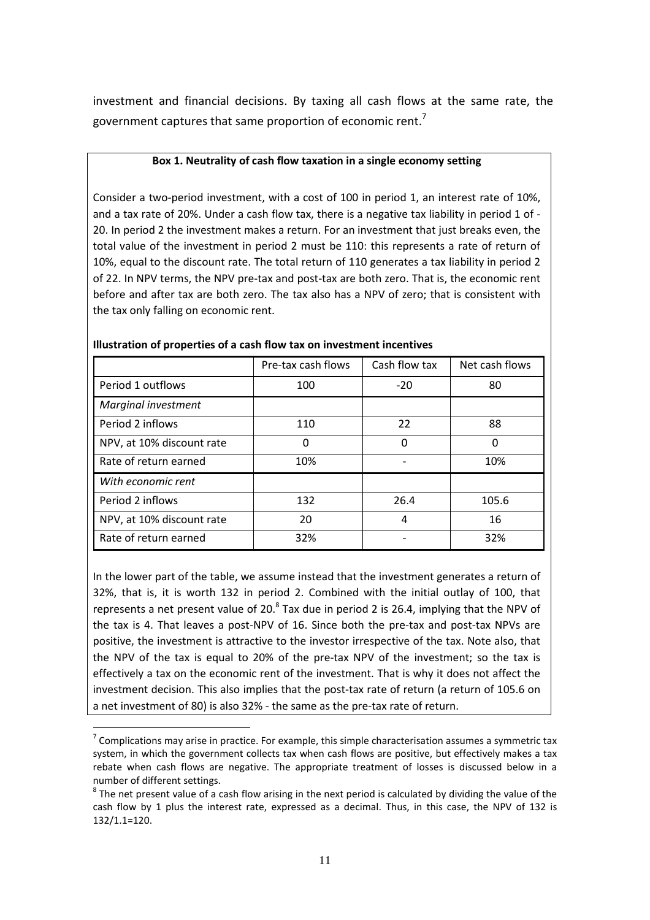investment and financial decisions. By taxing all cash flows at the same rate, the government captures that same proportion of economic rent.[7]

**Box 1. Neutrality of cash flow taxation in a single economy setting**

Consider a two-period investment, with a cost of 100 in period 1, an interest rate of 10%, and a tax rate of 20%. Under a cash flow tax, there is a negative tax liability in period 1 of -20. In period 2 the investment makes a return. For an investment that just breaks even, the total value of the investment in period 2 must be 110: this represents a rate of return of 10%, equal to the discount rate. The total return of 110 generates a tax liability in period 2 of 22. In NPV terms, the NPV pre-tax and post-tax are both zero. That is, the economic rent before and after tax are both zero. The tax also has a NPV of zero; that is consistent with the tax only falling on economic rent.

**Illustration of properties of a cash flow tax on investment incentives**

| | Pre-tax cash flows | Cash flow tax | Net cash flows |
|---|---|---|---|
| Period 1 outflows | 100 | -20 | 80 |
| *Marginal investment* | | | |
| Period 2 inflows | 110 | 22 | 88 |
| NPV, at 10% discount rate | 0 | 0 | 0 |
| Rate of return earned | 10% | - | 10% |
| *With economic rent* | | | |
| Period 2 inflows | 132 | 26.4 | 105.6 |
| NPV, at 10% discount rate | 20 | 4 | 16 |
| Rate of return earned | 32% | - | 32% |

In the lower part of the table, we assume instead that the investment generates a return of 32%, that is, it is worth 132 in period 2. Combined with the initial outlay of 100, that represents a net present value of 20.[8] Tax due in period 2 is 26.4, implying that the NPV of the tax is 4. That leaves a post-NPV of 16. Since both the pre-tax and post-tax NPVs are positive, the investment is attractive to the investor irrespective of the tax. Note also, that the NPV of the tax is equal to 20% of the pre-tax NPV of the investment; so the tax is effectively a tax on the economic rent of the investment. That is why it does not affect the investment decision. This also implies that the post-tax rate of return (a return of 105.6 on a net investment of 80) is also 32% - the same as the pre-tax rate of return.

[7] Complications may arise in practice. For example, this simple characterisation assumes a symmetric tax system, in which the government collects tax when cash flows are positive, but effectively makes a tax rebate when cash flows are negative. The appropriate treatment of losses is discussed below in a number of different settings.

[8] The net present value of a cash flow arising in the next period is calculated by dividing the value of the cash flow by 1 plus the interest rate, expressed as a decimal. Thus, in this case, the NPV of 132 is 132/1.1=120.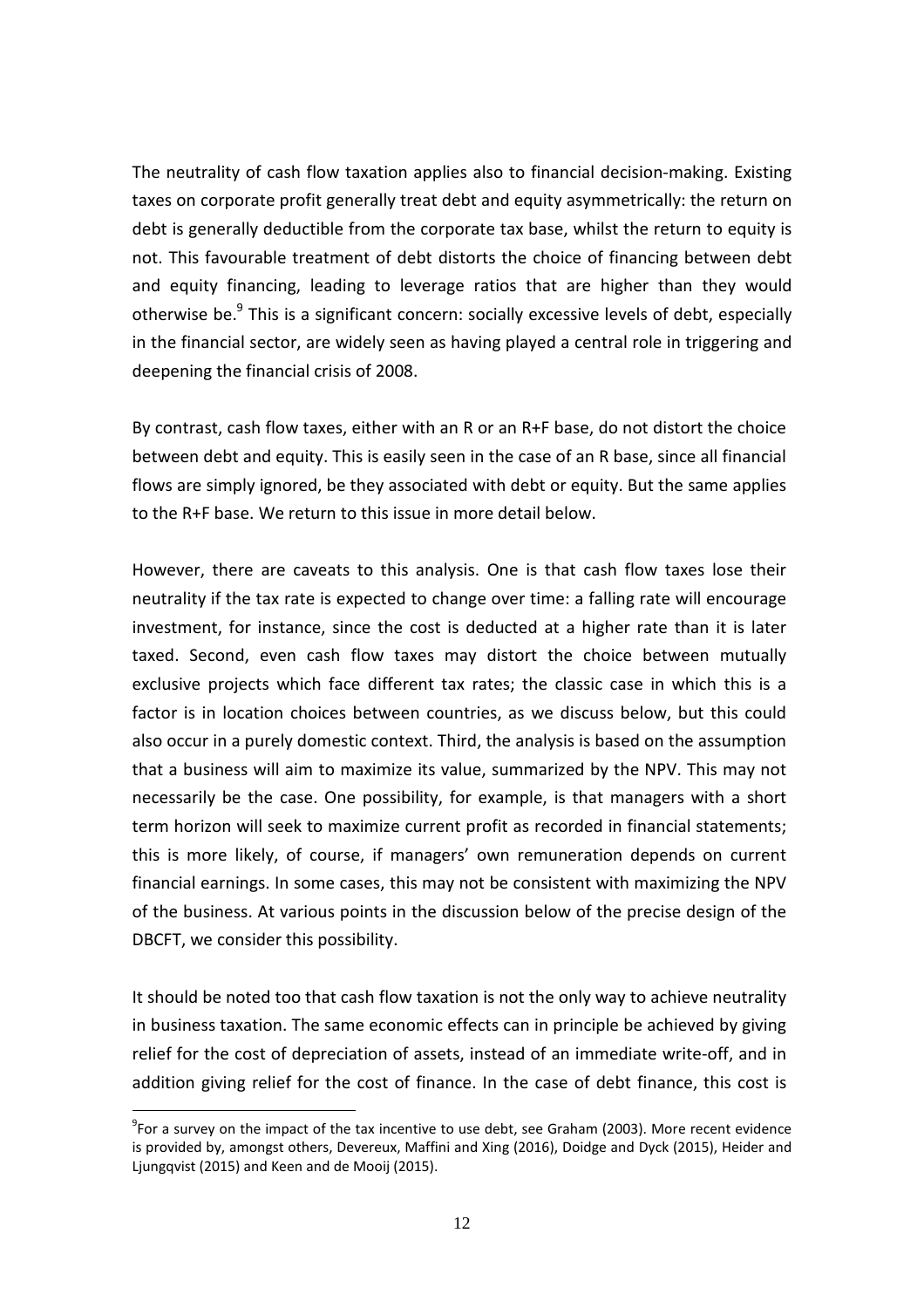The neutrality of cash flow taxation applies also to financial decision-making. Existing taxes on corporate profit generally treat debt and equity asymmetrically: the return on debt is generally deductible from the corporate tax base, whilst the return to equity is not. This favourable treatment of debt distorts the choice of financing between debt and equity financing, leading to leverage ratios that are higher than they would otherwise be.[9] This is a significant concern: socially excessive levels of debt, especially in the financial sector, are widely seen as having played a central role in triggering and deepening the financial crisis of 2008.

By contrast, cash flow taxes, either with an R or an R+F base, do not distort the choice between debt and equity. This is easily seen in the case of an R base, since all financial flows are simply ignored, be they associated with debt or equity. But the same applies to the R+F base. We return to this issue in more detail below.

However, there are caveats to this analysis. One is that cash flow taxes lose their neutrality if the tax rate is expected to change over time: a falling rate will encourage investment, for instance, since the cost is deducted at a higher rate than it is later taxed. Second, even cash flow taxes may distort the choice between mutually exclusive projects which face different tax rates; the classic case in which this is a factor is in location choices between countries, as we discuss below, but this could also occur in a purely domestic context. Third, the analysis is based on the assumption that a business will aim to maximize its value, summarized by the NPV. This may not necessarily be the case. One possibility, for example, is that managers with a short term horizon will seek to maximize current profit as recorded in financial statements; this is more likely, of course, if managers' own remuneration depends on current financial earnings. In some cases, this may not be consistent with maximizing the NPV of the business. At various points in the discussion below of the precise design of the DBCFT, we consider this possibility.

It should be noted too that cash flow taxation is not the only way to achieve neutrality in business taxation. The same economic effects can in principle be achieved by giving relief for the cost of depreciation of assets, instead of an immediate write-off, and in addition giving relief for the cost of finance. In the case of debt finance, this cost is

---

[9] For a survey on the impact of the tax incentive to use debt, see Graham (2003). More recent evidence is provided by, amongst others, Devereux, Maffini and Xing (2016), Doidge and Dyck (2015), Heider and Ljungqvist (2015) and Keen and de Mooij (2015).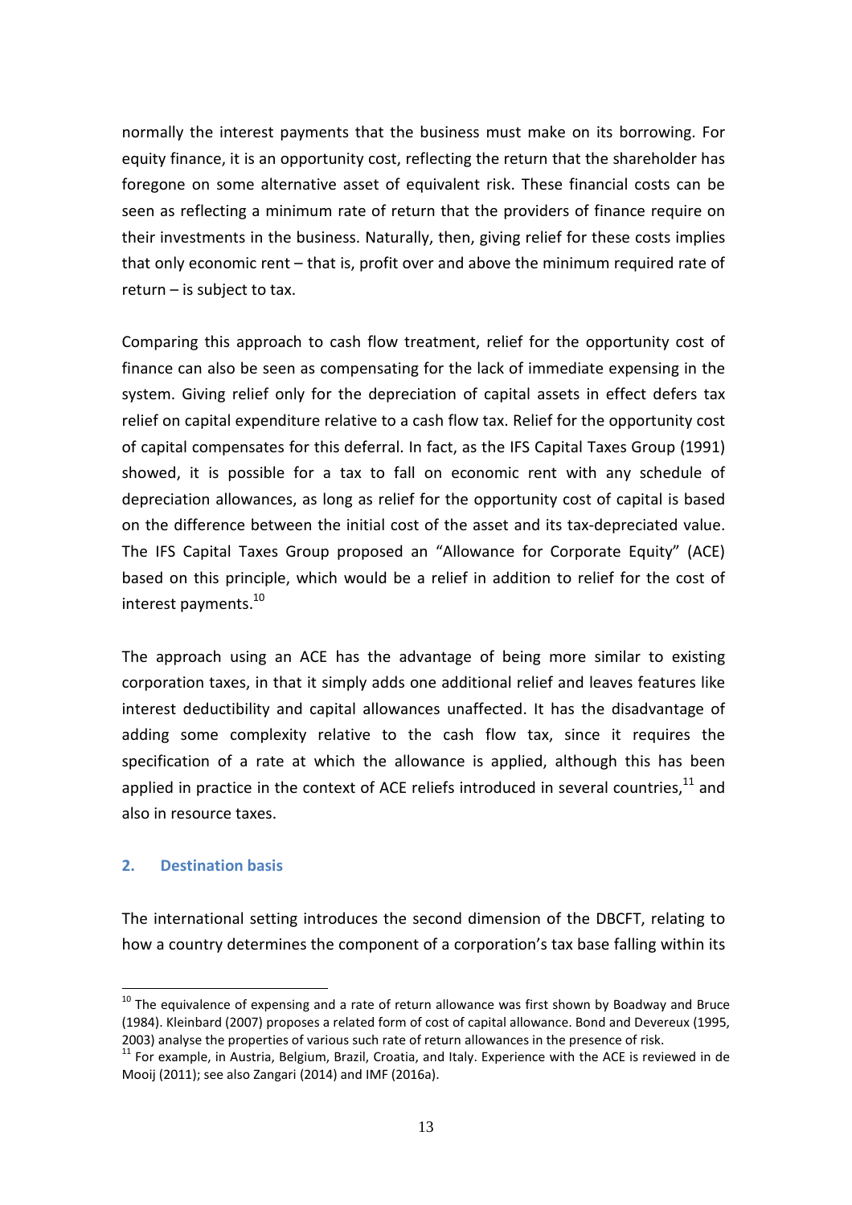normally the interest payments that the business must make on its borrowing. For equity finance, it is an opportunity cost, reflecting the return that the shareholder has foregone on some alternative asset of equivalent risk. These financial costs can be seen as reflecting a minimum rate of return that the providers of finance require on their investments in the business. Naturally, then, giving relief for these costs implies that only economic rent – that is, profit over and above the minimum required rate of return – is subject to tax.

Comparing this approach to cash flow treatment, relief for the opportunity cost of finance can also be seen as compensating for the lack of immediate expensing in the system. Giving relief only for the depreciation of capital assets in effect defers tax relief on capital expenditure relative to a cash flow tax. Relief for the opportunity cost of capital compensates for this deferral. In fact, as the IFS Capital Taxes Group (1991) showed, it is possible for a tax to fall on economic rent with any schedule of depreciation allowances, as long as relief for the opportunity cost of capital is based on the difference between the initial cost of the asset and its tax-depreciated value. The IFS Capital Taxes Group proposed an "Allowance for Corporate Equity" (ACE) based on this principle, which would be a relief in addition to relief for the cost of interest payments.[10]

The approach using an ACE has the advantage of being more similar to existing corporation taxes, in that it simply adds one additional relief and leaves features like interest deductibility and capital allowances unaffected. It has the disadvantage of adding some complexity relative to the cash flow tax, since it requires the specification of a rate at which the allowance is applied, although this has been applied in practice in the context of ACE reliefs introduced in several countries,[11] and also in resource taxes.

## 2. Destination basis

The international setting introduces the second dimension of the DBCFT, relating to how a country determines the component of a corporation's tax base falling within its

---

[10] The equivalence of expensing and a rate of return allowance was first shown by Boadway and Bruce (1984). Kleinbard (2007) proposes a related form of cost of capital allowance. Bond and Devereux (1995, 2003) analyse the properties of various such rate of return allowances in the presence of risk.

[11] For example, in Austria, Belgium, Brazil, Croatia, and Italy. Experience with the ACE is reviewed in de Mooij (2011); see also Zangari (2014) and IMF (2016a).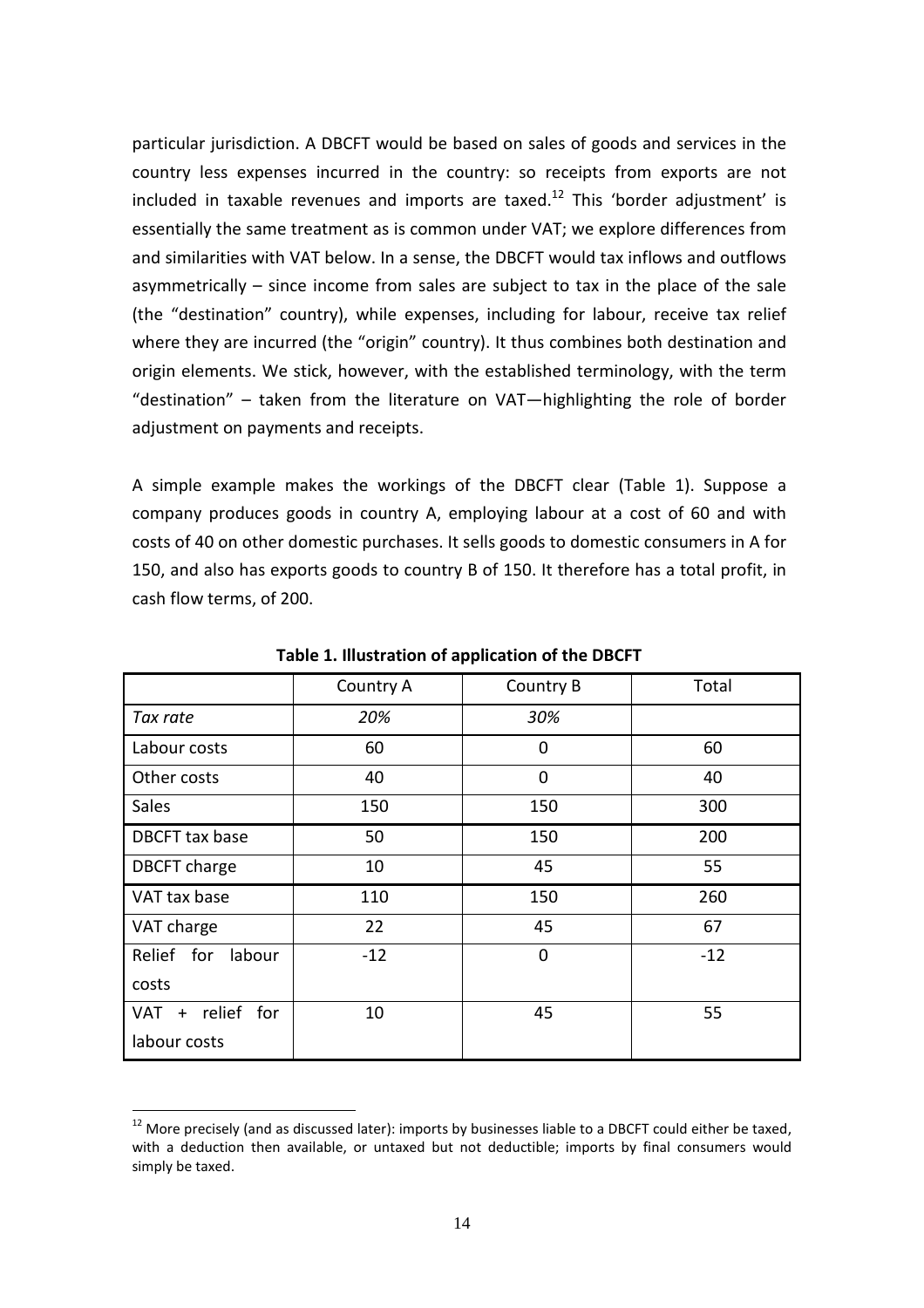particular jurisdiction. A DBCFT would be based on sales of goods and services in the country less expenses incurred in the country: so receipts from exports are not included in taxable revenues and imports are taxed.[12] This 'border adjustment' is essentially the same treatment as is common under VAT; we explore differences from and similarities with VAT below. In a sense, the DBCFT would tax inflows and outflows asymmetrically – since income from sales are subject to tax in the place of the sale (the "destination" country), while expenses, including for labour, receive tax relief where they are incurred (the "origin" country). It thus combines both destination and origin elements. We stick, however, with the established terminology, with the term "destination" – taken from the literature on VAT—highlighting the role of border adjustment on payments and receipts.

A simple example makes the workings of the DBCFT clear (Table 1). Suppose a company produces goods in country A, employing labour at a cost of 60 and with costs of 40 on other domestic purchases. It sells goods to domestic consumers in A for 150, and also has exports goods to country B of 150. It therefore has a total profit, in cash flow terms, of 200.

**Table 1. Illustration of application of the DBCFT**

| | Country A | Country B | Total |
|---|---|---|---|
| *Tax rate* | *20%* | *30%* | |
| Labour costs | 60 | 0 | 60 |
| Other costs | 40 | 0 | 40 |
| Sales | 150 | 150 | 300 |
| DBCFT tax base | 50 | 150 | 200 |
| DBCFT charge | 10 | 45 | 55 |
| VAT tax base | 110 | 150 | 260 |
| VAT charge | 22 | 45 | 67 |
| Relief for labour costs | -12 | 0 | -12 |
| VAT + relief for labour costs | 10 | 45 | 55 |

[12] More precisely (and as discussed later): imports by businesses liable to a DBCFT could either be taxed, with a deduction then available, or untaxed but not deductible; imports by final consumers would simply be taxed.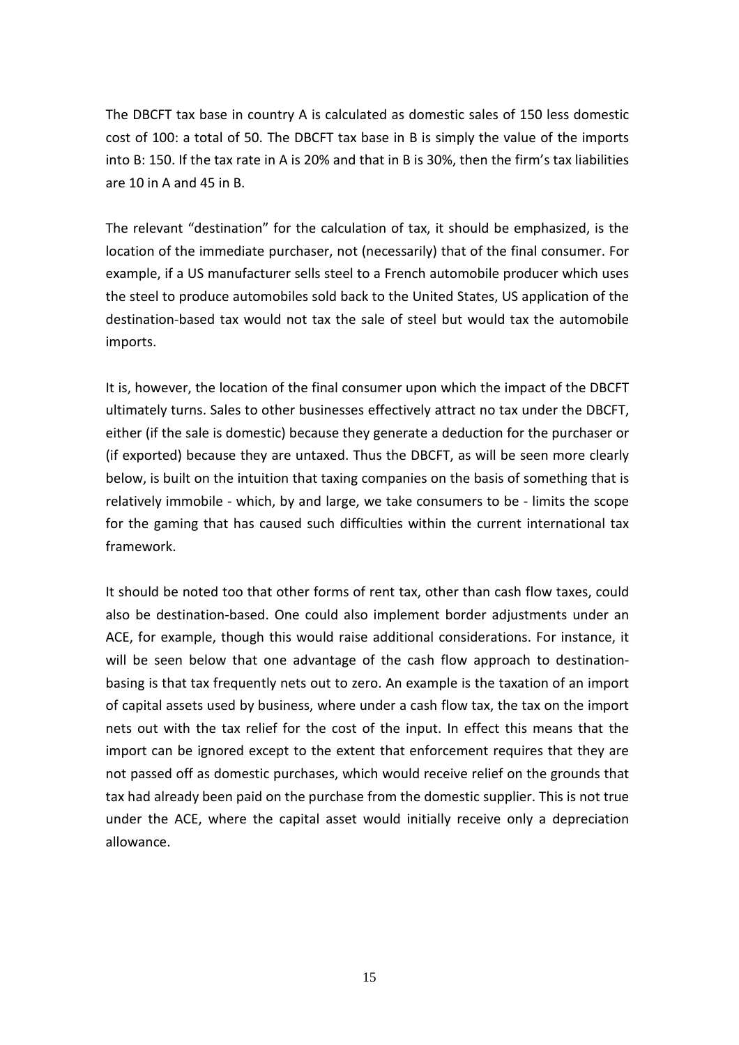The DBCFT tax base in country A is calculated as domestic sales of 150 less domestic cost of 100: a total of 50. The DBCFT tax base in B is simply the value of the imports into B: 150. If the tax rate in A is 20% and that in B is 30%, then the firm's tax liabilities are 10 in A and 45 in B.

The relevant "destination" for the calculation of tax, it should be emphasized, is the location of the immediate purchaser, not (necessarily) that of the final consumer. For example, if a US manufacturer sells steel to a French automobile producer which uses the steel to produce automobiles sold back to the United States, US application of the destination-based tax would not tax the sale of steel but would tax the automobile imports.

It is, however, the location of the final consumer upon which the impact of the DBCFT ultimately turns. Sales to other businesses effectively attract no tax under the DBCFT, either (if the sale is domestic) because they generate a deduction for the purchaser or (if exported) because they are untaxed. Thus the DBCFT, as will be seen more clearly below, is built on the intuition that taxing companies on the basis of something that is relatively immobile - which, by and large, we take consumers to be - limits the scope for the gaming that has caused such difficulties within the current international tax framework.

It should be noted too that other forms of rent tax, other than cash flow taxes, could also be destination-based. One could also implement border adjustments under an ACE, for example, though this would raise additional considerations. For instance, it will be seen below that one advantage of the cash flow approach to destination-basing is that tax frequently nets out to zero. An example is the taxation of an import of capital assets used by business, where under a cash flow tax, the tax on the import nets out with the tax relief for the cost of the input. In effect this means that the import can be ignored except to the extent that enforcement requires that they are not passed off as domestic purchases, which would receive relief on the grounds that tax had already been paid on the purchase from the domestic supplier. This is not true under the ACE, where the capital asset would initially receive only a depreciation allowance.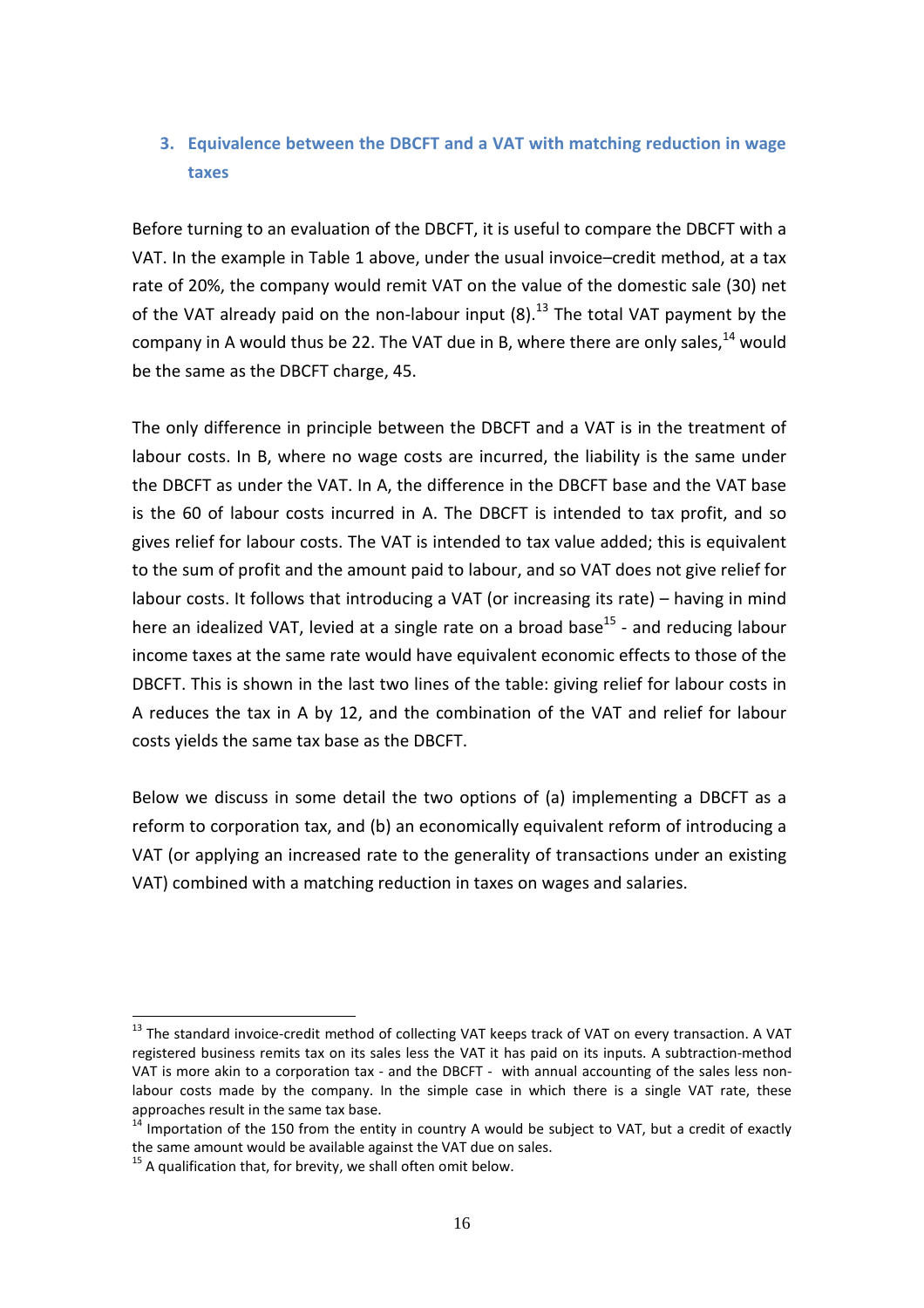## 3. Equivalence between the DBCFT and a VAT with matching reduction in wage taxes

Before turning to an evaluation of the DBCFT, it is useful to compare the DBCFT with a VAT. In the example in Table 1 above, under the usual invoice–credit method, at a tax rate of 20%, the company would remit VAT on the value of the domestic sale (30) net of the VAT already paid on the non-labour input (8).[13] The total VAT payment by the company in A would thus be 22. The VAT due in B, where there are only sales,[14] would be the same as the DBCFT charge, 45.

The only difference in principle between the DBCFT and a VAT is in the treatment of labour costs. In B, where no wage costs are incurred, the liability is the same under the DBCFT as under the VAT. In A, the difference in the DBCFT base and the VAT base is the 60 of labour costs incurred in A. The DBCFT is intended to tax profit, and so gives relief for labour costs. The VAT is intended to tax value added; this is equivalent to the sum of profit and the amount paid to labour, and so VAT does not give relief for labour costs. It follows that introducing a VAT (or increasing its rate) – having in mind here an idealized VAT, levied at a single rate on a broad base[15] - and reducing labour income taxes at the same rate would have equivalent economic effects to those of the DBCFT. This is shown in the last two lines of the table: giving relief for labour costs in A reduces the tax in A by 12, and the combination of the VAT and relief for labour costs yields the same tax base as the DBCFT.

Below we discuss in some detail the two options of (a) implementing a DBCFT as a reform to corporation tax, and (b) an economically equivalent reform of introducing a VAT (or applying an increased rate to the generality of transactions under an existing VAT) combined with a matching reduction in taxes on wages and salaries.

---

[13] The standard invoice-credit method of collecting VAT keeps track of VAT on every transaction. A VAT registered business remits tax on its sales less the VAT it has paid on its inputs. A subtraction-method VAT is more akin to a corporation tax - and the DBCFT - with annual accounting of the sales less non-labour costs made by the company. In the simple case in which there is a single VAT rate, these approaches result in the same tax base.

[14] Importation of the 150 from the entity in country A would be subject to VAT, but a credit of exactly the same amount would be available against the VAT due on sales.

[15] A qualification that, for brevity, we shall often omit below.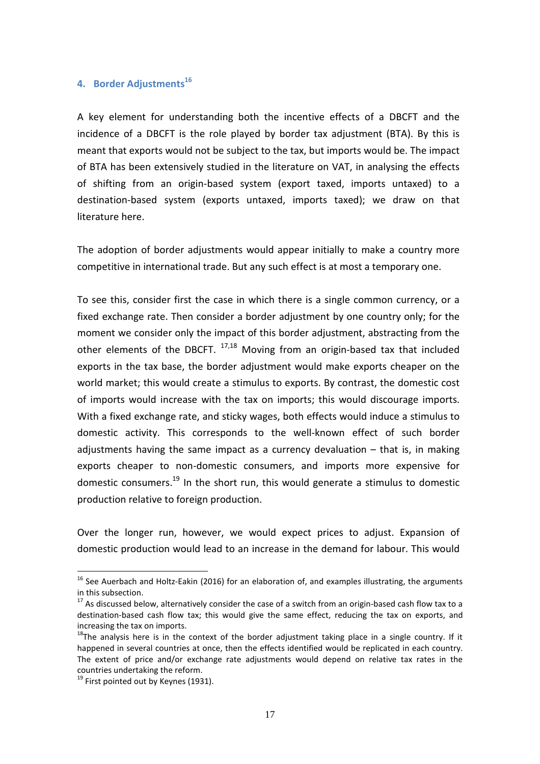## 4. Border Adjustments[16]

A key element for understanding both the incentive effects of a DBCFT and the incidence of a DBCFT is the role played by border tax adjustment (BTA). By this is meant that exports would not be subject to the tax, but imports would be. The impact of BTA has been extensively studied in the literature on VAT, in analysing the effects of shifting from an origin-based system (export taxed, imports untaxed) to a destination-based system (exports untaxed, imports taxed); we draw on that literature here.

The adoption of border adjustments would appear initially to make a country more competitive in international trade. But any such effect is at most a temporary one.

To see this, consider first the case in which there is a single common currency, or a fixed exchange rate. Then consider a border adjustment by one country only; for the moment we consider only the impact of this border adjustment, abstracting from the other elements of the DBCFT. [17,18] Moving from an origin-based tax that included exports in the tax base, the border adjustment would make exports cheaper on the world market; this would create a stimulus to exports. By contrast, the domestic cost of imports would increase with the tax on imports; this would discourage imports. With a fixed exchange rate, and sticky wages, both effects would induce a stimulus to domestic activity. This corresponds to the well-known effect of such border adjustments having the same impact as a currency devaluation – that is, in making exports cheaper to non-domestic consumers, and imports more expensive for domestic consumers.[19] In the short run, this would generate a stimulus to domestic production relative to foreign production.

Over the longer run, however, we would expect prices to adjust. Expansion of domestic production would lead to an increase in the demand for labour. This would

---

[16] See Auerbach and Holtz-Eakin (2016) for an elaboration of, and examples illustrating, the arguments in this subsection.

[17] As discussed below, alternatively consider the case of a switch from an origin-based cash flow tax to a destination-based cash flow tax; this would give the same effect, reducing the tax on exports, and increasing the tax on imports.

[18] The analysis here is in the context of the border adjustment taking place in a single country. If it happened in several countries at once, then the effects identified would be replicated in each country. The extent of price and/or exchange rate adjustments would depend on relative tax rates in the countries undertaking the reform.

[19] First pointed out by Keynes (1931).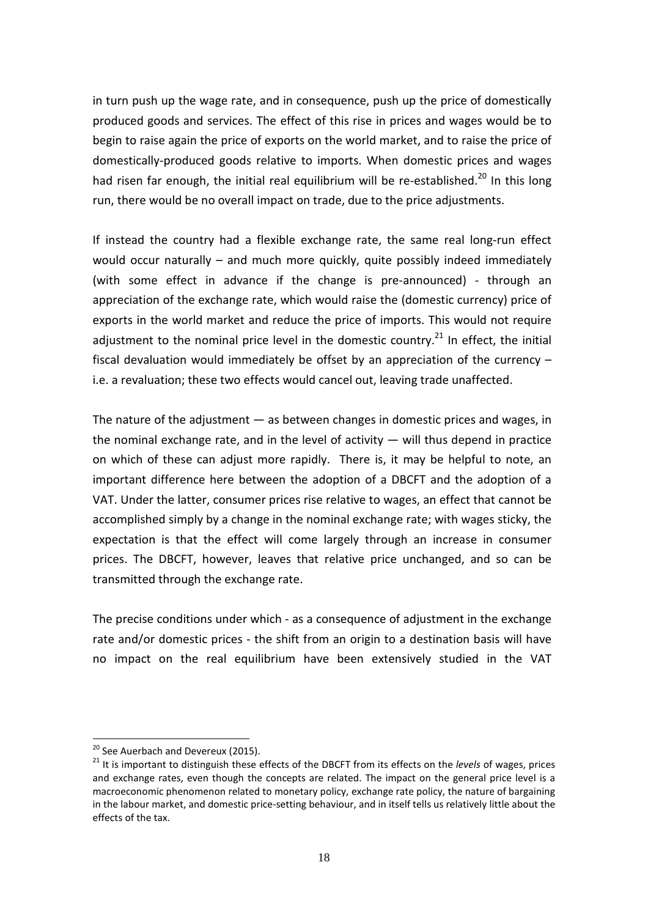in turn push up the wage rate, and in consequence, push up the price of domestically produced goods and services. The effect of this rise in prices and wages would be to begin to raise again the price of exports on the world market, and to raise the price of domestically-produced goods relative to imports. When domestic prices and wages had risen far enough, the initial real equilibrium will be re-established.[20] In this long run, there would be no overall impact on trade, due to the price adjustments.

If instead the country had a flexible exchange rate, the same real long-run effect would occur naturally – and much more quickly, quite possibly indeed immediately (with some effect in advance if the change is pre-announced) - through an appreciation of the exchange rate, which would raise the (domestic currency) price of exports in the world market and reduce the price of imports. This would not require adjustment to the nominal price level in the domestic country.[21] In effect, the initial fiscal devaluation would immediately be offset by an appreciation of the currency – i.e. a revaluation; these two effects would cancel out, leaving trade unaffected.

The nature of the adjustment — as between changes in domestic prices and wages, in the nominal exchange rate, and in the level of activity — will thus depend in practice on which of these can adjust more rapidly. There is, it may be helpful to note, an important difference here between the adoption of a DBCFT and the adoption of a VAT. Under the latter, consumer prices rise relative to wages, an effect that cannot be accomplished simply by a change in the nominal exchange rate; with wages sticky, the expectation is that the effect will come largely through an increase in consumer prices. The DBCFT, however, leaves that relative price unchanged, and so can be transmitted through the exchange rate.

The precise conditions under which - as a consequence of adjustment in the exchange rate and/or domestic prices - the shift from an origin to a destination basis will have no impact on the real equilibrium have been extensively studied in the VAT

[20] See Auerbach and Devereux (2015).

[21] It is important to distinguish these effects of the DBCFT from its effects on the *levels* of wages, prices and exchange rates, even though the concepts are related. The impact on the general price level is a macroeconomic phenomenon related to monetary policy, exchange rate policy, the nature of bargaining in the labour market, and domestic price-setting behaviour, and in itself tells us relatively little about the effects of the tax.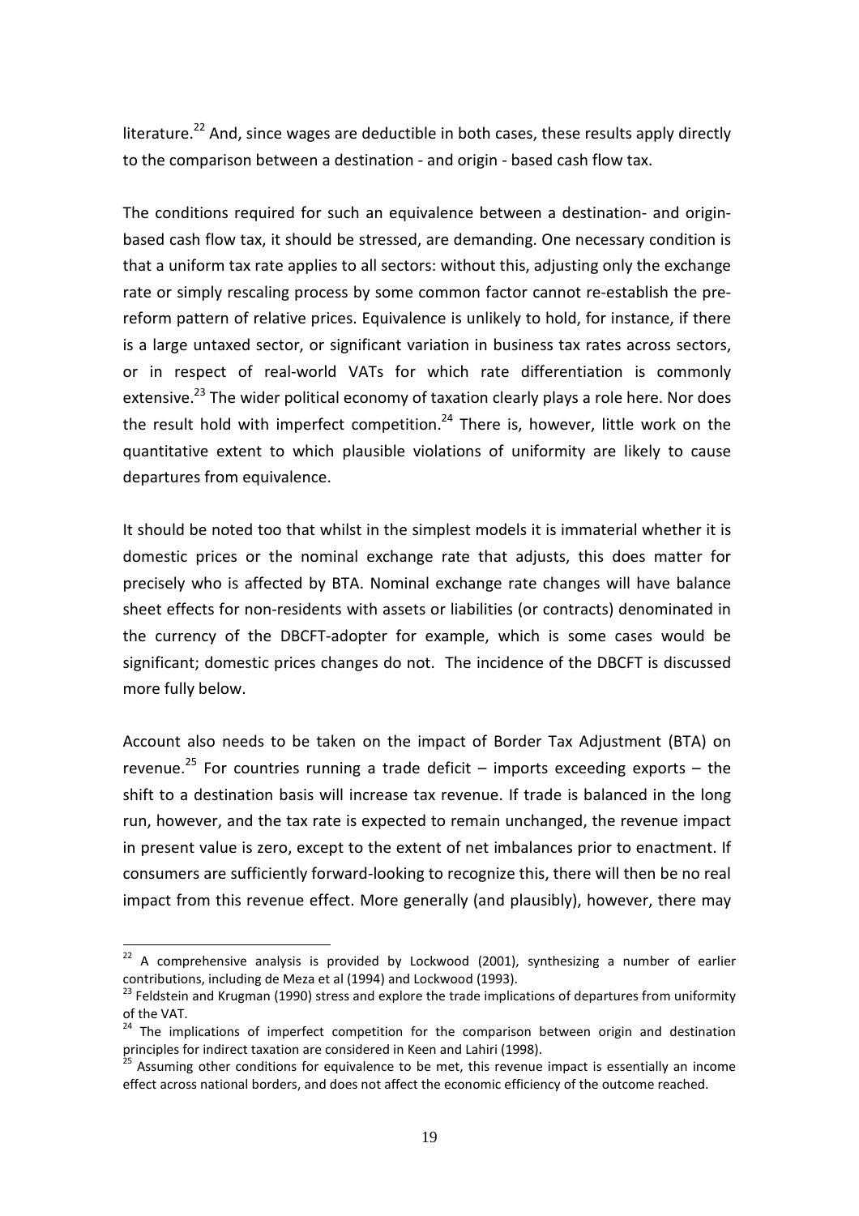literature.[22] And, since wages are deductible in both cases, these results apply directly to the comparison between a destination - and origin - based cash flow tax.

The conditions required for such an equivalence between a destination- and origin-based cash flow tax, it should be stressed, are demanding. One necessary condition is that a uniform tax rate applies to all sectors: without this, adjusting only the exchange rate or simply rescaling process by some common factor cannot re-establish the pre-reform pattern of relative prices. Equivalence is unlikely to hold, for instance, if there is a large untaxed sector, or significant variation in business tax rates across sectors, or in respect of real-world VATs for which rate differentiation is commonly extensive.[23] The wider political economy of taxation clearly plays a role here. Nor does the result hold with imperfect competition.[24] There is, however, little work on the quantitative extent to which plausible violations of uniformity are likely to cause departures from equivalence.

It should be noted too that whilst in the simplest models it is immaterial whether it is domestic prices or the nominal exchange rate that adjusts, this does matter for precisely who is affected by BTA. Nominal exchange rate changes will have balance sheet effects for non-residents with assets or liabilities (or contracts) denominated in the currency of the DBCFT-adopter for example, which is some cases would be significant; domestic prices changes do not. The incidence of the DBCFT is discussed more fully below.

Account also needs to be taken on the impact of Border Tax Adjustment (BTA) on revenue.[25] For countries running a trade deficit – imports exceeding exports – the shift to a destination basis will increase tax revenue. If trade is balanced in the long run, however, and the tax rate is expected to remain unchanged, the revenue impact in present value is zero, except to the extent of net imbalances prior to enactment. If consumers are sufficiently forward-looking to recognize this, there will then be no real impact from this revenue effect. More generally (and plausibly), however, there may

---

[22] A comprehensive analysis is provided by Lockwood (2001), synthesizing a number of earlier contributions, including de Meza et al (1994) and Lockwood (1993).

[23] Feldstein and Krugman (1990) stress and explore the trade implications of departures from uniformity of the VAT.

[24] The implications of imperfect competition for the comparison between origin and destination principles for indirect taxation are considered in Keen and Lahiri (1998).

[25] Assuming other conditions for equivalence to be met, this revenue impact is essentially an income effect across national borders, and does not affect the economic efficiency of the outcome reached.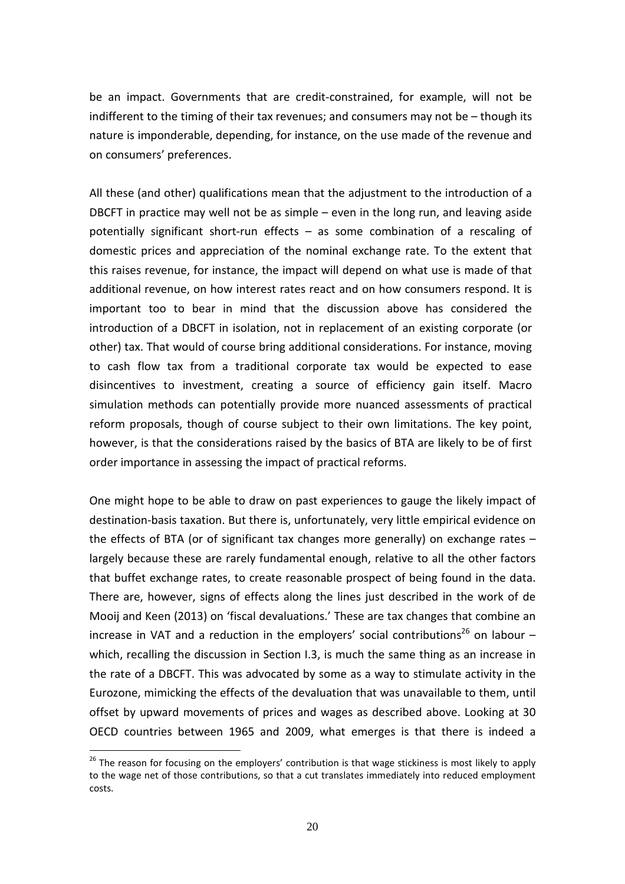be an impact. Governments that are credit-constrained, for example, will not be indifferent to the timing of their tax revenues; and consumers may not be – though its nature is imponderable, depending, for instance, on the use made of the revenue and on consumers' preferences.

All these (and other) qualifications mean that the adjustment to the introduction of a DBCFT in practice may well not be as simple – even in the long run, and leaving aside potentially significant short-run effects – as some combination of a rescaling of domestic prices and appreciation of the nominal exchange rate. To the extent that this raises revenue, for instance, the impact will depend on what use is made of that additional revenue, on how interest rates react and on how consumers respond. It is important too to bear in mind that the discussion above has considered the introduction of a DBCFT in isolation, not in replacement of an existing corporate (or other) tax. That would of course bring additional considerations. For instance, moving to cash flow tax from a traditional corporate tax would be expected to ease disincentives to investment, creating a source of efficiency gain itself. Macro simulation methods can potentially provide more nuanced assessments of practical reform proposals, though of course subject to their own limitations. The key point, however, is that the considerations raised by the basics of BTA are likely to be of first order importance in assessing the impact of practical reforms.

One might hope to be able to draw on past experiences to gauge the likely impact of destination-basis taxation. But there is, unfortunately, very little empirical evidence on the effects of BTA (or of significant tax changes more generally) on exchange rates – largely because these are rarely fundamental enough, relative to all the other factors that buffet exchange rates, to create reasonable prospect of being found in the data. There are, however, signs of effects along the lines just described in the work of de Mooij and Keen (2013) on 'fiscal devaluations.' These are tax changes that combine an increase in VAT and a reduction in the employers' social contributions[26] on labour – which, recalling the discussion in Section I.3, is much the same thing as an increase in the rate of a DBCFT. This was advocated by some as a way to stimulate activity in the Eurozone, mimicking the effects of the devaluation that was unavailable to them, until offset by upward movements of prices and wages as described above. Looking at 30 OECD countries between 1965 and 2009, what emerges is that there is indeed a

[26] The reason for focusing on the employers' contribution is that wage stickiness is most likely to apply to the wage net of those contributions, so that a cut translates immediately into reduced employment costs.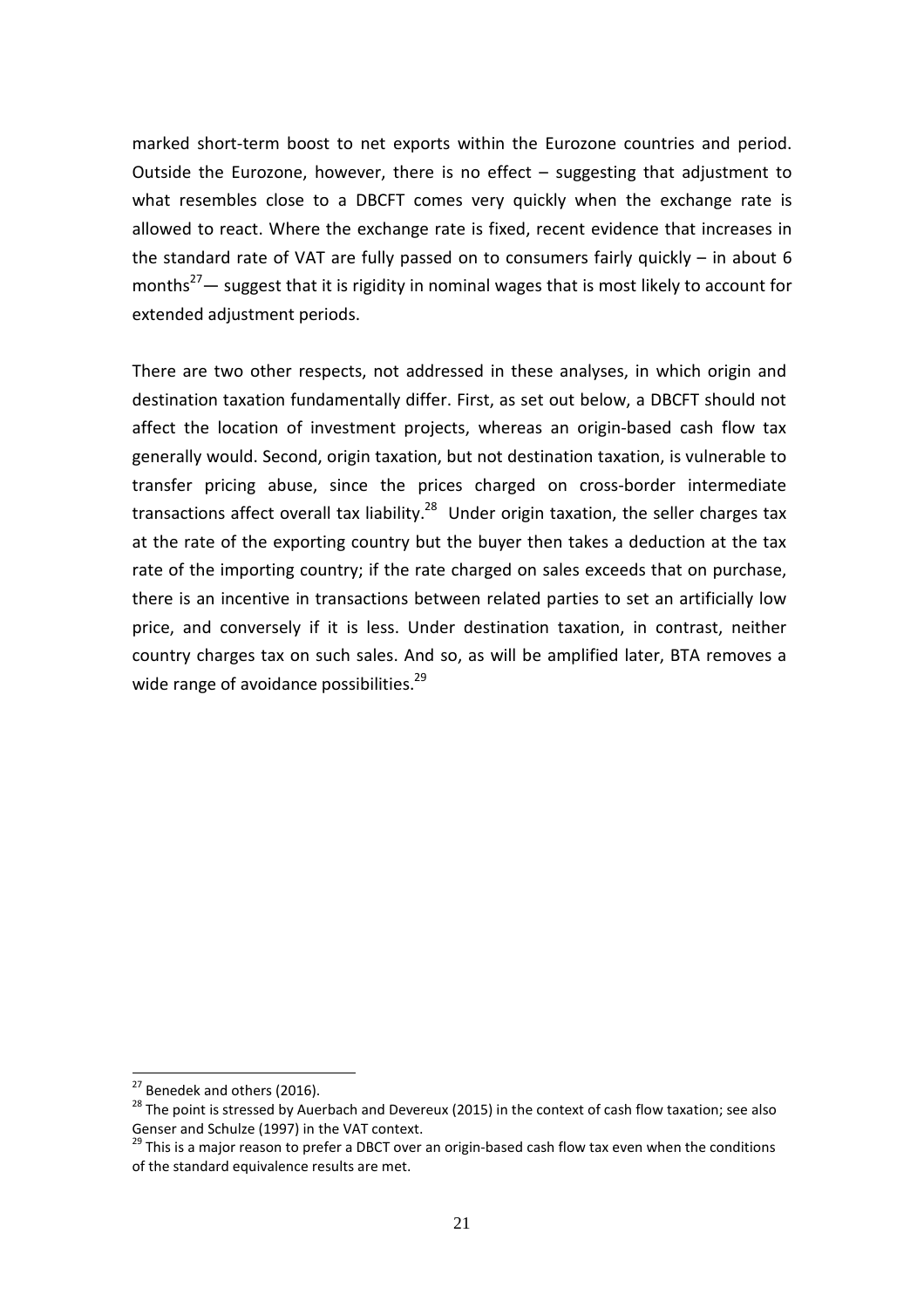marked short-term boost to net exports within the Eurozone countries and period. Outside the Eurozone, however, there is no effect – suggesting that adjustment to what resembles close to a DBCFT comes very quickly when the exchange rate is allowed to react. Where the exchange rate is fixed, recent evidence that increases in the standard rate of VAT are fully passed on to consumers fairly quickly – in about 6 months[27]— suggest that it is rigidity in nominal wages that is most likely to account for extended adjustment periods.

There are two other respects, not addressed in these analyses, in which origin and destination taxation fundamentally differ. First, as set out below, a DBCFT should not affect the location of investment projects, whereas an origin-based cash flow tax generally would. Second, origin taxation, but not destination taxation, is vulnerable to transfer pricing abuse, since the prices charged on cross-border intermediate transactions affect overall tax liability.[28] Under origin taxation, the seller charges tax at the rate of the exporting country but the buyer then takes a deduction at the tax rate of the importing country; if the rate charged on sales exceeds that on purchase, there is an incentive in transactions between related parties to set an artificially low price, and conversely if it is less. Under destination taxation, in contrast, neither country charges tax on such sales. And so, as will be amplified later, BTA removes a wide range of avoidance possibilities.[29]

---

[27] Benedek and others (2016).

[28] The point is stressed by Auerbach and Devereux (2015) in the context of cash flow taxation; see also Genser and Schulze (1997) in the VAT context.

[29] This is a major reason to prefer a DBCT over an origin-based cash flow tax even when the conditions of the standard equivalence results are met.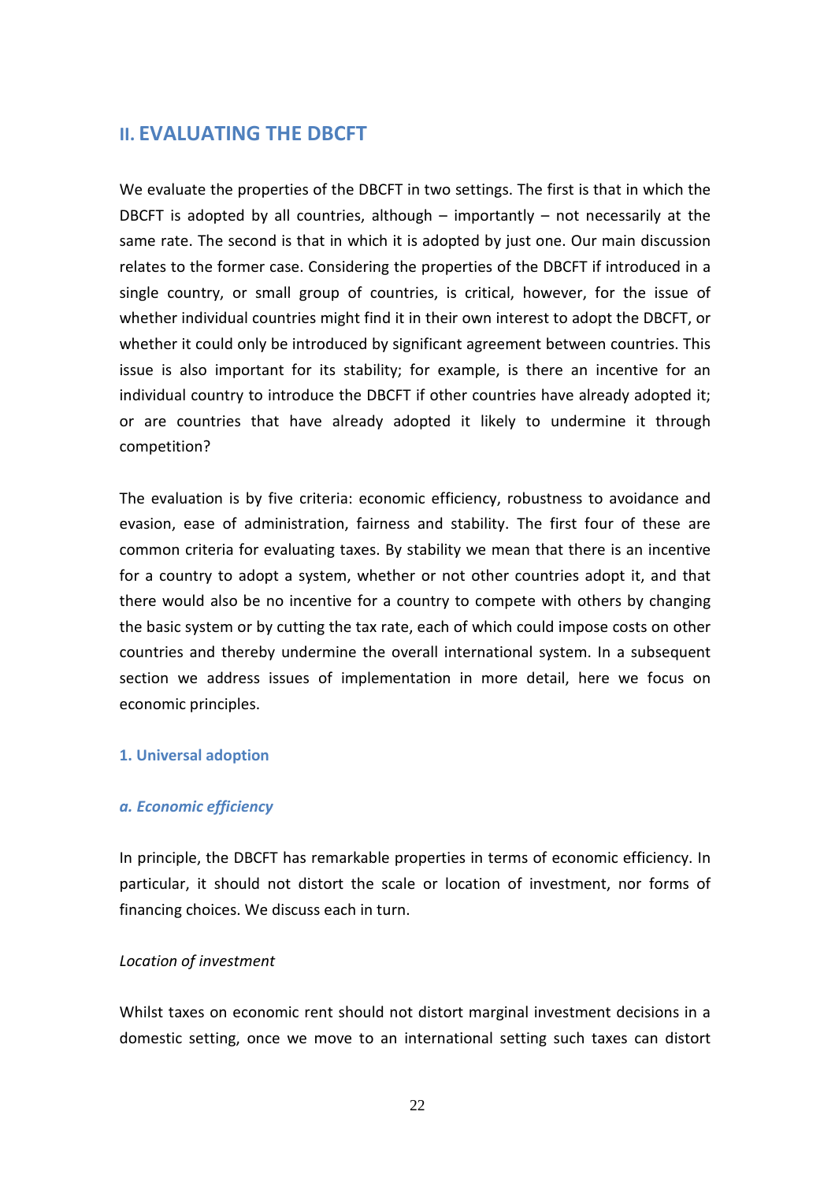## II. EVALUATING THE DBCFT

We evaluate the properties of the DBCFT in two settings. The first is that in which the DBCFT is adopted by all countries, although – importantly – not necessarily at the same rate. The second is that in which it is adopted by just one. Our main discussion relates to the former case. Considering the properties of the DBCFT if introduced in a single country, or small group of countries, is critical, however, for the issue of whether individual countries might find it in their own interest to adopt the DBCFT, or whether it could only be introduced by significant agreement between countries. This issue is also important for its stability; for example, is there an incentive for an individual country to introduce the DBCFT if other countries have already adopted it; or are countries that have already adopted it likely to undermine it through competition?

The evaluation is by five criteria: economic efficiency, robustness to avoidance and evasion, ease of administration, fairness and stability. The first four of these are common criteria for evaluating taxes. By stability we mean that there is an incentive for a country to adopt a system, whether or not other countries adopt it, and that there would also be no incentive for a country to compete with others by changing the basic system or by cutting the tax rate, each of which could impose costs on other countries and thereby undermine the overall international system. In a subsequent section we address issues of implementation in more detail, here we focus on economic principles.

### 1. Universal adoption

#### *a. Economic efficiency*

In principle, the DBCFT has remarkable properties in terms of economic efficiency. In particular, it should not distort the scale or location of investment, nor forms of financing choices. We discuss each in turn.

*Location of investment*

Whilst taxes on economic rent should not distort marginal investment decisions in a domestic setting, once we move to an international setting such taxes can distort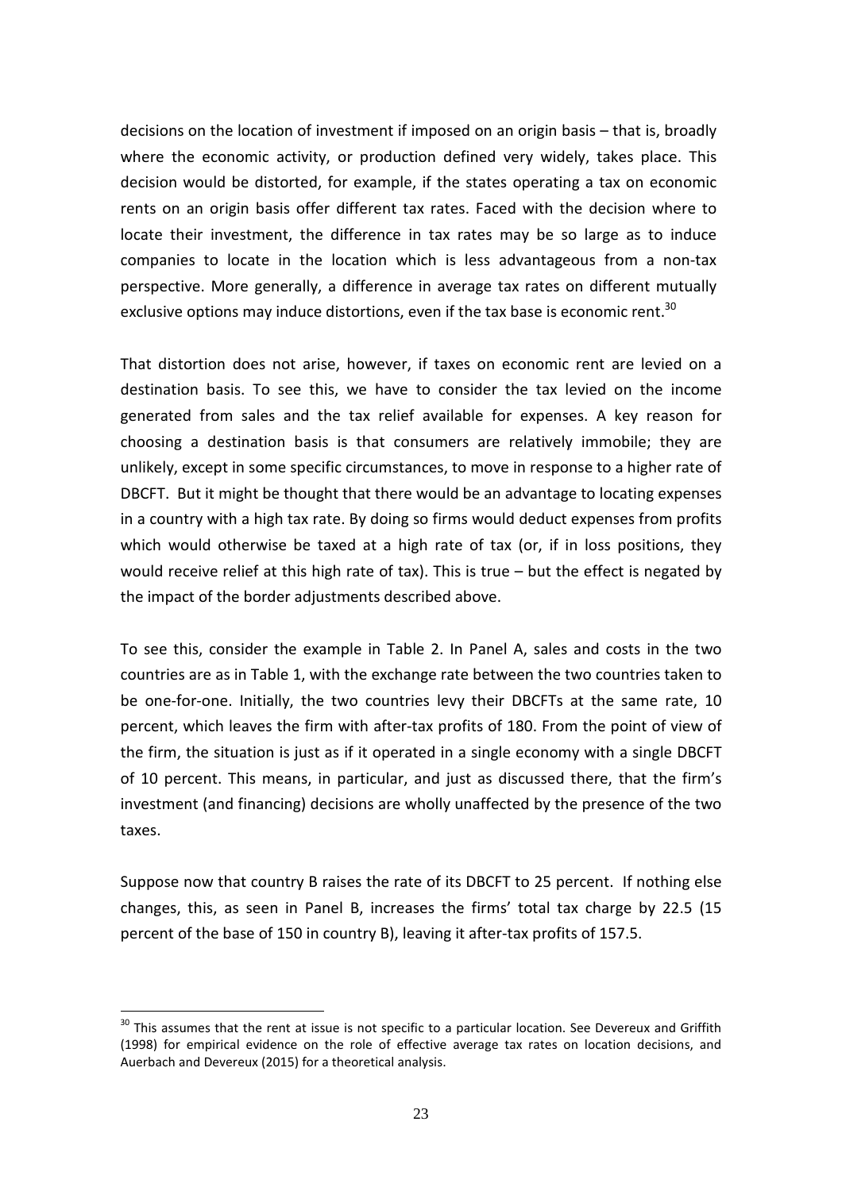decisions on the location of investment if imposed on an origin basis – that is, broadly where the economic activity, or production defined very widely, takes place. This decision would be distorted, for example, if the states operating a tax on economic rents on an origin basis offer different tax rates. Faced with the decision where to locate their investment, the difference in tax rates may be so large as to induce companies to locate in the location which is less advantageous from a non-tax perspective. More generally, a difference in average tax rates on different mutually exclusive options may induce distortions, even if the tax base is economic rent.[30]

That distortion does not arise, however, if taxes on economic rent are levied on a destination basis. To see this, we have to consider the tax levied on the income generated from sales and the tax relief available for expenses. A key reason for choosing a destination basis is that consumers are relatively immobile; they are unlikely, except in some specific circumstances, to move in response to a higher rate of DBCFT. But it might be thought that there would be an advantage to locating expenses in a country with a high tax rate. By doing so firms would deduct expenses from profits which would otherwise be taxed at a high rate of tax (or, if in loss positions, they would receive relief at this high rate of tax). This is true – but the effect is negated by the impact of the border adjustments described above.

To see this, consider the example in Table 2. In Panel A, sales and costs in the two countries are as in Table 1, with the exchange rate between the two countries taken to be one-for-one. Initially, the two countries levy their DBCFTs at the same rate, 10 percent, which leaves the firm with after-tax profits of 180. From the point of view of the firm, the situation is just as if it operated in a single economy with a single DBCFT of 10 percent. This means, in particular, and just as discussed there, that the firm's investment (and financing) decisions are wholly unaffected by the presence of the two taxes.

Suppose now that country B raises the rate of its DBCFT to 25 percent. If nothing else changes, this, as seen in Panel B, increases the firms' total tax charge by 22.5 (15 percent of the base of 150 in country B), leaving it after-tax profits of 157.5.

[30] This assumes that the rent at issue is not specific to a particular location. See Devereux and Griffith (1998) for empirical evidence on the role of effective average tax rates on location decisions, and Auerbach and Devereux (2015) for a theoretical analysis.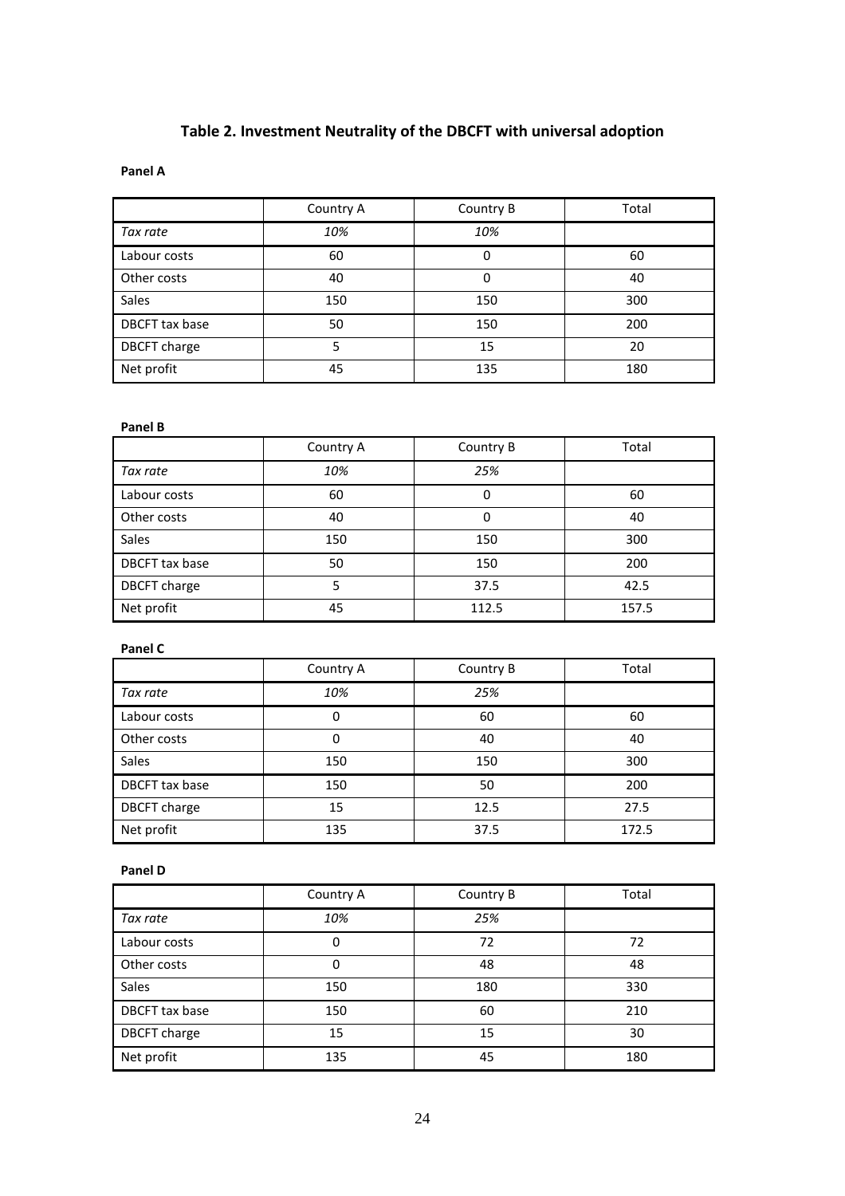## Table 2. Investment Neutrality of the DBCFT with universal adoption

**Panel A**

| | Country A | Country B | Total |
|---|---|---|---|
| *Tax rate* | *10%* | *10%* | |
| Labour costs | 60 | 0 | 60 |
| Other costs | 40 | 0 | 40 |
| Sales | 150 | 150 | 300 |
| DBCFT tax base | 50 | 150 | 200 |
| DBCFT charge | 5 | 15 | 20 |
| Net profit | 45 | 135 | 180 |

**Panel B**

| | Country A | Country B | Total |
|---|---|---|---|
| *Tax rate* | *10%* | *25%* | |
| Labour costs | 60 | 0 | 60 |
| Other costs | 40 | 0 | 40 |
| Sales | 150 | 150 | 300 |
| DBCFT tax base | 50 | 150 | 200 |
| DBCFT charge | 5 | 37.5 | 42.5 |
| Net profit | 45 | 112.5 | 157.5 |

**Panel C**

| | Country A | Country B | Total |
|---|---|---|---|
| *Tax rate* | *10%* | *25%* | |
| Labour costs | 0 | 60 | 60 |
| Other costs | 0 | 40 | 40 |
| Sales | 150 | 150 | 300 |
| DBCFT tax base | 150 | 50 | 200 |
| DBCFT charge | 15 | 12.5 | 27.5 |
| Net profit | 135 | 37.5 | 172.5 |

**Panel D**

| | Country A | Country B | Total |
|---|---|---|---|
| *Tax rate* | *10%* | *25%* | |
| Labour costs | 0 | 72 | 72 |
| Other costs | 0 | 48 | 48 |
| Sales | 150 | 180 | 330 |
| DBCFT tax base | 150 | 60 | 210 |
| DBCFT charge | 15 | 15 | 30 |
| Net profit | 135 | 45 | 180 |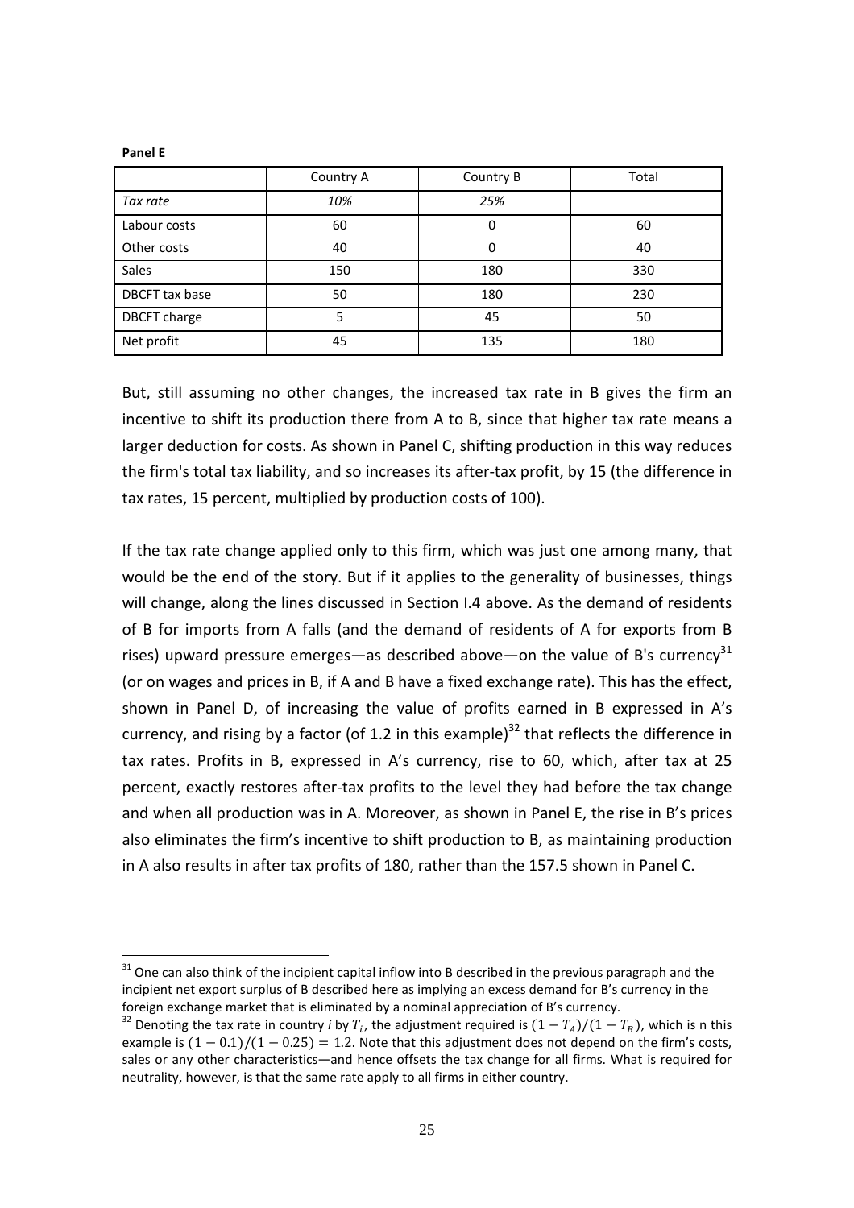**Panel E**

| | Country A | Country B | Total |
|---|---|---|---|
| *Tax rate* | *10%* | *25%* | |
| Labour costs | 60 | 0 | 60 |
| Other costs | 40 | 0 | 40 |
| Sales | 150 | 180 | 330 |
| DBCFT tax base | 50 | 180 | 230 |
| DBCFT charge | 5 | 45 | 50 |
| Net profit | 45 | 135 | 180 |

But, still assuming no other changes, the increased tax rate in B gives the firm an incentive to shift its production there from A to B, since that higher tax rate means a larger deduction for costs. As shown in Panel C, shifting production in this way reduces the firm's total tax liability, and so increases its after-tax profit, by 15 (the difference in tax rates, 15 percent, multiplied by production costs of 100).

If the tax rate change applied only to this firm, which was just one among many, that would be the end of the story. But if it applies to the generality of businesses, things will change, along the lines discussed in Section I.4 above. As the demand of residents of B for imports from A falls (and the demand of residents of A for exports from B rises) upward pressure emerges—as described above—on the value of B's currency[31] (or on wages and prices in B, if A and B have a fixed exchange rate). This has the effect, shown in Panel D, of increasing the value of profits earned in B expressed in A's currency, and rising by a factor (of 1.2 in this example)[32] that reflects the difference in tax rates. Profits in B, expressed in A's currency, rise to 60, which, after tax at 25 percent, exactly restores after-tax profits to the level they had before the tax change and when all production was in A. Moreover, as shown in Panel E, the rise in B's prices also eliminates the firm's incentive to shift production to B, as maintaining production in A also results in after tax profits of 180, rather than the 157.5 shown in Panel C.

---

[31] One can also think of the incipient capital inflow into B described in the previous paragraph and the incipient net export surplus of B described here as implying an excess demand for B's currency in the foreign exchange market that is eliminated by a nominal appreciation of B's currency.

[32] Denoting the tax rate in country *i* by $T_i$, the adjustment required is $(1 - T_A)/(1 - T_B)$, which is n this example is $(1 - 0.1)/(1 - 0.25) = 1.2$. Note that this adjustment does not depend on the firm's costs, sales or any other characteristics—and hence offsets the tax change for all firms. What is required for neutrality, however, is that the same rate apply to all firms in either country.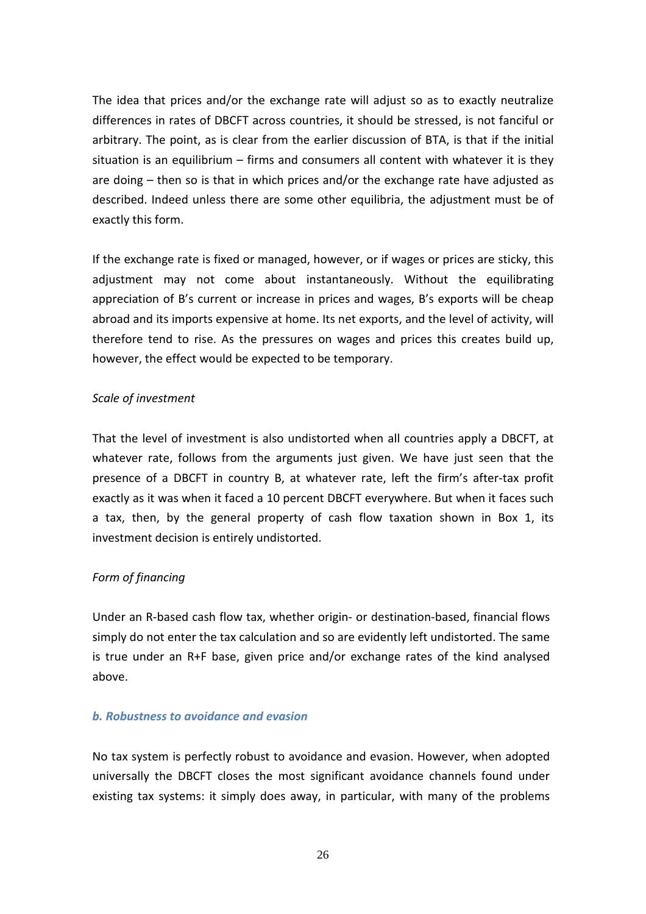The idea that prices and/or the exchange rate will adjust so as to exactly neutralize differences in rates of DBCFT across countries, it should be stressed, is not fanciful or arbitrary. The point, as is clear from the earlier discussion of BTA, is that if the initial situation is an equilibrium – firms and consumers all content with whatever it is they are doing – then so is that in which prices and/or the exchange rate have adjusted as described. Indeed unless there are some other equilibria, the adjustment must be of exactly this form.

If the exchange rate is fixed or managed, however, or if wages or prices are sticky, this adjustment may not come about instantaneously. Without the equilibrating appreciation of B's current or increase in prices and wages, B's exports will be cheap abroad and its imports expensive at home. Its net exports, and the level of activity, will therefore tend to rise. As the pressures on wages and prices this creates build up, however, the effect would be expected to be temporary.

*Scale of investment*

That the level of investment is also undistorted when all countries apply a DBCFT, at whatever rate, follows from the arguments just given. We have just seen that the presence of a DBCFT in country B, at whatever rate, left the firm's after-tax profit exactly as it was when it faced a 10 percent DBCFT everywhere. But when it faces such a tax, then, by the general property of cash flow taxation shown in Box 1, its investment decision is entirely undistorted.

*Form of financing*

Under an R-based cash flow tax, whether origin- or destination-based, financial flows simply do not enter the tax calculation and so are evidently left undistorted. The same is true under an R+F base, given price and/or exchange rates of the kind analysed above.

### *b. Robustness to avoidance and evasion*

No tax system is perfectly robust to avoidance and evasion. However, when adopted universally the DBCFT closes the most significant avoidance channels found under existing tax systems: it simply does away, in particular, with many of the problems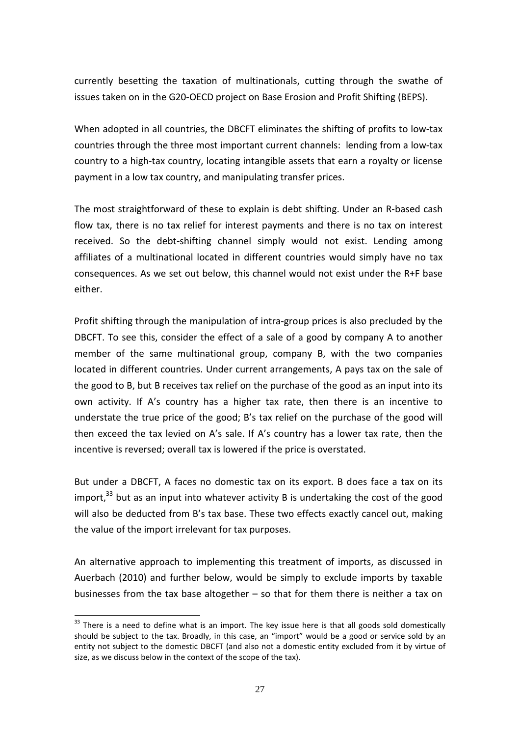currently besetting the taxation of multinationals, cutting through the swathe of issues taken on in the G20-OECD project on Base Erosion and Profit Shifting (BEPS).

When adopted in all countries, the DBCFT eliminates the shifting of profits to low-tax countries through the three most important current channels: lending from a low-tax country to a high-tax country, locating intangible assets that earn a royalty or license payment in a low tax country, and manipulating transfer prices.

The most straightforward of these to explain is debt shifting. Under an R-based cash flow tax, there is no tax relief for interest payments and there is no tax on interest received. So the debt-shifting channel simply would not exist. Lending among affiliates of a multinational located in different countries would simply have no tax consequences. As we set out below, this channel would not exist under the R+F base either.

Profit shifting through the manipulation of intra-group prices is also precluded by the DBCFT. To see this, consider the effect of a sale of a good by company A to another member of the same multinational group, company B, with the two companies located in different countries. Under current arrangements, A pays tax on the sale of the good to B, but B receives tax relief on the purchase of the good as an input into its own activity. If A's country has a higher tax rate, then there is an incentive to understate the true price of the good; B's tax relief on the purchase of the good will then exceed the tax levied on A's sale. If A's country has a lower tax rate, then the incentive is reversed; overall tax is lowered if the price is overstated.

But under a DBCFT, A faces no domestic tax on its export. B does face a tax on its import,[33] but as an input into whatever activity B is undertaking the cost of the good will also be deducted from B's tax base. These two effects exactly cancel out, making the value of the import irrelevant for tax purposes.

An alternative approach to implementing this treatment of imports, as discussed in Auerbach (2010) and further below, would be simply to exclude imports by taxable businesses from the tax base altogether – so that for them there is neither a tax on

[33] There is a need to define what is an import. The key issue here is that all goods sold domestically should be subject to the tax. Broadly, in this case, an "import" would be a good or service sold by an entity not subject to the domestic DBCFT (and also not a domestic entity excluded from it by virtue of size, as we discuss below in the context of the scope of the tax).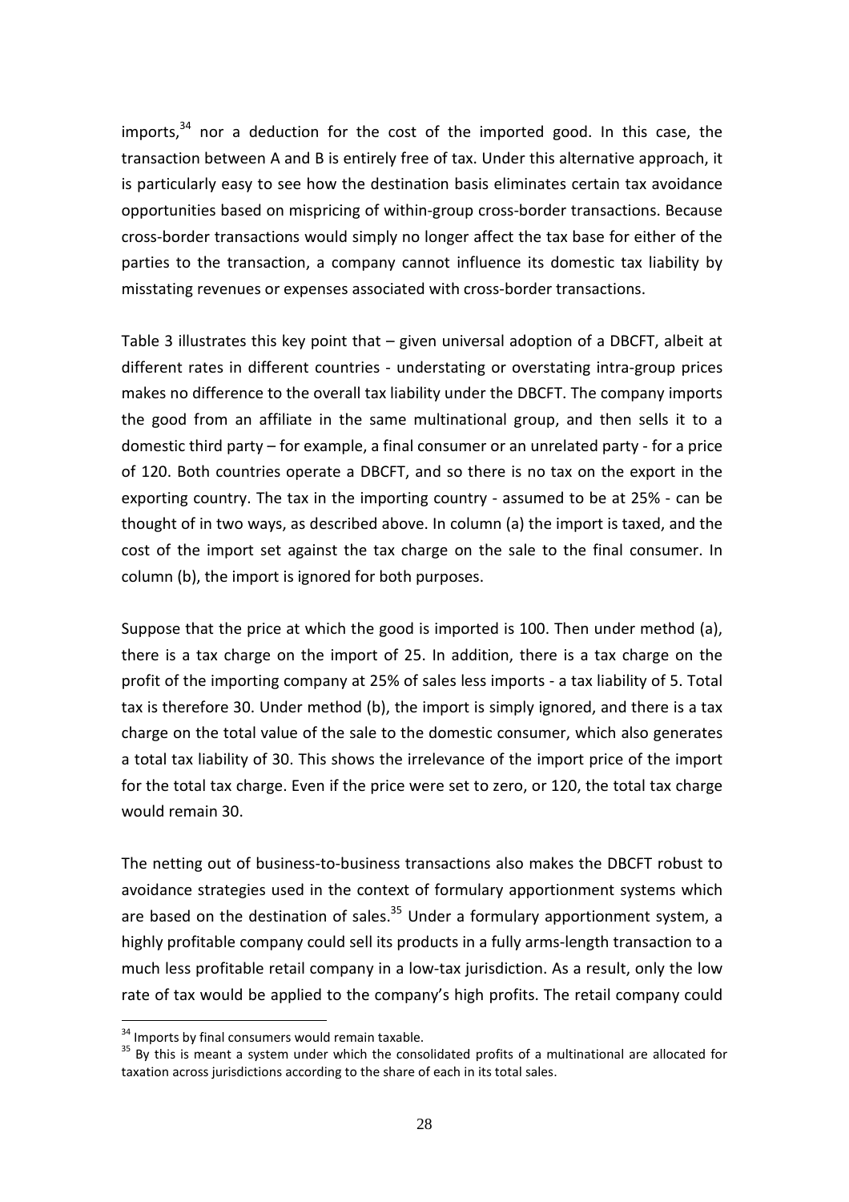imports,[34] nor a deduction for the cost of the imported good. In this case, the transaction between A and B is entirely free of tax. Under this alternative approach, it is particularly easy to see how the destination basis eliminates certain tax avoidance opportunities based on mispricing of within-group cross-border transactions. Because cross-border transactions would simply no longer affect the tax base for either of the parties to the transaction, a company cannot influence its domestic tax liability by misstating revenues or expenses associated with cross-border transactions.

Table 3 illustrates this key point that – given universal adoption of a DBCFT, albeit at different rates in different countries - understating or overstating intra-group prices makes no difference to the overall tax liability under the DBCFT. The company imports the good from an affiliate in the same multinational group, and then sells it to a domestic third party – for example, a final consumer or an unrelated party - for a price of 120. Both countries operate a DBCFT, and so there is no tax on the export in the exporting country. The tax in the importing country - assumed to be at 25% - can be thought of in two ways, as described above. In column (a) the import is taxed, and the cost of the import set against the tax charge on the sale to the final consumer. In column (b), the import is ignored for both purposes.

Suppose that the price at which the good is imported is 100. Then under method (a), there is a tax charge on the import of 25. In addition, there is a tax charge on the profit of the importing company at 25% of sales less imports - a tax liability of 5. Total tax is therefore 30. Under method (b), the import is simply ignored, and there is a tax charge on the total value of the sale to the domestic consumer, which also generates a total tax liability of 30. This shows the irrelevance of the import price of the import for the total tax charge. Even if the price were set to zero, or 120, the total tax charge would remain 30.

The netting out of business-to-business transactions also makes the DBCFT robust to avoidance strategies used in the context of formulary apportionment systems which are based on the destination of sales.[35] Under a formulary apportionment system, a highly profitable company could sell its products in a fully arms-length transaction to a much less profitable retail company in a low-tax jurisdiction. As a result, only the low rate of tax would be applied to the company's high profits. The retail company could

---

[34] Imports by final consumers would remain taxable.

[35] By this is meant a system under which the consolidated profits of a multinational are allocated for taxation across jurisdictions according to the share of each in its total sales.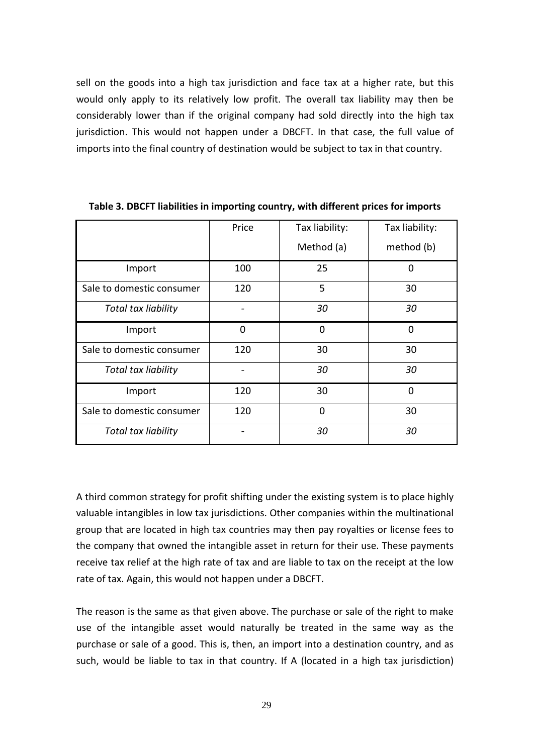sell on the goods into a high tax jurisdiction and face tax at a higher rate, but this would only apply to its relatively low profit. The overall tax liability may then be considerably lower than if the original company had sold directly into the high tax jurisdiction. This would not happen under a DBCFT. In that case, the full value of imports into the final country of destination would be subject to tax in that country.

**Table 3. DBCFT liabilities in importing country, with different prices for imports**

| | Price | Tax liability: Method (a) | Tax liability: method (b) |
|---|---|---|---|
| Import | 100 | 25 | 0 |
| Sale to domestic consumer | 120 | 5 | 30 |
| *Total tax liability* | - | *30* | *30* |
| Import | 0 | 0 | 0 |
| Sale to domestic consumer | 120 | 30 | 30 |
| *Total tax liability* | - | *30* | *30* |
| Import | 120 | 30 | 0 |
| Sale to domestic consumer | 120 | 0 | 30 |
| *Total tax liability* | - | *30* | *30* |

A third common strategy for profit shifting under the existing system is to place highly valuable intangibles in low tax jurisdictions. Other companies within the multinational group that are located in high tax countries may then pay royalties or license fees to the company that owned the intangible asset in return for their use. These payments receive tax relief at the high rate of tax and are liable to tax on the receipt at the low rate of tax. Again, this would not happen under a DBCFT.

The reason is the same as that given above. The purchase or sale of the right to make use of the intangible asset would naturally be treated in the same way as the purchase or sale of a good. This is, then, an import into a destination country, and as such, would be liable to tax in that country. If A (located in a high tax jurisdiction)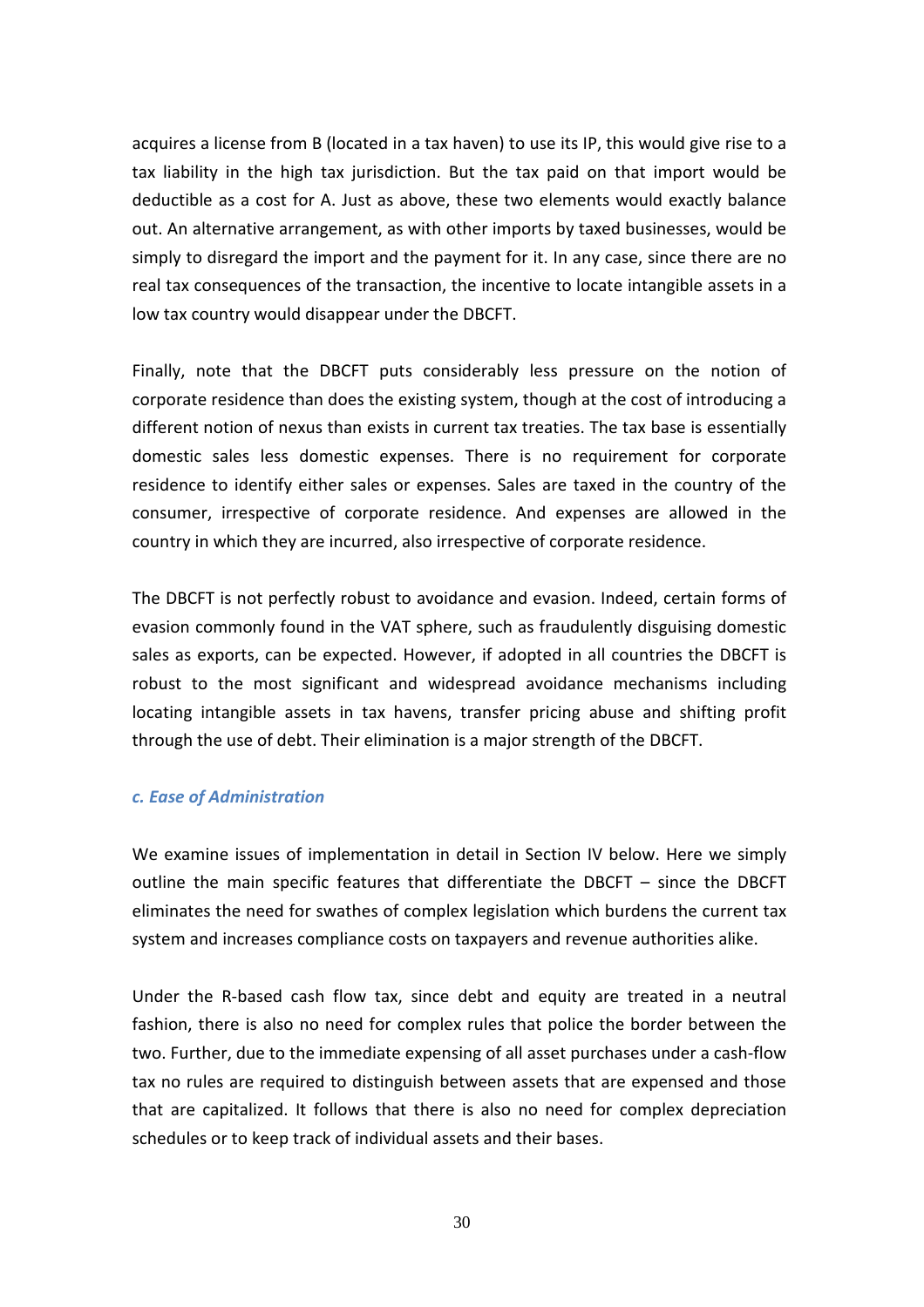acquires a license from B (located in a tax haven) to use its IP, this would give rise to a tax liability in the high tax jurisdiction. But the tax paid on that import would be deductible as a cost for A. Just as above, these two elements would exactly balance out. An alternative arrangement, as with other imports by taxed businesses, would be simply to disregard the import and the payment for it. In any case, since there are no real tax consequences of the transaction, the incentive to locate intangible assets in a low tax country would disappear under the DBCFT.

Finally, note that the DBCFT puts considerably less pressure on the notion of corporate residence than does the existing system, though at the cost of introducing a different notion of nexus than exists in current tax treaties. The tax base is essentially domestic sales less domestic expenses. There is no requirement for corporate residence to identify either sales or expenses. Sales are taxed in the country of the consumer, irrespective of corporate residence. And expenses are allowed in the country in which they are incurred, also irrespective of corporate residence.

The DBCFT is not perfectly robust to avoidance and evasion. Indeed, certain forms of evasion commonly found in the VAT sphere, such as fraudulently disguising domestic sales as exports, can be expected. However, if adopted in all countries the DBCFT is robust to the most significant and widespread avoidance mechanisms including locating intangible assets in tax havens, transfer pricing abuse and shifting profit through the use of debt. Their elimination is a major strength of the DBCFT.

### *c. Ease of Administration*

We examine issues of implementation in detail in Section IV below. Here we simply outline the main specific features that differentiate the DBCFT – since the DBCFT eliminates the need for swathes of complex legislation which burdens the current tax system and increases compliance costs on taxpayers and revenue authorities alike.

Under the R-based cash flow tax, since debt and equity are treated in a neutral fashion, there is also no need for complex rules that police the border between the two. Further, due to the immediate expensing of all asset purchases under a cash-flow tax no rules are required to distinguish between assets that are expensed and those that are capitalized. It follows that there is also no need for complex depreciation schedules or to keep track of individual assets and their bases.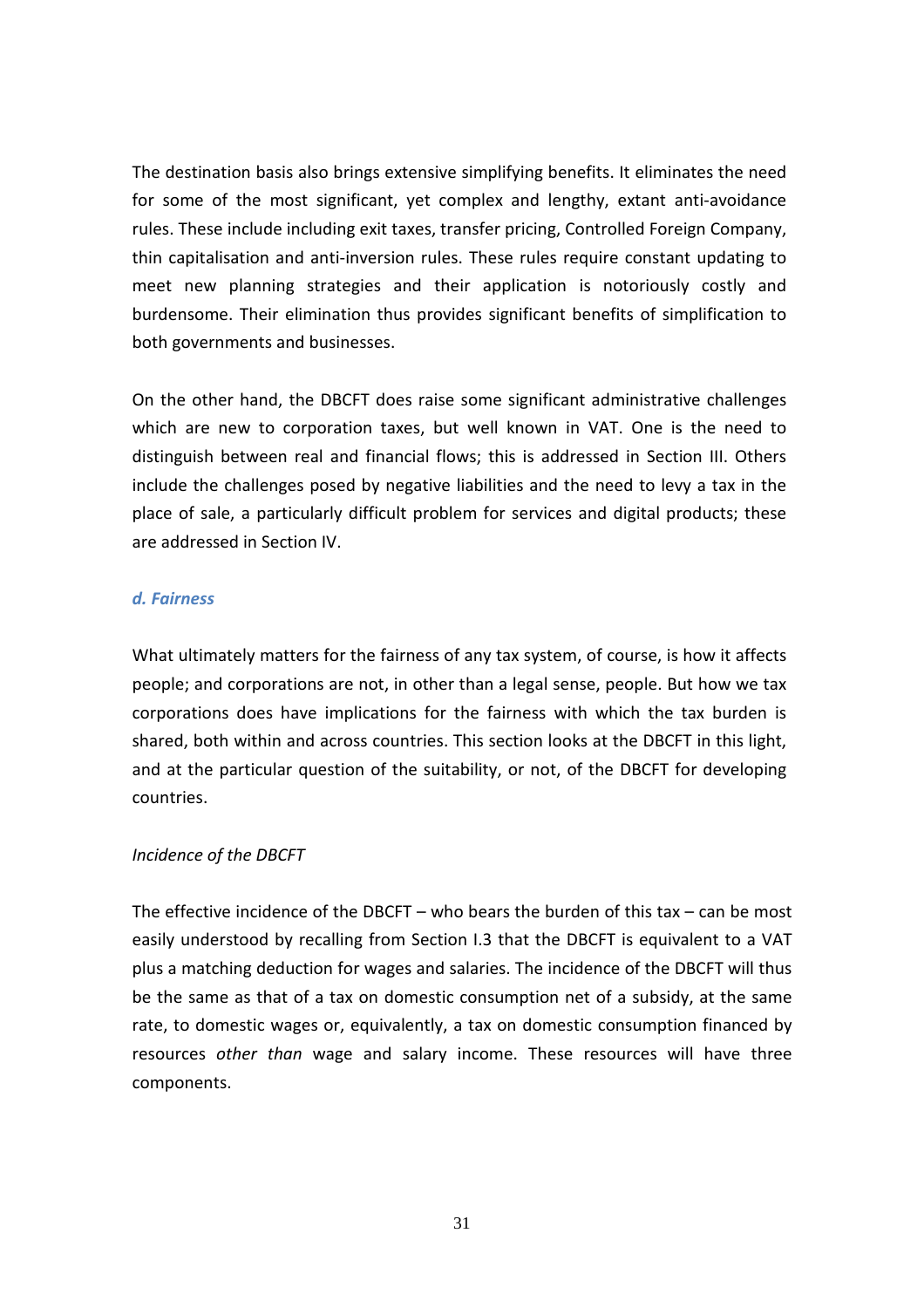The destination basis also brings extensive simplifying benefits. It eliminates the need for some of the most significant, yet complex and lengthy, extant anti-avoidance rules. These include including exit taxes, transfer pricing, Controlled Foreign Company, thin capitalisation and anti-inversion rules. These rules require constant updating to meet new planning strategies and their application is notoriously costly and burdensome. Their elimination thus provides significant benefits of simplification to both governments and businesses.

On the other hand, the DBCFT does raise some significant administrative challenges which are new to corporation taxes, but well known in VAT. One is the need to distinguish between real and financial flows; this is addressed in Section III. Others include the challenges posed by negative liabilities and the need to levy a tax in the place of sale, a particularly difficult problem for services and digital products; these are addressed in Section IV.

### *d. Fairness*

What ultimately matters for the fairness of any tax system, of course, is how it affects people; and corporations are not, in other than a legal sense, people. But how we tax corporations does have implications for the fairness with which the tax burden is shared, both within and across countries. This section looks at the DBCFT in this light, and at the particular question of the suitability, or not, of the DBCFT for developing countries.

*Incidence of the DBCFT*

The effective incidence of the DBCFT – who bears the burden of this tax – can be most easily understood by recalling from Section I.3 that the DBCFT is equivalent to a VAT plus a matching deduction for wages and salaries. The incidence of the DBCFT will thus be the same as that of a tax on domestic consumption net of a subsidy, at the same rate, to domestic wages or, equivalently, a tax on domestic consumption financed by resources *other than* wage and salary income. These resources will have three components.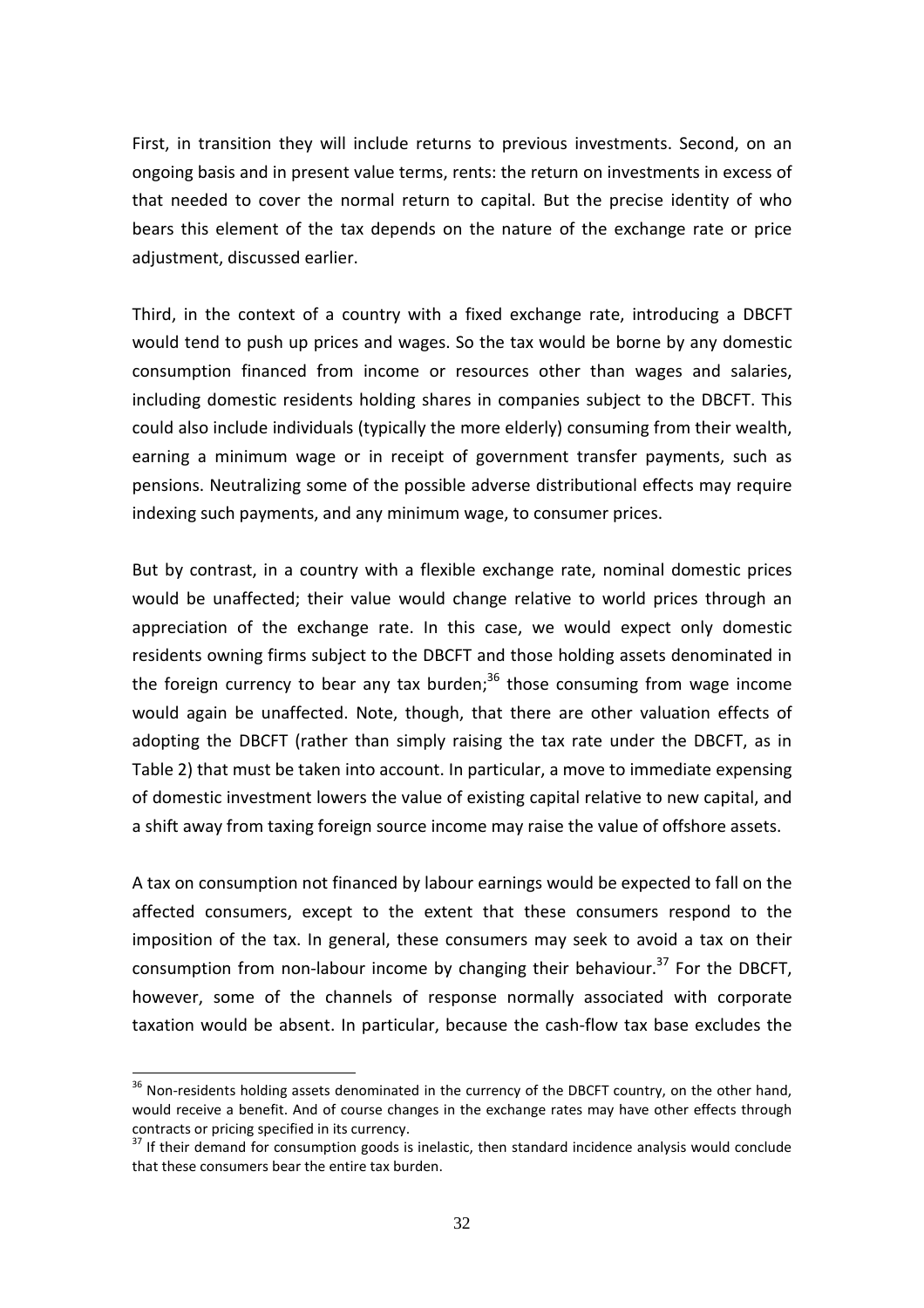First, in transition they will include returns to previous investments. Second, on an ongoing basis and in present value terms, rents: the return on investments in excess of that needed to cover the normal return to capital. But the precise identity of who bears this element of the tax depends on the nature of the exchange rate or price adjustment, discussed earlier.

Third, in the context of a country with a fixed exchange rate, introducing a DBCFT would tend to push up prices and wages. So the tax would be borne by any domestic consumption financed from income or resources other than wages and salaries, including domestic residents holding shares in companies subject to the DBCFT. This could also include individuals (typically the more elderly) consuming from their wealth, earning a minimum wage or in receipt of government transfer payments, such as pensions. Neutralizing some of the possible adverse distributional effects may require indexing such payments, and any minimum wage, to consumer prices.

But by contrast, in a country with a flexible exchange rate, nominal domestic prices would be unaffected; their value would change relative to world prices through an appreciation of the exchange rate. In this case, we would expect only domestic residents owning firms subject to the DBCFT and those holding assets denominated in the foreign currency to bear any tax burden;[36] those consuming from wage income would again be unaffected. Note, though, that there are other valuation effects of adopting the DBCFT (rather than simply raising the tax rate under the DBCFT, as in Table 2) that must be taken into account. In particular, a move to immediate expensing of domestic investment lowers the value of existing capital relative to new capital, and a shift away from taxing foreign source income may raise the value of offshore assets.

A tax on consumption not financed by labour earnings would be expected to fall on the affected consumers, except to the extent that these consumers respond to the imposition of the tax. In general, these consumers may seek to avoid a tax on their consumption from non-labour income by changing their behaviour.[37] For the DBCFT, however, some of the channels of response normally associated with corporate taxation would be absent. In particular, because the cash-flow tax base excludes the

[36] Non-residents holding assets denominated in the currency of the DBCFT country, on the other hand, would receive a benefit. And of course changes in the exchange rates may have other effects through contracts or pricing specified in its currency.

[37] If their demand for consumption goods is inelastic, then standard incidence analysis would conclude that these consumers bear the entire tax burden.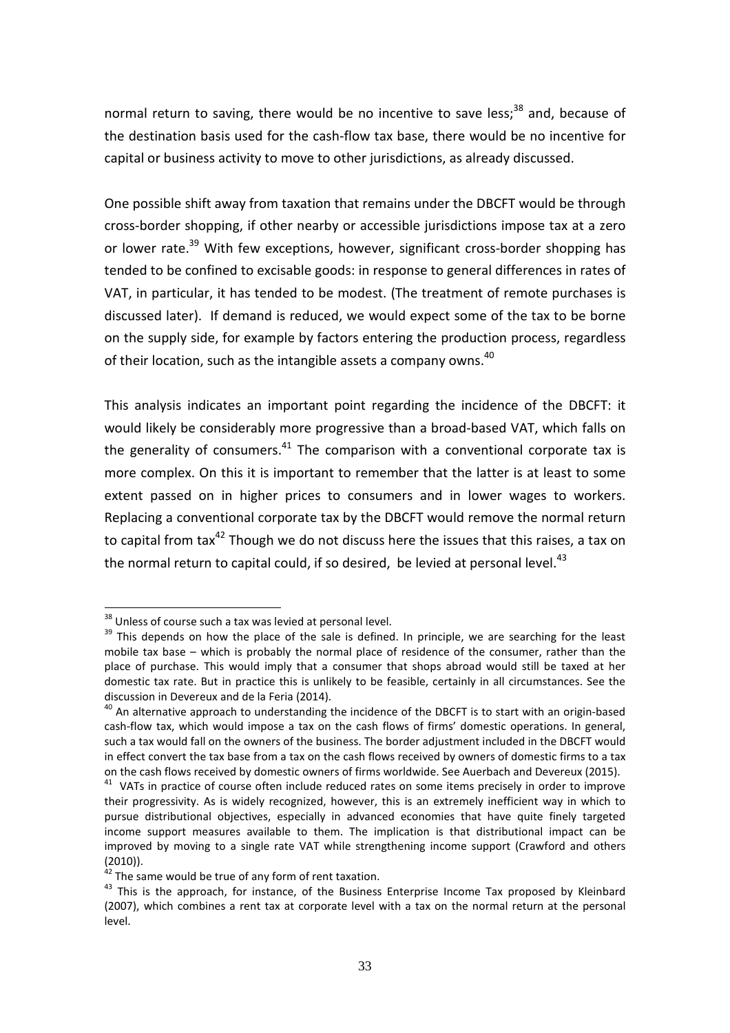normal return to saving, there would be no incentive to save less;[38] and, because of the destination basis used for the cash-flow tax base, there would be no incentive for capital or business activity to move to other jurisdictions, as already discussed.

One possible shift away from taxation that remains under the DBCFT would be through cross-border shopping, if other nearby or accessible jurisdictions impose tax at a zero or lower rate.[39] With few exceptions, however, significant cross-border shopping has tended to be confined to excisable goods: in response to general differences in rates of VAT, in particular, it has tended to be modest. (The treatment of remote purchases is discussed later). If demand is reduced, we would expect some of the tax to be borne on the supply side, for example by factors entering the production process, regardless of their location, such as the intangible assets a company owns.[40]

This analysis indicates an important point regarding the incidence of the DBCFT: it would likely be considerably more progressive than a broad-based VAT, which falls on the generality of consumers.[41] The comparison with a conventional corporate tax is more complex. On this it is important to remember that the latter is at least to some extent passed on in higher prices to consumers and in lower wages to workers. Replacing a conventional corporate tax by the DBCFT would remove the normal return to capital from tax[42] Though we do not discuss here the issues that this raises, a tax on the normal return to capital could, if so desired, be levied at personal level.[43]

---

[38] Unless of course such a tax was levied at personal level.

[39] This depends on how the place of the sale is defined. In principle, we are searching for the least mobile tax base – which is probably the normal place of residence of the consumer, rather than the place of purchase. This would imply that a consumer that shops abroad would still be taxed at her domestic tax rate. But in practice this is unlikely to be feasible, certainly in all circumstances. See the discussion in Devereux and de la Feria (2014).

[40] An alternative approach to understanding the incidence of the DBCFT is to start with an origin-based cash-flow tax, which would impose a tax on the cash flows of firms' domestic operations. In general, such a tax would fall on the owners of the business. The border adjustment included in the DBCFT would in effect convert the tax base from a tax on the cash flows received by owners of domestic firms to a tax on the cash flows received by domestic owners of firms worldwide. See Auerbach and Devereux (2015).

[41] VATs in practice of course often include reduced rates on some items precisely in order to improve their progressivity. As is widely recognized, however, this is an extremely inefficient way in which to pursue distributional objectives, especially in advanced economies that have quite finely targeted income support measures available to them. The implication is that distributional impact can be improved by moving to a single rate VAT while strengthening income support (Crawford and others (2010)).

[42] The same would be true of any form of rent taxation.

[43] This is the approach, for instance, of the Business Enterprise Income Tax proposed by Kleinbard (2007), which combines a rent tax at corporate level with a tax on the normal return at the personal level.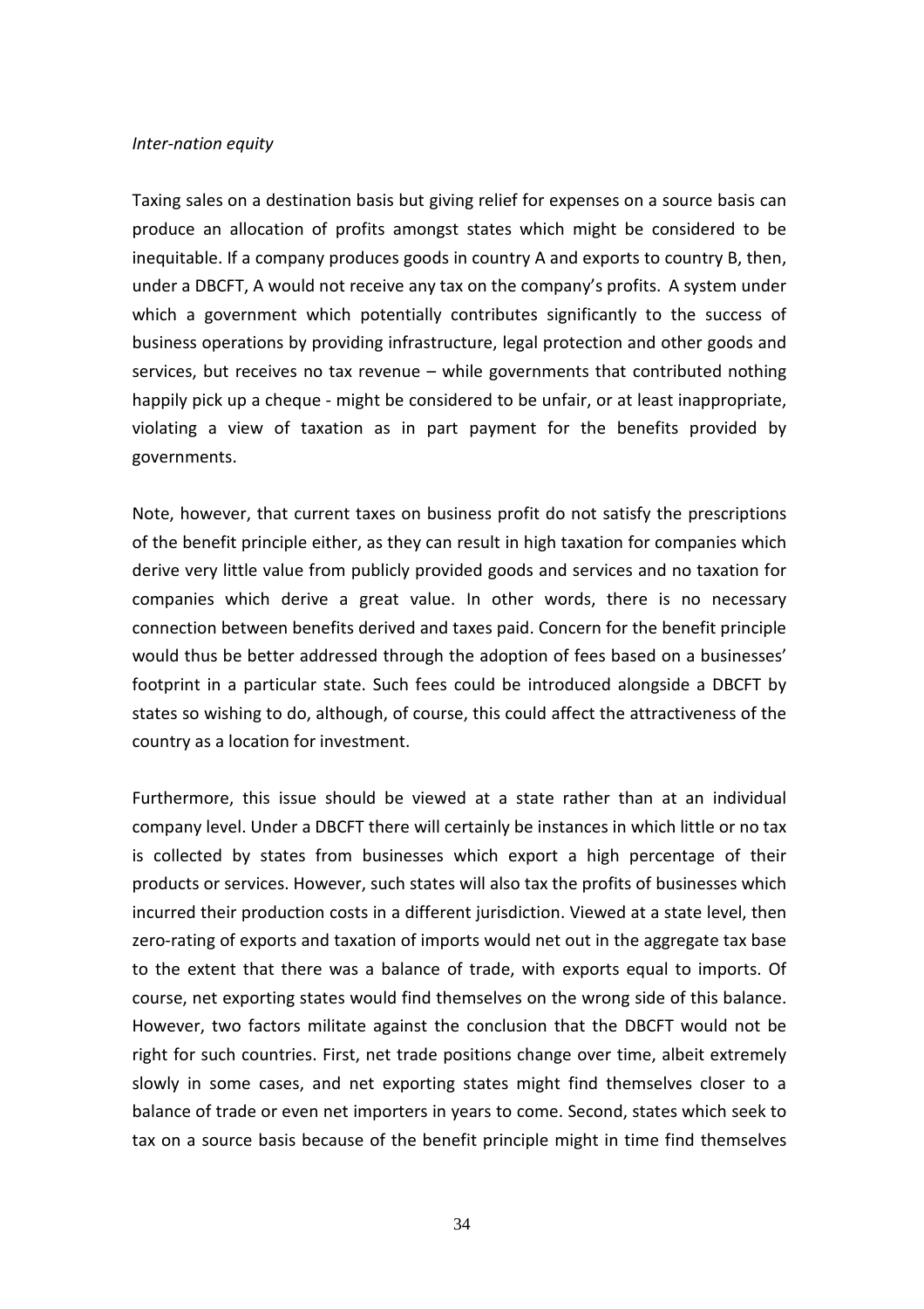*Inter-nation equity*

Taxing sales on a destination basis but giving relief for expenses on a source basis can produce an allocation of profits amongst states which might be considered to be inequitable. If a company produces goods in country A and exports to country B, then, under a DBCFT, A would not receive any tax on the company's profits. A system under which a government which potentially contributes significantly to the success of business operations by providing infrastructure, legal protection and other goods and services, but receives no tax revenue – while governments that contributed nothing happily pick up a cheque - might be considered to be unfair, or at least inappropriate, violating a view of taxation as in part payment for the benefits provided by governments.

Note, however, that current taxes on business profit do not satisfy the prescriptions of the benefit principle either, as they can result in high taxation for companies which derive very little value from publicly provided goods and services and no taxation for companies which derive a great value. In other words, there is no necessary connection between benefits derived and taxes paid. Concern for the benefit principle would thus be better addressed through the adoption of fees based on a businesses' footprint in a particular state. Such fees could be introduced alongside a DBCFT by states so wishing to do, although, of course, this could affect the attractiveness of the country as a location for investment.

Furthermore, this issue should be viewed at a state rather than at an individual company level. Under a DBCFT there will certainly be instances in which little or no tax is collected by states from businesses which export a high percentage of their products or services. However, such states will also tax the profits of businesses which incurred their production costs in a different jurisdiction. Viewed at a state level, then zero-rating of exports and taxation of imports would net out in the aggregate tax base to the extent that there was a balance of trade, with exports equal to imports. Of course, net exporting states would find themselves on the wrong side of this balance. However, two factors militate against the conclusion that the DBCFT would not be right for such countries. First, net trade positions change over time, albeit extremely slowly in some cases, and net exporting states might find themselves closer to a balance of trade or even net importers in years to come. Second, states which seek to tax on a source basis because of the benefit principle might in time find themselves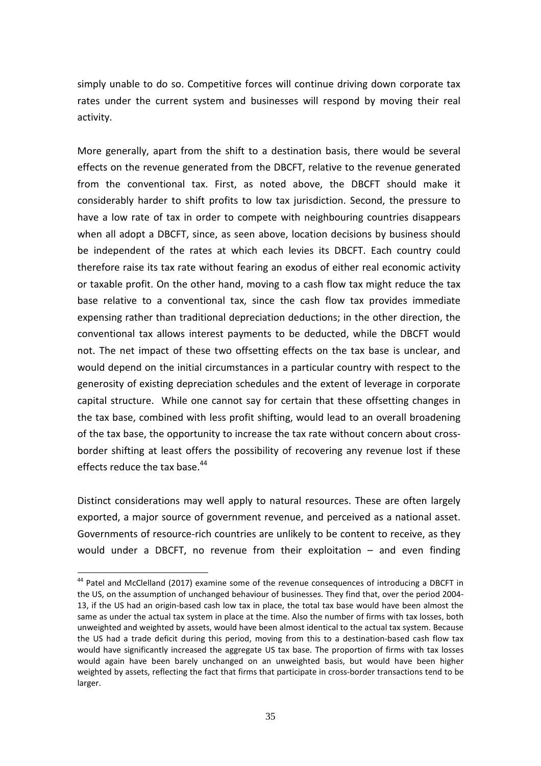simply unable to do so. Competitive forces will continue driving down corporate tax rates under the current system and businesses will respond by moving their real activity.

More generally, apart from the shift to a destination basis, there would be several effects on the revenue generated from the DBCFT, relative to the revenue generated from the conventional tax. First, as noted above, the DBCFT should make it considerably harder to shift profits to low tax jurisdiction. Second, the pressure to have a low rate of tax in order to compete with neighbouring countries disappears when all adopt a DBCFT, since, as seen above, location decisions by business should be independent of the rates at which each levies its DBCFT. Each country could therefore raise its tax rate without fearing an exodus of either real economic activity or taxable profit. On the other hand, moving to a cash flow tax might reduce the tax base relative to a conventional tax, since the cash flow tax provides immediate expensing rather than traditional depreciation deductions; in the other direction, the conventional tax allows interest payments to be deducted, while the DBCFT would not. The net impact of these two offsetting effects on the tax base is unclear, and would depend on the initial circumstances in a particular country with respect to the generosity of existing depreciation schedules and the extent of leverage in corporate capital structure. While one cannot say for certain that these offsetting changes in the tax base, combined with less profit shifting, would lead to an overall broadening of the tax base, the opportunity to increase the tax rate without concern about cross-border shifting at least offers the possibility of recovering any revenue lost if these effects reduce the tax base.[44]

Distinct considerations may well apply to natural resources. These are often largely exported, a major source of government revenue, and perceived as a national asset. Governments of resource-rich countries are unlikely to be content to receive, as they would under a DBCFT, no revenue from their exploitation – and even finding

---

[44] Patel and McClelland (2017) examine some of the revenue consequences of introducing a DBCFT in the US, on the assumption of unchanged behaviour of businesses. They find that, over the period 2004-13, if the US had an origin-based cash low tax in place, the total tax base would have been almost the same as under the actual tax system in place at the time. Also the number of firms with tax losses, both unweighted and weighted by assets, would have been almost identical to the actual tax system. Because the US had a trade deficit during this period, moving from this to a destination-based cash flow tax would have significantly increased the aggregate US tax base. The proportion of firms with tax losses would again have been barely unchanged on an unweighted basis, but would have been higher weighted by assets, reflecting the fact that firms that participate in cross-border transactions tend to be larger.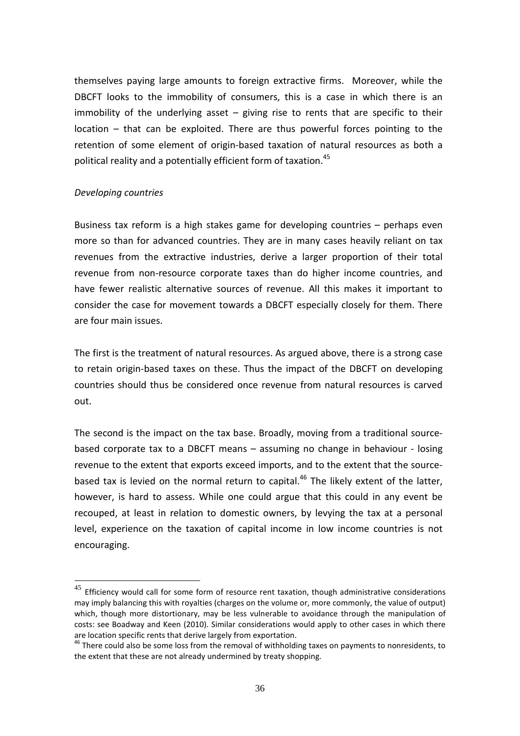themselves paying large amounts to foreign extractive firms. Moreover, while the DBCFT looks to the immobility of consumers, this is a case in which there is an immobility of the underlying asset – giving rise to rents that are specific to their location – that can be exploited. There are thus powerful forces pointing to the retention of some element of origin-based taxation of natural resources as both a political reality and a potentially efficient form of taxation.[45]

*Developing countries*

Business tax reform is a high stakes game for developing countries – perhaps even more so than for advanced countries. They are in many cases heavily reliant on tax revenues from the extractive industries, derive a larger proportion of their total revenue from non-resource corporate taxes than do higher income countries, and have fewer realistic alternative sources of revenue. All this makes it important to consider the case for movement towards a DBCFT especially closely for them. There are four main issues.

The first is the treatment of natural resources. As argued above, there is a strong case to retain origin-based taxes on these. Thus the impact of the DBCFT on developing countries should thus be considered once revenue from natural resources is carved out.

The second is the impact on the tax base. Broadly, moving from a traditional source-based corporate tax to a DBCFT means – assuming no change in behaviour - losing revenue to the extent that exports exceed imports, and to the extent that the source-based tax is levied on the normal return to capital.[46] The likely extent of the latter, however, is hard to assess. While one could argue that this could in any event be recouped, at least in relation to domestic owners, by levying the tax at a personal level, experience on the taxation of capital income in low income countries is not encouraging.

---

[45] Efficiency would call for some form of resource rent taxation, though administrative considerations may imply balancing this with royalties (charges on the volume or, more commonly, the value of output) which, though more distortionary, may be less vulnerable to avoidance through the manipulation of costs: see Boadway and Keen (2010). Similar considerations would apply to other cases in which there are location specific rents that derive largely from exportation.

[46] There could also be some loss from the removal of withholding taxes on payments to nonresidents, to the extent that these are not already undermined by treaty shopping.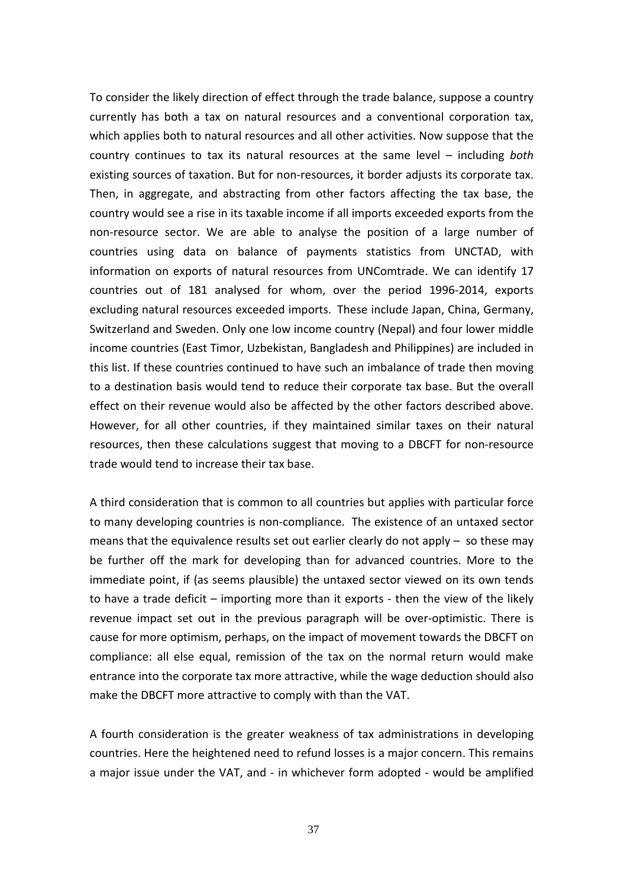To consider the likely direction of effect through the trade balance, suppose a country currently has both a tax on natural resources and a conventional corporation tax, which applies both to natural resources and all other activities. Now suppose that the country continues to tax its natural resources at the same level – including *both* existing sources of taxation. But for non-resources, it border adjusts its corporate tax. Then, in aggregate, and abstracting from other factors affecting the tax base, the country would see a rise in its taxable income if all imports exceeded exports from the non-resource sector. We are able to analyse the position of a large number of countries using data on balance of payments statistics from UNCTAD, with information on exports of natural resources from UNComtrade. We can identify 17 countries out of 181 analysed for whom, over the period 1996-2014, exports excluding natural resources exceeded imports. These include Japan, China, Germany, Switzerland and Sweden. Only one low income country (Nepal) and four lower middle income countries (East Timor, Uzbekistan, Bangladesh and Philippines) are included in this list. If these countries continued to have such an imbalance of trade then moving to a destination basis would tend to reduce their corporate tax base. But the overall effect on their revenue would also be affected by the other factors described above. However, for all other countries, if they maintained similar taxes on their natural resources, then these calculations suggest that moving to a DBCFT for non-resource trade would tend to increase their tax base.

A third consideration that is common to all countries but applies with particular force to many developing countries is non-compliance. The existence of an untaxed sector means that the equivalence results set out earlier clearly do not apply – so these may be further off the mark for developing than for advanced countries. More to the immediate point, if (as seems plausible) the untaxed sector viewed on its own tends to have a trade deficit – importing more than it exports - then the view of the likely revenue impact set out in the previous paragraph will be over-optimistic. There is cause for more optimism, perhaps, on the impact of movement towards the DBCFT on compliance: all else equal, remission of the tax on the normal return would make entrance into the corporate tax more attractive, while the wage deduction should also make the DBCFT more attractive to comply with than the VAT.

A fourth consideration is the greater weakness of tax administrations in developing countries. Here the heightened need to refund losses is a major concern. This remains a major issue under the VAT, and - in whichever form adopted - would be amplified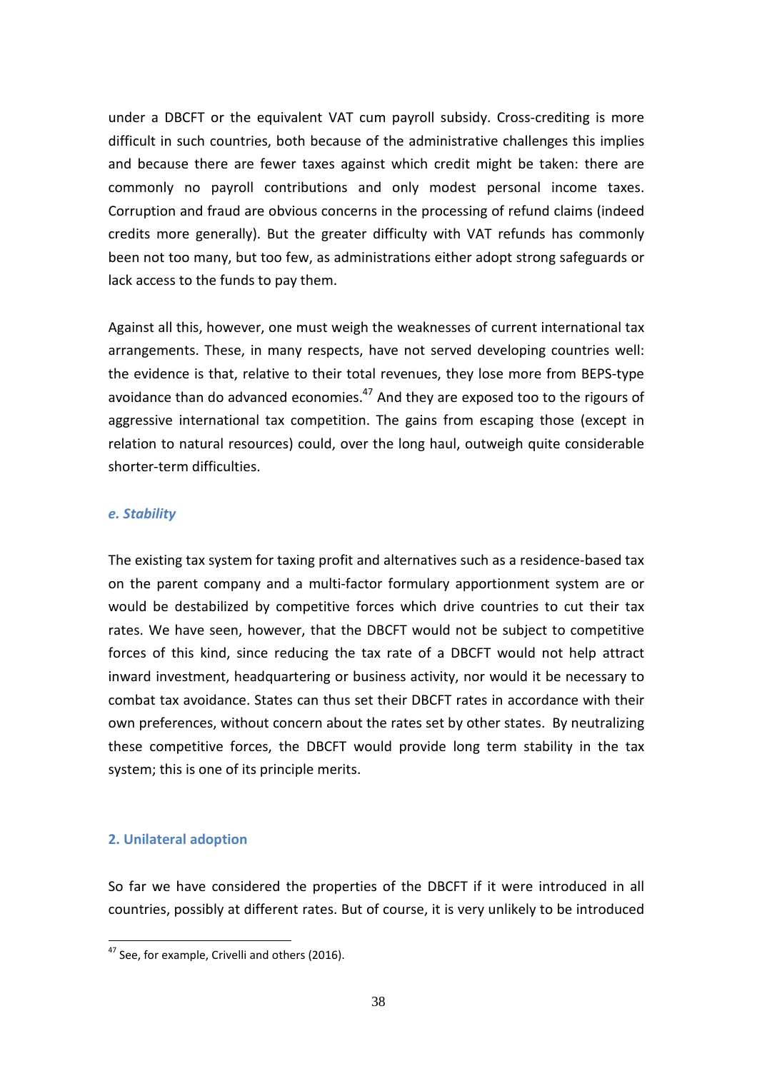under a DBCFT or the equivalent VAT cum payroll subsidy. Cross-crediting is more difficult in such countries, both because of the administrative challenges this implies and because there are fewer taxes against which credit might be taken: there are commonly no payroll contributions and only modest personal income taxes. Corruption and fraud are obvious concerns in the processing of refund claims (indeed credits more generally). But the greater difficulty with VAT refunds has commonly been not too many, but too few, as administrations either adopt strong safeguards or lack access to the funds to pay them.

Against all this, however, one must weigh the weaknesses of current international tax arrangements. These, in many respects, have not served developing countries well: the evidence is that, relative to their total revenues, they lose more from BEPS-type avoidance than do advanced economies.[47] And they are exposed too to the rigours of aggressive international tax competition. The gains from escaping those (except in relation to natural resources) could, over the long haul, outweigh quite considerable shorter-term difficulties.

### *e. Stability*

The existing tax system for taxing profit and alternatives such as a residence-based tax on the parent company and a multi-factor formulary apportionment system are or would be destabilized by competitive forces which drive countries to cut their tax rates. We have seen, however, that the DBCFT would not be subject to competitive forces of this kind, since reducing the tax rate of a DBCFT would not help attract inward investment, headquartering or business activity, nor would it be necessary to combat tax avoidance. States can thus set their DBCFT rates in accordance with their own preferences, without concern about the rates set by other states. By neutralizing these competitive forces, the DBCFT would provide long term stability in the tax system; this is one of its principle merits.

## 2. Unilateral adoption

So far we have considered the properties of the DBCFT if it were introduced in all countries, possibly at different rates. But of course, it is very unlikely to be introduced

---

[47] See, for example, Crivelli and others (2016).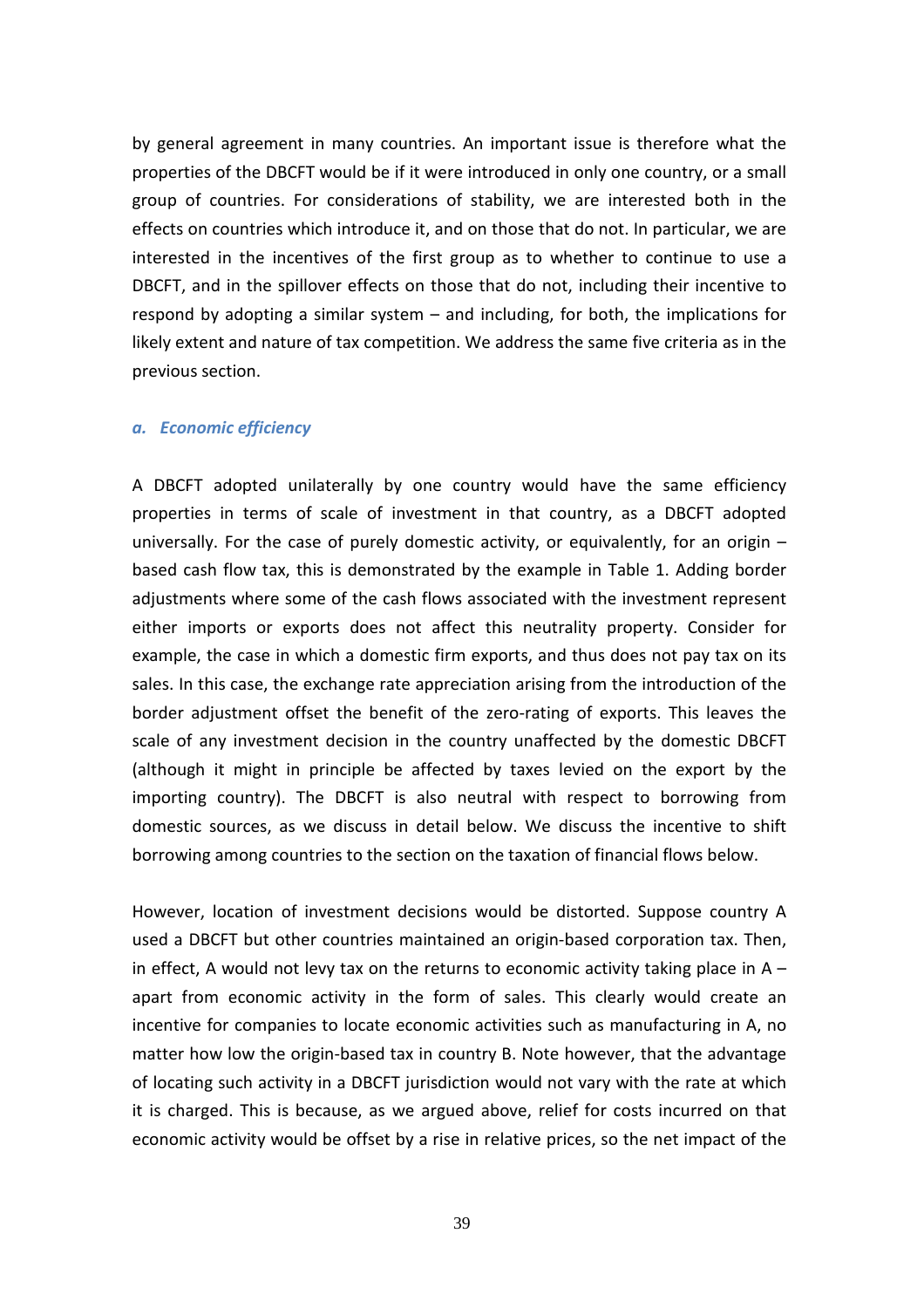by general agreement in many countries. An important issue is therefore what the properties of the DBCFT would be if it were introduced in only one country, or a small group of countries. For considerations of stability, we are interested both in the effects on countries which introduce it, and on those that do not. In particular, we are interested in the incentives of the first group as to whether to continue to use a DBCFT, and in the spillover effects on those that do not, including their incentive to respond by adopting a similar system – and including, for both, the implications for likely extent and nature of tax competition. We address the same five criteria as in the previous section.

### *a. Economic efficiency*

A DBCFT adopted unilaterally by one country would have the same efficiency properties in terms of scale of investment in that country, as a DBCFT adopted universally. For the case of purely domestic activity, or equivalently, for an origin – based cash flow tax, this is demonstrated by the example in Table 1. Adding border adjustments where some of the cash flows associated with the investment represent either imports or exports does not affect this neutrality property. Consider for example, the case in which a domestic firm exports, and thus does not pay tax on its sales. In this case, the exchange rate appreciation arising from the introduction of the border adjustment offset the benefit of the zero-rating of exports. This leaves the scale of any investment decision in the country unaffected by the domestic DBCFT (although it might in principle be affected by taxes levied on the export by the importing country). The DBCFT is also neutral with respect to borrowing from domestic sources, as we discuss in detail below. We discuss the incentive to shift borrowing among countries to the section on the taxation of financial flows below.

However, location of investment decisions would be distorted. Suppose country A used a DBCFT but other countries maintained an origin-based corporation tax. Then, in effect, A would not levy tax on the returns to economic activity taking place in A – apart from economic activity in the form of sales. This clearly would create an incentive for companies to locate economic activities such as manufacturing in A, no matter how low the origin-based tax in country B. Note however, that the advantage of locating such activity in a DBCFT jurisdiction would not vary with the rate at which it is charged. This is because, as we argued above, relief for costs incurred on that economic activity would be offset by a rise in relative prices, so the net impact of the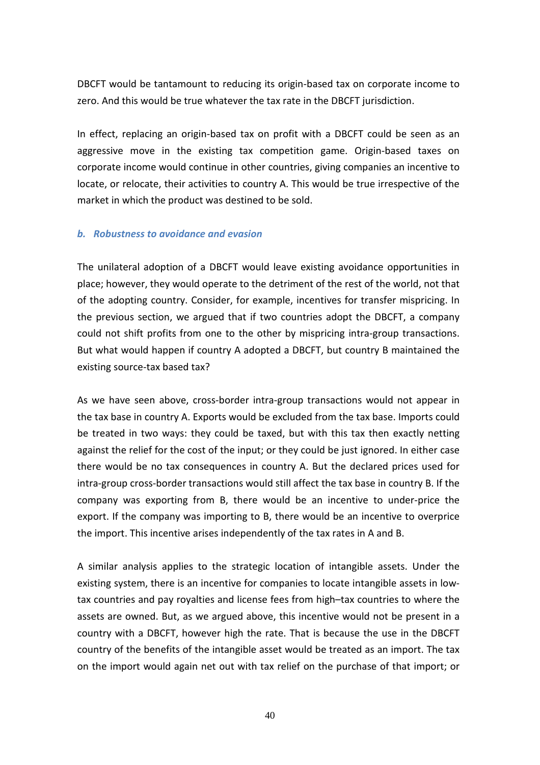DBCFT would be tantamount to reducing its origin-based tax on corporate income to zero. And this would be true whatever the tax rate in the DBCFT jurisdiction.

In effect, replacing an origin-based tax on profit with a DBCFT could be seen as an aggressive move in the existing tax competition game. Origin-based taxes on corporate income would continue in other countries, giving companies an incentive to locate, or relocate, their activities to country A. This would be true irrespective of the market in which the product was destined to be sold.

### *b. Robustness to avoidance and evasion*

The unilateral adoption of a DBCFT would leave existing avoidance opportunities in place; however, they would operate to the detriment of the rest of the world, not that of the adopting country. Consider, for example, incentives for transfer mispricing. In the previous section, we argued that if two countries adopt the DBCFT, a company could not shift profits from one to the other by mispricing intra-group transactions. But what would happen if country A adopted a DBCFT, but country B maintained the existing source-tax based tax?

As we have seen above, cross-border intra-group transactions would not appear in the tax base in country A. Exports would be excluded from the tax base. Imports could be treated in two ways: they could be taxed, but with this tax then exactly netting against the relief for the cost of the input; or they could be just ignored. In either case there would be no tax consequences in country A. But the declared prices used for intra-group cross-border transactions would still affect the tax base in country B. If the company was exporting from B, there would be an incentive to under-price the export. If the company was importing to B, there would be an incentive to overprice the import. This incentive arises independently of the tax rates in A and B.

A similar analysis applies to the strategic location of intangible assets. Under the existing system, there is an incentive for companies to locate intangible assets in low-tax countries and pay royalties and license fees from high–tax countries to where the assets are owned. But, as we argued above, this incentive would not be present in a country with a DBCFT, however high the rate. That is because the use in the DBCFT country of the benefits of the intangible asset would be treated as an import. The tax on the import would again net out with tax relief on the purchase of that import; or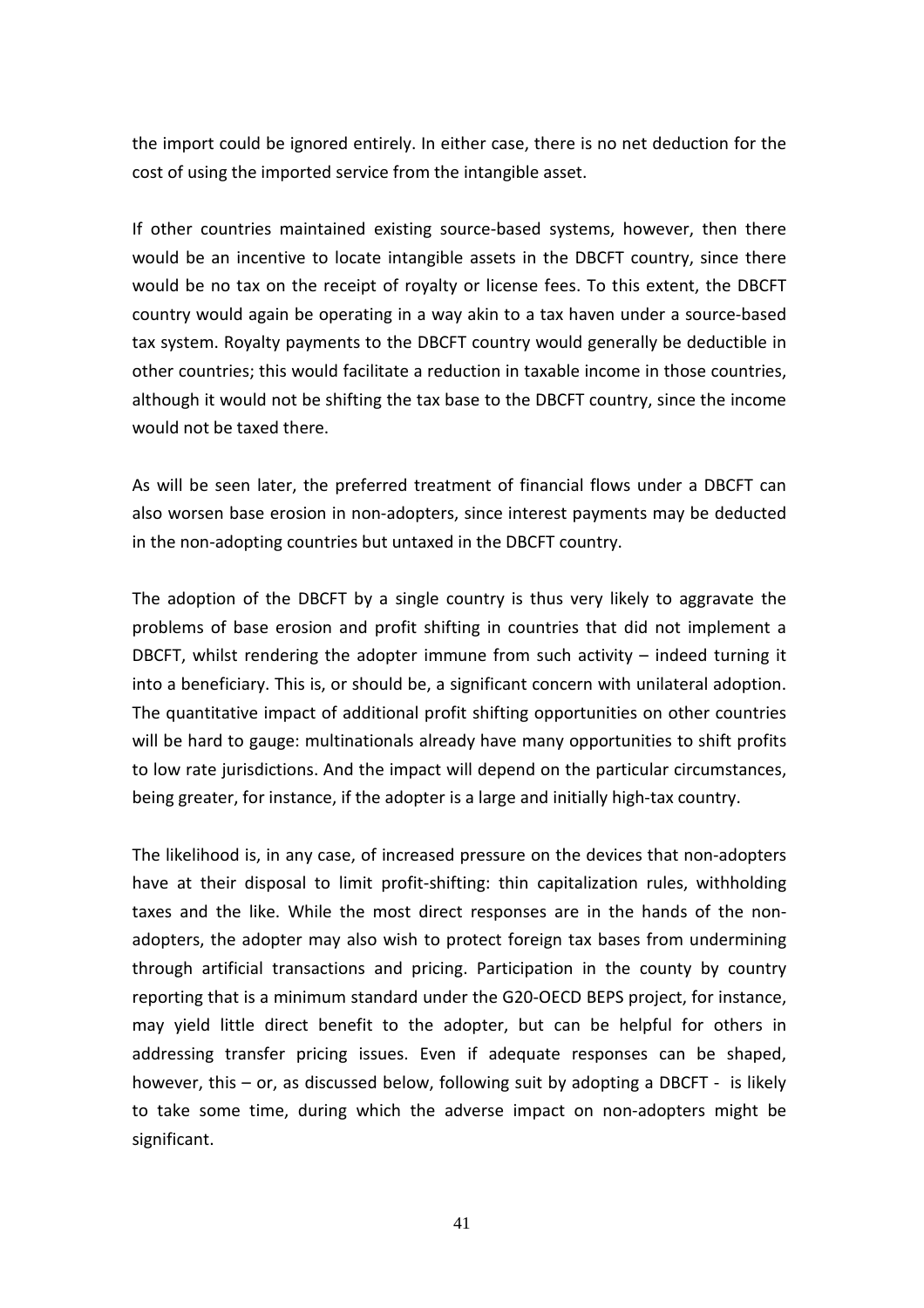the import could be ignored entirely. In either case, there is no net deduction for the cost of using the imported service from the intangible asset.

If other countries maintained existing source-based systems, however, then there would be an incentive to locate intangible assets in the DBCFT country, since there would be no tax on the receipt of royalty or license fees. To this extent, the DBCFT country would again be operating in a way akin to a tax haven under a source-based tax system. Royalty payments to the DBCFT country would generally be deductible in other countries; this would facilitate a reduction in taxable income in those countries, although it would not be shifting the tax base to the DBCFT country, since the income would not be taxed there.

As will be seen later, the preferred treatment of financial flows under a DBCFT can also worsen base erosion in non-adopters, since interest payments may be deducted in the non-adopting countries but untaxed in the DBCFT country.

The adoption of the DBCFT by a single country is thus very likely to aggravate the problems of base erosion and profit shifting in countries that did not implement a DBCFT, whilst rendering the adopter immune from such activity – indeed turning it into a beneficiary. This is, or should be, a significant concern with unilateral adoption. The quantitative impact of additional profit shifting opportunities on other countries will be hard to gauge: multinationals already have many opportunities to shift profits to low rate jurisdictions. And the impact will depend on the particular circumstances, being greater, for instance, if the adopter is a large and initially high-tax country.

The likelihood is, in any case, of increased pressure on the devices that non-adopters have at their disposal to limit profit-shifting: thin capitalization rules, withholding taxes and the like. While the most direct responses are in the hands of the non-adopters, the adopter may also wish to protect foreign tax bases from undermining through artificial transactions and pricing. Participation in the county by country reporting that is a minimum standard under the G20-OECD BEPS project, for instance, may yield little direct benefit to the adopter, but can be helpful for others in addressing transfer pricing issues. Even if adequate responses can be shaped, however, this – or, as discussed below, following suit by adopting a DBCFT - is likely to take some time, during which the adverse impact on non-adopters might be significant.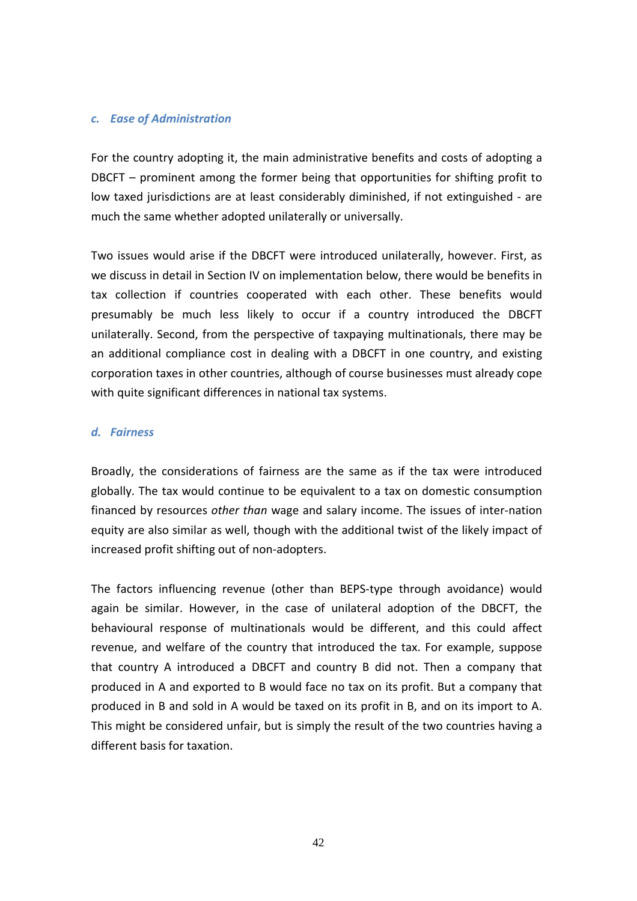#### *c. Ease of Administration*

For the country adopting it, the main administrative benefits and costs of adopting a DBCFT – prominent among the former being that opportunities for shifting profit to low taxed jurisdictions are at least considerably diminished, if not extinguished - are much the same whether adopted unilaterally or universally.

Two issues would arise if the DBCFT were introduced unilaterally, however. First, as we discuss in detail in Section IV on implementation below, there would be benefits in tax collection if countries cooperated with each other. These benefits would presumably be much less likely to occur if a country introduced the DBCFT unilaterally. Second, from the perspective of taxpaying multinationals, there may be an additional compliance cost in dealing with a DBCFT in one country, and existing corporation taxes in other countries, although of course businesses must already cope with quite significant differences in national tax systems.

#### *d. Fairness*

Broadly, the considerations of fairness are the same as if the tax were introduced globally. The tax would continue to be equivalent to a tax on domestic consumption financed by resources *other than* wage and salary income. The issues of inter-nation equity are also similar as well, though with the additional twist of the likely impact of increased profit shifting out of non-adopters.

The factors influencing revenue (other than BEPS-type through avoidance) would again be similar. However, in the case of unilateral adoption of the DBCFT, the behavioural response of multinationals would be different, and this could affect revenue, and welfare of the country that introduced the tax. For example, suppose that country A introduced a DBCFT and country B did not. Then a company that produced in A and exported to B would face no tax on its profit. But a company that produced in B and sold in A would be taxed on its profit in B, and on its import to A. This might be considered unfair, but is simply the result of the two countries having a different basis for taxation.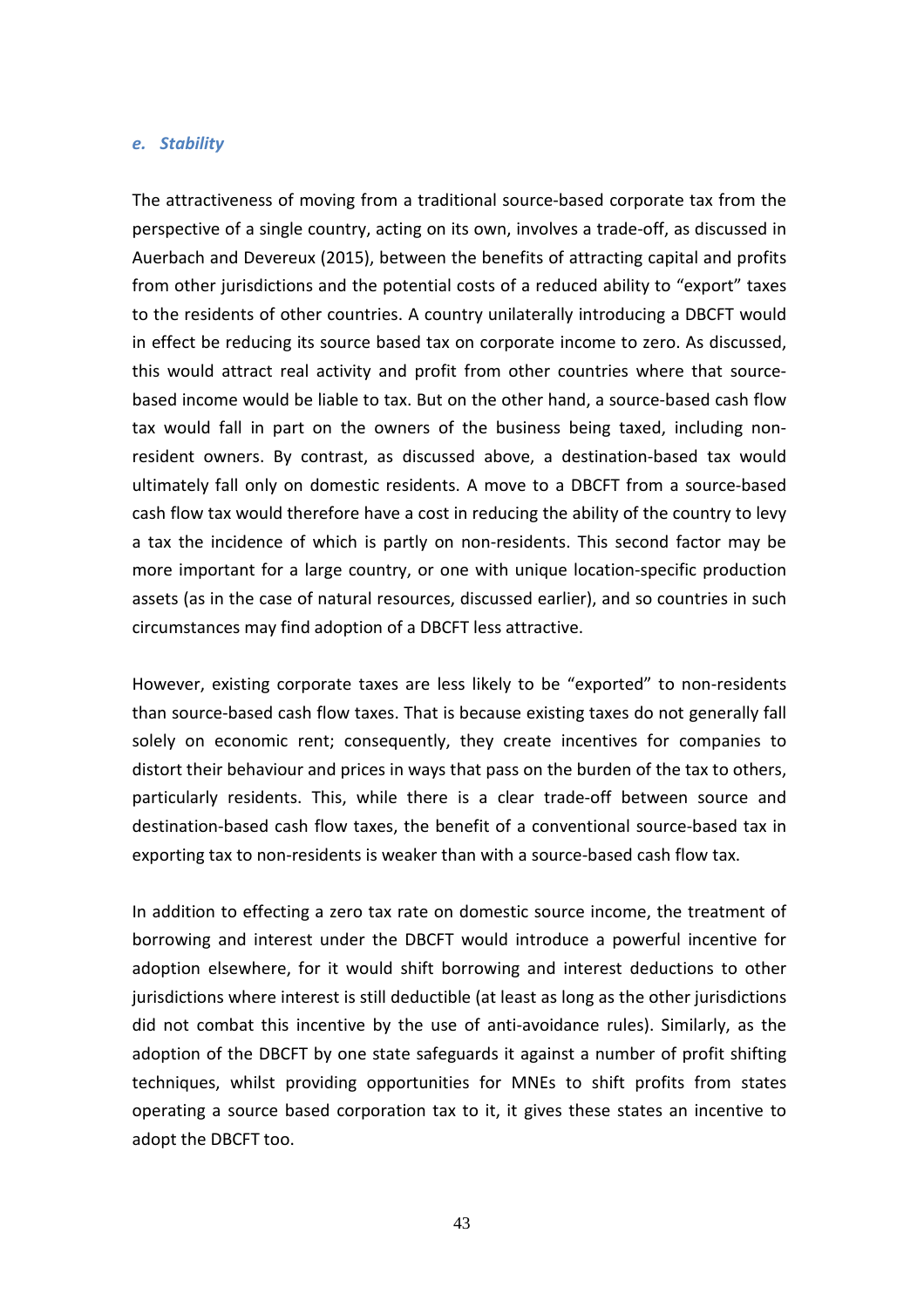### *e. Stability*

The attractiveness of moving from a traditional source-based corporate tax from the perspective of a single country, acting on its own, involves a trade-off, as discussed in Auerbach and Devereux (2015), between the benefits of attracting capital and profits from other jurisdictions and the potential costs of a reduced ability to "export" taxes to the residents of other countries. A country unilaterally introducing a DBCFT would in effect be reducing its source based tax on corporate income to zero. As discussed, this would attract real activity and profit from other countries where that source-based income would be liable to tax. But on the other hand, a source-based cash flow tax would fall in part on the owners of the business being taxed, including non-resident owners. By contrast, as discussed above, a destination-based tax would ultimately fall only on domestic residents. A move to a DBCFT from a source-based cash flow tax would therefore have a cost in reducing the ability of the country to levy a tax the incidence of which is partly on non-residents. This second factor may be more important for a large country, or one with unique location-specific production assets (as in the case of natural resources, discussed earlier), and so countries in such circumstances may find adoption of a DBCFT less attractive.

However, existing corporate taxes are less likely to be "exported" to non-residents than source-based cash flow taxes. That is because existing taxes do not generally fall solely on economic rent; consequently, they create incentives for companies to distort their behaviour and prices in ways that pass on the burden of the tax to others, particularly residents. This, while there is a clear trade-off between source and destination-based cash flow taxes, the benefit of a conventional source-based tax in exporting tax to non-residents is weaker than with a source-based cash flow tax.

In addition to effecting a zero tax rate on domestic source income, the treatment of borrowing and interest under the DBCFT would introduce a powerful incentive for adoption elsewhere, for it would shift borrowing and interest deductions to other jurisdictions where interest is still deductible (at least as long as the other jurisdictions did not combat this incentive by the use of anti-avoidance rules). Similarly, as the adoption of the DBCFT by one state safeguards it against a number of profit shifting techniques, whilst providing opportunities for MNEs to shift profits from states operating a source based corporation tax to it, it gives these states an incentive to adopt the DBCFT too.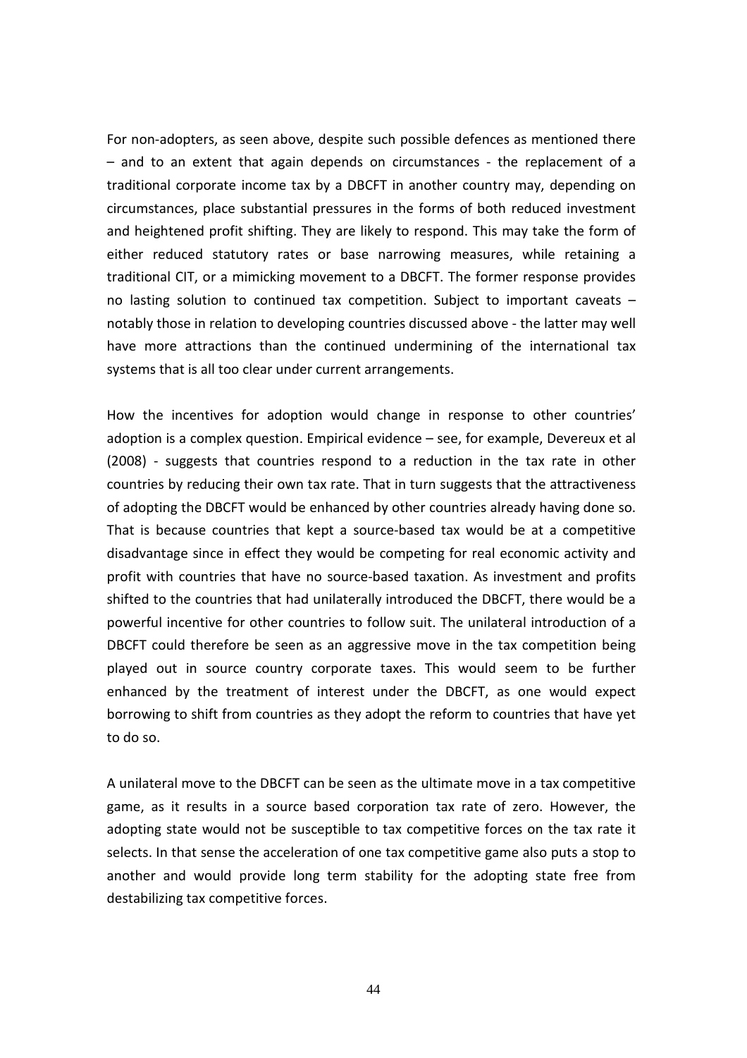For non-adopters, as seen above, despite such possible defences as mentioned there – and to an extent that again depends on circumstances - the replacement of a traditional corporate income tax by a DBCFT in another country may, depending on circumstances, place substantial pressures in the forms of both reduced investment and heightened profit shifting. They are likely to respond. This may take the form of either reduced statutory rates or base narrowing measures, while retaining a traditional CIT, or a mimicking movement to a DBCFT. The former response provides no lasting solution to continued tax competition. Subject to important caveats – notably those in relation to developing countries discussed above - the latter may well have more attractions than the continued undermining of the international tax systems that is all too clear under current arrangements.

How the incentives for adoption would change in response to other countries' adoption is a complex question. Empirical evidence – see, for example, Devereux et al (2008) - suggests that countries respond to a reduction in the tax rate in other countries by reducing their own tax rate. That in turn suggests that the attractiveness of adopting the DBCFT would be enhanced by other countries already having done so. That is because countries that kept a source-based tax would be at a competitive disadvantage since in effect they would be competing for real economic activity and profit with countries that have no source-based taxation. As investment and profits shifted to the countries that had unilaterally introduced the DBCFT, there would be a powerful incentive for other countries to follow suit. The unilateral introduction of a DBCFT could therefore be seen as an aggressive move in the tax competition being played out in source country corporate taxes. This would seem to be further enhanced by the treatment of interest under the DBCFT, as one would expect borrowing to shift from countries as they adopt the reform to countries that have yet to do so.

A unilateral move to the DBCFT can be seen as the ultimate move in a tax competitive game, as it results in a source based corporation tax rate of zero. However, the adopting state would not be susceptible to tax competitive forces on the tax rate it selects. In that sense the acceleration of one tax competitive game also puts a stop to another and would provide long term stability for the adopting state free from destabilizing tax competitive forces.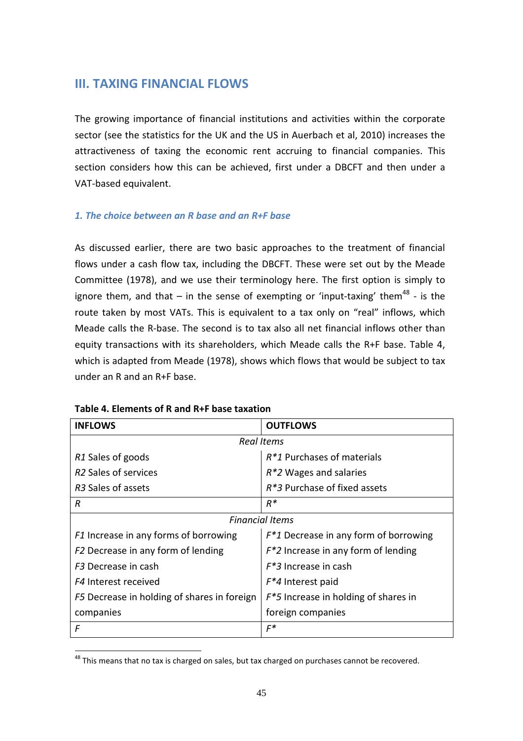## III. TAXING FINANCIAL FLOWS

The growing importance of financial institutions and activities within the corporate sector (see the statistics for the UK and the US in Auerbach et al, 2010) increases the attractiveness of taxing the economic rent accruing to financial companies. This section considers how this can be achieved, first under a DBCFT and then under a VAT-based equivalent.

### *1. The choice between an R base and an R+F base*

As discussed earlier, there are two basic approaches to the treatment of financial flows under a cash flow tax, including the DBCFT. These were set out by the Meade Committee (1978), and we use their terminology here. The first option is simply to ignore them, and that – in the sense of exempting or 'input-taxing' them[48] - is the route taken by most VATs. This is equivalent to a tax only on "real" inflows, which Meade calls the R-base. The second is to tax also all net financial inflows other than equity transactions with its shareholders, which Meade calls the R+F base. Table 4, which is adapted from Meade (1978), shows which flows that would be subject to tax under an R and an R+F base.

**Table 4. Elements of R and R+F base taxation**

| **INFLOWS** | **OUTFLOWS** |
|---|---|
| *Real Items* | |
| *R1* Sales of goods | *R\*1* Purchases of materials |
| *R2* Sales of services | *R\*2* Wages and salaries |
| *R3* Sales of assets | *R\*3* Purchase of fixed assets |
| *R* | *R\** |
| *Financial Items* | |
| *F1* Increase in any forms of borrowing | *F\*1* Decrease in any form of borrowing |
| *F2* Decrease in any form of lending | *F\*2* Increase in any form of lending |
| *F3* Decrease in cash | *F\*3* Increase in cash |
| *F4* Interest received | *F\*4* Interest paid |
| *F5* Decrease in holding of shares in foreign companies | *F\*5* Increase in holding of shares in foreign companies |
| *F* | *F\** |

[48] This means that no tax is charged on sales, but tax charged on purchases cannot be recovered.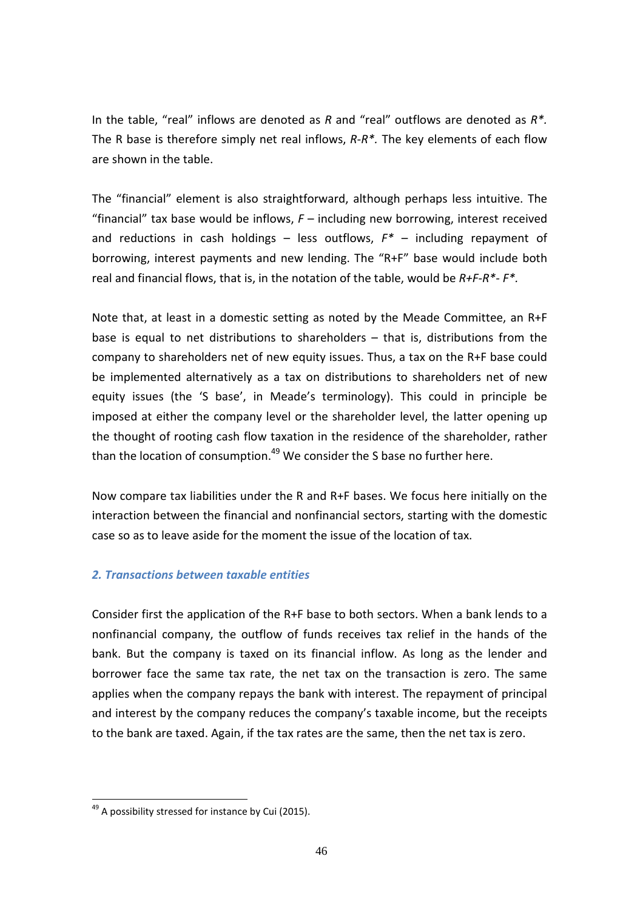In the table, "real" inflows are denoted as $R$ and "real" outflows are denoted as $R^*$. The R base is therefore simply net real inflows, $R-R^*$. The key elements of each flow are shown in the table.

The "financial" element is also straightforward, although perhaps less intuitive. The "financial" tax base would be inflows, $F$ – including new borrowing, interest received and reductions in cash holdings – less outflows, $F^*$ – including repayment of borrowing, interest payments and new lending. The "R+F" base would include both real and financial flows, that is, in the notation of the table, would be $R+F-R^*-F^*$.

Note that, at least in a domestic setting as noted by the Meade Committee, an R+F base is equal to net distributions to shareholders – that is, distributions from the company to shareholders net of new equity issues. Thus, a tax on the R+F base could be implemented alternatively as a tax on distributions to shareholders net of new equity issues (the 'S base', in Meade's terminology). This could in principle be imposed at either the company level or the shareholder level, the latter opening up the thought of rooting cash flow taxation in the residence of the shareholder, rather than the location of consumption.[49] We consider the S base no further here.

Now compare tax liabilities under the R and R+F bases. We focus here initially on the interaction between the financial and nonfinancial sectors, starting with the domestic case so as to leave aside for the moment the issue of the location of tax.

### *2. Transactions between taxable entities*

Consider first the application of the R+F base to both sectors. When a bank lends to a nonfinancial company, the outflow of funds receives tax relief in the hands of the bank. But the company is taxed on its financial inflow. As long as the lender and borrower face the same tax rate, the net tax on the transaction is zero. The same applies when the company repays the bank with interest. The repayment of principal and interest by the company reduces the company's taxable income, but the receipts to the bank are taxed. Again, if the tax rates are the same, then the net tax is zero.

---

[49] A possibility stressed for instance by Cui (2015).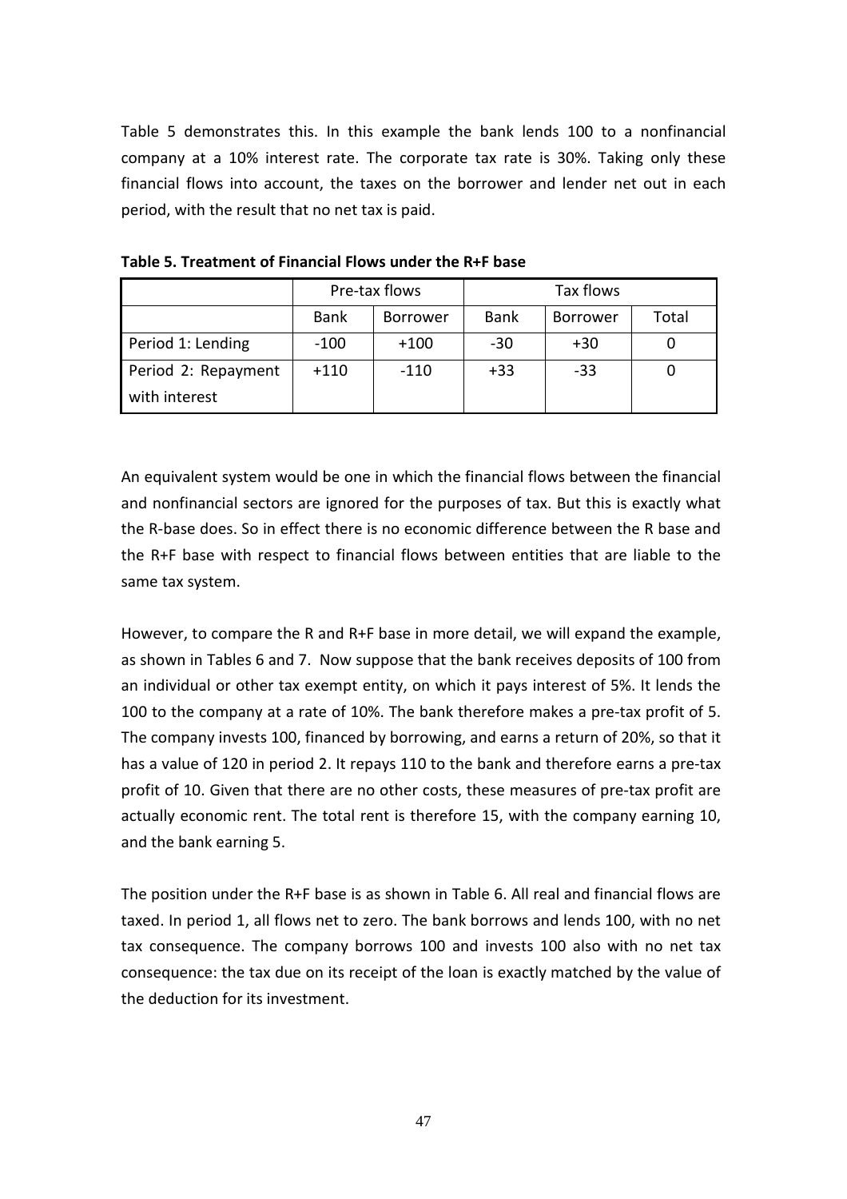Table 5 demonstrates this. In this example the bank lends 100 to a nonfinancial company at a 10% interest rate. The corporate tax rate is 30%. Taking only these financial flows into account, the taxes on the borrower and lender net out in each period, with the result that no net tax is paid.

**Table 5. Treatment of Financial Flows under the R+F base**

| | Pre-tax flows | | Tax flows | | |
|---|---|---|---|---|---|
| | Bank | Borrower | Bank | Borrower | Total |
| Period 1: Lending | -100 | +100 | -30 | +30 | 0 |
| Period 2: Repayment with interest | +110 | -110 | +33 | -33 | 0 |

An equivalent system would be one in which the financial flows between the financial and nonfinancial sectors are ignored for the purposes of tax. But this is exactly what the R-base does. So in effect there is no economic difference between the R base and the R+F base with respect to financial flows between entities that are liable to the same tax system.

However, to compare the R and R+F base in more detail, we will expand the example, as shown in Tables 6 and 7. Now suppose that the bank receives deposits of 100 from an individual or other tax exempt entity, on which it pays interest of 5%. It lends the 100 to the company at a rate of 10%. The bank therefore makes a pre-tax profit of 5. The company invests 100, financed by borrowing, and earns a return of 20%, so that it has a value of 120 in period 2. It repays 110 to the bank and therefore earns a pre-tax profit of 10. Given that there are no other costs, these measures of pre-tax profit are actually economic rent. The total rent is therefore 15, with the company earning 10, and the bank earning 5.

The position under the R+F base is as shown in Table 6. All real and financial flows are taxed. In period 1, all flows net to zero. The bank borrows and lends 100, with no net tax consequence. The company borrows 100 and invests 100 also with no net tax consequence: the tax due on its receipt of the loan is exactly matched by the value of the deduction for its investment.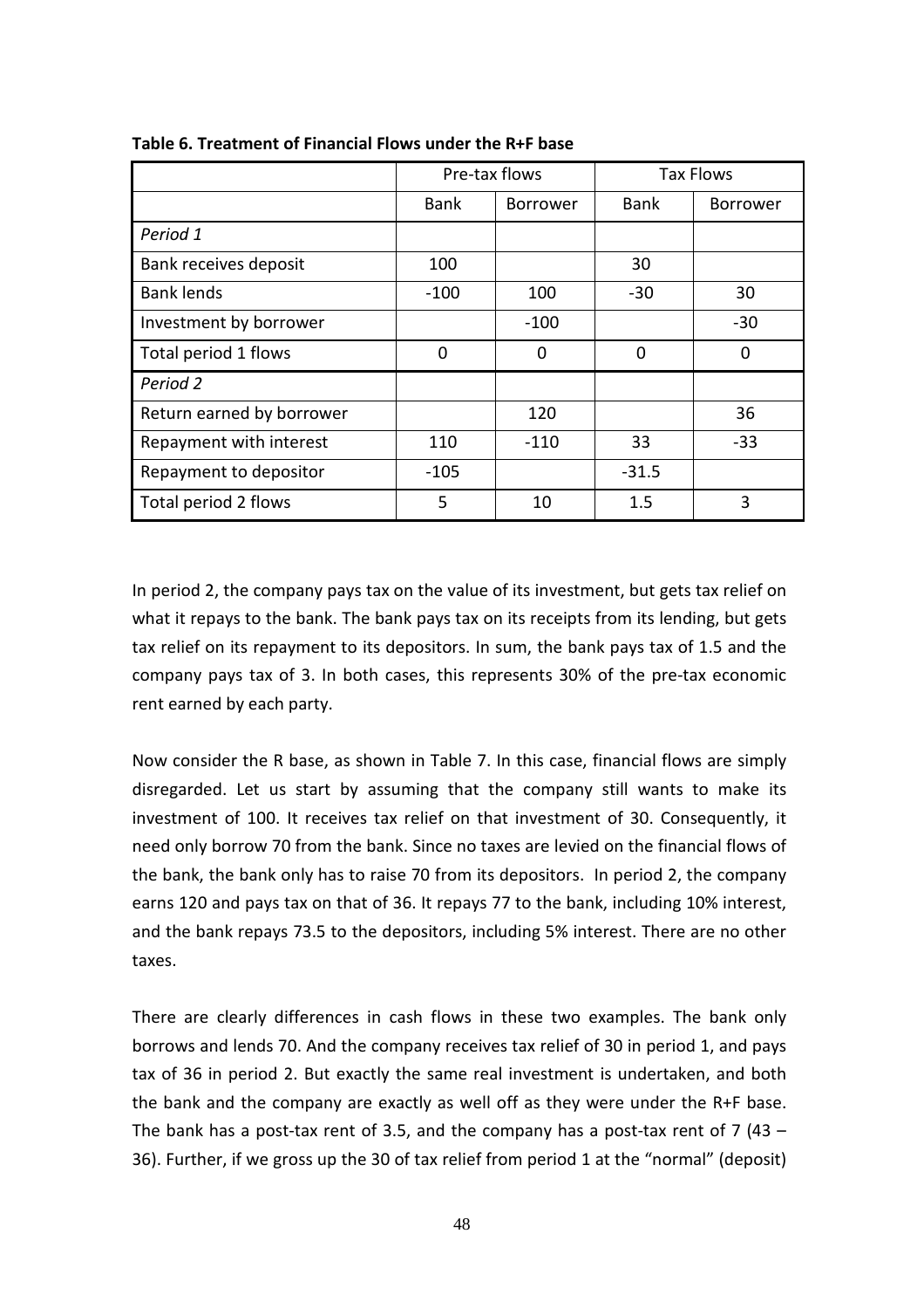**Table 6. Treatment of Financial Flows under the R+F base**

| | Pre-tax flows | | Tax Flows | |
|---|---|---|---|---|
| | Bank | Borrower | Bank | Borrower |
| *Period 1* | | | | |
| Bank receives deposit | 100 | | 30 | |
| Bank lends | -100 | 100 | -30 | 30 |
| Investment by borrower | | -100 | | -30 |
| Total period 1 flows | 0 | 0 | 0 | 0 |
| *Period 2* | | | | |
| Return earned by borrower | | 120 | | 36 |
| Repayment with interest | 110 | -110 | 33 | -33 |
| Repayment to depositor | -105 | | -31.5 | |
| Total period 2 flows | 5 | 10 | 1.5 | 3 |

In period 2, the company pays tax on the value of its investment, but gets tax relief on what it repays to the bank. The bank pays tax on its receipts from its lending, but gets tax relief on its repayment to its depositors. In sum, the bank pays tax of 1.5 and the company pays tax of 3. In both cases, this represents 30% of the pre-tax economic rent earned by each party.

Now consider the R base, as shown in Table 7. In this case, financial flows are simply disregarded. Let us start by assuming that the company still wants to make its investment of 100. It receives tax relief on that investment of 30. Consequently, it need only borrow 70 from the bank. Since no taxes are levied on the financial flows of the bank, the bank only has to raise 70 from its depositors. In period 2, the company earns 120 and pays tax on that of 36. It repays 77 to the bank, including 10% interest, and the bank repays 73.5 to the depositors, including 5% interest. There are no other taxes.

There are clearly differences in cash flows in these two examples. The bank only borrows and lends 70. And the company receives tax relief of 30 in period 1, and pays tax of 36 in period 2. But exactly the same real investment is undertaken, and both the bank and the company are exactly as well off as they were under the R+F base. The bank has a post-tax rent of 3.5, and the company has a post-tax rent of 7 (43 – 36). Further, if we gross up the 30 of tax relief from period 1 at the "normal" (deposit)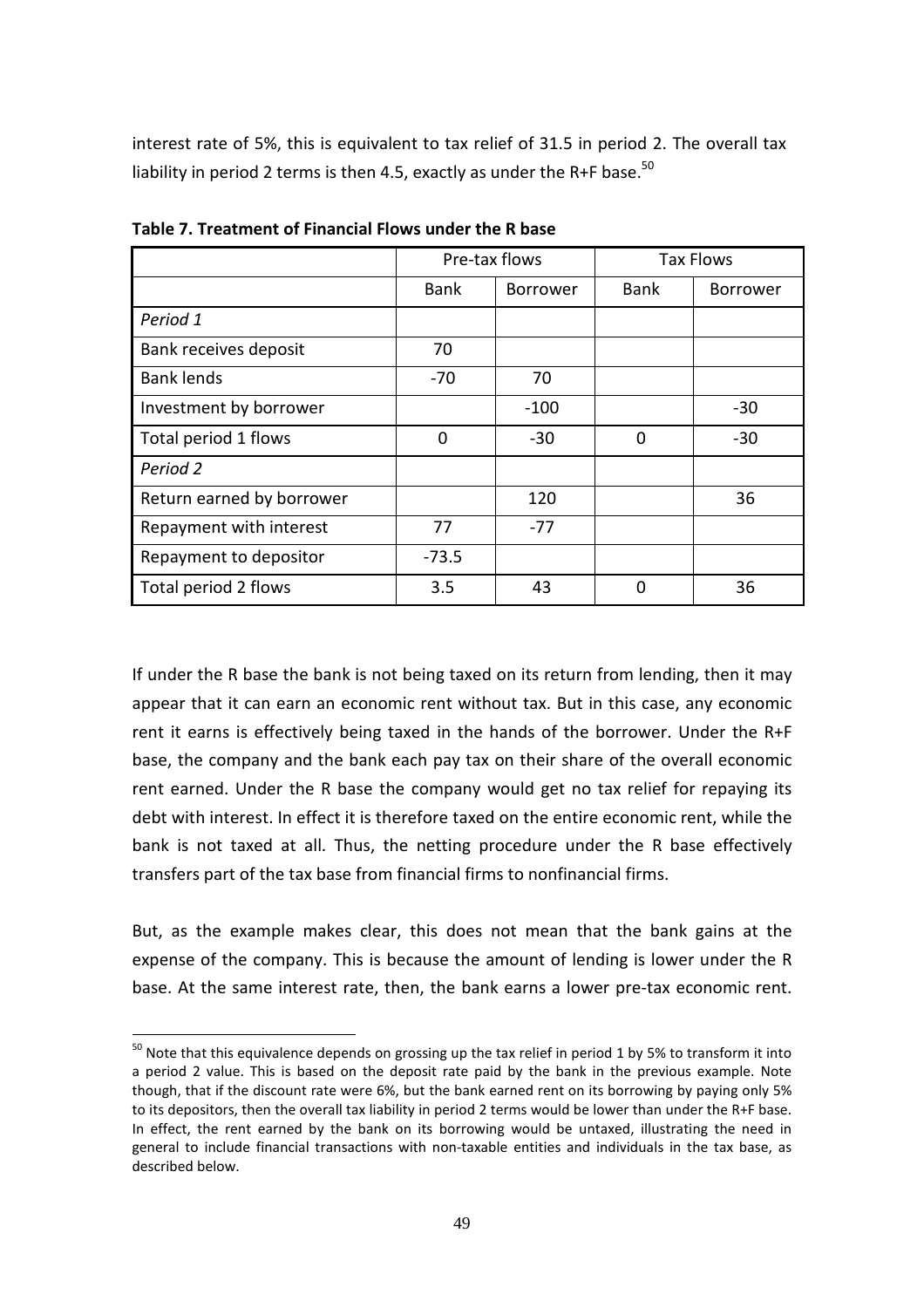interest rate of 5%, this is equivalent to tax relief of 31.5 in period 2. The overall tax liability in period 2 terms is then 4.5, exactly as under the R+F base.[50]

**Table 7. Treatment of Financial Flows under the R base**

| | Pre-tax flows | | Tax Flows | |
|---|---|---|---|---|
| | Bank | Borrower | Bank | Borrower |
| *Period 1* | | | | |
| Bank receives deposit | 70 | | | |
| Bank lends | -70 | 70 | | |
| Investment by borrower | | -100 | | -30 |
| Total period 1 flows | 0 | -30 | 0 | -30 |
| *Period 2* | | | | |
| Return earned by borrower | | 120 | | 36 |
| Repayment with interest | 77 | -77 | | |
| Repayment to depositor | -73.5 | | | |
| Total period 2 flows | 3.5 | 43 | 0 | 36 |

If under the R base the bank is not being taxed on its return from lending, then it may appear that it can earn an economic rent without tax. But in this case, any economic rent it earns is effectively being taxed in the hands of the borrower. Under the R+F base, the company and the bank each pay tax on their share of the overall economic rent earned. Under the R base the company would get no tax relief for repaying its debt with interest. In effect it is therefore taxed on the entire economic rent, while the bank is not taxed at all. Thus, the netting procedure under the R base effectively transfers part of the tax base from financial firms to nonfinancial firms.

But, as the example makes clear, this does not mean that the bank gains at the expense of the company. This is because the amount of lending is lower under the R base. At the same interest rate, then, the bank earns a lower pre-tax economic rent.

[50] Note that this equivalence depends on grossing up the tax relief in period 1 by 5% to transform it into a period 2 value. This is based on the deposit rate paid by the bank in the previous example. Note though, that if the discount rate were 6%, but the bank earned rent on its borrowing by paying only 5% to its depositors, then the overall tax liability in period 2 terms would be lower than under the R+F base. In effect, the rent earned by the bank on its borrowing would be untaxed, illustrating the need in general to include financial transactions with non-taxable entities and individuals in the tax base, as described below.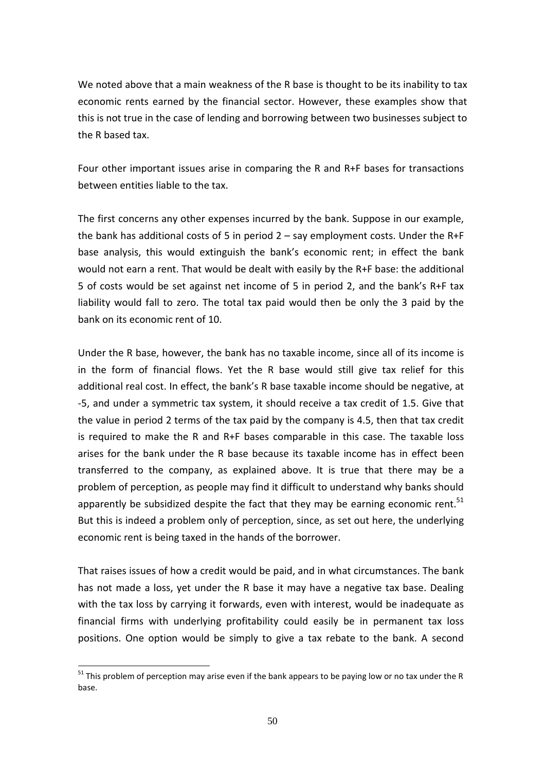We noted above that a main weakness of the R base is thought to be its inability to tax economic rents earned by the financial sector. However, these examples show that this is not true in the case of lending and borrowing between two businesses subject to the R based tax.

Four other important issues arise in comparing the R and R+F bases for transactions between entities liable to the tax.

The first concerns any other expenses incurred by the bank. Suppose in our example, the bank has additional costs of 5 in period 2 – say employment costs. Under the R+F base analysis, this would extinguish the bank's economic rent; in effect the bank would not earn a rent. That would be dealt with easily by the R+F base: the additional 5 of costs would be set against net income of 5 in period 2, and the bank's R+F tax liability would fall to zero. The total tax paid would then be only the 3 paid by the bank on its economic rent of 10.

Under the R base, however, the bank has no taxable income, since all of its income is in the form of financial flows. Yet the R base would still give tax relief for this additional real cost. In effect, the bank's R base taxable income should be negative, at -5, and under a symmetric tax system, it should receive a tax credit of 1.5. Give that the value in period 2 terms of the tax paid by the company is 4.5, then that tax credit is required to make the R and R+F bases comparable in this case. The taxable loss arises for the bank under the R base because its taxable income has in effect been transferred to the company, as explained above. It is true that there may be a problem of perception, as people may find it difficult to understand why banks should apparently be subsidized despite the fact that they may be earning economic rent.[51] But this is indeed a problem only of perception, since, as set out here, the underlying economic rent is being taxed in the hands of the borrower.

That raises issues of how a credit would be paid, and in what circumstances. The bank has not made a loss, yet under the R base it may have a negative tax base. Dealing with the tax loss by carrying it forwards, even with interest, would be inadequate as financial firms with underlying profitability could easily be in permanent tax loss positions. One option would be simply to give a tax rebate to the bank. A second

[51] This problem of perception may arise even if the bank appears to be paying low or no tax under the R base.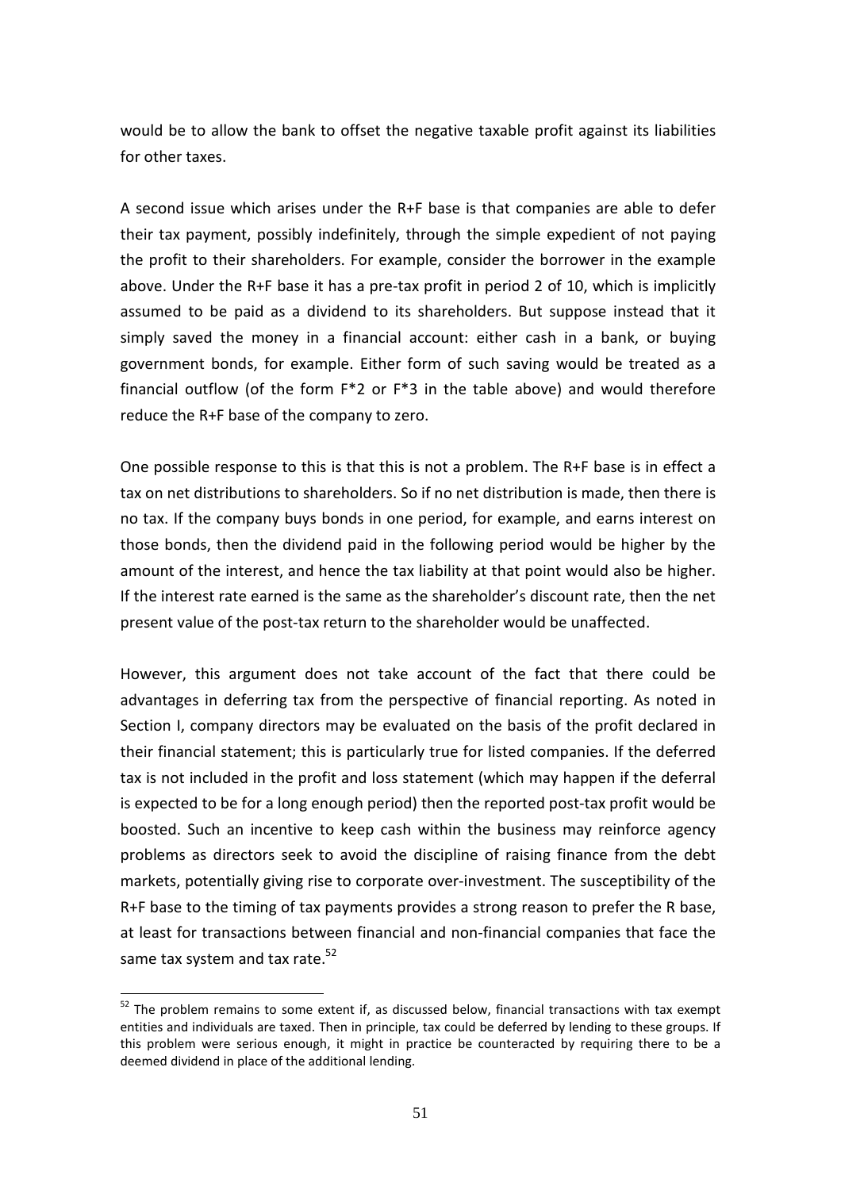would be to allow the bank to offset the negative taxable profit against its liabilities for other taxes.

A second issue which arises under the R+F base is that companies are able to defer their tax payment, possibly indefinitely, through the simple expedient of not paying the profit to their shareholders. For example, consider the borrower in the example above. Under the R+F base it has a pre-tax profit in period 2 of 10, which is implicitly assumed to be paid as a dividend to its shareholders. But suppose instead that it simply saved the money in a financial account: either cash in a bank, or buying government bonds, for example. Either form of such saving would be treated as a financial outflow (of the form F*2 or F*3 in the table above) and would therefore reduce the R+F base of the company to zero.

One possible response to this is that this is not a problem. The R+F base is in effect a tax on net distributions to shareholders. So if no net distribution is made, then there is no tax. If the company buys bonds in one period, for example, and earns interest on those bonds, then the dividend paid in the following period would be higher by the amount of the interest, and hence the tax liability at that point would also be higher. If the interest rate earned is the same as the shareholder's discount rate, then the net present value of the post-tax return to the shareholder would be unaffected.

However, this argument does not take account of the fact that there could be advantages in deferring tax from the perspective of financial reporting. As noted in Section I, company directors may be evaluated on the basis of the profit declared in their financial statement; this is particularly true for listed companies. If the deferred tax is not included in the profit and loss statement (which may happen if the deferral is expected to be for a long enough period) then the reported post-tax profit would be boosted. Such an incentive to keep cash within the business may reinforce agency problems as directors seek to avoid the discipline of raising finance from the debt markets, potentially giving rise to corporate over-investment. The susceptibility of the R+F base to the timing of tax payments provides a strong reason to prefer the R base, at least for transactions between financial and non-financial companies that face the same tax system and tax rate.[52]

[52] The problem remains to some extent if, as discussed below, financial transactions with tax exempt entities and individuals are taxed. Then in principle, tax could be deferred by lending to these groups. If this problem were serious enough, it might in practice be counteracted by requiring there to be a deemed dividend in place of the additional lending.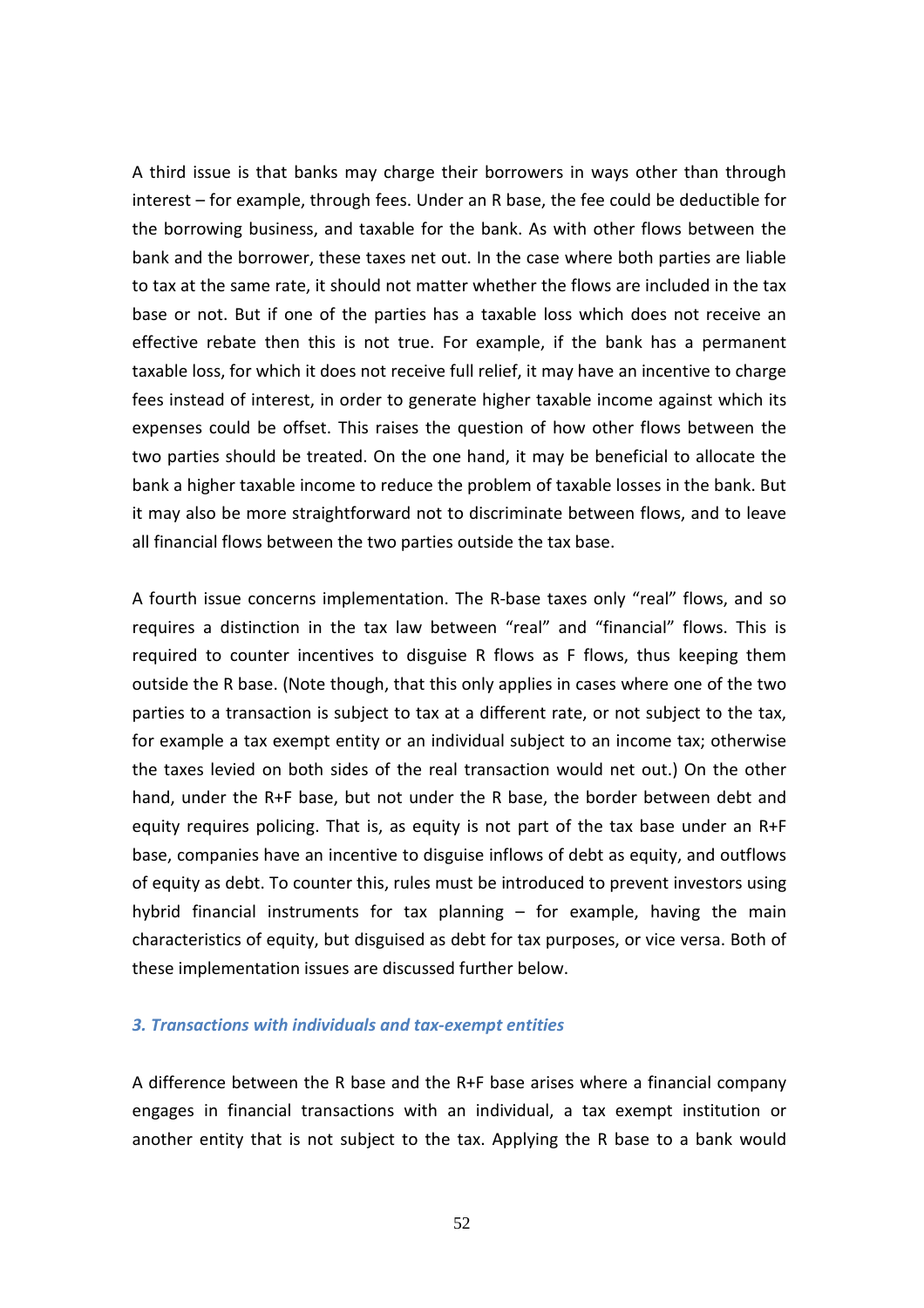A third issue is that banks may charge their borrowers in ways other than through interest – for example, through fees. Under an R base, the fee could be deductible for the borrowing business, and taxable for the bank. As with other flows between the bank and the borrower, these taxes net out. In the case where both parties are liable to tax at the same rate, it should not matter whether the flows are included in the tax base or not. But if one of the parties has a taxable loss which does not receive an effective rebate then this is not true. For example, if the bank has a permanent taxable loss, for which it does not receive full relief, it may have an incentive to charge fees instead of interest, in order to generate higher taxable income against which its expenses could be offset. This raises the question of how other flows between the two parties should be treated. On the one hand, it may be beneficial to allocate the bank a higher taxable income to reduce the problem of taxable losses in the bank. But it may also be more straightforward not to discriminate between flows, and to leave all financial flows between the two parties outside the tax base.

A fourth issue concerns implementation. The R-base taxes only "real" flows, and so requires a distinction in the tax law between "real" and "financial" flows. This is required to counter incentives to disguise R flows as F flows, thus keeping them outside the R base. (Note though, that this only applies in cases where one of the two parties to a transaction is subject to tax at a different rate, or not subject to the tax, for example a tax exempt entity or an individual subject to an income tax; otherwise the taxes levied on both sides of the real transaction would net out.) On the other hand, under the R+F base, but not under the R base, the border between debt and equity requires policing. That is, as equity is not part of the tax base under an R+F base, companies have an incentive to disguise inflows of debt as equity, and outflows of equity as debt. To counter this, rules must be introduced to prevent investors using hybrid financial instruments for tax planning – for example, having the main characteristics of equity, but disguised as debt for tax purposes, or vice versa. Both of these implementation issues are discussed further below.

### *3. Transactions with individuals and tax-exempt entities*

A difference between the R base and the R+F base arises where a financial company engages in financial transactions with an individual, a tax exempt institution or another entity that is not subject to the tax. Applying the R base to a bank would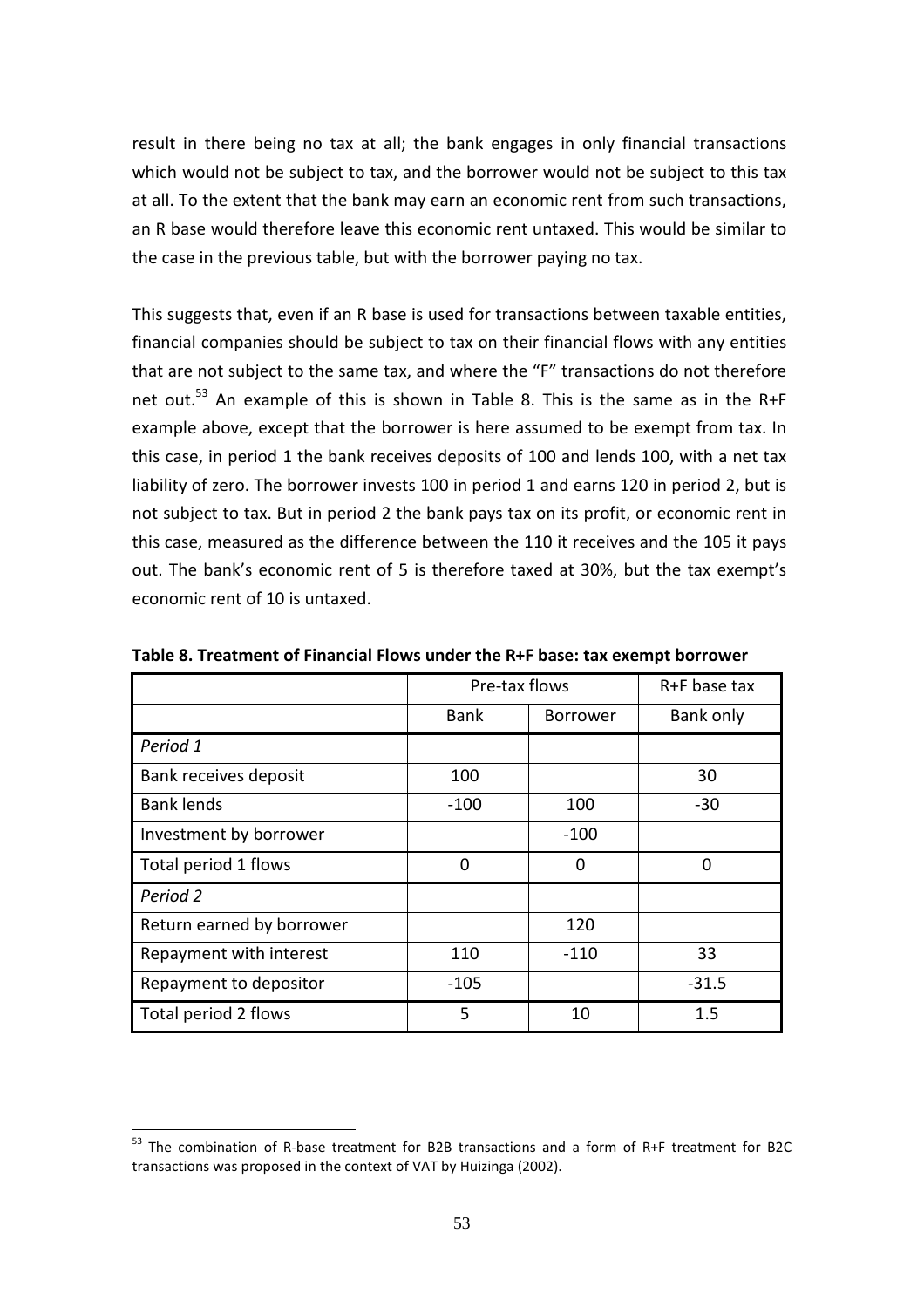result in there being no tax at all; the bank engages in only financial transactions which would not be subject to tax, and the borrower would not be subject to this tax at all. To the extent that the bank may earn an economic rent from such transactions, an R base would therefore leave this economic rent untaxed. This would be similar to the case in the previous table, but with the borrower paying no tax.

This suggests that, even if an R base is used for transactions between taxable entities, financial companies should be subject to tax on their financial flows with any entities that are not subject to the same tax, and where the "F" transactions do not therefore net out.[53] An example of this is shown in Table 8. This is the same as in the R+F example above, except that the borrower is here assumed to be exempt from tax. In this case, in period 1 the bank receives deposits of 100 and lends 100, with a net tax liability of zero. The borrower invests 100 in period 1 and earns 120 in period 2, but is not subject to tax. But in period 2 the bank pays tax on its profit, or economic rent in this case, measured as the difference between the 110 it receives and the 105 it pays out. The bank's economic rent of 5 is therefore taxed at 30%, but the tax exempt's economic rent of 10 is untaxed.

**Table 8. Treatment of Financial Flows under the R+F base: tax exempt borrower**

| | Pre-tax flows | | R+F base tax |
|---|---|---|---|
| | Bank | Borrower | Bank only |
| *Period 1* | | | |
| Bank receives deposit | 100 | | 30 |
| Bank lends | -100 | 100 | -30 |
| Investment by borrower | | -100 | |
| Total period 1 flows | 0 | 0 | 0 |
| *Period 2* | | | |
| Return earned by borrower | | 120 | |
| Repayment with interest | 110 | -110 | 33 |
| Repayment to depositor | -105 | | -31.5 |
| Total period 2 flows | 5 | 10 | 1.5 |

[53] The combination of R-base treatment for B2B transactions and a form of R+F treatment for B2C transactions was proposed in the context of VAT by Huizinga (2002).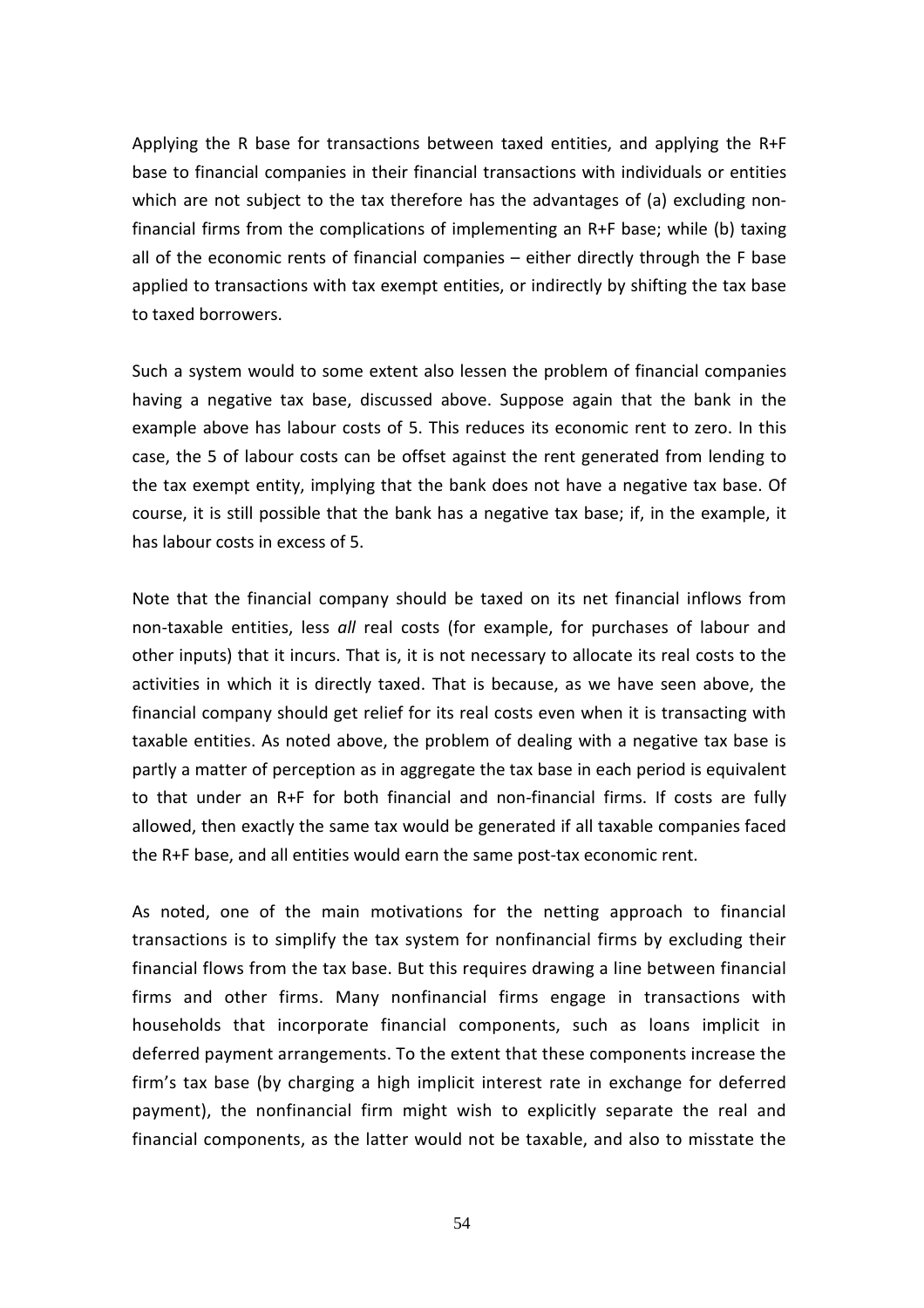Applying the R base for transactions between taxed entities, and applying the R+F base to financial companies in their financial transactions with individuals or entities which are not subject to the tax therefore has the advantages of (a) excluding non-financial firms from the complications of implementing an R+F base; while (b) taxing all of the economic rents of financial companies – either directly through the F base applied to transactions with tax exempt entities, or indirectly by shifting the tax base to taxed borrowers.

Such a system would to some extent also lessen the problem of financial companies having a negative tax base, discussed above. Suppose again that the bank in the example above has labour costs of 5. This reduces its economic rent to zero. In this case, the 5 of labour costs can be offset against the rent generated from lending to the tax exempt entity, implying that the bank does not have a negative tax base. Of course, it is still possible that the bank has a negative tax base; if, in the example, it has labour costs in excess of 5.

Note that the financial company should be taxed on its net financial inflows from non-taxable entities, less *all* real costs (for example, for purchases of labour and other inputs) that it incurs. That is, it is not necessary to allocate its real costs to the activities in which it is directly taxed. That is because, as we have seen above, the financial company should get relief for its real costs even when it is transacting with taxable entities. As noted above, the problem of dealing with a negative tax base is partly a matter of perception as in aggregate the tax base in each period is equivalent to that under an R+F for both financial and non-financial firms. If costs are fully allowed, then exactly the same tax would be generated if all taxable companies faced the R+F base, and all entities would earn the same post-tax economic rent.

As noted, one of the main motivations for the netting approach to financial transactions is to simplify the tax system for nonfinancial firms by excluding their financial flows from the tax base. But this requires drawing a line between financial firms and other firms. Many nonfinancial firms engage in transactions with households that incorporate financial components, such as loans implicit in deferred payment arrangements. To the extent that these components increase the firm's tax base (by charging a high implicit interest rate in exchange for deferred payment), the nonfinancial firm might wish to explicitly separate the real and financial components, as the latter would not be taxable, and also to misstate the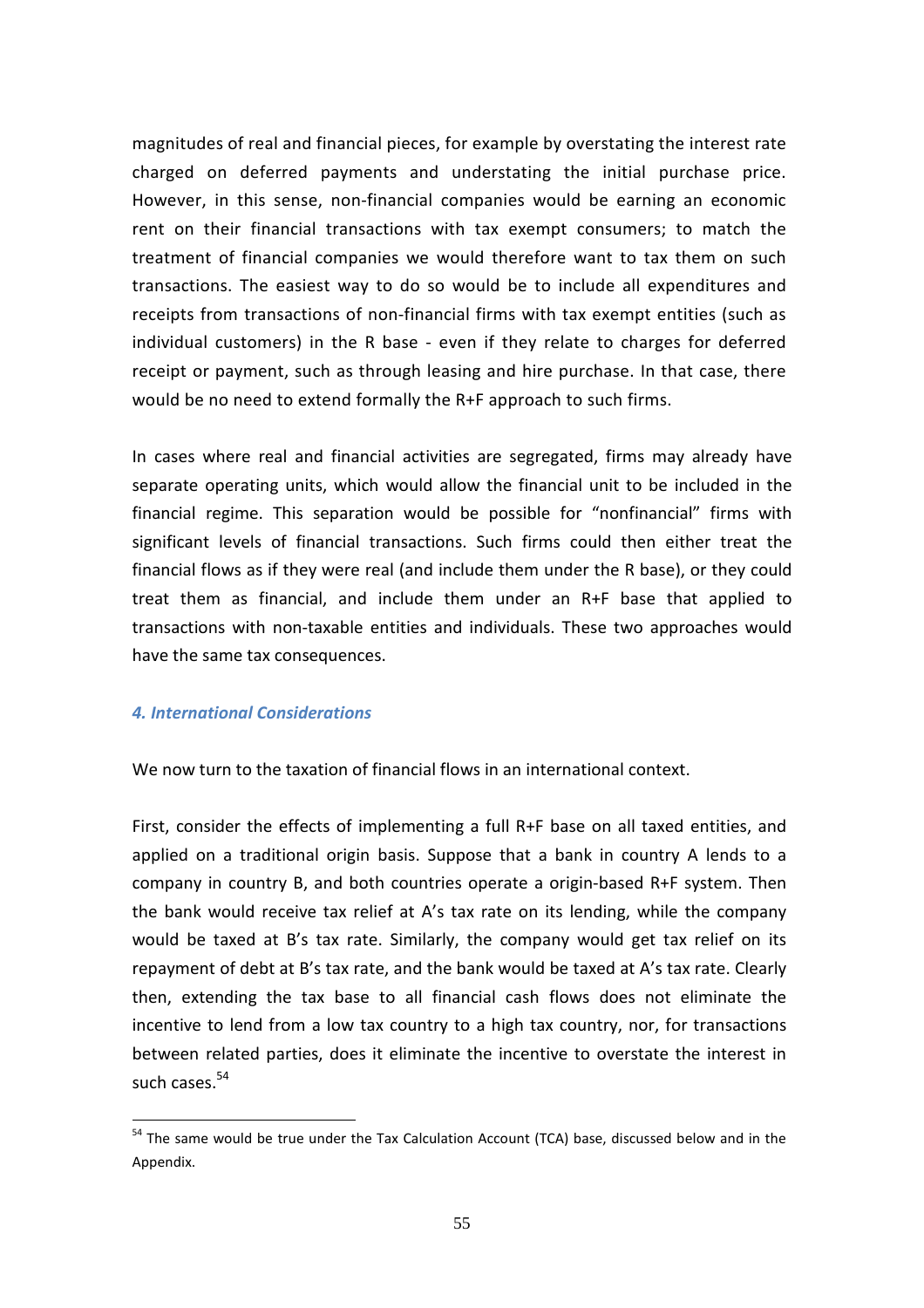magnitudes of real and financial pieces, for example by overstating the interest rate charged on deferred payments and understating the initial purchase price. However, in this sense, non-financial companies would be earning an economic rent on their financial transactions with tax exempt consumers; to match the treatment of financial companies we would therefore want to tax them on such transactions. The easiest way to do so would be to include all expenditures and receipts from transactions of non-financial firms with tax exempt entities (such as individual customers) in the R base - even if they relate to charges for deferred receipt or payment, such as through leasing and hire purchase. In that case, there would be no need to extend formally the R+F approach to such firms.

In cases where real and financial activities are segregated, firms may already have separate operating units, which would allow the financial unit to be included in the financial regime. This separation would be possible for "nonfinancial" firms with significant levels of financial transactions. Such firms could then either treat the financial flows as if they were real (and include them under the R base), or they could treat them as financial, and include them under an R+F base that applied to transactions with non-taxable entities and individuals. These two approaches would have the same tax consequences.

### *4. International Considerations*

We now turn to the taxation of financial flows in an international context.

First, consider the effects of implementing a full R+F base on all taxed entities, and applied on a traditional origin basis. Suppose that a bank in country A lends to a company in country B, and both countries operate a origin-based R+F system. Then the bank would receive tax relief at A's tax rate on its lending, while the company would be taxed at B's tax rate. Similarly, the company would get tax relief on its repayment of debt at B's tax rate, and the bank would be taxed at A's tax rate. Clearly then, extending the tax base to all financial cash flows does not eliminate the incentive to lend from a low tax country to a high tax country, nor, for transactions between related parties, does it eliminate the incentive to overstate the interest in such cases.[54]

[54] The same would be true under the Tax Calculation Account (TCA) base, discussed below and in the Appendix.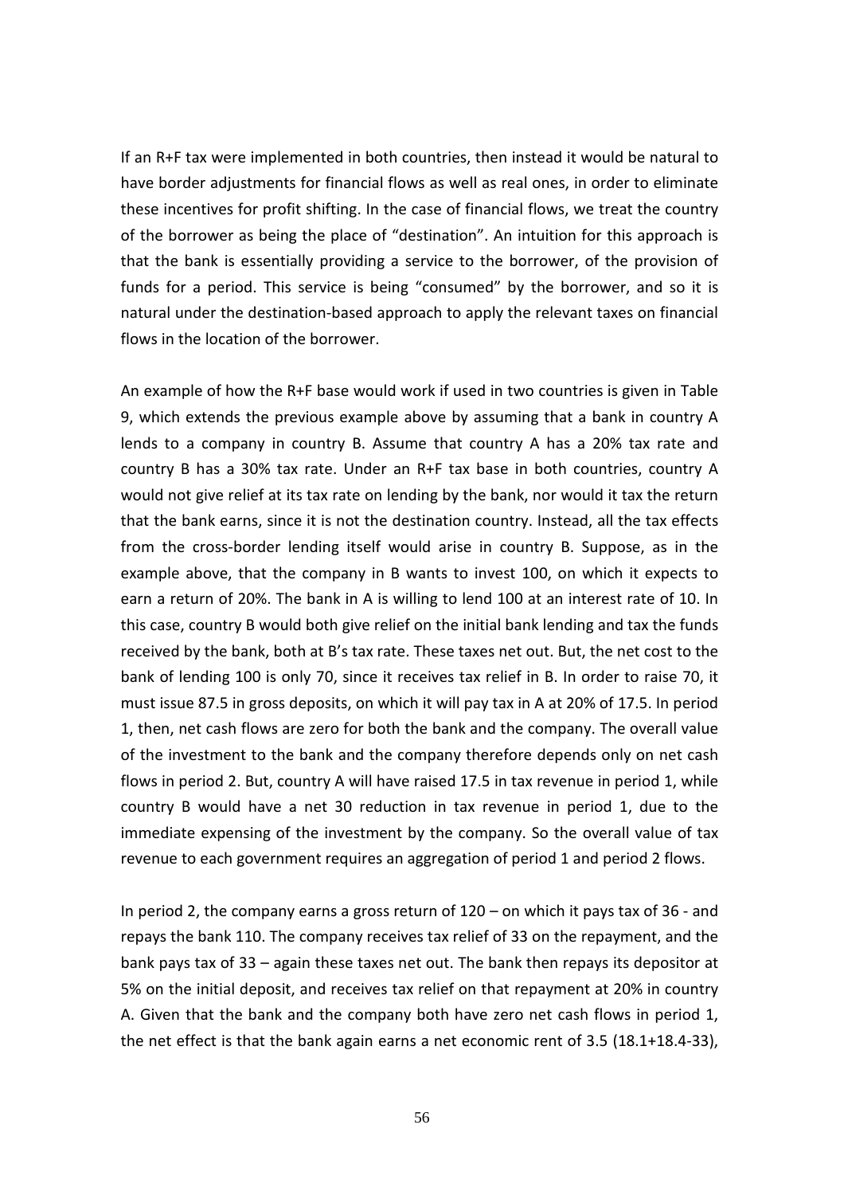If an R+F tax were implemented in both countries, then instead it would be natural to have border adjustments for financial flows as well as real ones, in order to eliminate these incentives for profit shifting. In the case of financial flows, we treat the country of the borrower as being the place of "destination". An intuition for this approach is that the bank is essentially providing a service to the borrower, of the provision of funds for a period. This service is being "consumed" by the borrower, and so it is natural under the destination-based approach to apply the relevant taxes on financial flows in the location of the borrower.

An example of how the R+F base would work if used in two countries is given in Table 9, which extends the previous example above by assuming that a bank in country A lends to a company in country B. Assume that country A has a 20% tax rate and country B has a 30% tax rate. Under an R+F tax base in both countries, country A would not give relief at its tax rate on lending by the bank, nor would it tax the return that the bank earns, since it is not the destination country. Instead, all the tax effects from the cross-border lending itself would arise in country B. Suppose, as in the example above, that the company in B wants to invest 100, on which it expects to earn a return of 20%. The bank in A is willing to lend 100 at an interest rate of 10. In this case, country B would both give relief on the initial bank lending and tax the funds received by the bank, both at B's tax rate. These taxes net out. But, the net cost to the bank of lending 100 is only 70, since it receives tax relief in B. In order to raise 70, it must issue 87.5 in gross deposits, on which it will pay tax in A at 20% of 17.5. In period 1, then, net cash flows are zero for both the bank and the company. The overall value of the investment to the bank and the company therefore depends only on net cash flows in period 2. But, country A will have raised 17.5 in tax revenue in period 1, while country B would have a net 30 reduction in tax revenue in period 1, due to the immediate expensing of the investment by the company. So the overall value of tax revenue to each government requires an aggregation of period 1 and period 2 flows.

In period 2, the company earns a gross return of 120 – on which it pays tax of 36 - and repays the bank 110. The company receives tax relief of 33 on the repayment, and the bank pays tax of 33 – again these taxes net out. The bank then repays its depositor at 5% on the initial deposit, and receives tax relief on that repayment at 20% in country A. Given that the bank and the company both have zero net cash flows in period 1, the net effect is that the bank again earns a net economic rent of 3.5 (18.1+18.4-33),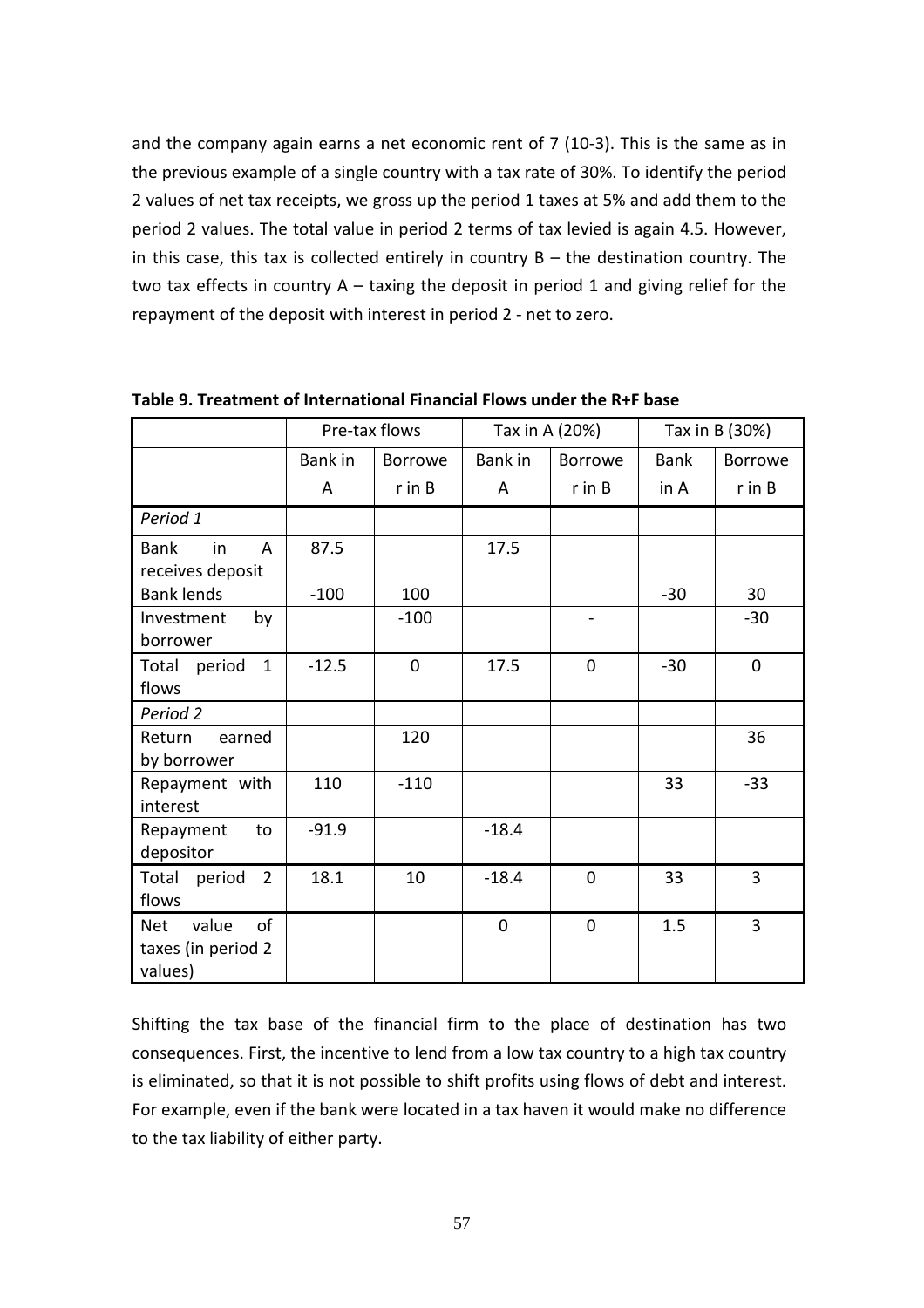and the company again earns a net economic rent of 7 (10-3). This is the same as in the previous example of a single country with a tax rate of 30%. To identify the period 2 values of net tax receipts, we gross up the period 1 taxes at 5% and add them to the period 2 values. The total value in period 2 terms of tax levied is again 4.5. However, in this case, this tax is collected entirely in country B – the destination country. The two tax effects in country A – taxing the deposit in period 1 and giving relief for the repayment of the deposit with interest in period 2 - net to zero.

**Table 9. Treatment of International Financial Flows under the R+F base**

| | Pre-tax flows | | Tax in A (20%) | | Tax in B (30%) | |
|---|---|---|---|---|---|---|
| | Bank in A | Borrower in B | Bank in A | Borrower in B | Bank in A | Borrower in B |
| *Period 1* | | | | | | |
| Bank in A receives deposit | 87.5 | | 17.5 | | | |
| Bank lends | -100 | 100 | | | -30 | 30 |
| Investment by borrower | | -100 | | - | | -30 |
| Total period 1 flows | -12.5 | 0 | 17.5 | 0 | -30 | 0 |
| *Period 2* | | | | | | |
| Return earned by borrower | | 120 | | | | 36 |
| Repayment with interest | 110 | -110 | | | 33 | -33 |
| Repayment to depositor | -91.9 | | -18.4 | | | |
| Total period 2 flows | 18.1 | 10 | -18.4 | 0 | 33 | 3 |
| Net value of taxes (in period 2 values) | | | 0 | 0 | 1.5 | 3 |

Shifting the tax base of the financial firm to the place of destination has two consequences. First, the incentive to lend from a low tax country to a high tax country is eliminated, so that it is not possible to shift profits using flows of debt and interest. For example, even if the bank were located in a tax haven it would make no difference to the tax liability of either party.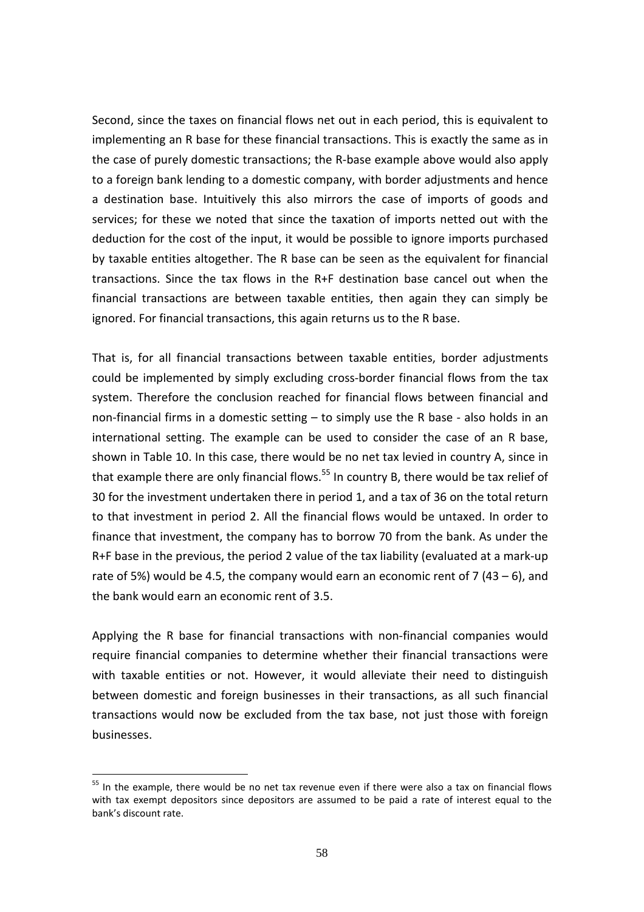Second, since the taxes on financial flows net out in each period, this is equivalent to implementing an R base for these financial transactions. This is exactly the same as in the case of purely domestic transactions; the R-base example above would also apply to a foreign bank lending to a domestic company, with border adjustments and hence a destination base. Intuitively this also mirrors the case of imports of goods and services; for these we noted that since the taxation of imports netted out with the deduction for the cost of the input, it would be possible to ignore imports purchased by taxable entities altogether. The R base can be seen as the equivalent for financial transactions. Since the tax flows in the R+F destination base cancel out when the financial transactions are between taxable entities, then again they can simply be ignored. For financial transactions, this again returns us to the R base.

That is, for all financial transactions between taxable entities, border adjustments could be implemented by simply excluding cross-border financial flows from the tax system. Therefore the conclusion reached for financial flows between financial and non-financial firms in a domestic setting – to simply use the R base - also holds in an international setting. The example can be used to consider the case of an R base, shown in Table 10. In this case, there would be no net tax levied in country A, since in that example there are only financial flows.[55] In country B, there would be tax relief of 30 for the investment undertaken there in period 1, and a tax of 36 on the total return to that investment in period 2. All the financial flows would be untaxed. In order to finance that investment, the company has to borrow 70 from the bank. As under the R+F base in the previous, the period 2 value of the tax liability (evaluated at a mark-up rate of 5%) would be 4.5, the company would earn an economic rent of 7 (43 – 6), and the bank would earn an economic rent of 3.5.

Applying the R base for financial transactions with non-financial companies would require financial companies to determine whether their financial transactions were with taxable entities or not. However, it would alleviate their need to distinguish between domestic and foreign businesses in their transactions, as all such financial transactions would now be excluded from the tax base, not just those with foreign businesses.

---

[55] In the example, there would be no net tax revenue even if there were also a tax on financial flows with tax exempt depositors since depositors are assumed to be paid a rate of interest equal to the bank's discount rate.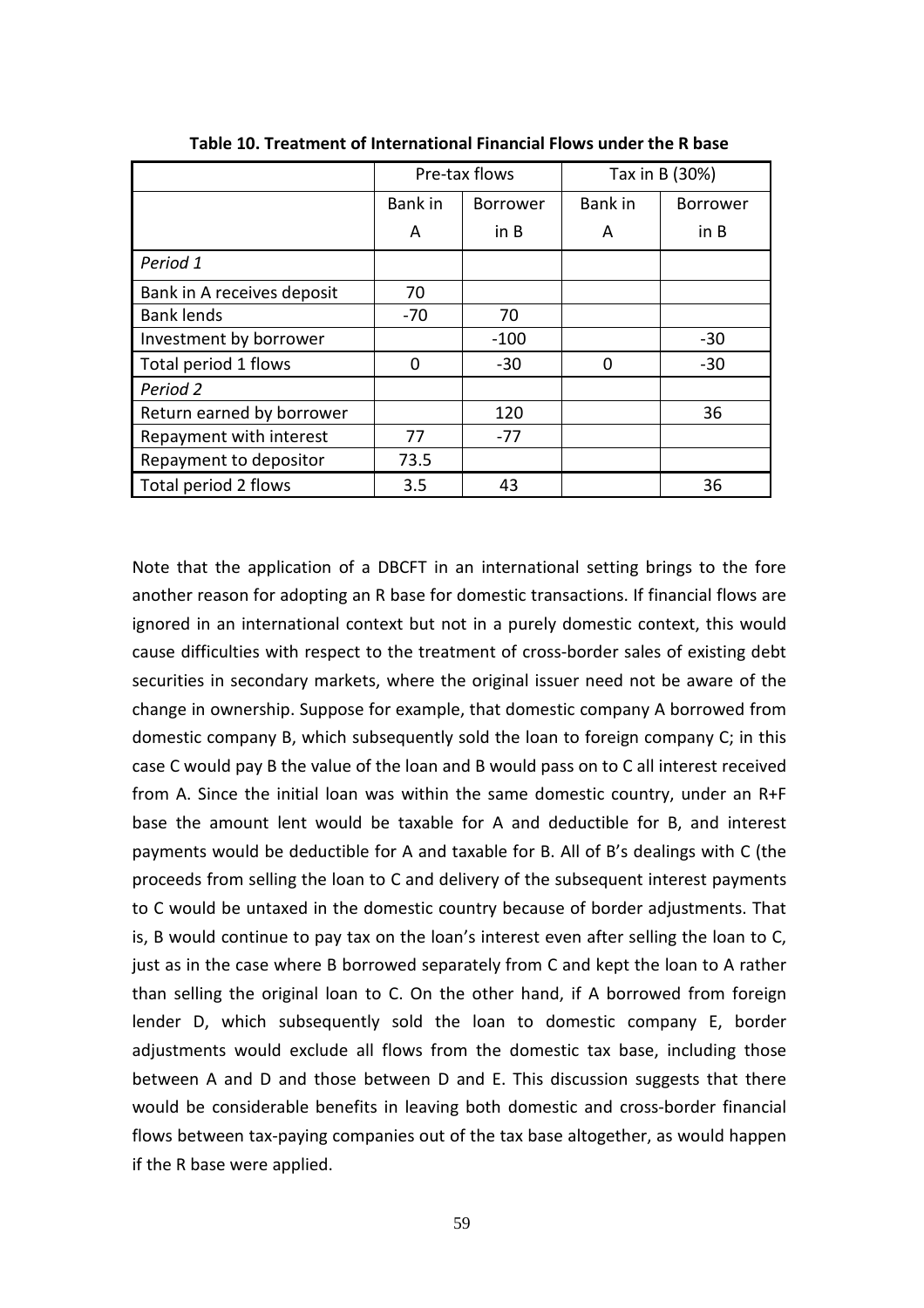**Table 10. Treatment of International Financial Flows under the R base**

| | Pre-tax flows | | Tax in B (30%) | |
|---|---|---|---|---|
| | Bank in A | Borrower in B | Bank in A | Borrower in B |
| *Period 1* | | | | |
| Bank in A receives deposit | 70 | | | |
| Bank lends | -70 | 70 | | |
| Investment by borrower | | -100 | | -30 |
| Total period 1 flows | 0 | -30 | 0 | -30 |
| *Period 2* | | | | |
| Return earned by borrower | | 120 | | 36 |
| Repayment with interest | 77 | -77 | | |
| Repayment to depositor | 73.5 | | | |
| Total period 2 flows | 3.5 | 43 | | 36 |

Note that the application of a DBCFT in an international setting brings to the fore another reason for adopting an R base for domestic transactions. If financial flows are ignored in an international context but not in a purely domestic context, this would cause difficulties with respect to the treatment of cross-border sales of existing debt securities in secondary markets, where the original issuer need not be aware of the change in ownership. Suppose for example, that domestic company A borrowed from domestic company B, which subsequently sold the loan to foreign company C; in this case C would pay B the value of the loan and B would pass on to C all interest received from A. Since the initial loan was within the same domestic country, under an R+F base the amount lent would be taxable for A and deductible for B, and interest payments would be deductible for A and taxable for B. All of B's dealings with C (the proceeds from selling the loan to C and delivery of the subsequent interest payments to C would be untaxed in the domestic country because of border adjustments. That is, B would continue to pay tax on the loan's interest even after selling the loan to C, just as in the case where B borrowed separately from C and kept the loan to A rather than selling the original loan to C. On the other hand, if A borrowed from foreign lender D, which subsequently sold the loan to domestic company E, border adjustments would exclude all flows from the domestic tax base, including those between A and D and those between D and E. This discussion suggests that there would be considerable benefits in leaving both domestic and cross-border financial flows between tax-paying companies out of the tax base altogether, as would happen if the R base were applied.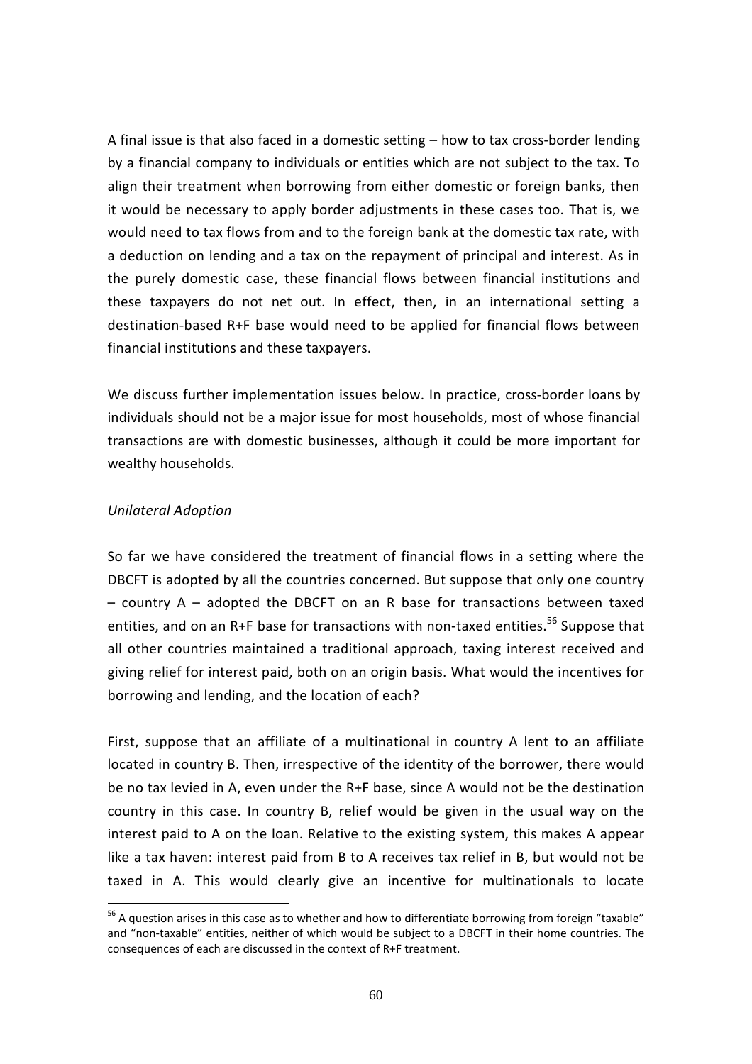A final issue is that also faced in a domestic setting – how to tax cross-border lending by a financial company to individuals or entities which are not subject to the tax. To align their treatment when borrowing from either domestic or foreign banks, then it would be necessary to apply border adjustments in these cases too. That is, we would need to tax flows from and to the foreign bank at the domestic tax rate, with a deduction on lending and a tax on the repayment of principal and interest. As in the purely domestic case, these financial flows between financial institutions and these taxpayers do not net out. In effect, then, in an international setting a destination-based R+F base would need to be applied for financial flows between financial institutions and these taxpayers.

We discuss further implementation issues below. In practice, cross-border loans by individuals should not be a major issue for most households, most of whose financial transactions are with domestic businesses, although it could be more important for wealthy households.

*Unilateral Adoption*

So far we have considered the treatment of financial flows in a setting where the DBCFT is adopted by all the countries concerned. But suppose that only one country – country A – adopted the DBCFT on an R base for transactions between taxed entities, and on an R+F base for transactions with non-taxed entities.[56] Suppose that all other countries maintained a traditional approach, taxing interest received and giving relief for interest paid, both on an origin basis. What would the incentives for borrowing and lending, and the location of each?

First, suppose that an affiliate of a multinational in country A lent to an affiliate located in country B. Then, irrespective of the identity of the borrower, there would be no tax levied in A, even under the R+F base, since A would not be the destination country in this case. In country B, relief would be given in the usual way on the interest paid to A on the loan. Relative to the existing system, this makes A appear like a tax haven: interest paid from B to A receives tax relief in B, but would not be taxed in A. This would clearly give an incentive for multinationals to locate

[56] A question arises in this case as to whether and how to differentiate borrowing from foreign "taxable" and "non-taxable" entities, neither of which would be subject to a DBCFT in their home countries. The consequences of each are discussed in the context of R+F treatment.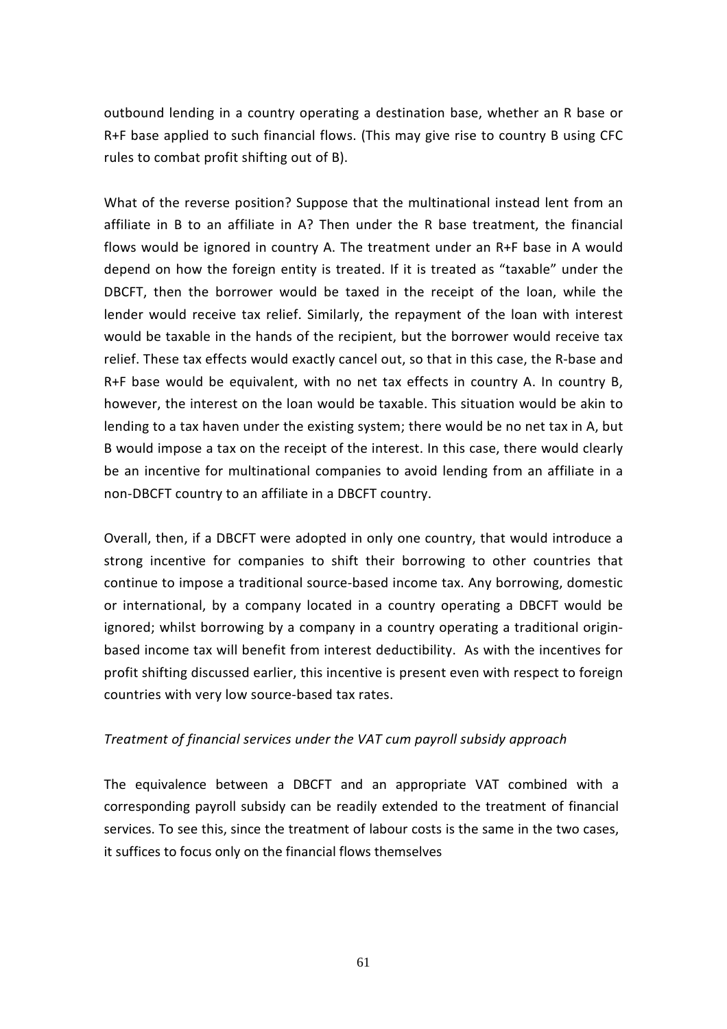outbound lending in a country operating a destination base, whether an R base or R+F base applied to such financial flows. (This may give rise to country B using CFC rules to combat profit shifting out of B).

What of the reverse position? Suppose that the multinational instead lent from an affiliate in B to an affiliate in A? Then under the R base treatment, the financial flows would be ignored in country A. The treatment under an R+F base in A would depend on how the foreign entity is treated. If it is treated as "taxable" under the DBCFT, then the borrower would be taxed in the receipt of the loan, while the lender would receive tax relief. Similarly, the repayment of the loan with interest would be taxable in the hands of the recipient, but the borrower would receive tax relief. These tax effects would exactly cancel out, so that in this case, the R-base and R+F base would be equivalent, with no net tax effects in country A. In country B, however, the interest on the loan would be taxable. This situation would be akin to lending to a tax haven under the existing system; there would be no net tax in A, but B would impose a tax on the receipt of the interest. In this case, there would clearly be an incentive for multinational companies to avoid lending from an affiliate in a non-DBCFT country to an affiliate in a DBCFT country.

Overall, then, if a DBCFT were adopted in only one country, that would introduce a strong incentive for companies to shift their borrowing to other countries that continue to impose a traditional source-based income tax. Any borrowing, domestic or international, by a company located in a country operating a DBCFT would be ignored; whilst borrowing by a company in a country operating a traditional origin-based income tax will benefit from interest deductibility. As with the incentives for profit shifting discussed earlier, this incentive is present even with respect to foreign countries with very low source-based tax rates.

*Treatment of financial services under the VAT cum payroll subsidy approach*

The equivalence between a DBCFT and an appropriate VAT combined with a corresponding payroll subsidy can be readily extended to the treatment of financial services. To see this, since the treatment of labour costs is the same in the two cases, it suffices to focus only on the financial flows themselves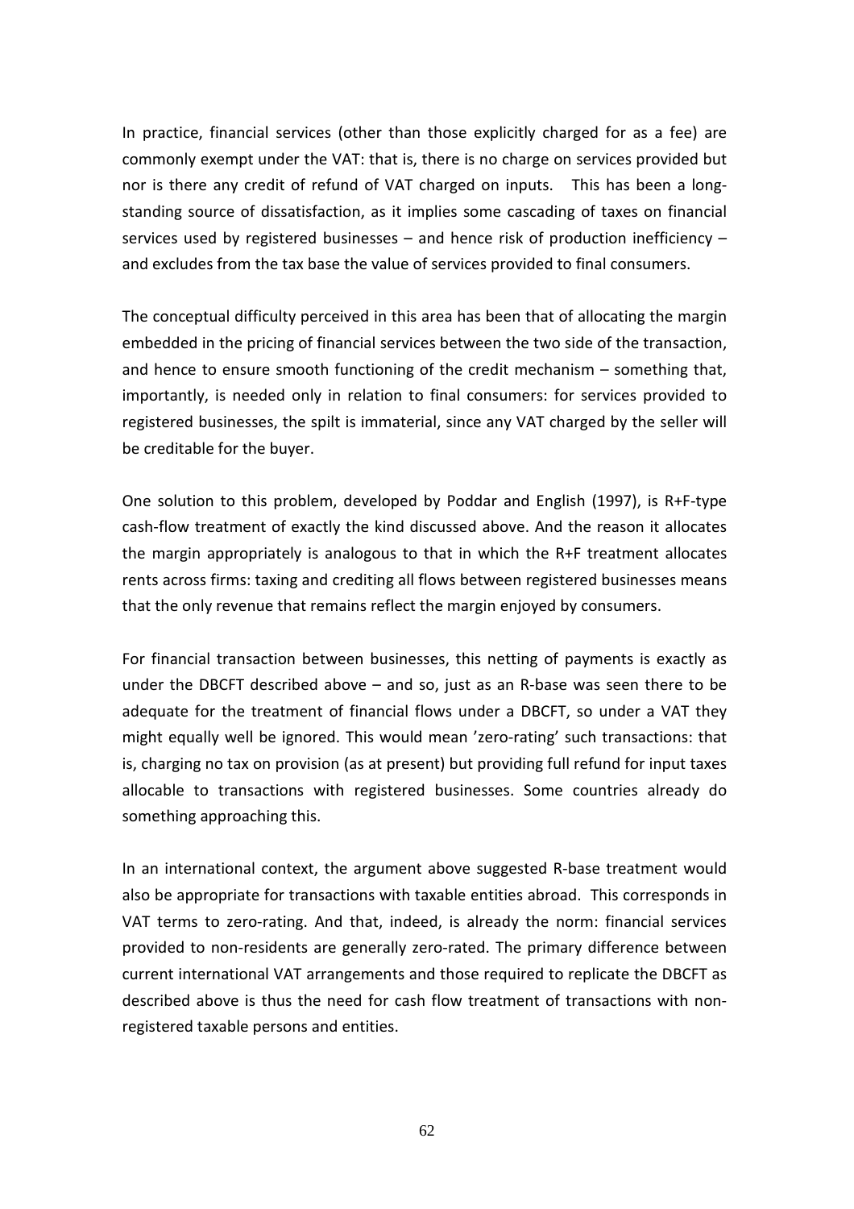In practice, financial services (other than those explicitly charged for as a fee) are commonly exempt under the VAT: that is, there is no charge on services provided but nor is there any credit of refund of VAT charged on inputs. This has been a long-standing source of dissatisfaction, as it implies some cascading of taxes on financial services used by registered businesses – and hence risk of production inefficiency – and excludes from the tax base the value of services provided to final consumers.

The conceptual difficulty perceived in this area has been that of allocating the margin embedded in the pricing of financial services between the two side of the transaction, and hence to ensure smooth functioning of the credit mechanism – something that, importantly, is needed only in relation to final consumers: for services provided to registered businesses, the spilt is immaterial, since any VAT charged by the seller will be creditable for the buyer.

One solution to this problem, developed by Poddar and English (1997), is R+F-type cash-flow treatment of exactly the kind discussed above. And the reason it allocates the margin appropriately is analogous to that in which the R+F treatment allocates rents across firms: taxing and crediting all flows between registered businesses means that the only revenue that remains reflect the margin enjoyed by consumers.

For financial transaction between businesses, this netting of payments is exactly as under the DBCFT described above – and so, just as an R-base was seen there to be adequate for the treatment of financial flows under a DBCFT, so under a VAT they might equally well be ignored. This would mean 'zero-rating' such transactions: that is, charging no tax on provision (as at present) but providing full refund for input taxes allocable to transactions with registered businesses. Some countries already do something approaching this.

In an international context, the argument above suggested R-base treatment would also be appropriate for transactions with taxable entities abroad. This corresponds in VAT terms to zero-rating. And that, indeed, is already the norm: financial services provided to non-residents are generally zero-rated. The primary difference between current international VAT arrangements and those required to replicate the DBCFT as described above is thus the need for cash flow treatment of transactions with non-registered taxable persons and entities.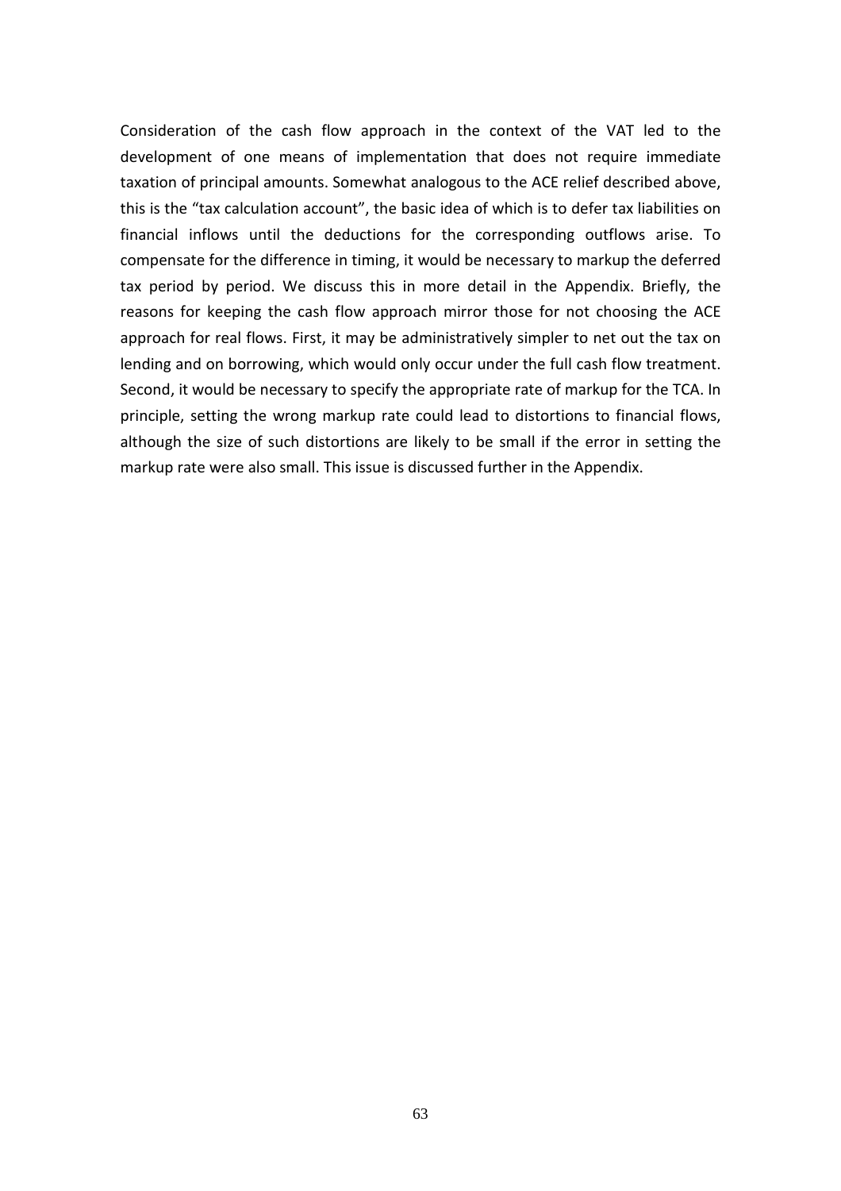Consideration of the cash flow approach in the context of the VAT led to the development of one means of implementation that does not require immediate taxation of principal amounts. Somewhat analogous to the ACE relief described above, this is the "tax calculation account", the basic idea of which is to defer tax liabilities on financial inflows until the deductions for the corresponding outflows arise. To compensate for the difference in timing, it would be necessary to markup the deferred tax period by period. We discuss this in more detail in the Appendix. Briefly, the reasons for keeping the cash flow approach mirror those for not choosing the ACE approach for real flows. First, it may be administratively simpler to net out the tax on lending and on borrowing, which would only occur under the full cash flow treatment. Second, it would be necessary to specify the appropriate rate of markup for the TCA. In principle, setting the wrong markup rate could lead to distortions to financial flows, although the size of such distortions are likely to be small if the error in setting the markup rate were also small. This issue is discussed further in the Appendix.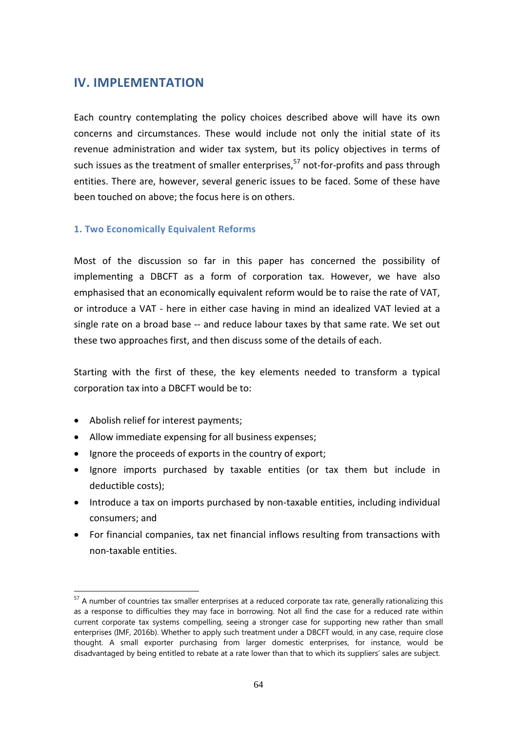## IV. IMPLEMENTATION

Each country contemplating the policy choices described above will have its own concerns and circumstances. These would include not only the initial state of its revenue administration and wider tax system, but its policy objectives in terms of such issues as the treatment of smaller enterprises,[57] not-for-profits and pass through entities. There are, however, several generic issues to be faced. Some of these have been touched on above; the focus here is on others.

### 1. Two Economically Equivalent Reforms

Most of the discussion so far in this paper has concerned the possibility of implementing a DBCFT as a form of corporation tax. However, we have also emphasised that an economically equivalent reform would be to raise the rate of VAT, or introduce a VAT - here in either case having in mind an idealized VAT levied at a single rate on a broad base -- and reduce labour taxes by that same rate. We set out these two approaches first, and then discuss some of the details of each.

Starting with the first of these, the key elements needed to transform a typical corporation tax into a DBCFT would be to:

- Abolish relief for interest payments;
- Allow immediate expensing for all business expenses;
- Ignore the proceeds of exports in the country of export;
- Ignore imports purchased by taxable entities (or tax them but include in deductible costs);
- Introduce a tax on imports purchased by non-taxable entities, including individual consumers; and
- For financial companies, tax net financial inflows resulting from transactions with non-taxable entities.

[57] A number of countries tax smaller enterprises at a reduced corporate tax rate, generally rationalizing this as a response to difficulties they may face in borrowing. Not all find the case for a reduced rate within current corporate tax systems compelling, seeing a stronger case for supporting new rather than small enterprises (IMF, 2016b). Whether to apply such treatment under a DBCFT would, in any case, require close thought. A small exporter purchasing from larger domestic enterprises, for instance, would be disadvantaged by being entitled to rebate at a rate lower than that to which its suppliers' sales are subject.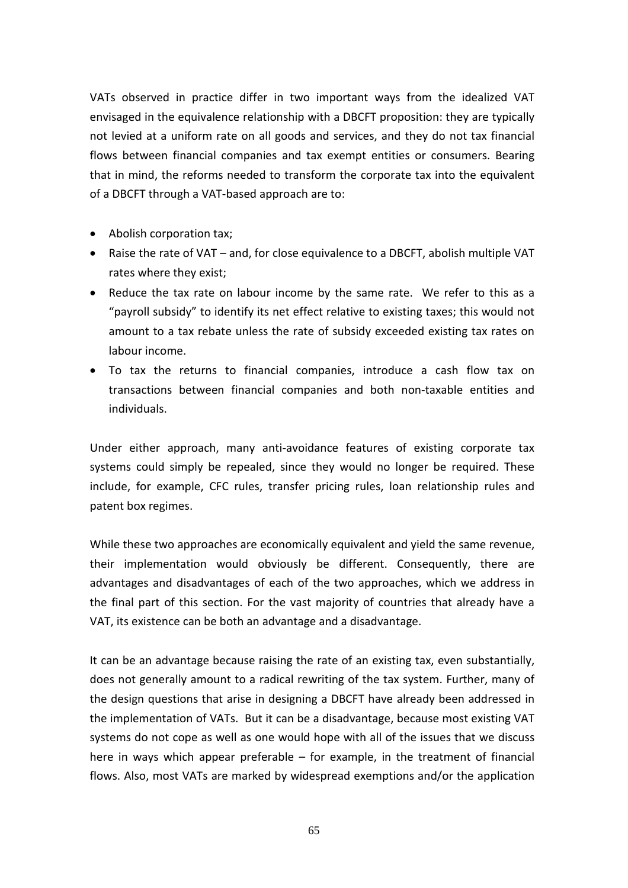VATs observed in practice differ in two important ways from the idealized VAT envisaged in the equivalence relationship with a DBCFT proposition: they are typically not levied at a uniform rate on all goods and services, and they do not tax financial flows between financial companies and tax exempt entities or consumers. Bearing that in mind, the reforms needed to transform the corporate tax into the equivalent of a DBCFT through a VAT-based approach are to:

- Abolish corporation tax;
- Raise the rate of VAT – and, for close equivalence to a DBCFT, abolish multiple VAT rates where they exist;
- Reduce the tax rate on labour income by the same rate. We refer to this as a "payroll subsidy" to identify its net effect relative to existing taxes; this would not amount to a tax rebate unless the rate of subsidy exceeded existing tax rates on labour income.
- To tax the returns to financial companies, introduce a cash flow tax on transactions between financial companies and both non-taxable entities and individuals.

Under either approach, many anti-avoidance features of existing corporate tax systems could simply be repealed, since they would no longer be required. These include, for example, CFC rules, transfer pricing rules, loan relationship rules and patent box regimes.

While these two approaches are economically equivalent and yield the same revenue, their implementation would obviously be different. Consequently, there are advantages and disadvantages of each of the two approaches, which we address in the final part of this section. For the vast majority of countries that already have a VAT, its existence can be both an advantage and a disadvantage.

It can be an advantage because raising the rate of an existing tax, even substantially, does not generally amount to a radical rewriting of the tax system. Further, many of the design questions that arise in designing a DBCFT have already been addressed in the implementation of VATs. But it can be a disadvantage, because most existing VAT systems do not cope as well as one would hope with all of the issues that we discuss here in ways which appear preferable – for example, in the treatment of financial flows. Also, most VATs are marked by widespread exemptions and/or the application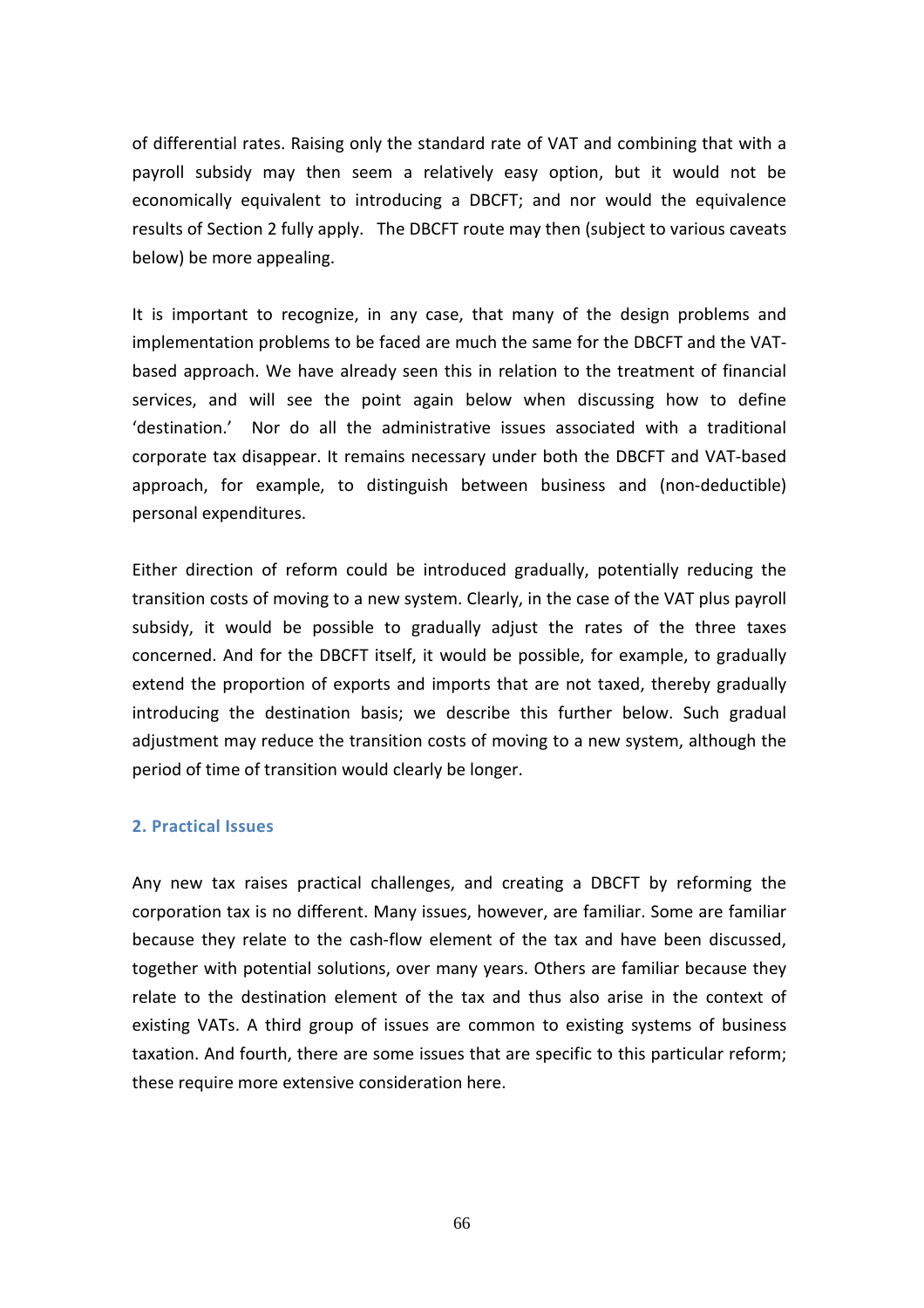of differential rates. Raising only the standard rate of VAT and combining that with a payroll subsidy may then seem a relatively easy option, but it would not be economically equivalent to introducing a DBCFT; and nor would the equivalence results of Section 2 fully apply. The DBCFT route may then (subject to various caveats below) be more appealing.

It is important to recognize, in any case, that many of the design problems and implementation problems to be faced are much the same for the DBCFT and the VAT-based approach. We have already seen this in relation to the treatment of financial services, and will see the point again below when discussing how to define 'destination.' Nor do all the administrative issues associated with a traditional corporate tax disappear. It remains necessary under both the DBCFT and VAT-based approach, for example, to distinguish between business and (non-deductible) personal expenditures.

Either direction of reform could be introduced gradually, potentially reducing the transition costs of moving to a new system. Clearly, in the case of the VAT plus payroll subsidy, it would be possible to gradually adjust the rates of the three taxes concerned. And for the DBCFT itself, it would be possible, for example, to gradually extend the proportion of exports and imports that are not taxed, thereby gradually introducing the destination basis; we describe this further below. Such gradual adjustment may reduce the transition costs of moving to a new system, although the period of time of transition would clearly be longer.

## 2. Practical Issues

Any new tax raises practical challenges, and creating a DBCFT by reforming the corporation tax is no different. Many issues, however, are familiar. Some are familiar because they relate to the cash-flow element of the tax and have been discussed, together with potential solutions, over many years. Others are familiar because they relate to the destination element of the tax and thus also arise in the context of existing VATs. A third group of issues are common to existing systems of business taxation. And fourth, there are some issues that are specific to this particular reform; these require more extensive consideration here.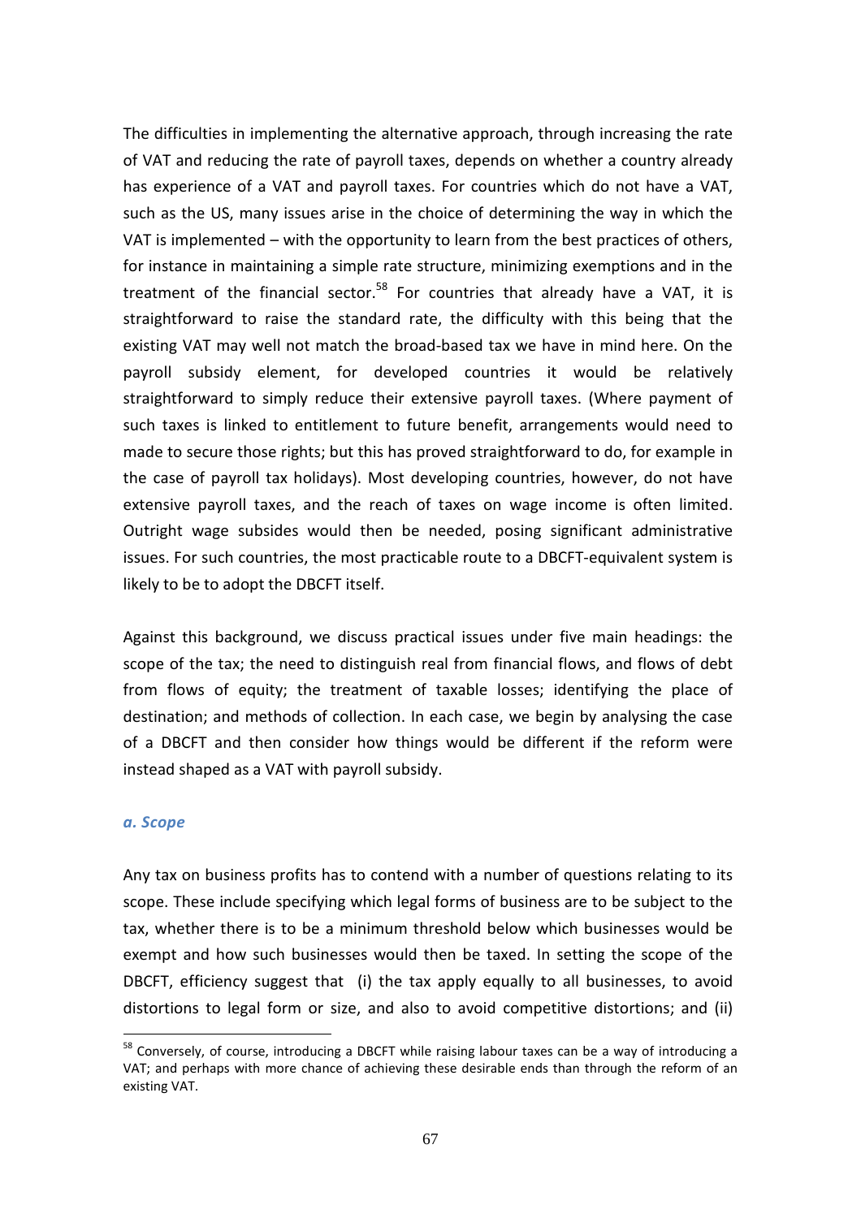The difficulties in implementing the alternative approach, through increasing the rate of VAT and reducing the rate of payroll taxes, depends on whether a country already has experience of a VAT and payroll taxes. For countries which do not have a VAT, such as the US, many issues arise in the choice of determining the way in which the VAT is implemented – with the opportunity to learn from the best practices of others, for instance in maintaining a simple rate structure, minimizing exemptions and in the treatment of the financial sector.[58] For countries that already have a VAT, it is straightforward to raise the standard rate, the difficulty with this being that the existing VAT may well not match the broad-based tax we have in mind here. On the payroll subsidy element, for developed countries it would be relatively straightforward to simply reduce their extensive payroll taxes. (Where payment of such taxes is linked to entitlement to future benefit, arrangements would need to made to secure those rights; but this has proved straightforward to do, for example in the case of payroll tax holidays). Most developing countries, however, do not have extensive payroll taxes, and the reach of taxes on wage income is often limited. Outright wage subsides would then be needed, posing significant administrative issues. For such countries, the most practicable route to a DBCFT-equivalent system is likely to be to adopt the DBCFT itself.

Against this background, we discuss practical issues under five main headings: the scope of the tax; the need to distinguish real from financial flows, and flows of debt from flows of equity; the treatment of taxable losses; identifying the place of destination; and methods of collection. In each case, we begin by analysing the case of a DBCFT and then consider how things would be different if the reform were instead shaped as a VAT with payroll subsidy.

### *a. Scope*

Any tax on business profits has to contend with a number of questions relating to its scope. These include specifying which legal forms of business are to be subject to the tax, whether there is to be a minimum threshold below which businesses would be exempt and how such businesses would then be taxed. In setting the scope of the DBCFT, efficiency suggest that (i) the tax apply equally to all businesses, to avoid distortions to legal form or size, and also to avoid competitive distortions; and (ii)

[58] Conversely, of course, introducing a DBCFT while raising labour taxes can be a way of introducing a VAT; and perhaps with more chance of achieving these desirable ends than through the reform of an existing VAT.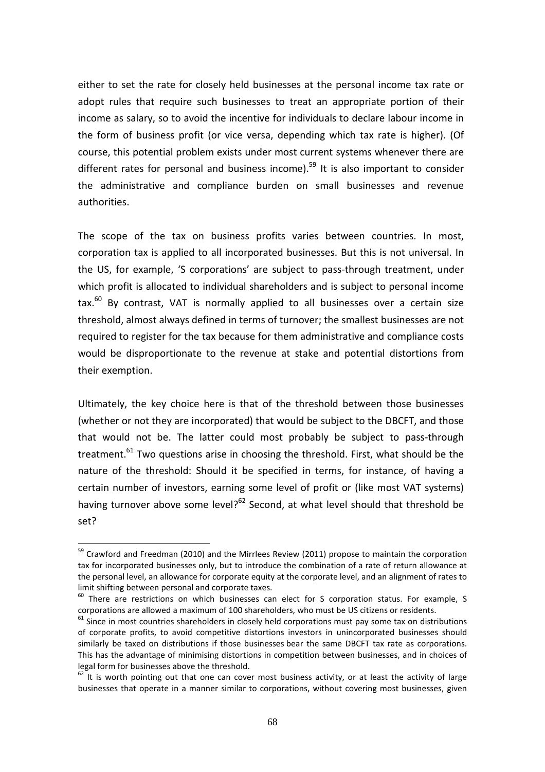either to set the rate for closely held businesses at the personal income tax rate or adopt rules that require such businesses to treat an appropriate portion of their income as salary, so to avoid the incentive for individuals to declare labour income in the form of business profit (or vice versa, depending which tax rate is higher). (Of course, this potential problem exists under most current systems whenever there are different rates for personal and business income).[59] It is also important to consider the administrative and compliance burden on small businesses and revenue authorities.

The scope of the tax on business profits varies between countries. In most, corporation tax is applied to all incorporated businesses. But this is not universal. In the US, for example, 'S corporations' are subject to pass-through treatment, under which profit is allocated to individual shareholders and is subject to personal income tax.[60] By contrast, VAT is normally applied to all businesses over a certain size threshold, almost always defined in terms of turnover; the smallest businesses are not required to register for the tax because for them administrative and compliance costs would be disproportionate to the revenue at stake and potential distortions from their exemption.

Ultimately, the key choice here is that of the threshold between those businesses (whether or not they are incorporated) that would be subject to the DBCFT, and those that would not be. The latter could most probably be subject to pass-through treatment.[61] Two questions arise in choosing the threshold. First, what should be the nature of the threshold: Should it be specified in terms, for instance, of having a certain number of investors, earning some level of profit or (like most VAT systems) having turnover above some level?[62] Second, at what level should that threshold be set?

[59] Crawford and Freedman (2010) and the Mirrlees Review (2011) propose to maintain the corporation tax for incorporated businesses only, but to introduce the combination of a rate of return allowance at the personal level, an allowance for corporate equity at the corporate level, and an alignment of rates to limit shifting between personal and corporate taxes.

[60] There are restrictions on which businesses can elect for S corporation status. For example, S corporations are allowed a maximum of 100 shareholders, who must be US citizens or residents.

[61] Since in most countries shareholders in closely held corporations must pay some tax on distributions of corporate profits, to avoid competitive distortions investors in unincorporated businesses should similarly be taxed on distributions if those businesses bear the same DBCFT tax rate as corporations. This has the advantage of minimising distortions in competition between businesses, and in choices of legal form for businesses above the threshold.

[62] It is worth pointing out that one can cover most business activity, or at least the activity of large businesses that operate in a manner similar to corporations, without covering most businesses, given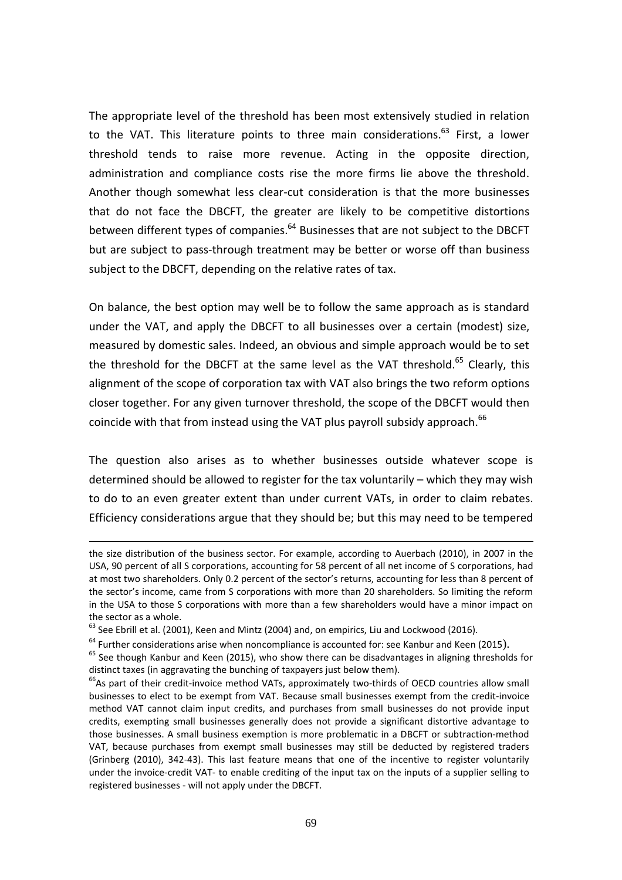The appropriate level of the threshold has been most extensively studied in relation to the VAT. This literature points to three main considerations.[63] First, a lower threshold tends to raise more revenue. Acting in the opposite direction, administration and compliance costs rise the more firms lie above the threshold. Another though somewhat less clear-cut consideration is that the more businesses that do not face the DBCFT, the greater are likely to be competitive distortions between different types of companies.[64] Businesses that are not subject to the DBCFT but are subject to pass-through treatment may be better or worse off than business subject to the DBCFT, depending on the relative rates of tax.

On balance, the best option may well be to follow the same approach as is standard under the VAT, and apply the DBCFT to all businesses over a certain (modest) size, measured by domestic sales. Indeed, an obvious and simple approach would be to set the threshold for the DBCFT at the same level as the VAT threshold.[65] Clearly, this alignment of the scope of corporation tax with VAT also brings the two reform options closer together. For any given turnover threshold, the scope of the DBCFT would then coincide with that from instead using the VAT plus payroll subsidy approach.[66]

The question also arises as to whether businesses outside whatever scope is determined should be allowed to register for the tax voluntarily – which they may wish to do to an even greater extent than under current VATs, in order to claim rebates. Efficiency considerations argue that they should be; but this may need to be tempered

---

the size distribution of the business sector. For example, according to Auerbach (2010), in 2007 in the USA, 90 percent of all S corporations, accounting for 58 percent of all net income of S corporations, had at most two shareholders. Only 0.2 percent of the sector's returns, accounting for less than 8 percent of the sector's income, came from S corporations with more than 20 shareholders. So limiting the reform in the USA to those S corporations with more than a few shareholders would have a minor impact on the sector as a whole.

[63] See Ebrill et al. (2001), Keen and Mintz (2004) and, on empirics, Liu and Lockwood (2016).

[64] Further considerations arise when noncompliance is accounted for: see Kanbur and Keen (2015).

[65] See though Kanbur and Keen (2015), who show there can be disadvantages in aligning thresholds for distinct taxes (in aggravating the bunching of taxpayers just below them).

[66] As part of their credit-invoice method VATs, approximately two-thirds of OECD countries allow small businesses to elect to be exempt from VAT. Because small businesses exempt from the credit-invoice method VAT cannot claim input credits, and purchases from small businesses do not provide input credits, exempting small businesses generally does not provide a significant distortive advantage to those businesses. A small business exemption is more problematic in a DBCFT or subtraction-method VAT, because purchases from exempt small businesses may still be deducted by registered traders (Grinberg (2010), 342-43). This last feature means that one of the incentive to register voluntarily under the invoice-credit VAT- to enable crediting of the input tax on the inputs of a supplier selling to registered businesses - will not apply under the DBCFT.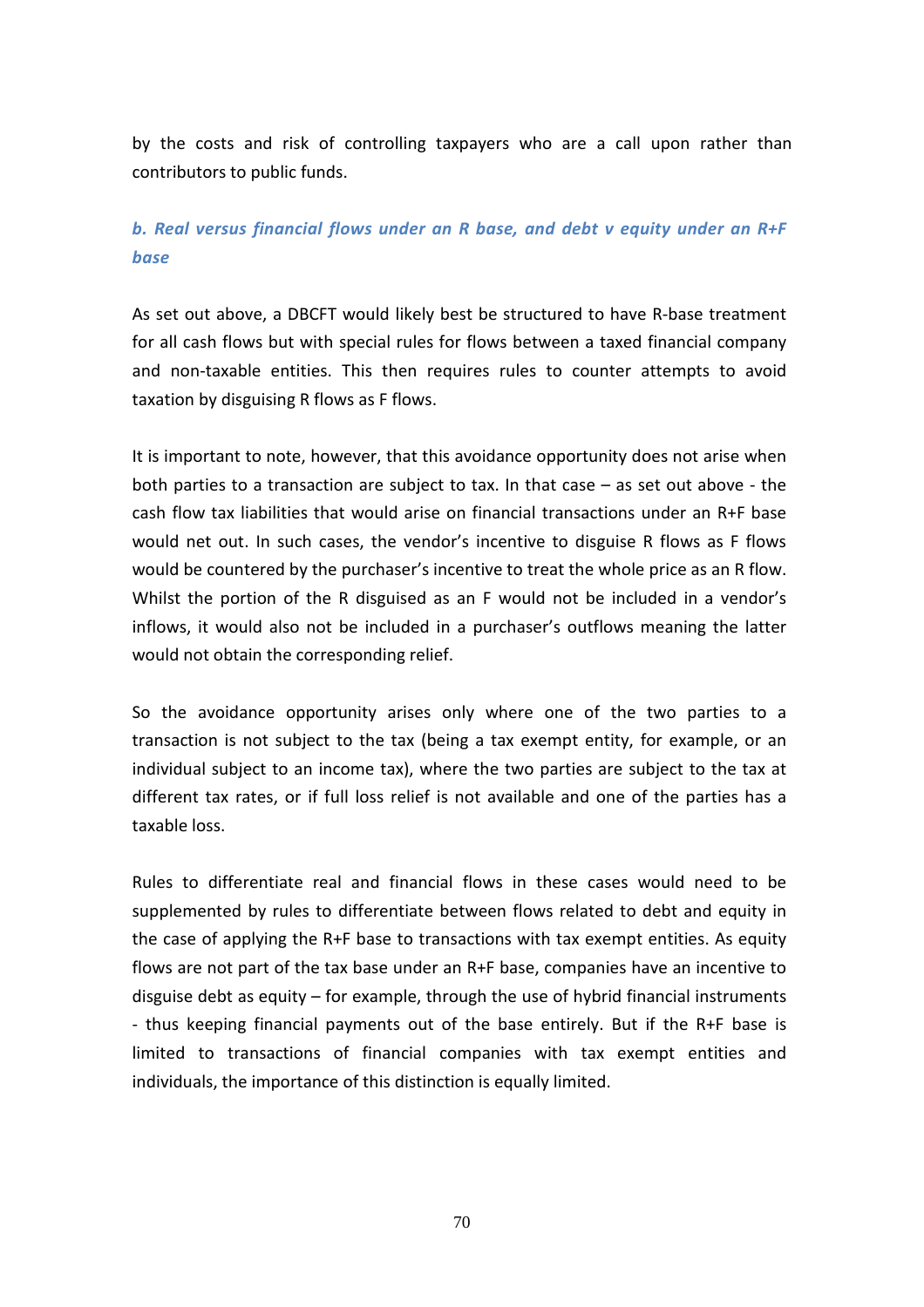by the costs and risk of controlling taxpayers who are a call upon rather than contributors to public funds.

### *b. Real versus financial flows under an R base, and debt v equity under an R+F base*

As set out above, a DBCFT would likely best be structured to have R-base treatment for all cash flows but with special rules for flows between a taxed financial company and non-taxable entities. This then requires rules to counter attempts to avoid taxation by disguising R flows as F flows.

It is important to note, however, that this avoidance opportunity does not arise when both parties to a transaction are subject to tax. In that case – as set out above - the cash flow tax liabilities that would arise on financial transactions under an R+F base would net out. In such cases, the vendor's incentive to disguise R flows as F flows would be countered by the purchaser's incentive to treat the whole price as an R flow. Whilst the portion of the R disguised as an F would not be included in a vendor's inflows, it would also not be included in a purchaser's outflows meaning the latter would not obtain the corresponding relief.

So the avoidance opportunity arises only where one of the two parties to a transaction is not subject to the tax (being a tax exempt entity, for example, or an individual subject to an income tax), where the two parties are subject to the tax at different tax rates, or if full loss relief is not available and one of the parties has a taxable loss.

Rules to differentiate real and financial flows in these cases would need to be supplemented by rules to differentiate between flows related to debt and equity in the case of applying the R+F base to transactions with tax exempt entities. As equity flows are not part of the tax base under an R+F base, companies have an incentive to disguise debt as equity – for example, through the use of hybrid financial instruments - thus keeping financial payments out of the base entirely. But if the R+F base is limited to transactions of financial companies with tax exempt entities and individuals, the importance of this distinction is equally limited.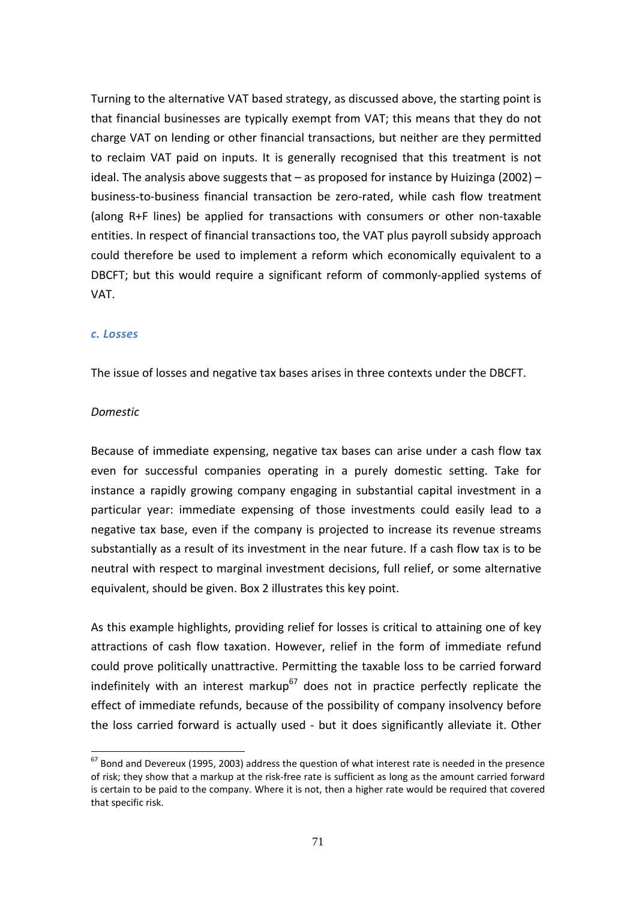Turning to the alternative VAT based strategy, as discussed above, the starting point is that financial businesses are typically exempt from VAT; this means that they do not charge VAT on lending or other financial transactions, but neither are they permitted to reclaim VAT paid on inputs. It is generally recognised that this treatment is not ideal. The analysis above suggests that – as proposed for instance by Huizinga (2002) – business-to-business financial transaction be zero-rated, while cash flow treatment (along R+F lines) be applied for transactions with consumers or other non-taxable entities. In respect of financial transactions too, the VAT plus payroll subsidy approach could therefore be used to implement a reform which economically equivalent to a DBCFT; but this would require a significant reform of commonly-applied systems of VAT.

### *c. Losses*

The issue of losses and negative tax bases arises in three contexts under the DBCFT.

*Domestic*

Because of immediate expensing, negative tax bases can arise under a cash flow tax even for successful companies operating in a purely domestic setting. Take for instance a rapidly growing company engaging in substantial capital investment in a particular year: immediate expensing of those investments could easily lead to a negative tax base, even if the company is projected to increase its revenue streams substantially as a result of its investment in the near future. If a cash flow tax is to be neutral with respect to marginal investment decisions, full relief, or some alternative equivalent, should be given. Box 2 illustrates this key point.

As this example highlights, providing relief for losses is critical to attaining one of key attractions of cash flow taxation. However, relief in the form of immediate refund could prove politically unattractive. Permitting the taxable loss to be carried forward indefinitely with an interest markup[67] does not in practice perfectly replicate the effect of immediate refunds, because of the possibility of company insolvency before the loss carried forward is actually used - but it does significantly alleviate it. Other

[67] Bond and Devereux (1995, 2003) address the question of what interest rate is needed in the presence of risk; they show that a markup at the risk-free rate is sufficient as long as the amount carried forward is certain to be paid to the company. Where it is not, then a higher rate would be required that covered that specific risk.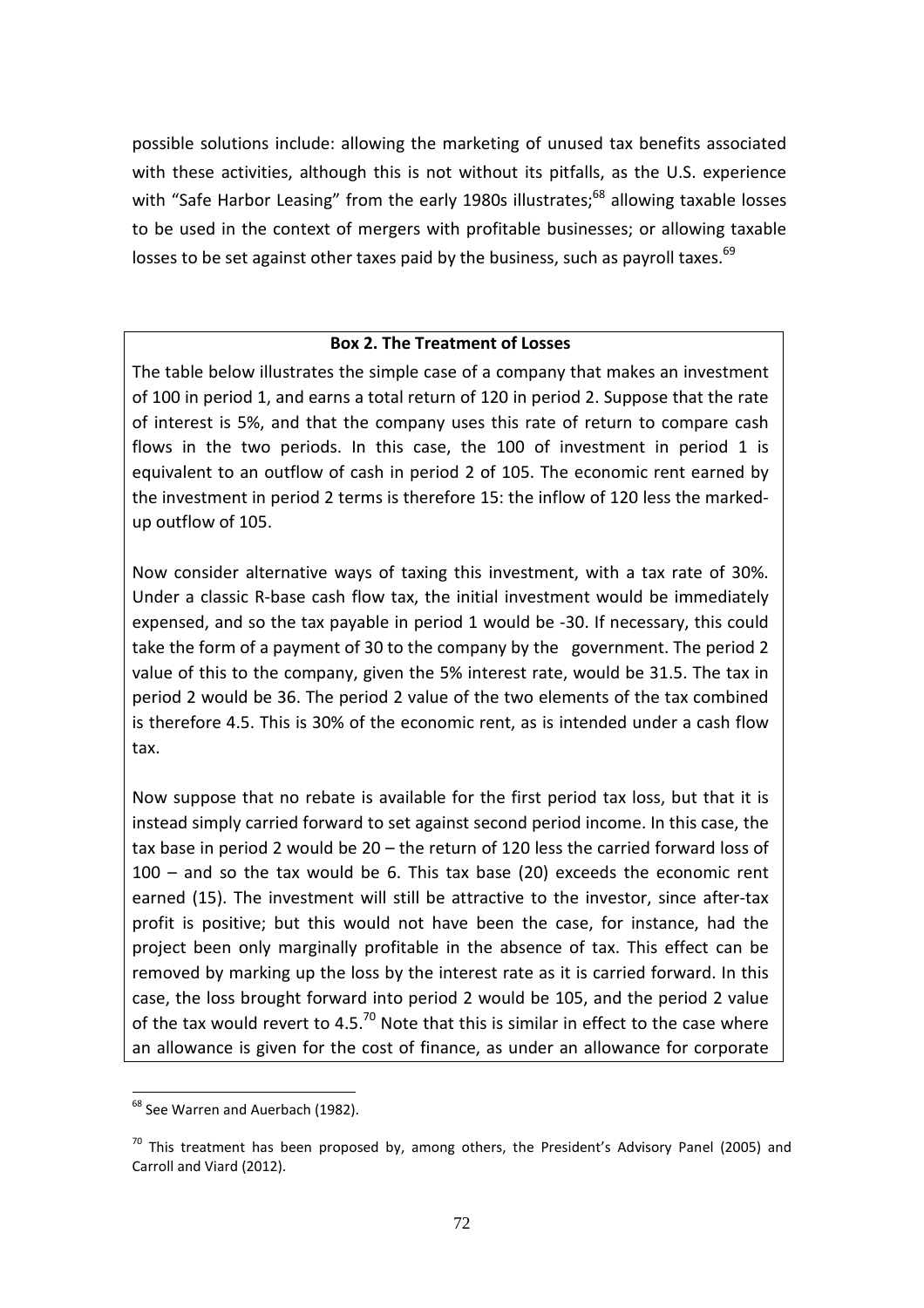possible solutions include: allowing the marketing of unused tax benefits associated with these activities, although this is not without its pitfalls, as the U.S. experience with "Safe Harbor Leasing" from the early 1980s illustrates;[68] allowing taxable losses to be used in the context of mergers with profitable businesses; or allowing taxable losses to be set against other taxes paid by the business, such as payroll taxes.[69]

**Box 2. The Treatment of Losses**

The table below illustrates the simple case of a company that makes an investment of 100 in period 1, and earns a total return of 120 in period 2. Suppose that the rate of interest is 5%, and that the company uses this rate of return to compare cash flows in the two periods. In this case, the 100 of investment in period 1 is equivalent to an outflow of cash in period 2 of 105. The economic rent earned by the investment in period 2 terms is therefore 15: the inflow of 120 less the marked-up outflow of 105.

Now consider alternative ways of taxing this investment, with a tax rate of 30%. Under a classic R-base cash flow tax, the initial investment would be immediately expensed, and so the tax payable in period 1 would be -30. If necessary, this could take the form of a payment of 30 to the company by the government. The period 2 value of this to the company, given the 5% interest rate, would be 31.5. The tax in period 2 would be 36. The period 2 value of the two elements of the tax combined is therefore 4.5. This is 30% of the economic rent, as is intended under a cash flow tax.

Now suppose that no rebate is available for the first period tax loss, but that it is instead simply carried forward to set against second period income. In this case, the tax base in period 2 would be 20 – the return of 120 less the carried forward loss of 100 – and so the tax would be 6. This tax base (20) exceeds the economic rent earned (15). The investment will still be attractive to the investor, since after-tax profit is positive; but this would not have been the case, for instance, had the project been only marginally profitable in the absence of tax. This effect can be removed by marking up the loss by the interest rate as it is carried forward. In this case, the loss brought forward into period 2 would be 105, and the period 2 value of the tax would revert to 4.5.[70] Note that this is similar in effect to the case where an allowance is given for the cost of finance, as under an allowance for corporate

[68] See Warren and Auerbach (1982).

[70] This treatment has been proposed by, among others, the President's Advisory Panel (2005) and Carroll and Viard (2012).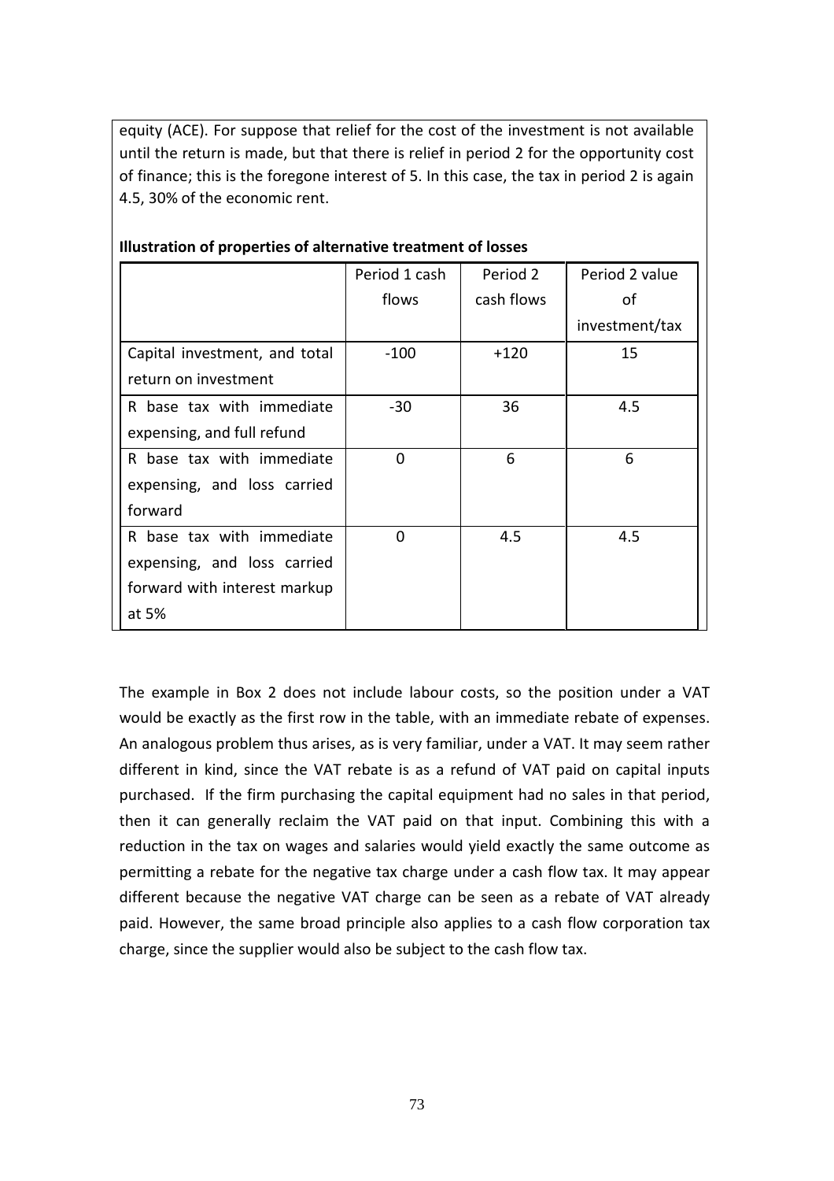equity (ACE). For suppose that relief for the cost of the investment is not available until the return is made, but that there is relief in period 2 for the opportunity cost of finance; this is the foregone interest of 5. In this case, the tax in period 2 is again 4.5, 30% of the economic rent.

**Illustration of properties of alternative treatment of losses**

| | Period 1 cash flows | Period 2 cash flows | Period 2 value of investment/tax |
|---|---|---|---|
| Capital investment, and total return on investment | -100 | +120 | 15 |
| R base tax with immediate expensing, and full refund | -30 | 36 | 4.5 |
| R base tax with immediate expensing, and loss carried forward | 0 | 6 | 6 |
| R base tax with immediate expensing, and loss carried forward with interest markup at 5% | 0 | 4.5 | 4.5 |

The example in Box 2 does not include labour costs, so the position under a VAT would be exactly as the first row in the table, with an immediate rebate of expenses. An analogous problem thus arises, as is very familiar, under a VAT. It may seem rather different in kind, since the VAT rebate is as a refund of VAT paid on capital inputs purchased. If the firm purchasing the capital equipment had no sales in that period, then it can generally reclaim the VAT paid on that input. Combining this with a reduction in the tax on wages and salaries would yield exactly the same outcome as permitting a rebate for the negative tax charge under a cash flow tax. It may appear different because the negative VAT charge can be seen as a rebate of VAT already paid. However, the same broad principle also applies to a cash flow corporation tax charge, since the supplier would also be subject to the cash flow tax.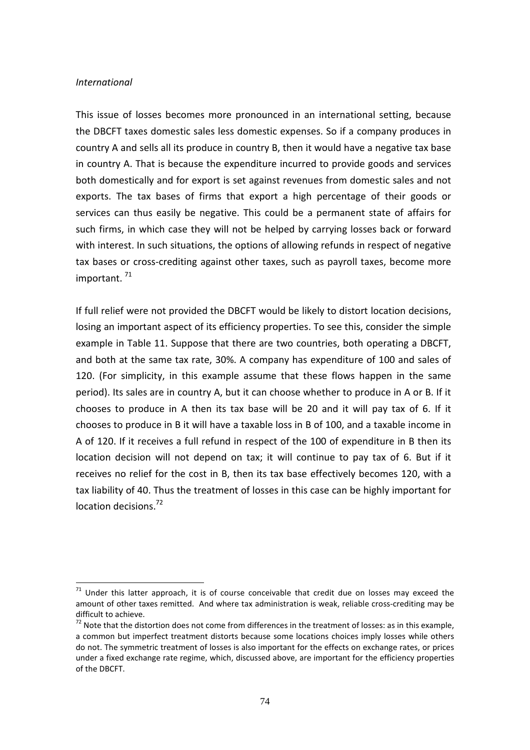*International*

This issue of losses becomes more pronounced in an international setting, because the DBCFT taxes domestic sales less domestic expenses. So if a company produces in country A and sells all its produce in country B, then it would have a negative tax base in country A. That is because the expenditure incurred to provide goods and services both domestically and for export is set against revenues from domestic sales and not exports. The tax bases of firms that export a high percentage of their goods or services can thus easily be negative. This could be a permanent state of affairs for such firms, in which case they will not be helped by carrying losses back or forward with interest. In such situations, the options of allowing refunds in respect of negative tax bases or cross-crediting against other taxes, such as payroll taxes, become more important. [71]

If full relief were not provided the DBCFT would be likely to distort location decisions, losing an important aspect of its efficiency properties. To see this, consider the simple example in Table 11. Suppose that there are two countries, both operating a DBCFT, and both at the same tax rate, 30%. A company has expenditure of 100 and sales of 120. (For simplicity, in this example assume that these flows happen in the same period). Its sales are in country A, but it can choose whether to produce in A or B. If it chooses to produce in A then its tax base will be 20 and it will pay tax of 6. If it chooses to produce in B it will have a taxable loss in B of 100, and a taxable income in A of 120. If it receives a full refund in respect of the 100 of expenditure in B then its location decision will not depend on tax; it will continue to pay tax of 6. But if it receives no relief for the cost in B, then its tax base effectively becomes 120, with a tax liability of 40. Thus the treatment of losses in this case can be highly important for location decisions.[72]

---

[71] Under this latter approach, it is of course conceivable that credit due on losses may exceed the amount of other taxes remitted. And where tax administration is weak, reliable cross-crediting may be difficult to achieve.

[72] Note that the distortion does not come from differences in the treatment of losses: as in this example, a common but imperfect treatment distorts because some locations choices imply losses while others do not. The symmetric treatment of losses is also important for the effects on exchange rates, or prices under a fixed exchange rate regime, which, discussed above, are important for the efficiency properties of the DBCFT.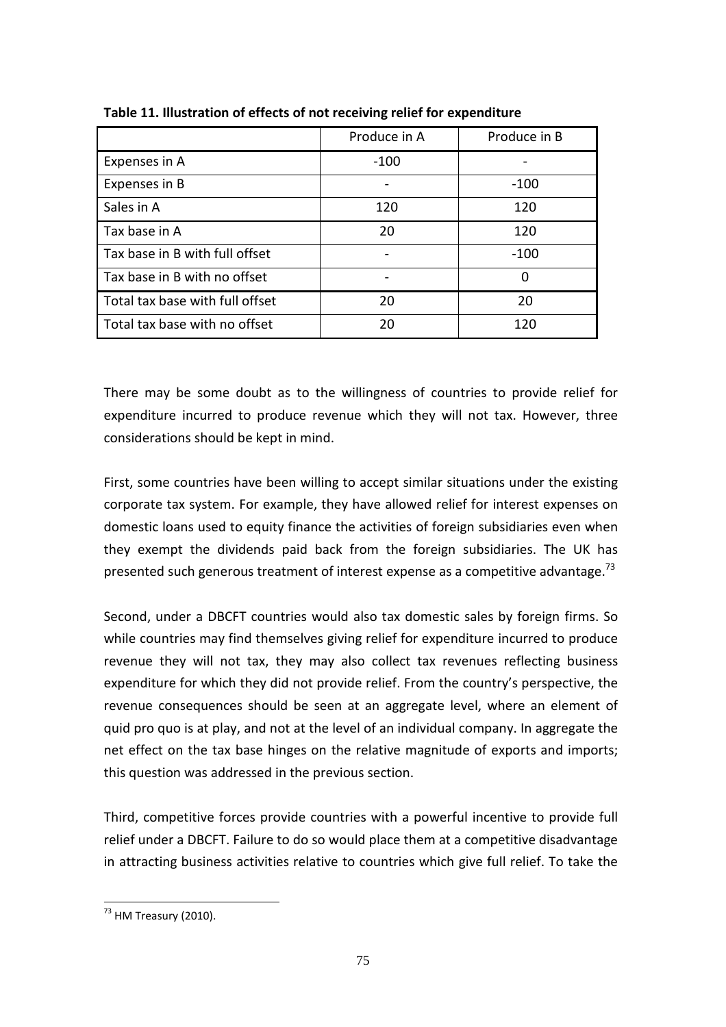**Table 11. Illustration of effects of not receiving relief for expenditure**

| | Produce in A | Produce in B |
|---|---|---|
| Expenses in A | -100 | - |
| Expenses in B | - | -100 |
| Sales in A | 120 | 120 |
| Tax base in A | 20 | 120 |
| Tax base in B with full offset | - | -100 |
| Tax base in B with no offset | - | 0 |
| Total tax base with full offset | 20 | 20 |
| Total tax base with no offset | 20 | 120 |

There may be some doubt as to the willingness of countries to provide relief for expenditure incurred to produce revenue which they will not tax. However, three considerations should be kept in mind.

First, some countries have been willing to accept similar situations under the existing corporate tax system. For example, they have allowed relief for interest expenses on domestic loans used to equity finance the activities of foreign subsidiaries even when they exempt the dividends paid back from the foreign subsidiaries. The UK has presented such generous treatment of interest expense as a competitive advantage.[73]

Second, under a DBCFT countries would also tax domestic sales by foreign firms. So while countries may find themselves giving relief for expenditure incurred to produce revenue they will not tax, they may also collect tax revenues reflecting business expenditure for which they did not provide relief. From the country's perspective, the revenue consequences should be seen at an aggregate level, where an element of quid pro quo is at play, and not at the level of an individual company. In aggregate the net effect on the tax base hinges on the relative magnitude of exports and imports; this question was addressed in the previous section.

Third, competitive forces provide countries with a powerful incentive to provide full relief under a DBCFT. Failure to do so would place them at a competitive disadvantage in attracting business activities relative to countries which give full relief. To take the

[73] HM Treasury (2010).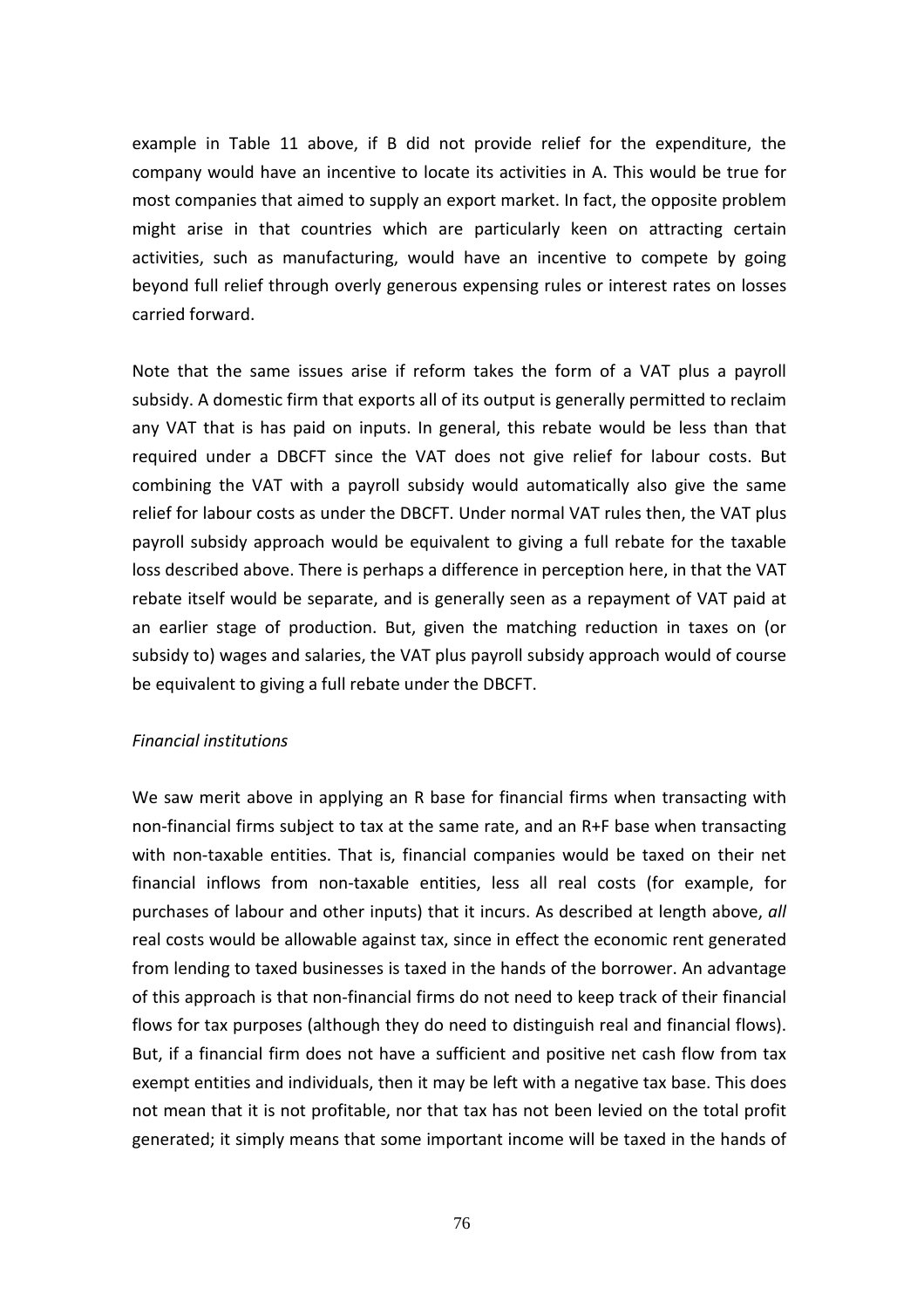example in Table 11 above, if B did not provide relief for the expenditure, the company would have an incentive to locate its activities in A. This would be true for most companies that aimed to supply an export market. In fact, the opposite problem might arise in that countries which are particularly keen on attracting certain activities, such as manufacturing, would have an incentive to compete by going beyond full relief through overly generous expensing rules or interest rates on losses carried forward.

Note that the same issues arise if reform takes the form of a VAT plus a payroll subsidy. A domestic firm that exports all of its output is generally permitted to reclaim any VAT that is has paid on inputs. In general, this rebate would be less than that required under a DBCFT since the VAT does not give relief for labour costs. But combining the VAT with a payroll subsidy would automatically also give the same relief for labour costs as under the DBCFT. Under normal VAT rules then, the VAT plus payroll subsidy approach would be equivalent to giving a full rebate for the taxable loss described above. There is perhaps a difference in perception here, in that the VAT rebate itself would be separate, and is generally seen as a repayment of VAT paid at an earlier stage of production. But, given the matching reduction in taxes on (or subsidy to) wages and salaries, the VAT plus payroll subsidy approach would of course be equivalent to giving a full rebate under the DBCFT.

*Financial institutions*

We saw merit above in applying an R base for financial firms when transacting with non-financial firms subject to tax at the same rate, and an R+F base when transacting with non-taxable entities. That is, financial companies would be taxed on their net financial inflows from non-taxable entities, less all real costs (for example, for purchases of labour and other inputs) that it incurs. As described at length above, *all* real costs would be allowable against tax, since in effect the economic rent generated from lending to taxed businesses is taxed in the hands of the borrower. An advantage of this approach is that non-financial firms do not need to keep track of their financial flows for tax purposes (although they do need to distinguish real and financial flows). But, if a financial firm does not have a sufficient and positive net cash flow from tax exempt entities and individuals, then it may be left with a negative tax base. This does not mean that it is not profitable, nor that tax has not been levied on the total profit generated; it simply means that some important income will be taxed in the hands of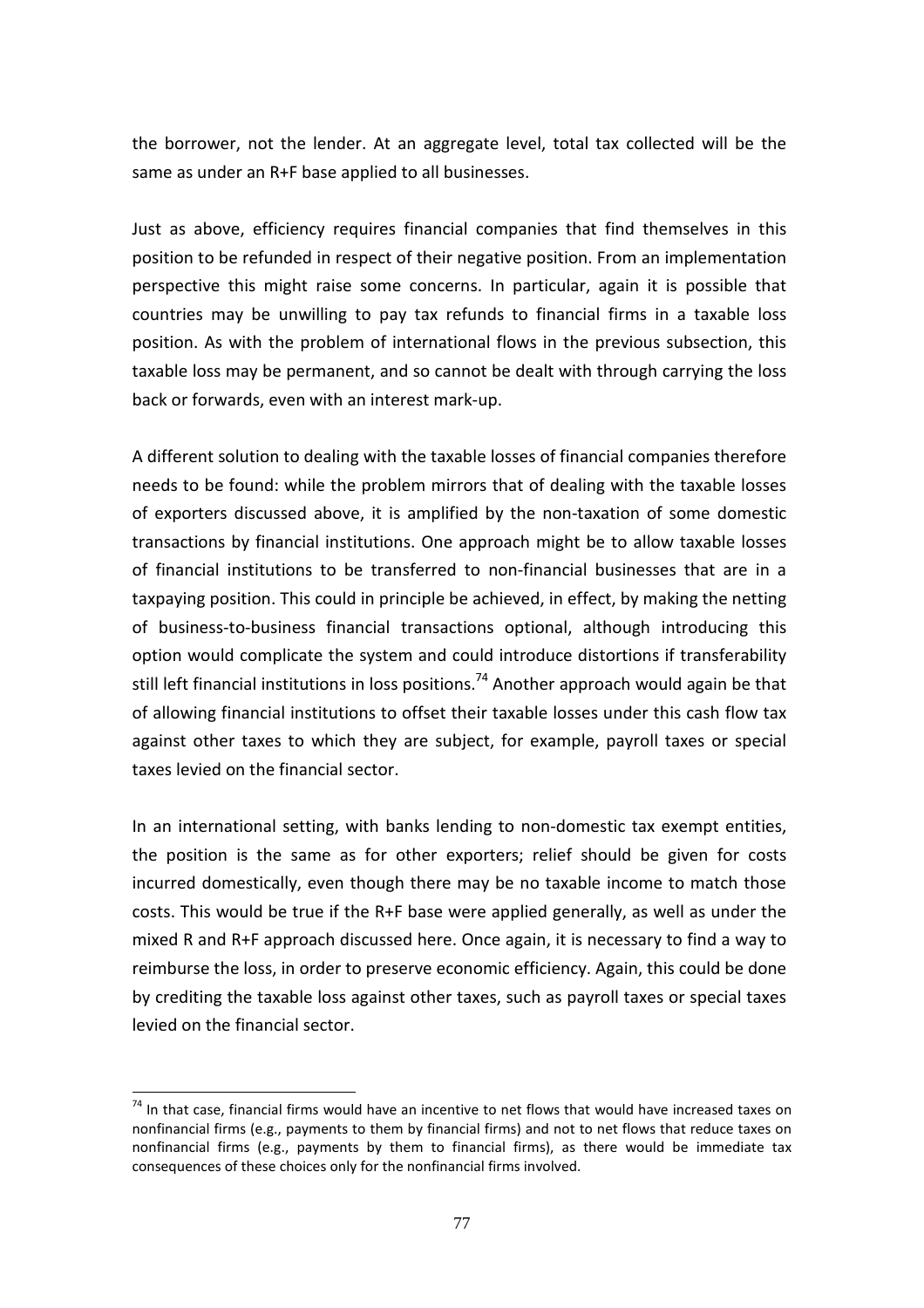the borrower, not the lender. At an aggregate level, total tax collected will be the same as under an R+F base applied to all businesses.

Just as above, efficiency requires financial companies that find themselves in this position to be refunded in respect of their negative position. From an implementation perspective this might raise some concerns. In particular, again it is possible that countries may be unwilling to pay tax refunds to financial firms in a taxable loss position. As with the problem of international flows in the previous subsection, this taxable loss may be permanent, and so cannot be dealt with through carrying the loss back or forwards, even with an interest mark-up.

A different solution to dealing with the taxable losses of financial companies therefore needs to be found: while the problem mirrors that of dealing with the taxable losses of exporters discussed above, it is amplified by the non-taxation of some domestic transactions by financial institutions. One approach might be to allow taxable losses of financial institutions to be transferred to non-financial businesses that are in a taxpaying position. This could in principle be achieved, in effect, by making the netting of business-to-business financial transactions optional, although introducing this option would complicate the system and could introduce distortions if transferability still left financial institutions in loss positions.[74] Another approach would again be that of allowing financial institutions to offset their taxable losses under this cash flow tax against other taxes to which they are subject, for example, payroll taxes or special taxes levied on the financial sector.

In an international setting, with banks lending to non-domestic tax exempt entities, the position is the same as for other exporters; relief should be given for costs incurred domestically, even though there may be no taxable income to match those costs. This would be true if the R+F base were applied generally, as well as under the mixed R and R+F approach discussed here. Once again, it is necessary to find a way to reimburse the loss, in order to preserve economic efficiency. Again, this could be done by crediting the taxable loss against other taxes, such as payroll taxes or special taxes levied on the financial sector.

[74] In that case, financial firms would have an incentive to net flows that would have increased taxes on nonfinancial firms (e.g., payments to them by financial firms) and not to net flows that reduce taxes on nonfinancial firms (e.g., payments by them to financial firms), as there would be immediate tax consequences of these choices only for the nonfinancial firms involved.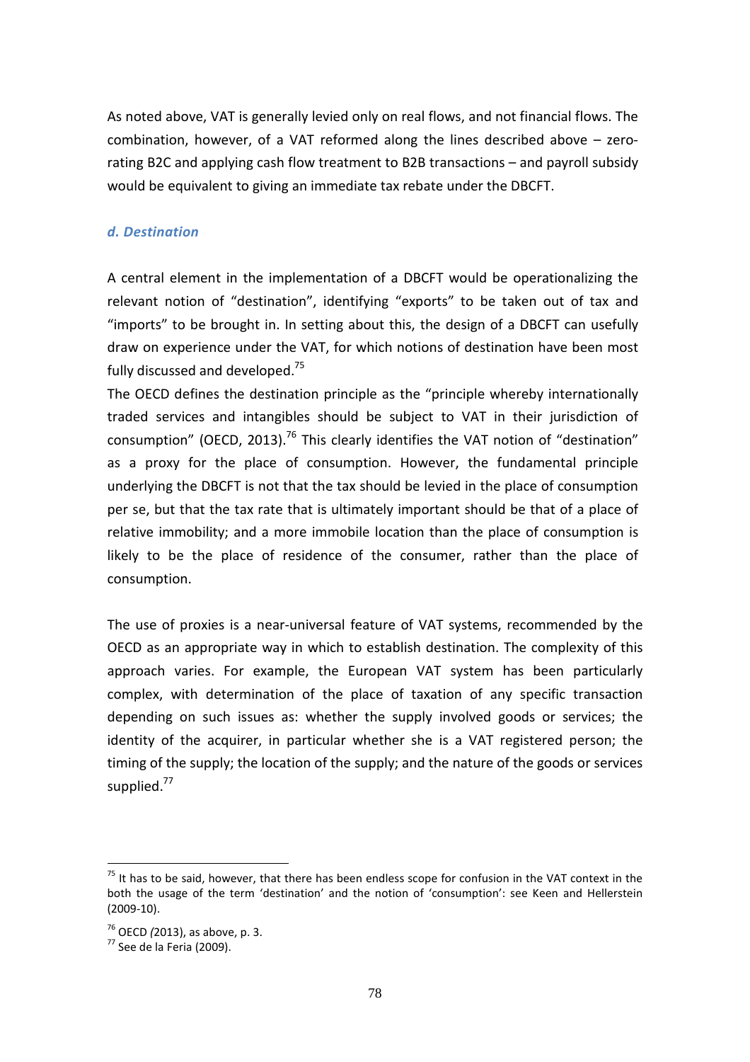As noted above, VAT is generally levied only on real flows, and not financial flows. The combination, however, of a VAT reformed along the lines described above – zero-rating B2C and applying cash flow treatment to B2B transactions – and payroll subsidy would be equivalent to giving an immediate tax rebate under the DBCFT.

### *d. Destination*

A central element in the implementation of a DBCFT would be operationalizing the relevant notion of "destination", identifying "exports" to be taken out of tax and "imports" to be brought in. In setting about this, the design of a DBCFT can usefully draw on experience under the VAT, for which notions of destination have been most fully discussed and developed.[75]

The OECD defines the destination principle as the "principle whereby internationally traded services and intangibles should be subject to VAT in their jurisdiction of consumption" (OECD, 2013).[76] This clearly identifies the VAT notion of "destination" as a proxy for the place of consumption. However, the fundamental principle underlying the DBCFT is not that the tax should be levied in the place of consumption per se, but that the tax rate that is ultimately important should be that of a place of relative immobility; and a more immobile location than the place of consumption is likely to be the place of residence of the consumer, rather than the place of consumption.

The use of proxies is a near-universal feature of VAT systems, recommended by the OECD as an appropriate way in which to establish destination. The complexity of this approach varies. For example, the European VAT system has been particularly complex, with determination of the place of taxation of any specific transaction depending on such issues as: whether the supply involved goods or services; the identity of the acquirer, in particular whether she is a VAT registered person; the timing of the supply; the location of the supply; and the nature of the goods or services supplied.[77]

---

[75] It has to be said, however, that there has been endless scope for confusion in the VAT context in the both the usage of the term 'destination' and the notion of 'consumption': see Keen and Hellerstein (2009-10).

[76] OECD *(*2013), as above, p. 3.

[77] See de la Feria (2009).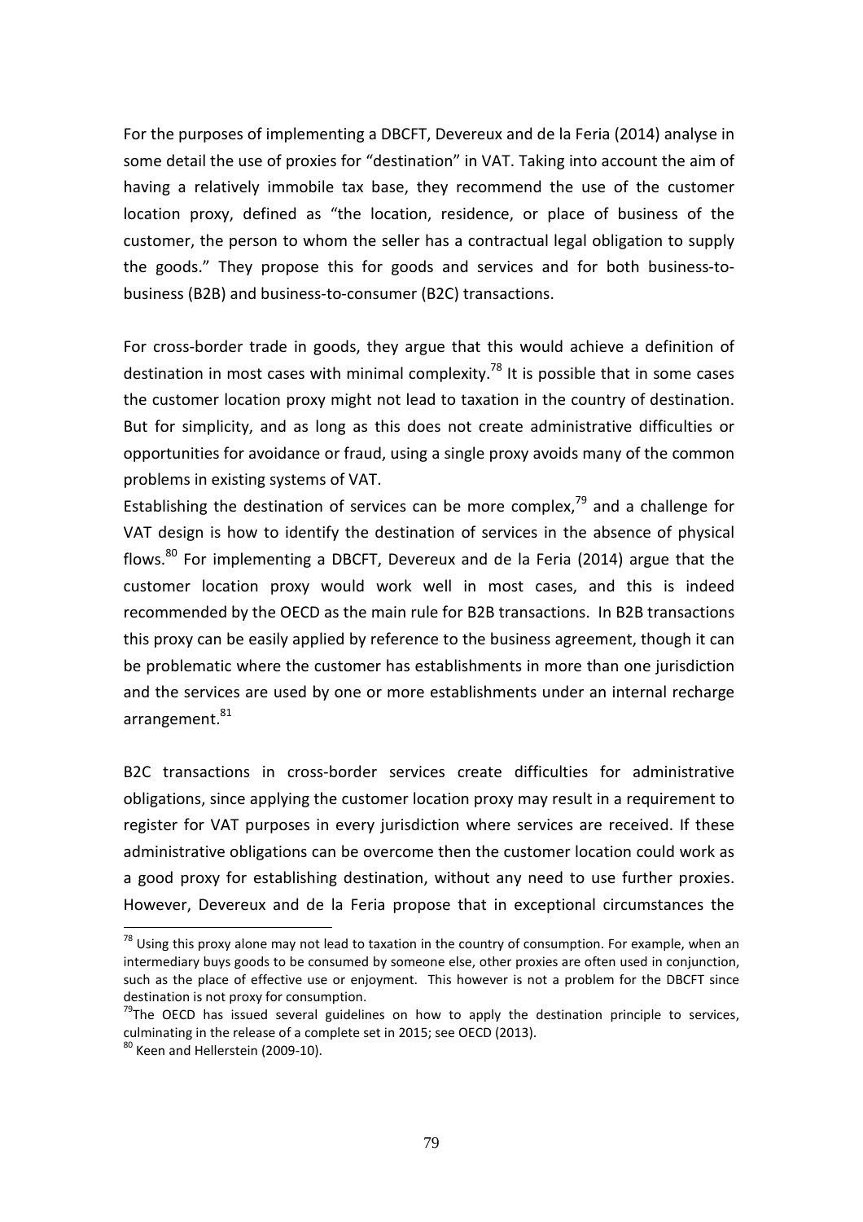For the purposes of implementing a DBCFT, Devereux and de la Feria (2014) analyse in some detail the use of proxies for "destination" in VAT. Taking into account the aim of having a relatively immobile tax base, they recommend the use of the customer location proxy, defined as "the location, residence, or place of business of the customer, the person to whom the seller has a contractual legal obligation to supply the goods." They propose this for goods and services and for both business-to-business (B2B) and business-to-consumer (B2C) transactions.

For cross-border trade in goods, they argue that this would achieve a definition of destination in most cases with minimal complexity.[78] It is possible that in some cases the customer location proxy might not lead to taxation in the country of destination. But for simplicity, and as long as this does not create administrative difficulties or opportunities for avoidance or fraud, using a single proxy avoids many of the common problems in existing systems of VAT.

Establishing the destination of services can be more complex,[79] and a challenge for VAT design is how to identify the destination of services in the absence of physical flows.[80] For implementing a DBCFT, Devereux and de la Feria (2014) argue that the customer location proxy would work well in most cases, and this is indeed recommended by the OECD as the main rule for B2B transactions. In B2B transactions this proxy can be easily applied by reference to the business agreement, though it can be problematic where the customer has establishments in more than one jurisdiction and the services are used by one or more establishments under an internal recharge arrangement.[81]

B2C transactions in cross-border services create difficulties for administrative obligations, since applying the customer location proxy may result in a requirement to register for VAT purposes in every jurisdiction where services are received. If these administrative obligations can be overcome then the customer location could work as a good proxy for establishing destination, without any need to use further proxies. However, Devereux and de la Feria propose that in exceptional circumstances the

---

[78] Using this proxy alone may not lead to taxation in the country of consumption. For example, when an intermediary buys goods to be consumed by someone else, other proxies are often used in conjunction, such as the place of effective use or enjoyment. This however is not a problem for the DBCFT since destination is not proxy for consumption.

[79] The OECD has issued several guidelines on how to apply the destination principle to services, culminating in the release of a complete set in 2015; see OECD (2013).

[80] Keen and Hellerstein (2009-10).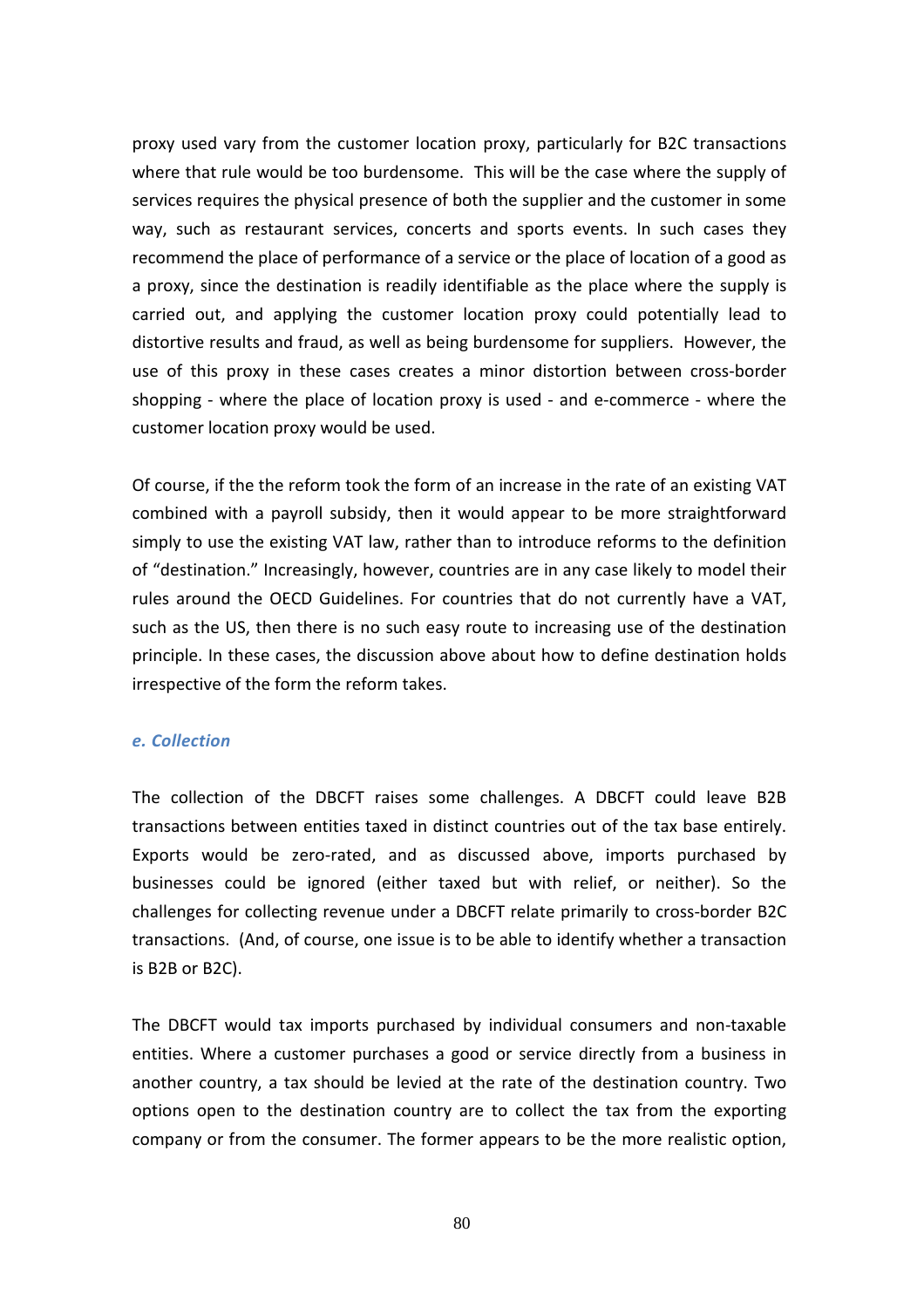proxy used vary from the customer location proxy, particularly for B2C transactions where that rule would be too burdensome. This will be the case where the supply of services requires the physical presence of both the supplier and the customer in some way, such as restaurant services, concerts and sports events. In such cases they recommend the place of performance of a service or the place of location of a good as a proxy, since the destination is readily identifiable as the place where the supply is carried out, and applying the customer location proxy could potentially lead to distortive results and fraud, as well as being burdensome for suppliers. However, the use of this proxy in these cases creates a minor distortion between cross-border shopping - where the place of location proxy is used - and e-commerce - where the customer location proxy would be used.

Of course, if the the reform took the form of an increase in the rate of an existing VAT combined with a payroll subsidy, then it would appear to be more straightforward simply to use the existing VAT law, rather than to introduce reforms to the definition of "destination." Increasingly, however, countries are in any case likely to model their rules around the OECD Guidelines. For countries that do not currently have a VAT, such as the US, then there is no such easy route to increasing use of the destination principle. In these cases, the discussion above about how to define destination holds irrespective of the form the reform takes.

### *e. Collection*

The collection of the DBCFT raises some challenges. A DBCFT could leave B2B transactions between entities taxed in distinct countries out of the tax base entirely. Exports would be zero-rated, and as discussed above, imports purchased by businesses could be ignored (either taxed but with relief, or neither). So the challenges for collecting revenue under a DBCFT relate primarily to cross-border B2C transactions. (And, of course, one issue is to be able to identify whether a transaction is B2B or B2C).

The DBCFT would tax imports purchased by individual consumers and non-taxable entities. Where a customer purchases a good or service directly from a business in another country, a tax should be levied at the rate of the destination country. Two options open to the destination country are to collect the tax from the exporting company or from the consumer. The former appears to be the more realistic option,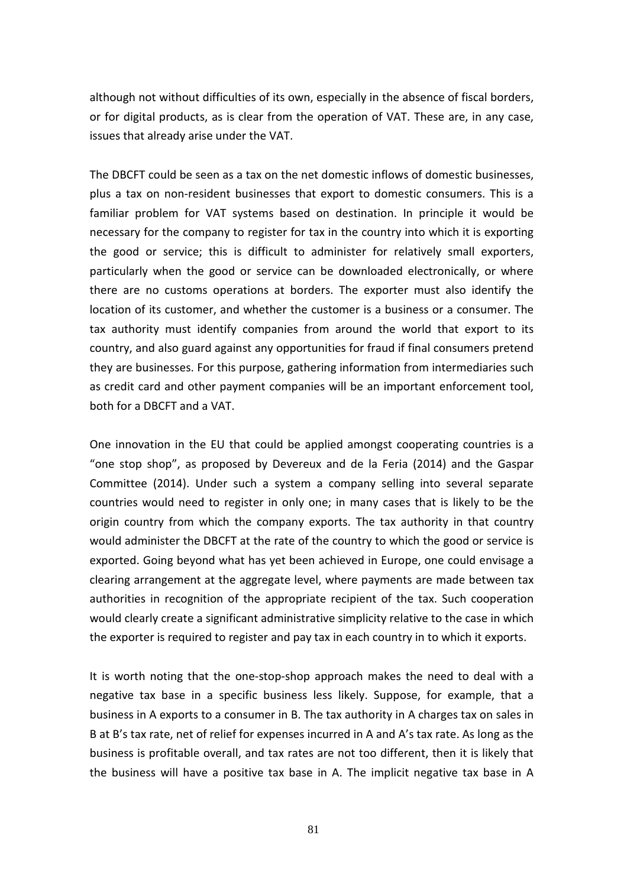although not without difficulties of its own, especially in the absence of fiscal borders, or for digital products, as is clear from the operation of VAT. These are, in any case, issues that already arise under the VAT.

The DBCFT could be seen as a tax on the net domestic inflows of domestic businesses, plus a tax on non-resident businesses that export to domestic consumers. This is a familiar problem for VAT systems based on destination. In principle it would be necessary for the company to register for tax in the country into which it is exporting the good or service; this is difficult to administer for relatively small exporters, particularly when the good or service can be downloaded electronically, or where there are no customs operations at borders. The exporter must also identify the location of its customer, and whether the customer is a business or a consumer. The tax authority must identify companies from around the world that export to its country, and also guard against any opportunities for fraud if final consumers pretend they are businesses. For this purpose, gathering information from intermediaries such as credit card and other payment companies will be an important enforcement tool, both for a DBCFT and a VAT.

One innovation in the EU that could be applied amongst cooperating countries is a "one stop shop", as proposed by Devereux and de la Feria (2014) and the Gaspar Committee (2014). Under such a system a company selling into several separate countries would need to register in only one; in many cases that is likely to be the origin country from which the company exports. The tax authority in that country would administer the DBCFT at the rate of the country to which the good or service is exported. Going beyond what has yet been achieved in Europe, one could envisage a clearing arrangement at the aggregate level, where payments are made between tax authorities in recognition of the appropriate recipient of the tax. Such cooperation would clearly create a significant administrative simplicity relative to the case in which the exporter is required to register and pay tax in each country in to which it exports.

It is worth noting that the one-stop-shop approach makes the need to deal with a negative tax base in a specific business less likely. Suppose, for example, that a business in A exports to a consumer in B. The tax authority in A charges tax on sales in B at B's tax rate, net of relief for expenses incurred in A and A's tax rate. As long as the business is profitable overall, and tax rates are not too different, then it is likely that the business will have a positive tax base in A. The implicit negative tax base in A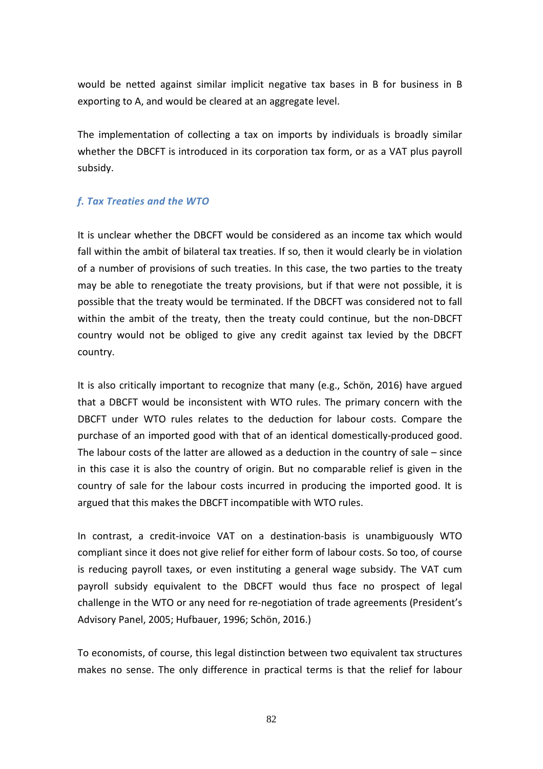would be netted against similar implicit negative tax bases in B for business in B exporting to A, and would be cleared at an aggregate level.

The implementation of collecting a tax on imports by individuals is broadly similar whether the DBCFT is introduced in its corporation tax form, or as a VAT plus payroll subsidy.

### *f. Tax Treaties and the WTO*

It is unclear whether the DBCFT would be considered as an income tax which would fall within the ambit of bilateral tax treaties. If so, then it would clearly be in violation of a number of provisions of such treaties. In this case, the two parties to the treaty may be able to renegotiate the treaty provisions, but if that were not possible, it is possible that the treaty would be terminated. If the DBCFT was considered not to fall within the ambit of the treaty, then the treaty could continue, but the non-DBCFT country would not be obliged to give any credit against tax levied by the DBCFT country.

It is also critically important to recognize that many (e.g., Schön, 2016) have argued that a DBCFT would be inconsistent with WTO rules. The primary concern with the DBCFT under WTO rules relates to the deduction for labour costs. Compare the purchase of an imported good with that of an identical domestically-produced good. The labour costs of the latter are allowed as a deduction in the country of sale – since in this case it is also the country of origin. But no comparable relief is given in the country of sale for the labour costs incurred in producing the imported good. It is argued that this makes the DBCFT incompatible with WTO rules.

In contrast, a credit-invoice VAT on a destination-basis is unambiguously WTO compliant since it does not give relief for either form of labour costs. So too, of course is reducing payroll taxes, or even instituting a general wage subsidy. The VAT cum payroll subsidy equivalent to the DBCFT would thus face no prospect of legal challenge in the WTO or any need for re-negotiation of trade agreements (President's Advisory Panel, 2005; Hufbauer, 1996; Schön, 2016.)

To economists, of course, this legal distinction between two equivalent tax structures makes no sense. The only difference in practical terms is that the relief for labour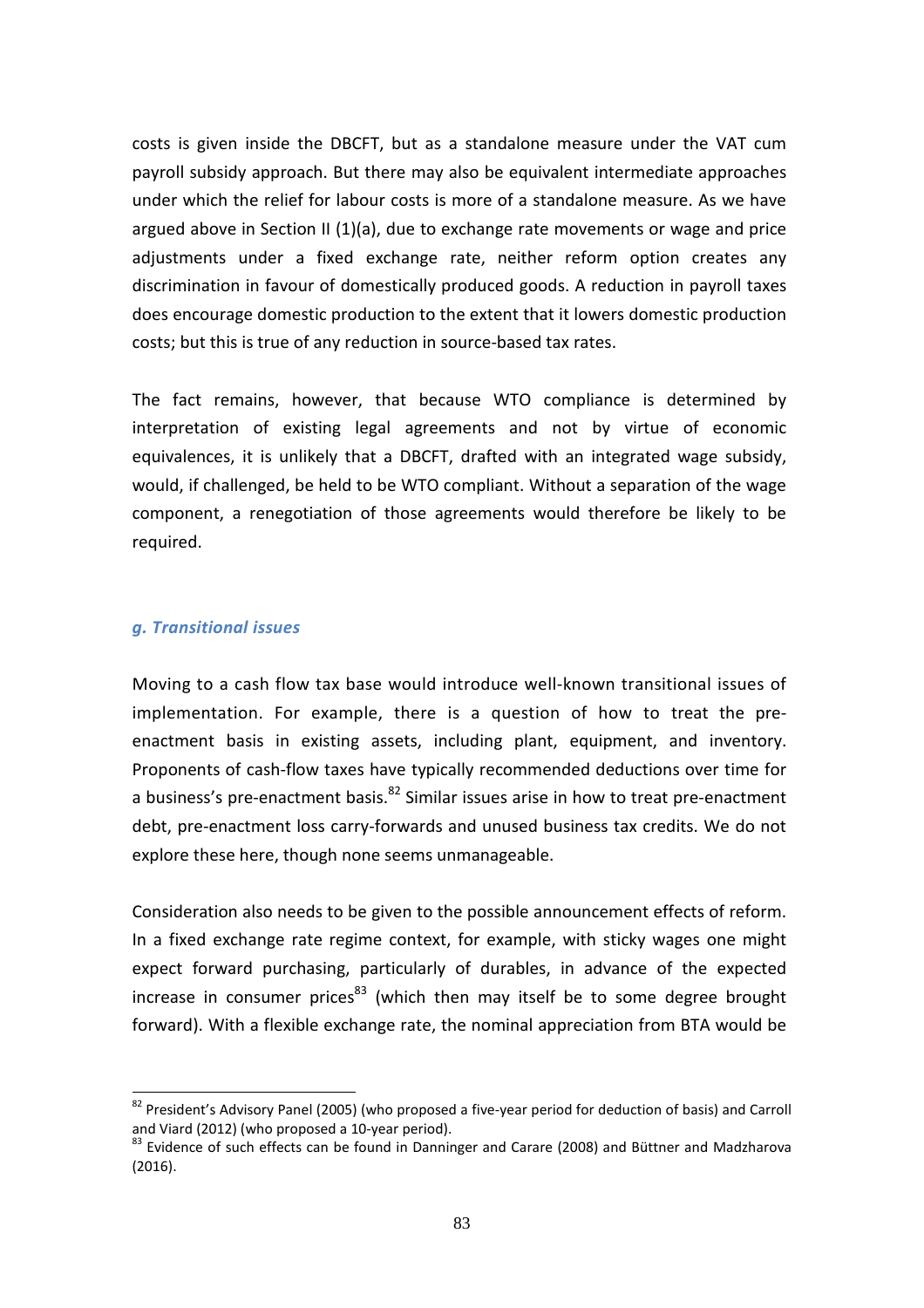costs is given inside the DBCFT, but as a standalone measure under the VAT cum payroll subsidy approach. But there may also be equivalent intermediate approaches under which the relief for labour costs is more of a standalone measure. As we have argued above in Section II (1)(a), due to exchange rate movements or wage and price adjustments under a fixed exchange rate, neither reform option creates any discrimination in favour of domestically produced goods. A reduction in payroll taxes does encourage domestic production to the extent that it lowers domestic production costs; but this is true of any reduction in source-based tax rates.

The fact remains, however, that because WTO compliance is determined by interpretation of existing legal agreements and not by virtue of economic equivalences, it is unlikely that a DBCFT, drafted with an integrated wage subsidy, would, if challenged, be held to be WTO compliant. Without a separation of the wage component, a renegotiation of those agreements would therefore be likely to be required.

### *g. Transitional issues*

Moving to a cash flow tax base would introduce well-known transitional issues of implementation. For example, there is a question of how to treat the pre-enactment basis in existing assets, including plant, equipment, and inventory. Proponents of cash-flow taxes have typically recommended deductions over time for a business's pre-enactment basis.[82] Similar issues arise in how to treat pre-enactment debt, pre-enactment loss carry-forwards and unused business tax credits. We do not explore these here, though none seems unmanageable.

Consideration also needs to be given to the possible announcement effects of reform. In a fixed exchange rate regime context, for example, with sticky wages one might expect forward purchasing, particularly of durables, in advance of the expected increase in consumer prices[83] (which then may itself be to some degree brought forward). With a flexible exchange rate, the nominal appreciation from BTA would be

---

[82] President's Advisory Panel (2005) (who proposed a five-year period for deduction of basis) and Carroll and Viard (2012) (who proposed a 10-year period).

[83] Evidence of such effects can be found in Danninger and Carare (2008) and Büttner and Madzharova (2016).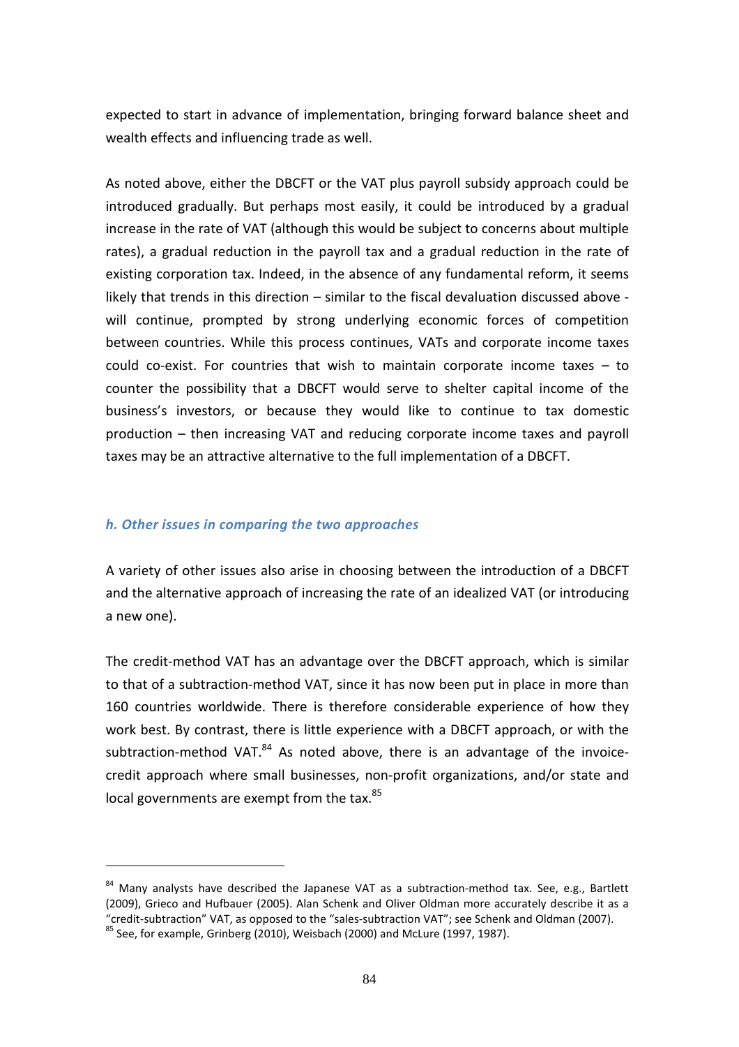expected to start in advance of implementation, bringing forward balance sheet and wealth effects and influencing trade as well.

As noted above, either the DBCFT or the VAT plus payroll subsidy approach could be introduced gradually. But perhaps most easily, it could be introduced by a gradual increase in the rate of VAT (although this would be subject to concerns about multiple rates), a gradual reduction in the payroll tax and a gradual reduction in the rate of existing corporation tax. Indeed, in the absence of any fundamental reform, it seems likely that trends in this direction – similar to the fiscal devaluation discussed above - will continue, prompted by strong underlying economic forces of competition between countries. While this process continues, VATs and corporate income taxes could co-exist. For countries that wish to maintain corporate income taxes – to counter the possibility that a DBCFT would serve to shelter capital income of the business's investors, or because they would like to continue to tax domestic production – then increasing VAT and reducing corporate income taxes and payroll taxes may be an attractive alternative to the full implementation of a DBCFT.

### *h. Other issues in comparing the two approaches*

A variety of other issues also arise in choosing between the introduction of a DBCFT and the alternative approach of increasing the rate of an idealized VAT (or introducing a new one).

The credit-method VAT has an advantage over the DBCFT approach, which is similar to that of a subtraction-method VAT, since it has now been put in place in more than 160 countries worldwide. There is therefore considerable experience of how they work best. By contrast, there is little experience with a DBCFT approach, or with the subtraction-method VAT.[84] As noted above, there is an advantage of the invoice-credit approach where small businesses, non-profit organizations, and/or state and local governments are exempt from the tax.[85]

---

[84] Many analysts have described the Japanese VAT as a subtraction-method tax. See, e.g., Bartlett (2009), Grieco and Hufbauer (2005). Alan Schenk and Oliver Oldman more accurately describe it as a "credit-subtraction" VAT, as opposed to the "sales-subtraction VAT"; see Schenk and Oldman (2007).

[85] See, for example, Grinberg (2010), Weisbach (2000) and McLure (1997, 1987).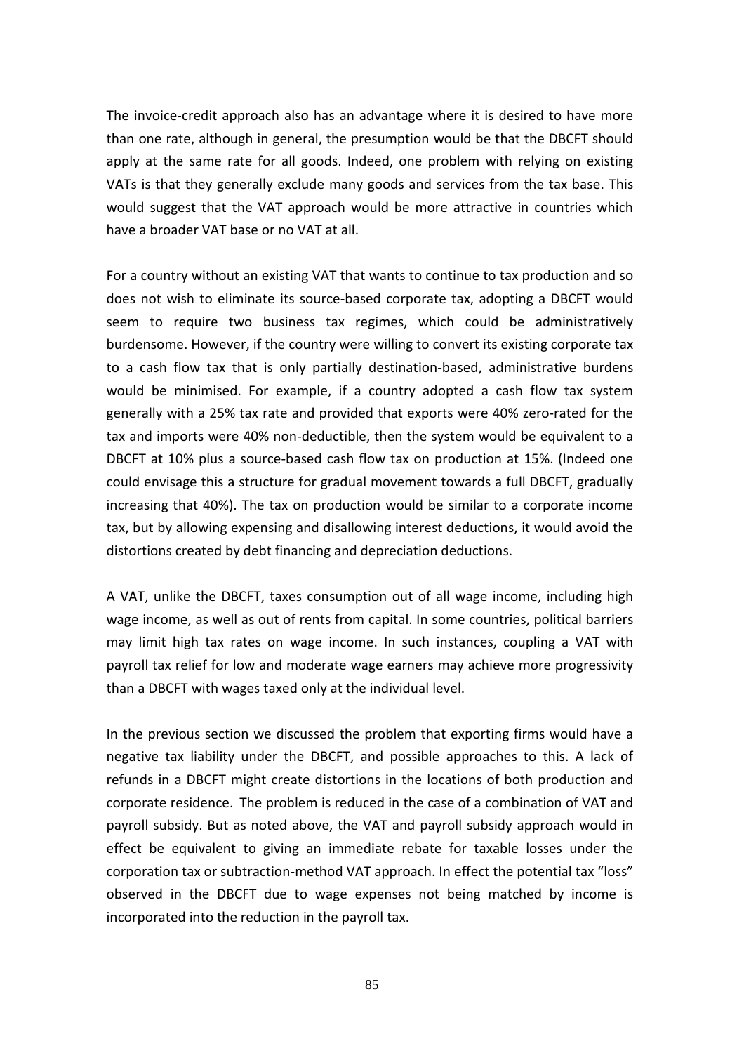The invoice-credit approach also has an advantage where it is desired to have more than one rate, although in general, the presumption would be that the DBCFT should apply at the same rate for all goods. Indeed, one problem with relying on existing VATs is that they generally exclude many goods and services from the tax base. This would suggest that the VAT approach would be more attractive in countries which have a broader VAT base or no VAT at all.

For a country without an existing VAT that wants to continue to tax production and so does not wish to eliminate its source-based corporate tax, adopting a DBCFT would seem to require two business tax regimes, which could be administratively burdensome. However, if the country were willing to convert its existing corporate tax to a cash flow tax that is only partially destination-based, administrative burdens would be minimised. For example, if a country adopted a cash flow tax system generally with a 25% tax rate and provided that exports were 40% zero-rated for the tax and imports were 40% non-deductible, then the system would be equivalent to a DBCFT at 10% plus a source-based cash flow tax on production at 15%. (Indeed one could envisage this a structure for gradual movement towards a full DBCFT, gradually increasing that 40%). The tax on production would be similar to a corporate income tax, but by allowing expensing and disallowing interest deductions, it would avoid the distortions created by debt financing and depreciation deductions.

A VAT, unlike the DBCFT, taxes consumption out of all wage income, including high wage income, as well as out of rents from capital. In some countries, political barriers may limit high tax rates on wage income. In such instances, coupling a VAT with payroll tax relief for low and moderate wage earners may achieve more progressivity than a DBCFT with wages taxed only at the individual level.

In the previous section we discussed the problem that exporting firms would have a negative tax liability under the DBCFT, and possible approaches to this. A lack of refunds in a DBCFT might create distortions in the locations of both production and corporate residence. The problem is reduced in the case of a combination of VAT and payroll subsidy. But as noted above, the VAT and payroll subsidy approach would in effect be equivalent to giving an immediate rebate for taxable losses under the corporation tax or subtraction-method VAT approach. In effect the potential tax "loss" observed in the DBCFT due to wage expenses not being matched by income is incorporated into the reduction in the payroll tax.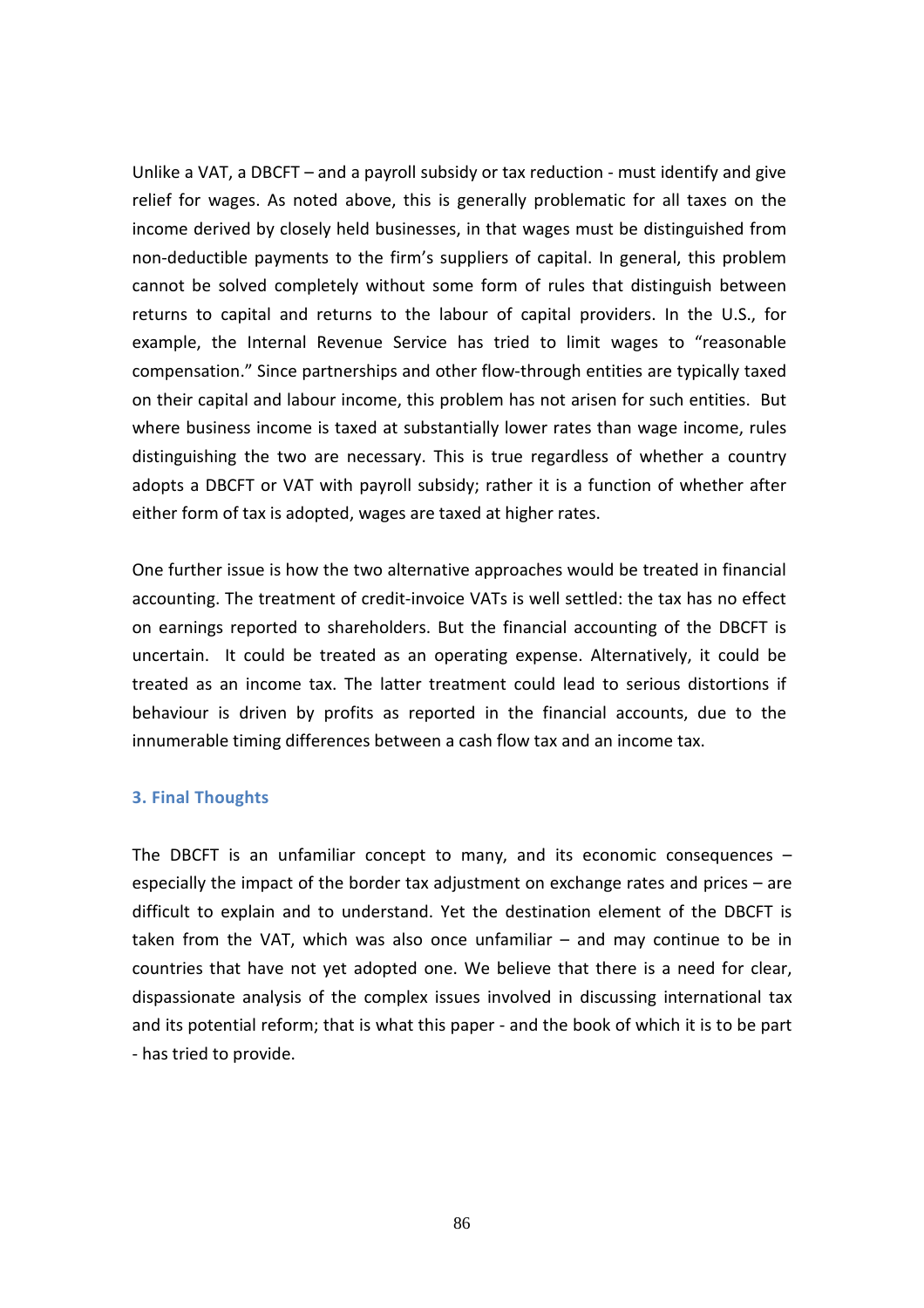Unlike a VAT, a DBCFT – and a payroll subsidy or tax reduction - must identify and give relief for wages. As noted above, this is generally problematic for all taxes on the income derived by closely held businesses, in that wages must be distinguished from non-deductible payments to the firm's suppliers of capital. In general, this problem cannot be solved completely without some form of rules that distinguish between returns to capital and returns to the labour of capital providers. In the U.S., for example, the Internal Revenue Service has tried to limit wages to "reasonable compensation." Since partnerships and other flow-through entities are typically taxed on their capital and labour income, this problem has not arisen for such entities. But where business income is taxed at substantially lower rates than wage income, rules distinguishing the two are necessary. This is true regardless of whether a country adopts a DBCFT or VAT with payroll subsidy; rather it is a function of whether after either form of tax is adopted, wages are taxed at higher rates.

One further issue is how the two alternative approaches would be treated in financial accounting. The treatment of credit-invoice VATs is well settled: the tax has no effect on earnings reported to shareholders. But the financial accounting of the DBCFT is uncertain. It could be treated as an operating expense. Alternatively, it could be treated as an income tax. The latter treatment could lead to serious distortions if behaviour is driven by profits as reported in the financial accounts, due to the innumerable timing differences between a cash flow tax and an income tax.

### 3. Final Thoughts

The DBCFT is an unfamiliar concept to many, and its economic consequences – especially the impact of the border tax adjustment on exchange rates and prices – are difficult to explain and to understand. Yet the destination element of the DBCFT is taken from the VAT, which was also once unfamiliar – and may continue to be in countries that have not yet adopted one. We believe that there is a need for clear, dispassionate analysis of the complex issues involved in discussing international tax and its potential reform; that is what this paper - and the book of which it is to be part - has tried to provide.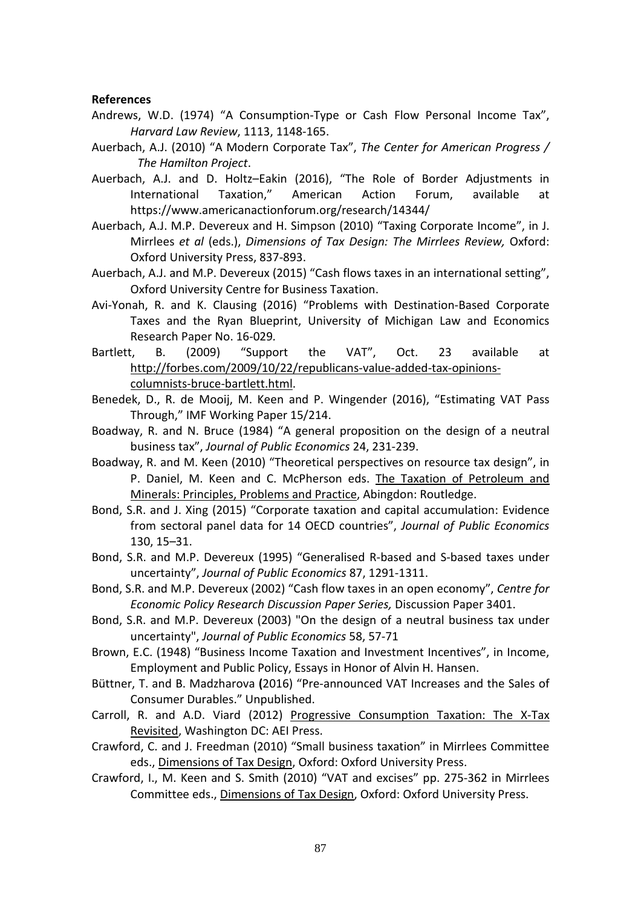**References**

Andrews, W.D. (1974) "A Consumption-Type or Cash Flow Personal Income Tax", *Harvard Law Review*, 1113, 1148-165.

Auerbach, A.J. (2010) "A Modern Corporate Tax", *The Center for American Progress / The Hamilton Project*.

Auerbach, A.J. and D. Holtz–Eakin (2016), "The Role of Border Adjustments in International Taxation," American Action Forum, available at https://www.americanactionforum.org/research/14344/

Auerbach, A.J. M.P. Devereux and H. Simpson (2010) "Taxing Corporate Income", in J. Mirrlees *et al* (eds.), *Dimensions of Tax Design: The Mirrlees Review,* Oxford: Oxford University Press, 837-893.

Auerbach, A.J. and M.P. Devereux (2015) "Cash flows taxes in an international setting", Oxford University Centre for Business Taxation.

Avi-Yonah, R. and K. Clausing (2016) "Problems with Destination-Based Corporate Taxes and the Ryan Blueprint, University of Michigan Law and Economics Research Paper No. 16-029.

Bartlett, B. (2009) "Support the VAT", Oct. 23 available at http://forbes.com/2009/10/22/republicans-value-added-tax-opinions-columnists-bruce-bartlett.html.

Benedek, D., R. de Mooij, M. Keen and P. Wingender (2016), "Estimating VAT Pass Through," IMF Working Paper 15/214.

Boadway, R. and N. Bruce (1984) "A general proposition on the design of a neutral business tax", *Journal of Public Economics* 24, 231-239.

Boadway, R. and M. Keen (2010) "Theoretical perspectives on resource tax design", in P. Daniel, M. Keen and C. McPherson eds. The Taxation of Petroleum and Minerals: Principles, Problems and Practice, Abingdon: Routledge.

Bond, S.R. and J. Xing (2015) "Corporate taxation and capital accumulation: Evidence from sectoral panel data for 14 OECD countries", *Journal of Public Economics* 130, 15–31.

Bond, S.R. and M.P. Devereux (1995) "Generalised R-based and S-based taxes under uncertainty", *Journal of Public Economics* 87, 1291-1311.

Bond, S.R. and M.P. Devereux (2002) "Cash flow taxes in an open economy", *Centre for Economic Policy Research Discussion Paper Series,* Discussion Paper 3401.

Bond, S.R. and M.P. Devereux (2003) "On the design of a neutral business tax under uncertainty", *Journal of Public Economics* 58, 57-71

Brown, E.C. (1948) "Business Income Taxation and Investment Incentives", in Income, Employment and Public Policy, Essays in Honor of Alvin H. Hansen.

Büttner, T. and B. Madzharova **(**2016) "Pre-announced VAT Increases and the Sales of Consumer Durables." Unpublished.

Carroll, R. and A.D. Viard (2012) Progressive Consumption Taxation: The X-Tax Revisited, Washington DC: AEI Press.

Crawford, C. and J. Freedman (2010) "Small business taxation" in Mirrlees Committee eds., Dimensions of Tax Design, Oxford: Oxford University Press.

Crawford, I., M. Keen and S. Smith (2010) "VAT and excises" pp. 275-362 in Mirrlees Committee eds., Dimensions of Tax Design, Oxford: Oxford University Press.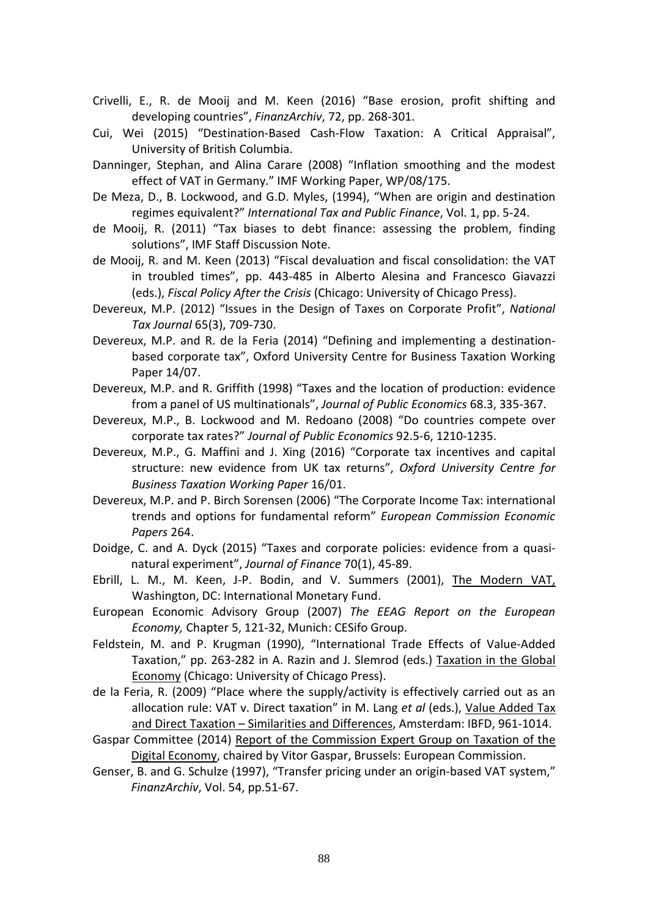Crivelli, E., R. de Mooij and M. Keen (2016) "Base erosion, profit shifting and developing countries", *FinanzArchiv*, 72, pp. 268-301.

Cui, Wei (2015) "Destination-Based Cash-Flow Taxation: A Critical Appraisal", University of British Columbia.

Danninger, Stephan, and Alina Carare (2008) "Inflation smoothing and the modest effect of VAT in Germany." IMF Working Paper, WP/08/175.

De Meza, D., B. Lockwood, and G.D. Myles, (1994), "When are origin and destination regimes equivalent?" *International Tax and Public Finance*, Vol. 1, pp. 5-24.

de Mooij, R. (2011) "Tax biases to debt finance: assessing the problem, finding solutions", IMF Staff Discussion Note.

de Mooij, R. and M. Keen (2013) "Fiscal devaluation and fiscal consolidation: the VAT in troubled times", pp. 443-485 in Alberto Alesina and Francesco Giavazzi (eds.), *Fiscal Policy After the Crisis* (Chicago: University of Chicago Press).

Devereux, M.P. (2012) "Issues in the Design of Taxes on Corporate Profit", *National Tax Journal* 65(3), 709-730.

Devereux, M.P. and R. de la Feria (2014) "Defining and implementing a destination-based corporate tax", Oxford University Centre for Business Taxation Working Paper 14/07.

Devereux, M.P. and R. Griffith (1998) "Taxes and the location of production: evidence from a panel of US multinationals", *Journal of Public Economics* 68.3, 335-367.

Devereux, M.P., B. Lockwood and M. Redoano (2008) "Do countries compete over corporate tax rates?" *Journal of Public Economics* 92.5-6, 1210-1235.

Devereux, M.P., G. Maffini and J. Xing (2016) "Corporate tax incentives and capital structure: new evidence from UK tax returns", *Oxford University Centre for Business Taxation Working Paper* 16/01.

Devereux, M.P. and P. Birch Sorensen (2006) "The Corporate Income Tax: international trends and options for fundamental reform" *European Commission Economic Papers* 264.

Doidge, C. and A. Dyck (2015) "Taxes and corporate policies: evidence from a quasi-natural experiment", *Journal of Finance* 70(1), 45-89.

Ebrill, L. M., M. Keen, J-P. Bodin, and V. Summers (2001), The Modern VAT, Washington, DC: International Monetary Fund.

European Economic Advisory Group (2007) *The EEAG Report on the European Economy,* Chapter 5, 121-32, Munich: CESifo Group.

Feldstein, M. and P. Krugman (1990), "International Trade Effects of Value-Added Taxation," pp. 263-282 in A. Razin and J. Slemrod (eds.) Taxation in the Global Economy (Chicago: University of Chicago Press).

de la Feria, R. (2009) "Place where the supply/activity is effectively carried out as an allocation rule: VAT v. Direct taxation" in M. Lang *et al* (eds.), Value Added Tax and Direct Taxation – Similarities and Differences, Amsterdam: IBFD, 961-1014.

Gaspar Committee (2014) Report of the Commission Expert Group on Taxation of the Digital Economy, chaired by Vitor Gaspar, Brussels: European Commission.

Genser, B. and G. Schulze (1997), "Transfer pricing under an origin-based VAT system," *FinanzArchiv*, Vol. 54, pp.51-67.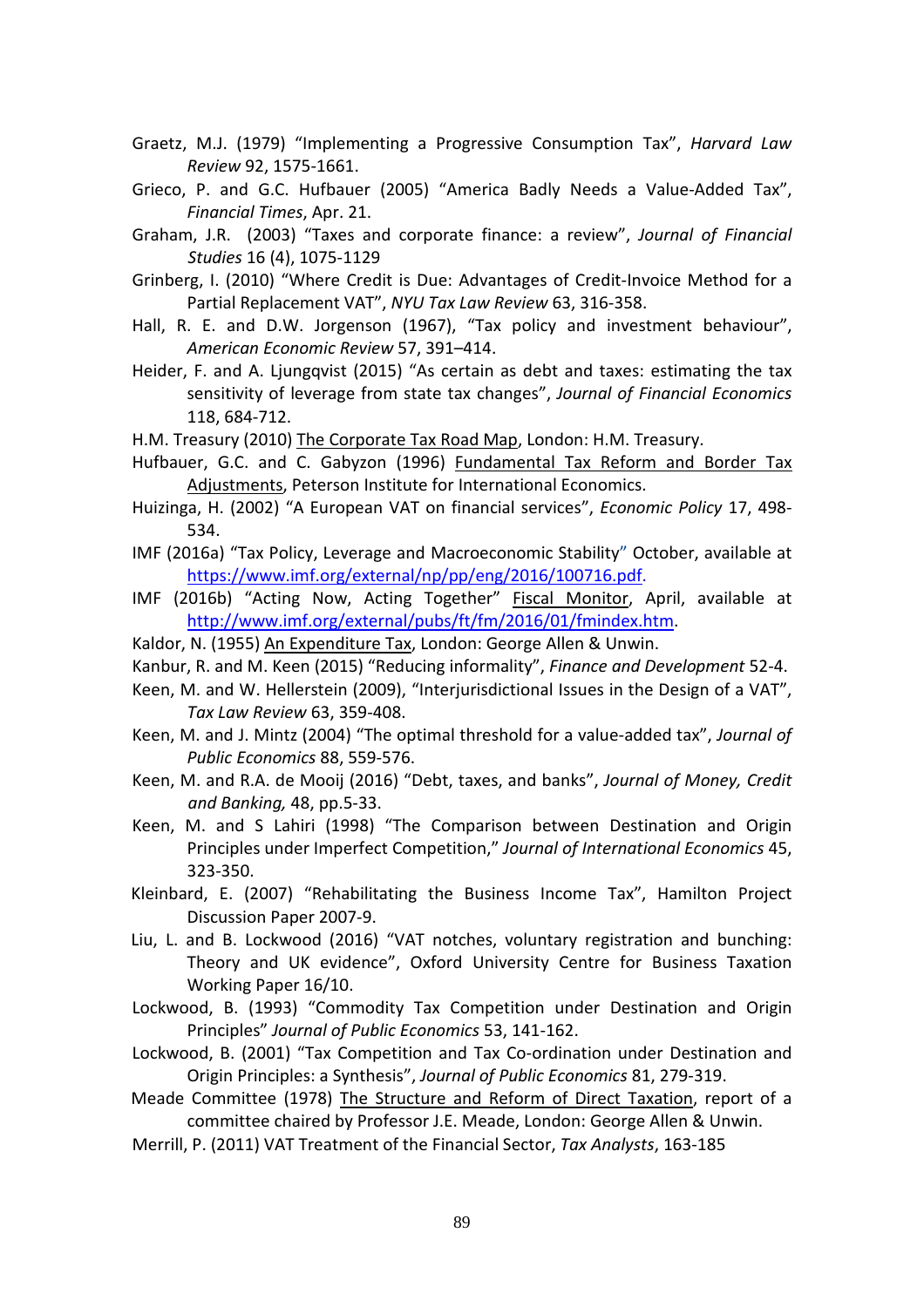Graetz, M.J. (1979) "Implementing a Progressive Consumption Tax", *Harvard Law Review* 92, 1575-1661.

Grieco, P. and G.C. Hufbauer (2005) "America Badly Needs a Value-Added Tax", *Financial Times*, Apr. 21.

Graham, J.R. (2003) "Taxes and corporate finance: a review", *Journal of Financial Studies* 16 (4), 1075-1129

Grinberg, I. (2010) "Where Credit is Due: Advantages of Credit-Invoice Method for a Partial Replacement VAT", *NYU Tax Law Review* 63, 316-358.

Hall, R. E. and D.W. Jorgenson (1967), "Tax policy and investment behaviour", *American Economic Review* 57, 391–414.

Heider, F. and A. Ljungqvist (2015) "As certain as debt and taxes: estimating the tax sensitivity of leverage from state tax changes", *Journal of Financial Economics* 118, 684-712.

H.M. Treasury (2010) The Corporate Tax Road Map, London: H.M. Treasury.

Hufbauer, G.C. and C. Gabyzon (1996) Fundamental Tax Reform and Border Tax Adjustments, Peterson Institute for International Economics.

Huizinga, H. (2002) "A European VAT on financial services", *Economic Policy* 17, 498-534.

IMF (2016a) "Tax Policy, Leverage and Macroeconomic Stability" October, available at https://www.imf.org/external/np/pp/eng/2016/100716.pdf.

IMF (2016b) "Acting Now, Acting Together" Fiscal Monitor, April, available at http://www.imf.org/external/pubs/ft/fm/2016/01/fmindex.htm.

Kaldor, N. (1955) An Expenditure Tax, London: George Allen & Unwin.

Kanbur, R. and M. Keen (2015) "Reducing informality", *Finance and Development* 52-4.

Keen, M. and W. Hellerstein (2009), "Interjurisdictional Issues in the Design of a VAT", *Tax Law Review* 63, 359-408.

Keen, M. and J. Mintz (2004) "The optimal threshold for a value-added tax", *Journal of Public Economics* 88, 559-576.

Keen, M. and R.A. de Mooij (2016) "Debt, taxes, and banks", *Journal of Money, Credit and Banking,* 48, pp.5-33.

Keen, M. and S Lahiri (1998) "The Comparison between Destination and Origin Principles under Imperfect Competition," *Journal of International Economics* 45, 323-350.

Kleinbard, E. (2007) "Rehabilitating the Business Income Tax", Hamilton Project Discussion Paper 2007-9.

Liu, L. and B. Lockwood (2016) "VAT notches, voluntary registration and bunching: Theory and UK evidence", Oxford University Centre for Business Taxation Working Paper 16/10.

Lockwood, B. (1993) "Commodity Tax Competition under Destination and Origin Principles" *Journal of Public Economics* 53, 141-162.

Lockwood, B. (2001) "Tax Competition and Tax Co-ordination under Destination and Origin Principles: a Synthesis", *Journal of Public Economics* 81, 279-319.

Meade Committee (1978) The Structure and Reform of Direct Taxation, report of a committee chaired by Professor J.E. Meade, London: George Allen & Unwin.

Merrill, P. (2011) VAT Treatment of the Financial Sector, *Tax Analysts*, 163-185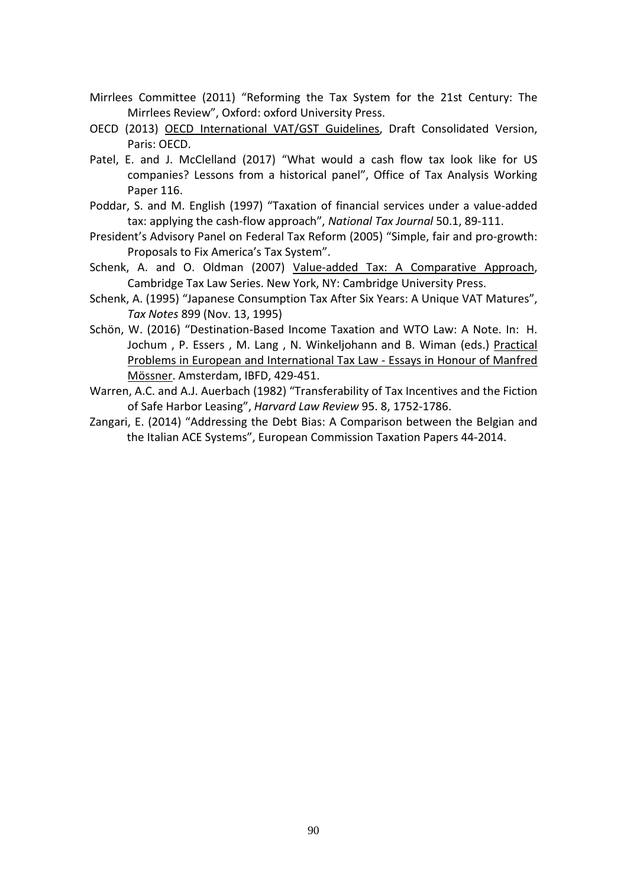Mirrlees Committee (2011) "Reforming the Tax System for the 21st Century: The Mirrlees Review", Oxford: oxford University Press.

OECD (2013) OECD International VAT/GST Guidelines, Draft Consolidated Version, Paris: OECD.

Patel, E. and J. McClelland (2017) "What would a cash flow tax look like for US companies? Lessons from a historical panel", Office of Tax Analysis Working Paper 116.

Poddar, S. and M. English (1997) "Taxation of financial services under a value-added tax: applying the cash-flow approach", *National Tax Journal* 50.1, 89-111.

President's Advisory Panel on Federal Tax Reform (2005) "Simple, fair and pro-growth: Proposals to Fix America's Tax System".

Schenk, A. and O. Oldman (2007) Value-added Tax: A Comparative Approach, Cambridge Tax Law Series. New York, NY: Cambridge University Press.

Schenk, A. (1995) "Japanese Consumption Tax After Six Years: A Unique VAT Matures", *Tax Notes* 899 (Nov. 13, 1995)

Schön, W. (2016) "Destination-Based Income Taxation and WTO Law: A Note. In: H. Jochum , P. Essers , M. Lang , N. Winkeljohann and B. Wiman (eds.) Practical Problems in European and International Tax Law - Essays in Honour of Manfred Mössner. Amsterdam, IBFD, 429-451.

Warren, A.C. and A.J. Auerbach (1982) "Transferability of Tax Incentives and the Fiction of Safe Harbor Leasing", *Harvard Law Review* 95. 8, 1752-1786.

Zangari, E. (2014) "Addressing the Debt Bias: A Comparison between the Belgian and the Italian ACE Systems", European Commission Taxation Papers 44-2014.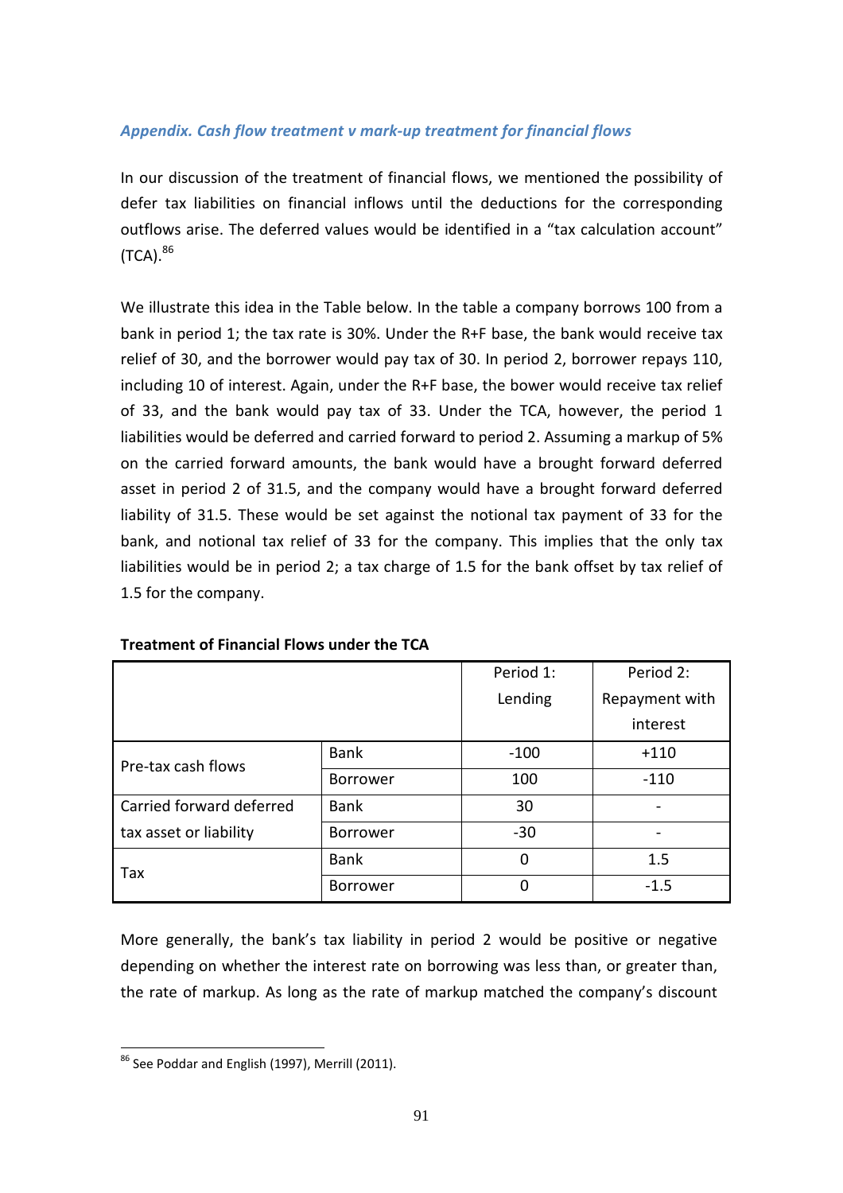### *Appendix. Cash flow treatment v mark-up treatment for financial flows*

In our discussion of the treatment of financial flows, we mentioned the possibility of defer tax liabilities on financial inflows until the deductions for the corresponding outflows arise. The deferred values would be identified in a "tax calculation account" (TCA).[86]

We illustrate this idea in the Table below. In the table a company borrows 100 from a bank in period 1; the tax rate is 30%. Under the R+F base, the bank would receive tax relief of 30, and the borrower would pay tax of 30. In period 2, borrower repays 110, including 10 of interest. Again, under the R+F base, the bower would receive tax relief of 33, and the bank would pay tax of 33. Under the TCA, however, the period 1 liabilities would be deferred and carried forward to period 2. Assuming a markup of 5% on the carried forward amounts, the bank would have a brought forward deferred asset in period 2 of 31.5, and the company would have a brought forward deferred liability of 31.5. These would be set against the notional tax payment of 33 for the bank, and notional tax relief of 33 for the company. This implies that the only tax liabilities would be in period 2; a tax charge of 1.5 for the bank offset by tax relief of 1.5 for the company.

**Treatment of Financial Flows under the TCA**

| | | Period 1: Lending | Period 2: Repayment with interest |
|---|---|---|---|
| Pre-tax cash flows | Bank | -100 | +110 |
| | Borrower | 100 | -110 |
| Carried forward deferred tax asset or liability | Bank | 30 | - |
| | Borrower | -30 | - |
| Tax | Bank | 0 | 1.5 |
| | Borrower | 0 | -1.5 |

More generally, the bank's tax liability in period 2 would be positive or negative depending on whether the interest rate on borrowing was less than, or greater than, the rate of markup. As long as the rate of markup matched the company's discount

[86] See Poddar and English (1997), Merrill (2011).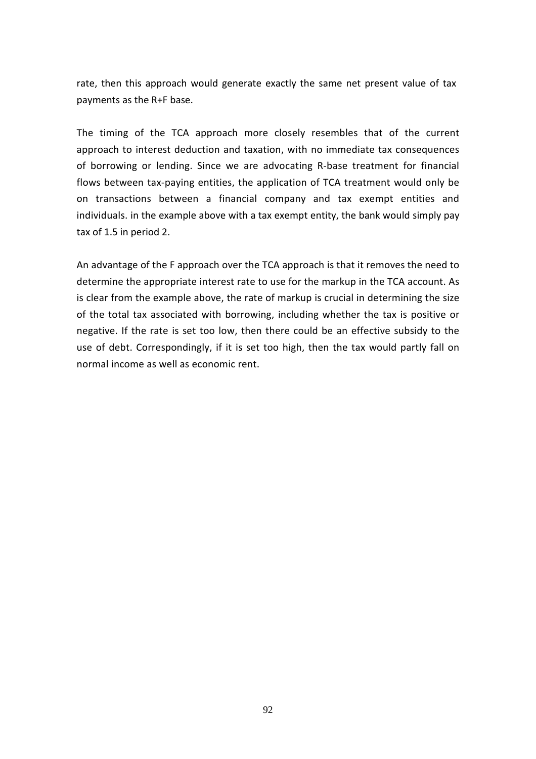rate, then this approach would generate exactly the same net present value of tax payments as the R+F base.

The timing of the TCA approach more closely resembles that of the current approach to interest deduction and taxation, with no immediate tax consequences of borrowing or lending. Since we are advocating R-base treatment for financial flows between tax-paying entities, the application of TCA treatment would only be on transactions between a financial company and tax exempt entities and individuals. in the example above with a tax exempt entity, the bank would simply pay tax of 1.5 in period 2.

An advantage of the F approach over the TCA approach is that it removes the need to determine the appropriate interest rate to use for the markup in the TCA account. As is clear from the example above, the rate of markup is crucial in determining the size of the total tax associated with borrowing, including whether the tax is positive or negative. If the rate is set too low, then there could be an effective subsidy to the use of debt. Correspondingly, if it is set too high, then the tax would partly fall on normal income as well as economic rent.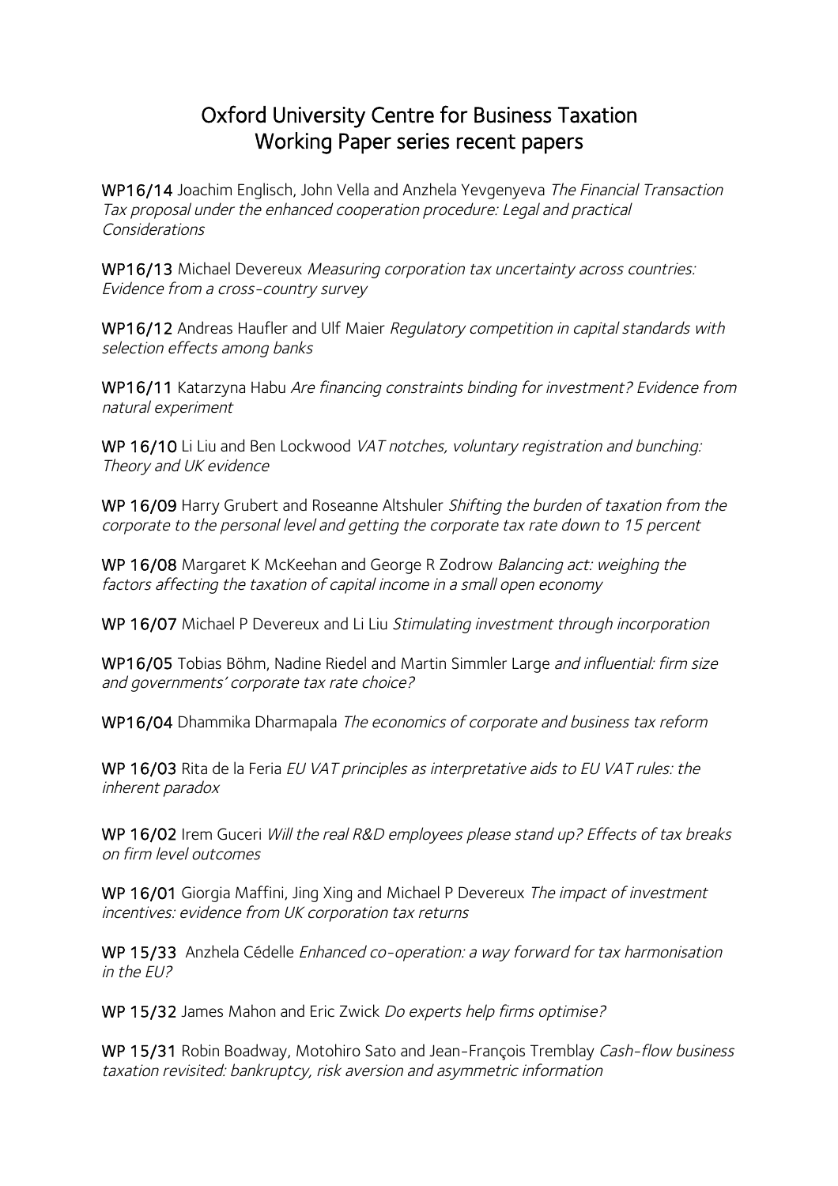# Oxford University Centre for Business Taxation
# Working Paper series recent papers

**WP16/14** Joachim Englisch, John Vella and Anzhela Yevgenyeva *The Financial Transaction Tax proposal under the enhanced cooperation procedure: Legal and practical Considerations*

**WP16/13** Michael Devereux *Measuring corporation tax uncertainty across countries: Evidence from a cross-country survey*

**WP16/12** Andreas Haufler and Ulf Maier *Regulatory competition in capital standards with selection effects among banks*

**WP16/11** Katarzyna Habu *Are financing constraints binding for investment? Evidence from natural experiment*

**WP 16/10** Li Liu and Ben Lockwood *VAT notches, voluntary registration and bunching: Theory and UK evidence*

**WP 16/09** Harry Grubert and Roseanne Altshuler *Shifting the burden of taxation from the corporate to the personal level and getting the corporate tax rate down to 15 percent*

**WP 16/08** Margaret K McKeehan and George R Zodrow *Balancing act: weighing the factors affecting the taxation of capital income in a small open economy*

**WP 16/07** Michael P Devereux and Li Liu *Stimulating investment through incorporation*

**WP16/05** Tobias Böhm, Nadine Riedel and Martin Simmler Large *and influential: firm size and governments' corporate tax rate choice?*

**WP16/04** Dhammika Dharmapala *The economics of corporate and business tax reform*

**WP 16/03** Rita de la Feria *EU VAT principles as interpretative aids to EU VAT rules: the inherent paradox*

**WP 16/02** Irem Guceri *Will the real R&D employees please stand up? Effects of tax breaks on firm level outcomes*

**WP 16/01** Giorgia Maffini, Jing Xing and Michael P Devereux *The impact of investment incentives: evidence from UK corporation tax returns*

**WP 15/33** Anzhela Cédelle *Enhanced co-operation: a way forward for tax harmonisation in the EU?*

**WP 15/32** James Mahon and Eric Zwick *Do experts help firms optimise?*

**WP 15/31** Robin Boadway, Motohiro Sato and Jean-François Tremblay *Cash-flow business taxation revisited: bankruptcy, risk aversion and asymmetric information*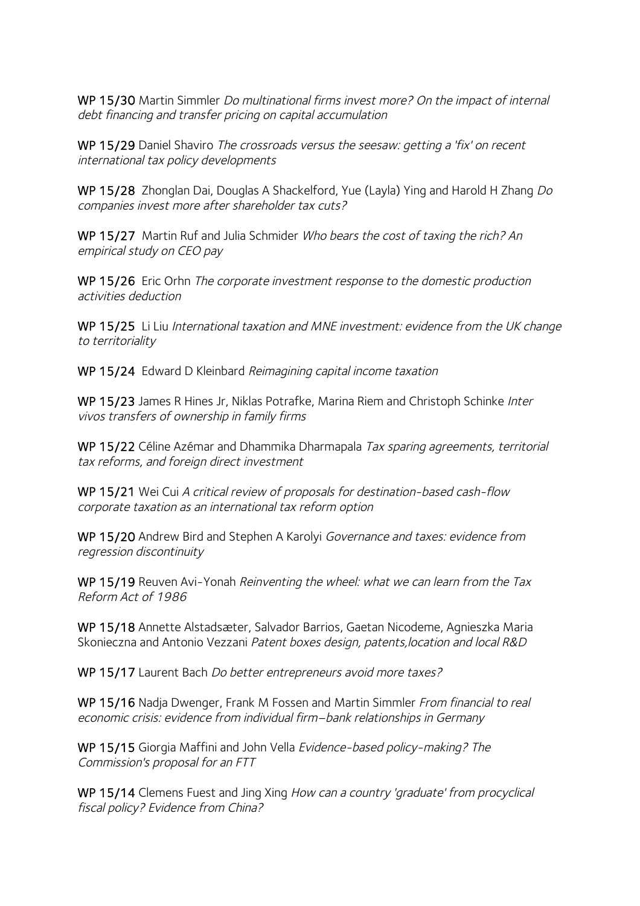**WP 15/30** Martin Simmler *Do multinational firms invest more? On the impact of internal debt financing and transfer pricing on capital accumulation*

**WP 15/29** Daniel Shaviro *The crossroads versus the seesaw: getting a 'fix' on recent international tax policy developments*

**WP 15/28** Zhonglan Dai, Douglas A Shackelford, Yue (Layla) Ying and Harold H Zhang *Do companies invest more after shareholder tax cuts?*

**WP 15/27** Martin Ruf and Julia Schmider *Who bears the cost of taxing the rich? An empirical study on CEO pay*

**WP 15/26** Eric Orhn *The corporate investment response to the domestic production activities deduction*

**WP 15/25** Li Liu *International taxation and MNE investment: evidence from the UK change to territoriality*

**WP 15/24** Edward D Kleinbard *Reimagining capital income taxation*

**WP 15/23** James R Hines Jr, Niklas Potrafke, Marina Riem and Christoph Schinke *Inter vivos transfers of ownership in family firms*

**WP 15/22** Céline Azémar and Dhammika Dharmapala *Tax sparing agreements, territorial tax reforms, and foreign direct investment*

**WP 15/21** Wei Cui *A critical review of proposals for destination-based cash-flow corporate taxation as an international tax reform option*

**WP 15/20** Andrew Bird and Stephen A Karolyi *Governance and taxes: evidence from regression discontinuity*

**WP 15/19** Reuven Avi-Yonah *Reinventing the wheel: what we can learn from the Tax Reform Act of 1986*

**WP 15/18** Annette Alstadsæter, Salvador Barrios, Gaetan Nicodeme, Agnieszka Maria Skonieczna and Antonio Vezzani *Patent boxes design, patents,location and local R&D*

**WP 15/17** Laurent Bach *Do better entrepreneurs avoid more taxes?*

**WP 15/16** Nadja Dwenger, Frank M Fossen and Martin Simmler *From financial to real economic crisis: evidence from individual firm–bank relationships in Germany*

**WP 15/15** Giorgia Maffini and John Vella *Evidence-based policy-making? The Commission's proposal for an FTT*

**WP 15/14** Clemens Fuest and Jing Xing *How can a country 'graduate' from procyclical fiscal policy? Evidence from China?*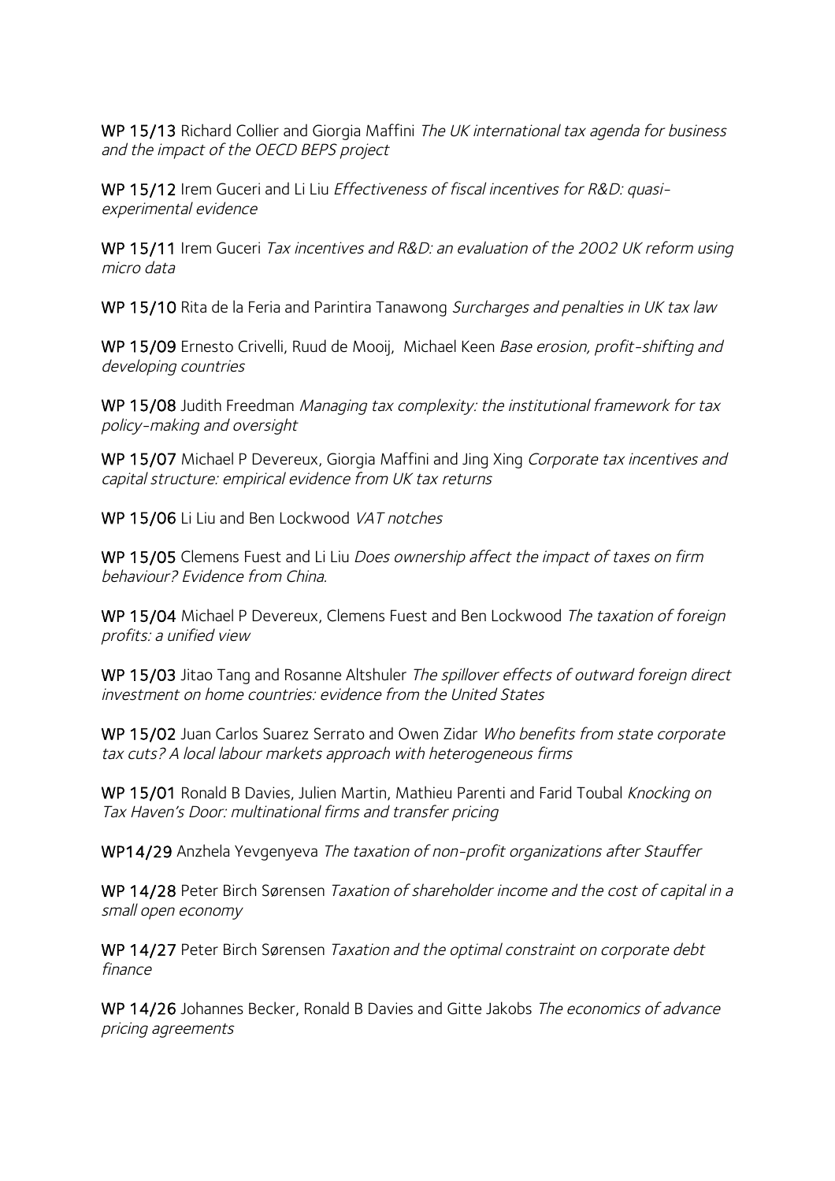**WP 15/13** Richard Collier and Giorgia Maffini *The UK international tax agenda for business and the impact of the OECD BEPS project*

**WP 15/12** Irem Guceri and Li Liu *Effectiveness of fiscal incentives for R&D: quasi-experimental evidence*

**WP 15/11** Irem Guceri *Tax incentives and R&D: an evaluation of the 2002 UK reform using micro data*

**WP 15/10** Rita de la Feria and Parintira Tanawong *Surcharges and penalties in UK tax law*

**WP 15/09** Ernesto Crivelli, Ruud de Mooij, Michael Keen *Base erosion, profit-shifting and developing countries*

**WP 15/08** Judith Freedman *Managing tax complexity: the institutional framework for tax policy-making and oversight*

**WP 15/07** Michael P Devereux, Giorgia Maffini and Jing Xing *Corporate tax incentives and capital structure: empirical evidence from UK tax returns*

**WP 15/06** Li Liu and Ben Lockwood *VAT notches*

**WP 15/05** Clemens Fuest and Li Liu *Does ownership affect the impact of taxes on firm behaviour? Evidence from China.*

**WP 15/04** Michael P Devereux, Clemens Fuest and Ben Lockwood *The taxation of foreign profits: a unified view*

**WP 15/03** Jitao Tang and Rosanne Altshuler *The spillover effects of outward foreign direct investment on home countries: evidence from the United States*

**WP 15/02** Juan Carlos Suarez Serrato and Owen Zidar *Who benefits from state corporate tax cuts? A local labour markets approach with heterogeneous firms*

**WP 15/01** Ronald B Davies, Julien Martin, Mathieu Parenti and Farid Toubal *Knocking on Tax Haven's Door: multinational firms and transfer pricing*

**WP14/29** Anzhela Yevgenyeva *The taxation of non-profit organizations after Stauffer*

**WP 14/28** Peter Birch Sørensen *Taxation of shareholder income and the cost of capital in a small open economy*

**WP 14/27** Peter Birch Sørensen *Taxation and the optimal constraint on corporate debt finance*

**WP 14/26** Johannes Becker, Ronald B Davies and Gitte Jakobs *The economics of advance pricing agreements*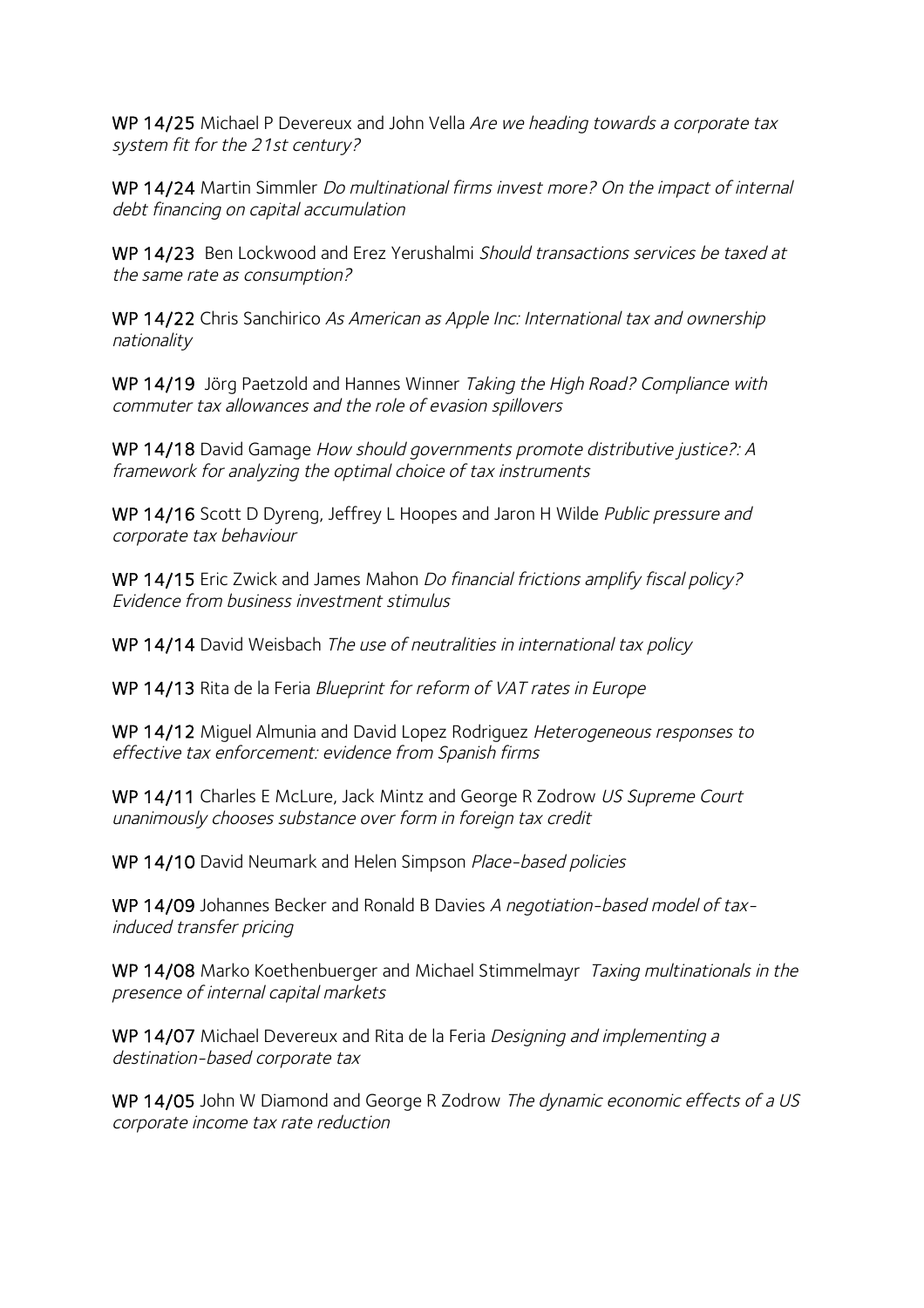**WP 14/25** Michael P Devereux and John Vella *Are we heading towards a corporate tax system fit for the 21st century?*

**WP 14/24** Martin Simmler *Do multinational firms invest more? On the impact of internal debt financing on capital accumulation*

**WP 14/23** Ben Lockwood and Erez Yerushalmi *Should transactions services be taxed at the same rate as consumption?*

**WP 14/22** Chris Sanchirico *As American as Apple Inc: International tax and ownership nationality*

**WP 14/19** Jörg Paetzold and Hannes Winner *Taking the High Road? Compliance with commuter tax allowances and the role of evasion spillovers*

**WP 14/18** David Gamage *How should governments promote distributive justice?: A framework for analyzing the optimal choice of tax instruments*

**WP 14/16** Scott D Dyreng, Jeffrey L Hoopes and Jaron H Wilde *Public pressure and corporate tax behaviour*

**WP 14/15** Eric Zwick and James Mahon *Do financial frictions amplify fiscal policy? Evidence from business investment stimulus*

**WP 14/14** David Weisbach *The use of neutralities in international tax policy*

**WP 14/13** Rita de la Feria *Blueprint for reform of VAT rates in Europe*

**WP 14/12** Miguel Almunia and David Lopez Rodriguez *Heterogeneous responses to effective tax enforcement: evidence from Spanish firms*

**WP 14/11** Charles E McLure, Jack Mintz and George R Zodrow *US Supreme Court unanimously chooses substance over form in foreign tax credit*

**WP 14/10** David Neumark and Helen Simpson *Place-based policies*

**WP 14/09** Johannes Becker and Ronald B Davies *A negotiation-based model of tax-induced transfer pricing*

**WP 14/08** Marko Koethenbuerger and Michael Stimmelmayr *Taxing multinationals in the presence of internal capital markets*

**WP 14/07** Michael Devereux and Rita de la Feria *Designing and implementing a destination-based corporate tax*

**WP 14/05** John W Diamond and George R Zodrow *The dynamic economic effects of a US corporate income tax rate reduction*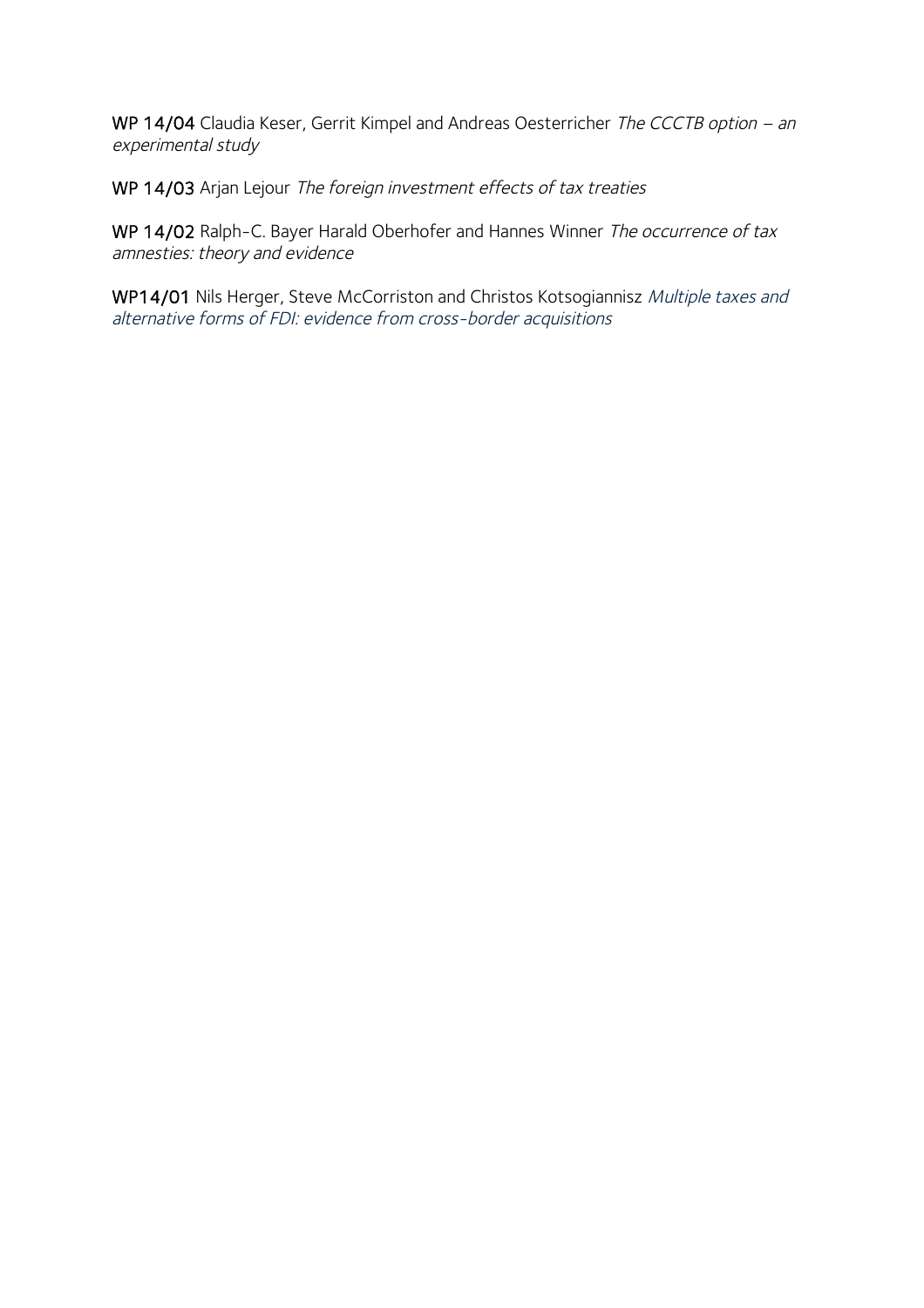**WP 14/04** Claudia Keser, Gerrit Kimpel and Andreas Oesterricher *The CCCTB option – an experimental study*

**WP 14/03** Arjan Lejour *The foreign investment effects of tax treaties*

**WP 14/02** Ralph-C. Bayer Harald Oberhofer and Hannes Winner *The occurrence of tax amnesties: theory and evidence*

**WP14/01** Nils Herger, Steve McCorriston and Christos Kotsogiannisz *Multiple taxes and alternative forms of FDI: evidence from cross-border acquisitions*